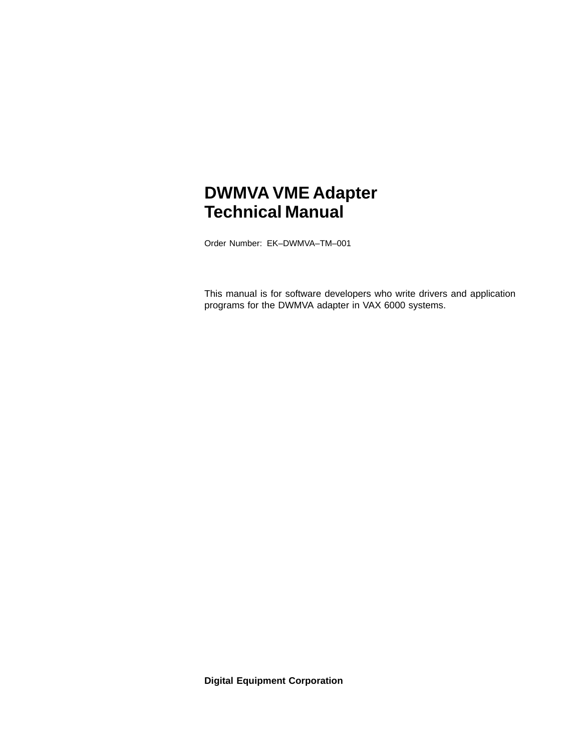# DWMVA VME Adapter Technical Manual

Order Number: EK–DWMVA–TM–001

This manual is for software developers who write drivers and application programs for the DWMVA adapter in VAX 6000 systems.

**Digital Equipment Corporation**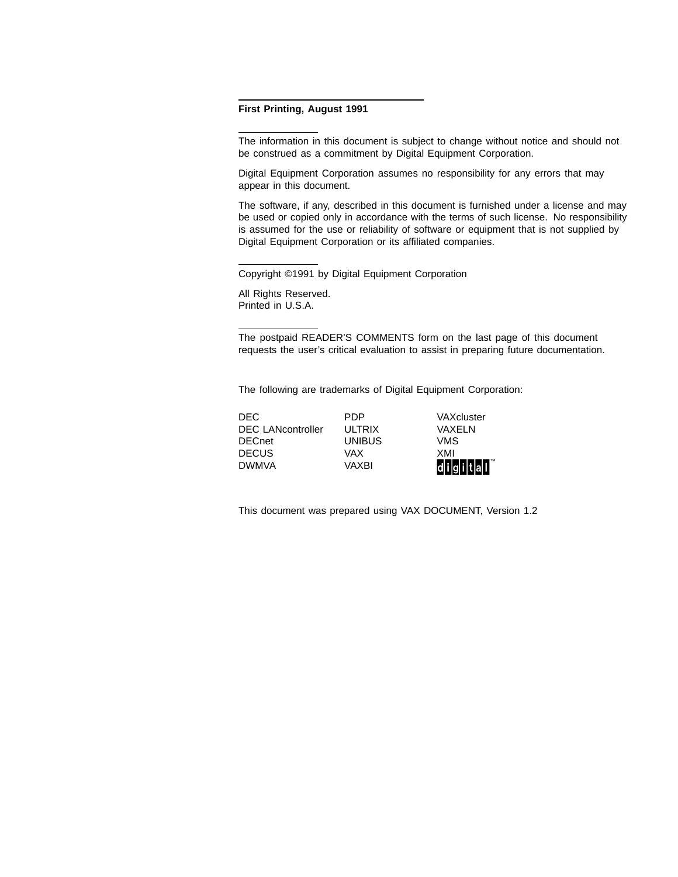**First Printing, August 1991**

---

The information in this document is subject to change without notice and should not be construed as a commitment by Digital Equipment Corporation.

Digital Equipment Corporation assumes no responsibility for any errors that may appear in this document.

The software, if any, described in this document is furnished under a license and may be used or copied only in accordance with the terms of such license. No responsibility is assumed for the use or reliability of software or equipment that is not supplied by Digital Equipment Corporation or its affiliated companies.

---

Copyright ©1991 by Digital Equipment Corporation

All Rights Reserved.
Printed in U.S.A.

---

The postpaid READER'S COMMENTS form on the last page of this document requests the user's critical evaluation to assist in preparing future documentation.

The following are trademarks of Digital Equipment Corporation:

| | | |
|---|---|---|
| DEC | PDP | VAXcluster |
| DEC LANcontroller | ULTRIX | VAXELN |
| DECnet | UNIBUS | VMS |
| DECUS | VAX | XMI |
| DWMVA | VAXBI | digital™ |

This document was prepared using VAX DOCUMENT, Version 1.2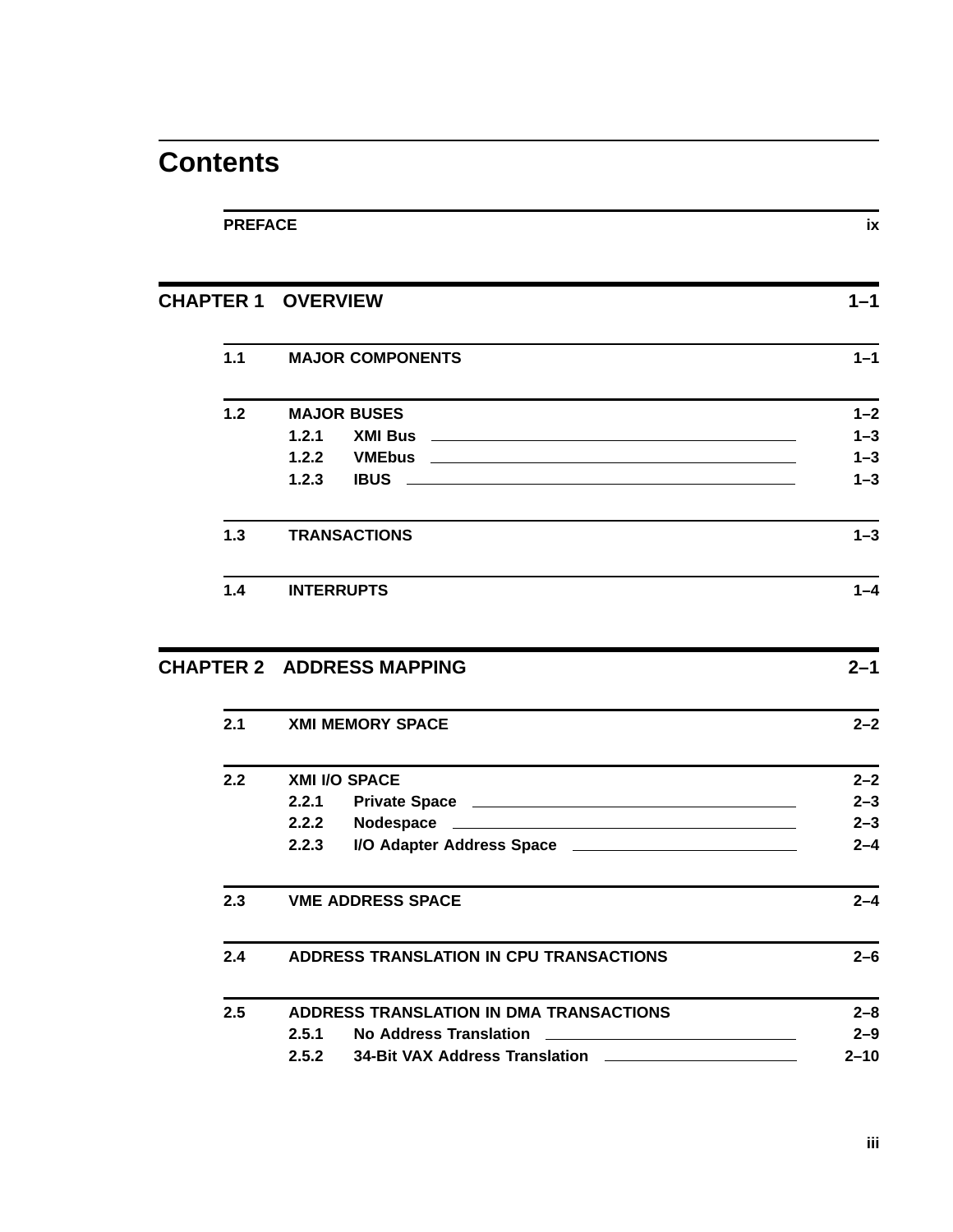# Contents

**PREFACE** ix

## CHAPTER 1 OVERVIEW 1–1

**1.1 MAJOR COMPONENTS** 1–1

**1.2 MAJOR BUSES** 1–2

- **1.2.1 XMI Bus** 1–3
- **1.2.2 VMEbus** 1–3
- **1.2.3 IBUS** 1–3

**1.3 TRANSACTIONS** 1–3

**1.4 INTERRUPTS** 1–4

## CHAPTER 2 ADDRESS MAPPING 2–1

**2.1 XMI MEMORY SPACE** 2–2

**2.2 XMI I/O SPACE** 2–2

- **2.2.1 Private Space** 2–3
- **2.2.2 Nodespace** 2–3
- **2.2.3 I/O Adapter Address Space** 2–4

**2.3 VME ADDRESS SPACE** 2–4

**2.4 ADDRESS TRANSLATION IN CPU TRANSACTIONS** 2–6

**2.5 ADDRESS TRANSLATION IN DMA TRANSACTIONS** 2–8

- **2.5.1 No Address Translation** 2–9
- **2.5.2 34-Bit VAX Address Translation** 2–10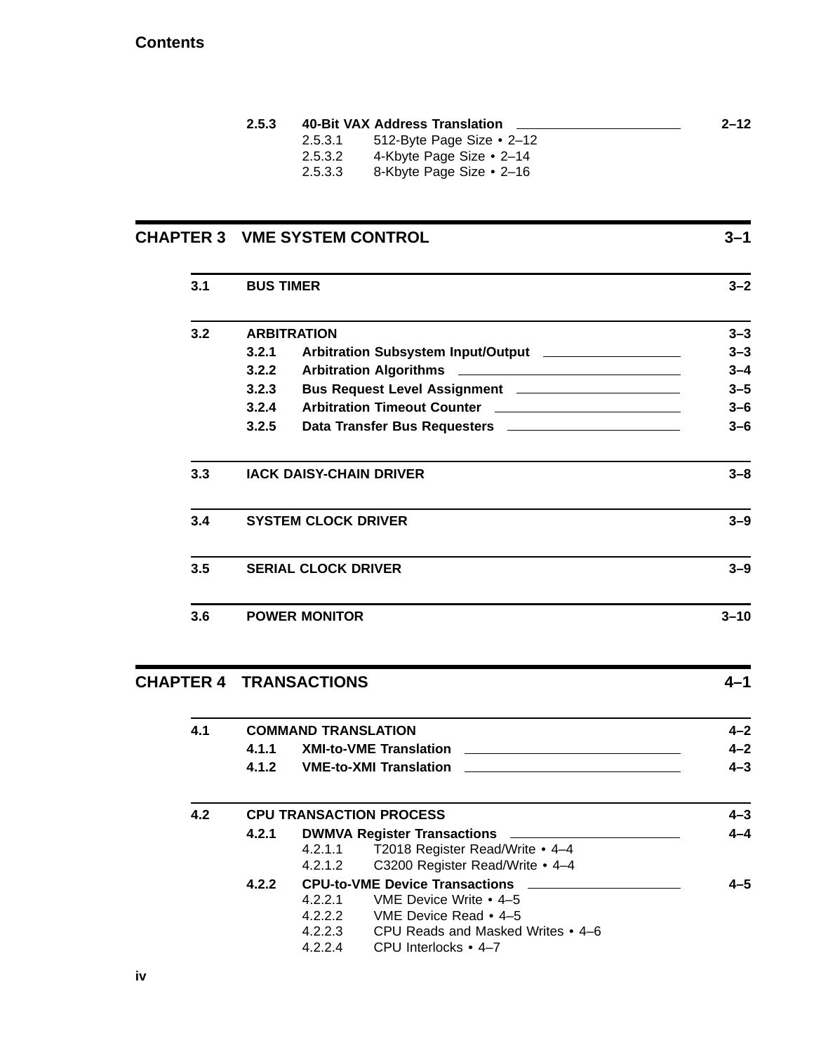**2.5.3 40-Bit VAX Address Translation** — 2–12

- 2.5.3.1 512-Byte Page Size • 2–12
- 2.5.3.2 4-Kbyte Page Size • 2–14
- 2.5.3.3 8-Kbyte Page Size • 2–16

## CHAPTER 3 VME SYSTEM CONTROL — 3–1

**3.1 BUS TIMER** — 3–2

**3.2 ARBITRATION** — 3–3

- **3.2.1 Arbitration Subsystem Input/Output** — 3–3
- **3.2.2 Arbitration Algorithms** — 3–4
- **3.2.3 Bus Request Level Assignment** — 3–5
- **3.2.4 Arbitration Timeout Counter** — 3–6
- **3.2.5 Data Transfer Bus Requesters** — 3–6

**3.3 IACK DAISY-CHAIN DRIVER** — 3–8

**3.4 SYSTEM CLOCK DRIVER** — 3–9

**3.5 SERIAL CLOCK DRIVER** — 3–9

**3.6 POWER MONITOR** — 3–10

## CHAPTER 4 TRANSACTIONS — 4–1

**4.1 COMMAND TRANSLATION** — 4–2

- **4.1.1 XMI-to-VME Translation** — 4–2
- **4.1.2 VME-to-XMI Translation** — 4–3

**4.2 CPU TRANSACTION PROCESS** — 4–3

- **4.2.1 DWMVA Register Transactions** — 4–4
  - 4.2.1.1 T2018 Register Read/Write • 4–4
  - 4.2.1.2 C3200 Register Read/Write • 4–4
- **4.2.2 CPU-to-VME Device Transactions** — 4–5
  - 4.2.2.1 VME Device Write • 4–5
  - 4.2.2.2 VME Device Read • 4–5
  - 4.2.2.3 CPU Reads and Masked Writes • 4–6
  - 4.2.2.4 CPU Interlocks • 4–7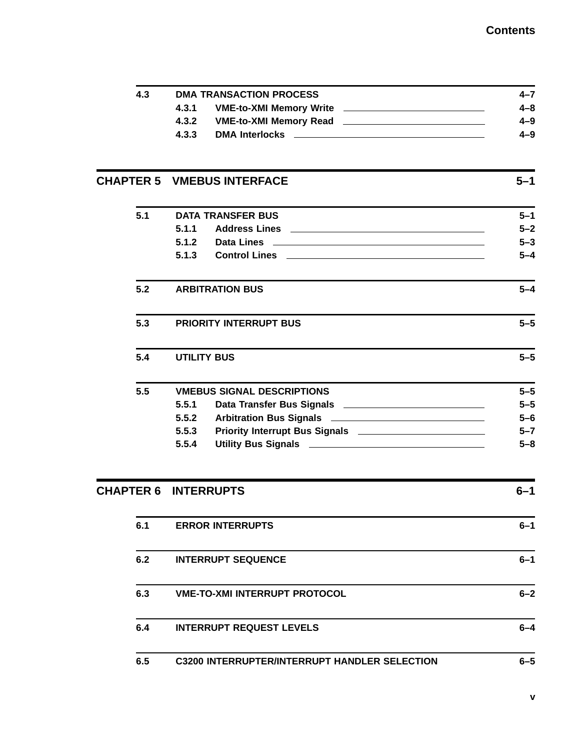| | | |
|---|---|---|
| **4.3** | **DMA TRANSACTION PROCESS** | **4–7** |
| | **4.3.1 VME-to-XMI Memory Write** | **4–8** |
| | **4.3.2 VME-to-XMI Memory Read** | **4–9** |
| | **4.3.3 DMA Interlocks** | **4–9** |

## CHAPTER 5 VMEBUS INTERFACE 5–1

| | | |
|---|---|---|
| **5.1** | **DATA TRANSFER BUS** | **5–1** |
| | **5.1.1 Address Lines** | **5–2** |
| | **5.1.2 Data Lines** | **5–3** |
| | **5.1.3 Control Lines** | **5–4** |
| **5.2** | **ARBITRATION BUS** | **5–4** |
| **5.3** | **PRIORITY INTERRUPT BUS** | **5–5** |
| **5.4** | **UTILITY BUS** | **5–5** |
| **5.5** | **VMEBUS SIGNAL DESCRIPTIONS** | **5–5** |
| | **5.5.1 Data Transfer Bus Signals** | **5–5** |
| | **5.5.2 Arbitration Bus Signals** | **5–6** |
| | **5.5.3 Priority Interrupt Bus Signals** | **5–7** |
| | **5.5.4 Utility Bus Signals** | **5–8** |

## CHAPTER 6 INTERRUPTS 6–1

| | | |
|---|---|---|
| **6.1** | **ERROR INTERRUPTS** | **6–1** |
| **6.2** | **INTERRUPT SEQUENCE** | **6–1** |
| **6.3** | **VME-TO-XMI INTERRUPT PROTOCOL** | **6–2** |
| **6.4** | **INTERRUPT REQUEST LEVELS** | **6–4** |
| **6.5** | **C3200 INTERRUPTER/INTERRUPT HANDLER SELECTION** | **6–5** |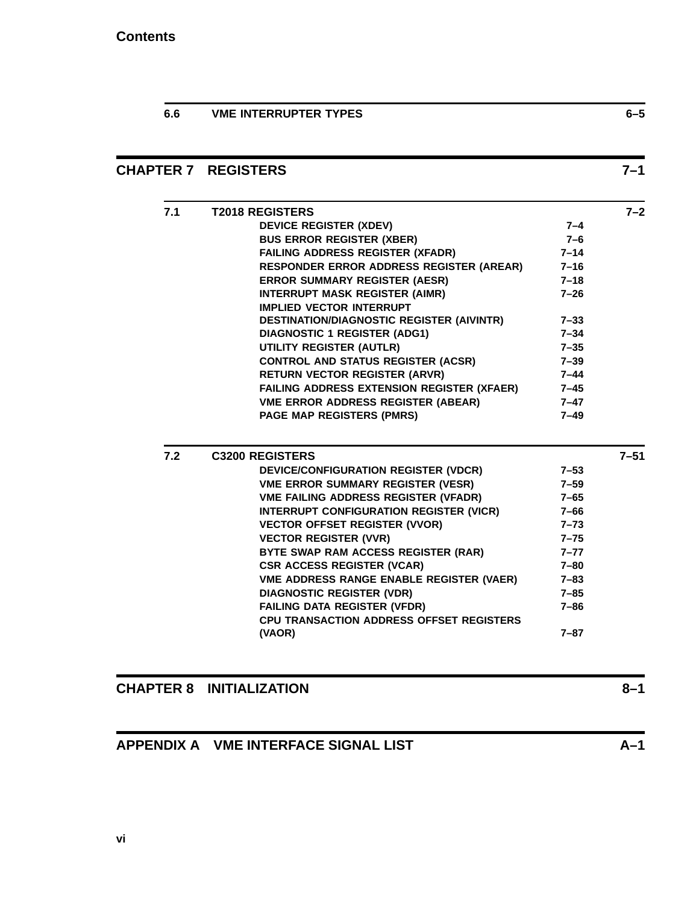| | | |
|---|---|---|
| **6.6** | **VME INTERRUPTER TYPES** | **6–5** |

## CHAPTER 7 REGISTERS 7–1

| | | | |
|---|---|---|---|
| **7.1** | **T2018 REGISTERS** | | **7–2** |
| | DEVICE REGISTER (XDEV) | 7–4 | |
| | BUS ERROR REGISTER (XBER) | 7–6 | |
| | FAILING ADDRESS REGISTER (XFADR) | 7–14 | |
| | RESPONDER ERROR ADDRESS REGISTER (AREAR) | 7–16 | |
| | ERROR SUMMARY REGISTER (AESR) | 7–18 | |
| | INTERRUPT MASK REGISTER (AIMR) | 7–26 | |
| | IMPLIED VECTOR INTERRUPT DESTINATION/DIAGNOSTIC REGISTER (AIVINTR) | 7–33 | |
| | DIAGNOSTIC 1 REGISTER (ADG1) | 7–34 | |
| | UTILITY REGISTER (AUTLR) | 7–35 | |
| | CONTROL AND STATUS REGISTER (ACSR) | 7–39 | |
| | RETURN VECTOR REGISTER (ARVR) | 7–44 | |
| | FAILING ADDRESS EXTENSION REGISTER (XFAER) | 7–45 | |
| | VME ERROR ADDRESS REGISTER (ABEAR) | 7–47 | |
| | PAGE MAP REGISTERS (PMRS) | 7–49 | |

| | | | |
|---|---|---|---|
| **7.2** | **C3200 REGISTERS** | | **7–51** |
| | DEVICE/CONFIGURATION REGISTER (VDCR) | 7–53 | |
| | VME ERROR SUMMARY REGISTER (VESR) | 7–59 | |
| | VME FAILING ADDRESS REGISTER (VFADR) | 7–65 | |
| | INTERRUPT CONFIGURATION REGISTER (VICR) | 7–66 | |
| | VECTOR OFFSET REGISTER (VVOR) | 7–73 | |
| | VECTOR REGISTER (VVR) | 7–75 | |
| | BYTE SWAP RAM ACCESS REGISTER (RAR) | 7–77 | |
| | CSR ACCESS REGISTER (VCAR) | 7–80 | |
| | VME ADDRESS RANGE ENABLE REGISTER (VAER) | 7–83 | |
| | DIAGNOSTIC REGISTER (VDR) | 7–85 | |
| | FAILING DATA REGISTER (VFDR) | 7–86 | |
| | CPU TRANSACTION ADDRESS OFFSET REGISTERS (VAOR) | 7–87 | |

## CHAPTER 8 INITIALIZATION 8–1

## APPENDIX A VME INTERFACE SIGNAL LIST A–1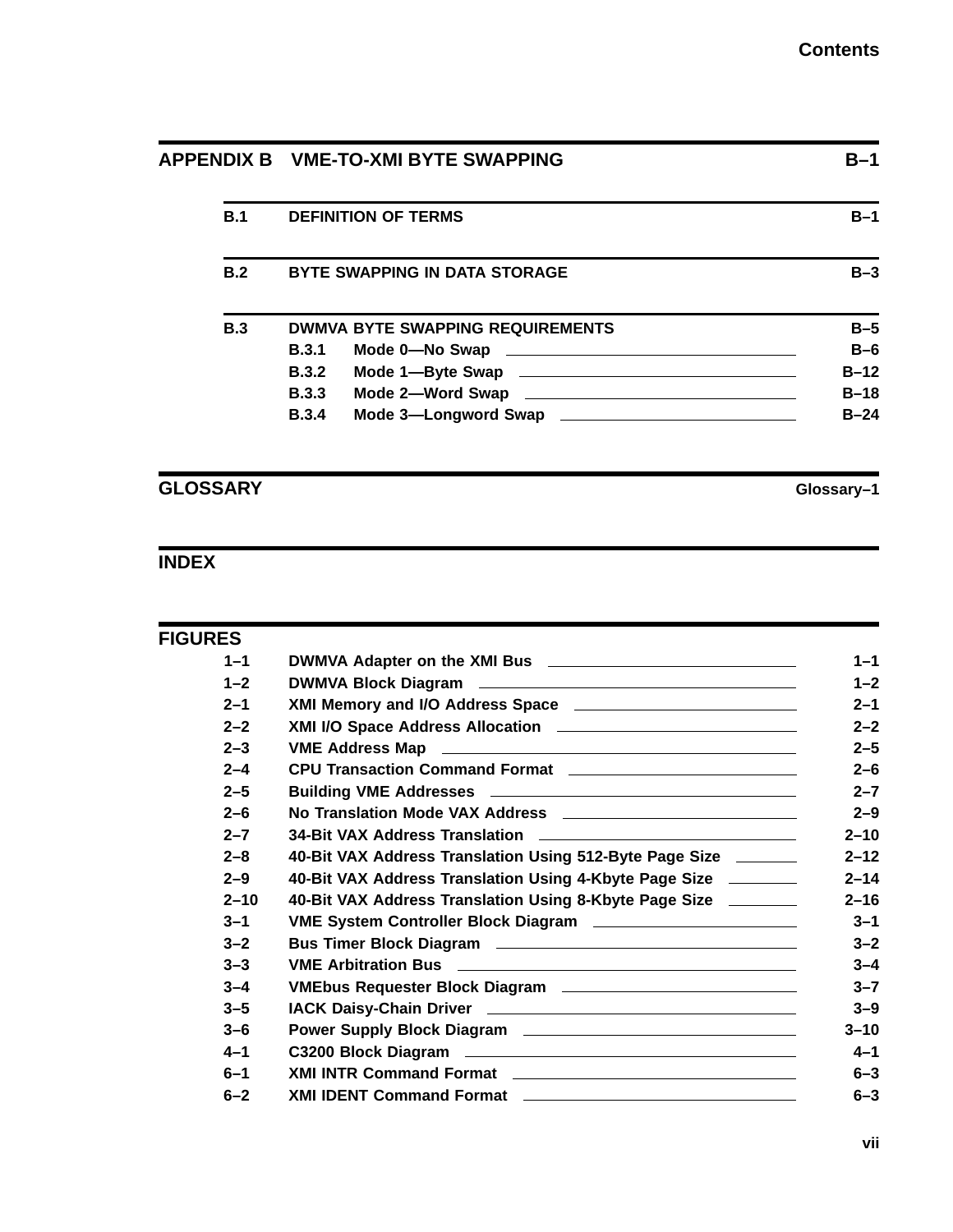| | | |
|---|---|---|
| **APPENDIX B** | **VME-TO-XMI BYTE SWAPPING** | **B–1** |
| **B.1** | **DEFINITION OF TERMS** | **B–1** |
| **B.2** | **BYTE SWAPPING IN DATA STORAGE** | **B–3** |
| **B.3** | **DWMVA BYTE SWAPPING REQUIREMENTS** | **B–5** |
| B.3.1 | Mode 0—No Swap | B–6 |
| B.3.2 | Mode 1—Byte Swap | B–12 |
| B.3.3 | Mode 2—Word Swap | B–18 |
| B.3.4 | Mode 3—Longword Swap | B–24 |

| | |
|---|---|
| **GLOSSARY** | **Glossary–1** |

**INDEX**

**FIGURES**

| | | |
|---|---|---|
| 1–1 | DWMVA Adapter on the XMI Bus | 1–1 |
| 1–2 | DWMVA Block Diagram | 1–2 |
| 2–1 | XMI Memory and I/O Address Space | 2–1 |
| 2–2 | XMI I/O Space Address Allocation | 2–2 |
| 2–3 | VME Address Map | 2–5 |
| 2–4 | CPU Transaction Command Format | 2–6 |
| 2–5 | Building VME Addresses | 2–7 |
| 2–6 | No Translation Mode VAX Address | 2–9 |
| 2–7 | 34-Bit VAX Address Translation | 2–10 |
| 2–8 | 40-Bit VAX Address Translation Using 512-Byte Page Size | 2–12 |
| 2–9 | 40-Bit VAX Address Translation Using 4-Kbyte Page Size | 2–14 |
| 2–10 | 40-Bit VAX Address Translation Using 8-Kbyte Page Size | 2–16 |
| 3–1 | VME System Controller Block Diagram | 3–1 |
| 3–2 | Bus Timer Block Diagram | 3–2 |
| 3–3 | VME Arbitration Bus | 3–4 |
| 3–4 | VMEbus Requester Block Diagram | 3–7 |
| 3–5 | IACK Daisy-Chain Driver | 3–9 |
| 3–6 | Power Supply Block Diagram | 3–10 |
| 4–1 | C3200 Block Diagram | 4–1 |
| 6–1 | XMI INTR Command Format | 6–3 |
| 6–2 | XMI IDENT Command Format | 6–3 |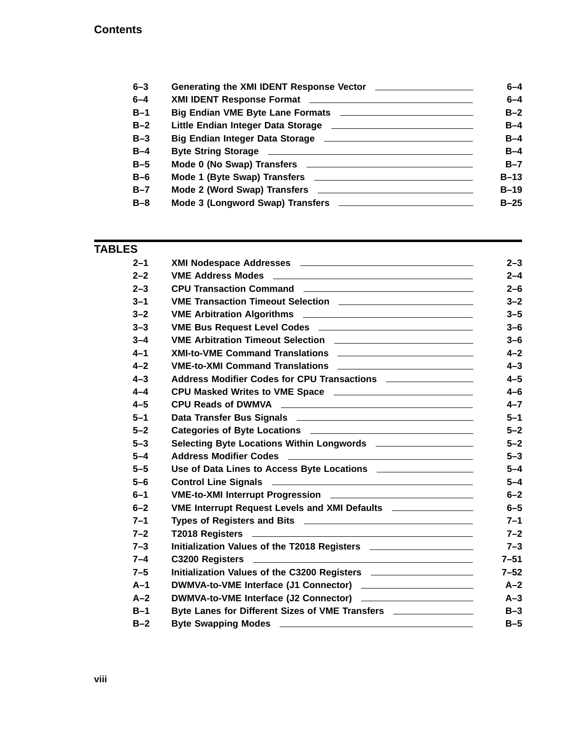| | | |
|---|---|---|
| 6–3 | Generating the XMI IDENT Response Vector | 6–4 |
| 6–4 | XMI IDENT Response Format | 6–4 |
| B–1 | Big Endian VME Byte Lane Formats | B–2 |
| B–2 | Little Endian Integer Data Storage | B–4 |
| B–3 | Big Endian Integer Data Storage | B–4 |
| B–4 | Byte String Storage | B–4 |
| B–5 | Mode 0 (No Swap) Transfers | B–7 |
| B–6 | Mode 1 (Byte Swap) Transfers | B–13 |
| B–7 | Mode 2 (Word Swap) Transfers | B–19 |
| B–8 | Mode 3 (Longword Swap) Transfers | B–25 |

## TABLES

| | | |
|---|---|---|
| 2–1 | XMI Nodespace Addresses | 2–3 |
| 2–2 | VME Address Modes | 2–4 |
| 2–3 | CPU Transaction Command | 2–6 |
| 3–1 | VME Transaction Timeout Selection | 3–2 |
| 3–2 | VME Arbitration Algorithms | 3–5 |
| 3–3 | VME Bus Request Level Codes | 3–6 |
| 3–4 | VME Arbitration Timeout Selection | 3–6 |
| 4–1 | XMI-to-VME Command Translations | 4–2 |
| 4–2 | VME-to-XMI Command Translations | 4–3 |
| 4–3 | Address Modifier Codes for CPU Transactions | 4–5 |
| 4–4 | CPU Masked Writes to VME Space | 4–6 |
| 4–5 | CPU Reads of DWMVA | 4–7 |
| 5–1 | Data Transfer Bus Signals | 5–1 |
| 5–2 | Categories of Byte Locations | 5–2 |
| 5–3 | Selecting Byte Locations Within Longwords | 5–2 |
| 5–4 | Address Modifier Codes | 5–3 |
| 5–5 | Use of Data Lines to Access Byte Locations | 5–4 |
| 5–6 | Control Line Signals | 5–4 |
| 6–1 | VME-to-XMI Interrupt Progression | 6–2 |
| 6–2 | VME Interrupt Request Levels and XMI Defaults | 6–5 |
| 7–1 | Types of Registers and Bits | 7–1 |
| 7–2 | T2018 Registers | 7–2 |
| 7–3 | Initialization Values of the T2018 Registers | 7–3 |
| 7–4 | C3200 Registers | 7–51 |
| 7–5 | Initialization Values of the C3200 Registers | 7–52 |
| A–1 | DWMVA-to-VME Interface (J1 Connector) | A–2 |
| A–2 | DWMVA-to-VME Interface (J2 Connector) | A–3 |
| B–1 | Byte Lanes for Different Sizes of VME Transfers | B–3 |
| B–2 | Byte Swapping Modes | B–5 |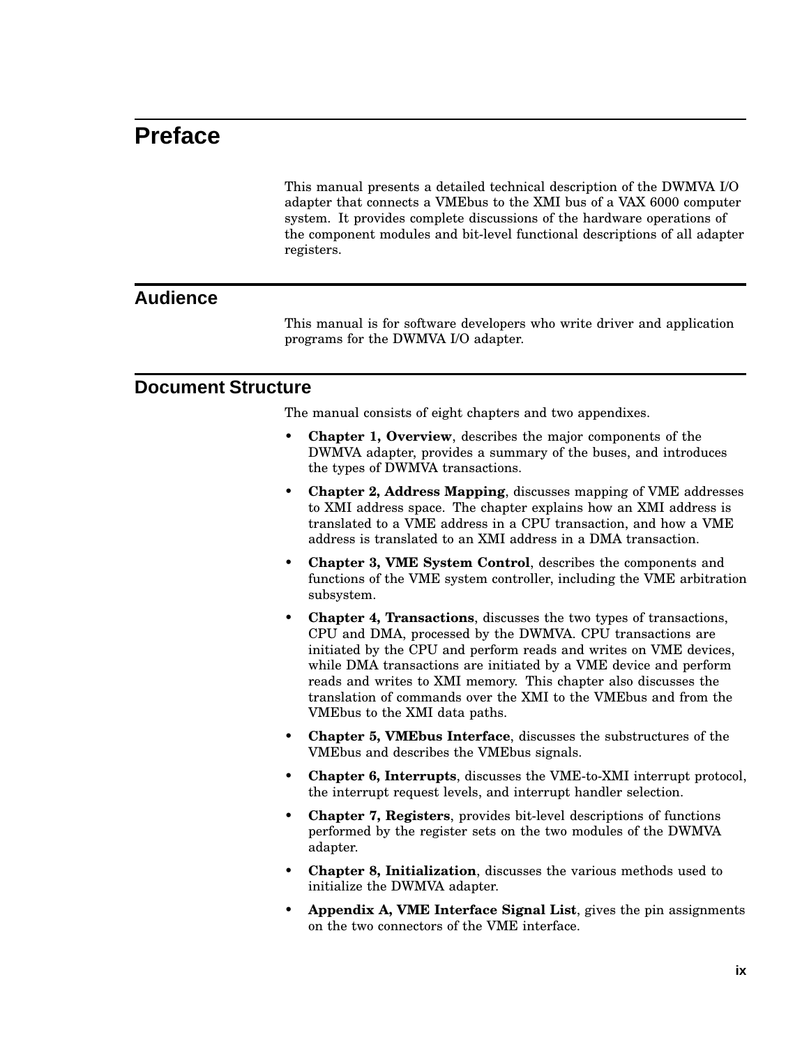# Preface

This manual presents a detailed technical description of the DWMVA I/O adapter that connects a VMEbus to the XMI bus of a VAX 6000 computer system. It provides complete discussions of the hardware operations of the component modules and bit-level functional descriptions of all adapter registers.

## Audience

This manual is for software developers who write driver and application programs for the DWMVA I/O adapter.

## Document Structure

The manual consists of eight chapters and two appendixes.

- **Chapter 1, Overview**, describes the major components of the DWMVA adapter, provides a summary of the buses, and introduces the types of DWMVA transactions.
- **Chapter 2, Address Mapping**, discusses mapping of VME addresses to XMI address space. The chapter explains how an XMI address is translated to a VME address in a CPU transaction, and how a VME address is translated to an XMI address in a DMA transaction.
- **Chapter 3, VME System Control**, describes the components and functions of the VME system controller, including the VME arbitration subsystem.
- **Chapter 4, Transactions**, discusses the two types of transactions, CPU and DMA, processed by the DWMVA. CPU transactions are initiated by the CPU and perform reads and writes on VME devices, while DMA transactions are initiated by a VME device and perform reads and writes to XMI memory. This chapter also discusses the translation of commands over the XMI to the VMEbus and from the VMEbus to the XMI data paths.
- **Chapter 5, VMEbus Interface**, discusses the substructures of the VMEbus and describes the VMEbus signals.
- **Chapter 6, Interrupts**, discusses the VME-to-XMI interrupt protocol, the interrupt request levels, and interrupt handler selection.
- **Chapter 7, Registers**, provides bit-level descriptions of functions performed by the register sets on the two modules of the DWMVA adapter.
- **Chapter 8, Initialization**, discusses the various methods used to initialize the DWMVA adapter.
- **Appendix A, VME Interface Signal List**, gives the pin assignments on the two connectors of the VME interface.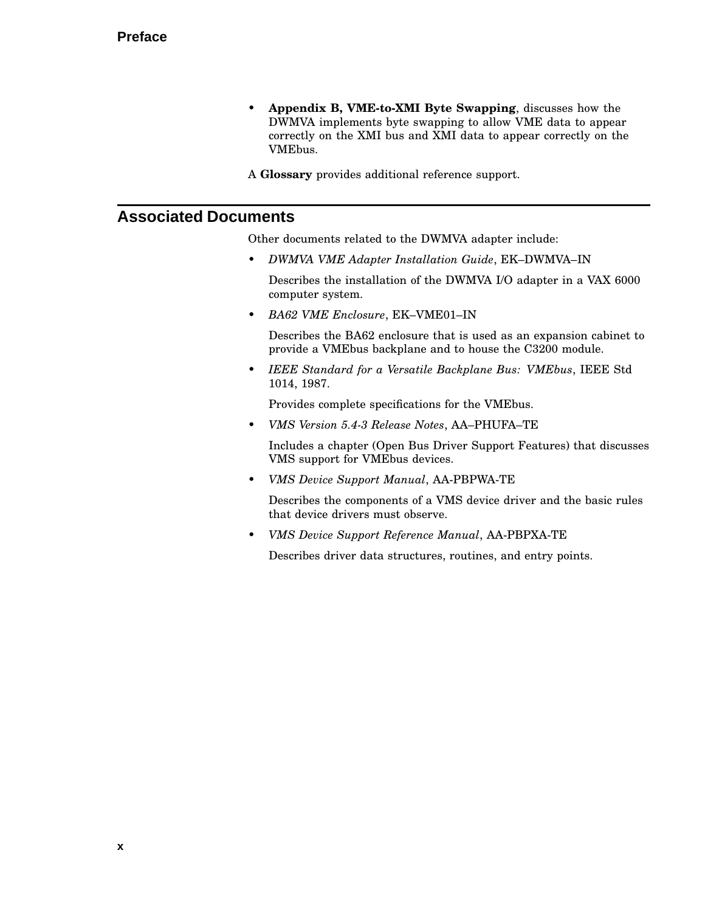- **Appendix B, VME-to-XMI Byte Swapping**, discusses how the DWMVA implements byte swapping to allow VME data to appear correctly on the XMI bus and XMI data to appear correctly on the VMEbus.

A **Glossary** provides additional reference support.

## Associated Documents

Other documents related to the DWMVA adapter include:

- *DWMVA VME Adapter Installation Guide*, EK–DWMVA–IN

  Describes the installation of the DWMVA I/O adapter in a VAX 6000 computer system.

- *BA62 VME Enclosure*, EK–VME01–IN

  Describes the BA62 enclosure that is used as an expansion cabinet to provide a VMEbus backplane and to house the C3200 module.

- *IEEE Standard for a Versatile Backplane Bus: VMEbus*, IEEE Std 1014, 1987.

  Provides complete specifications for the VMEbus.

- *VMS Version 5.4-3 Release Notes*, AA–PHUFA–TE

  Includes a chapter (Open Bus Driver Support Features) that discusses VMS support for VMEbus devices.

- *VMS Device Support Manual*, AA-PBPWA-TE

  Describes the components of a VMS device driver and the basic rules that device drivers must observe.

- *VMS Device Support Reference Manual*, AA-PBPXA-TE

  Describes driver data structures, routines, and entry points.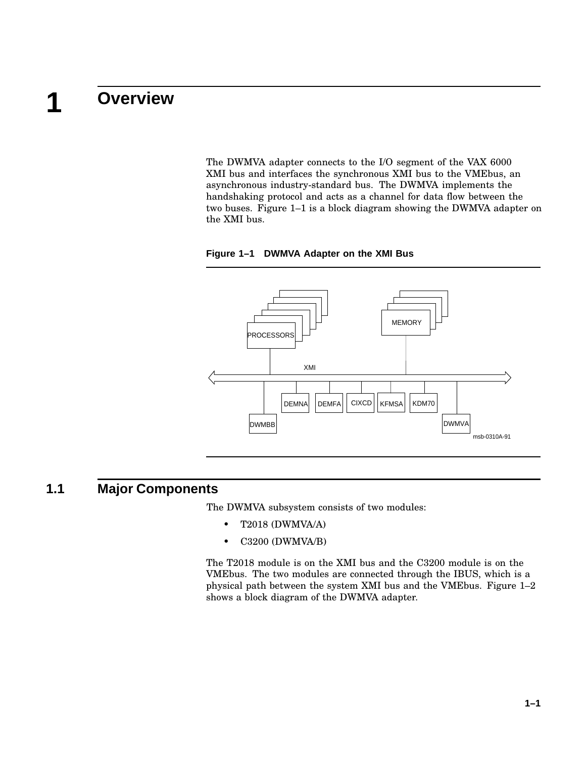# 1 Overview

The DWMVA adapter connects to the I/O segment of the VAX 6000 XMI bus and interfaces the synchronous XMI bus to the VMEbus, an asynchronous industry-standard bus. The DWMVA implements the handshaking protocol and acts as a channel for data flow between the two buses. Figure 1–1 is a block diagram showing the DWMVA adapter on the XMI bus.

**Figure 1–1 DWMVA Adapter on the XMI Bus**

## 1.1 Major Components

The DWMVA subsystem consists of two modules:

- T2018 (DWMVA/A)
- C3200 (DWMVA/B)

The T2018 module is on the XMI bus and the C3200 module is on the VMEbus. The two modules are connected through the IBUS, which is a physical path between the system XMI bus and the VMEbus. Figure 1–2 shows a block diagram of the DWMVA adapter.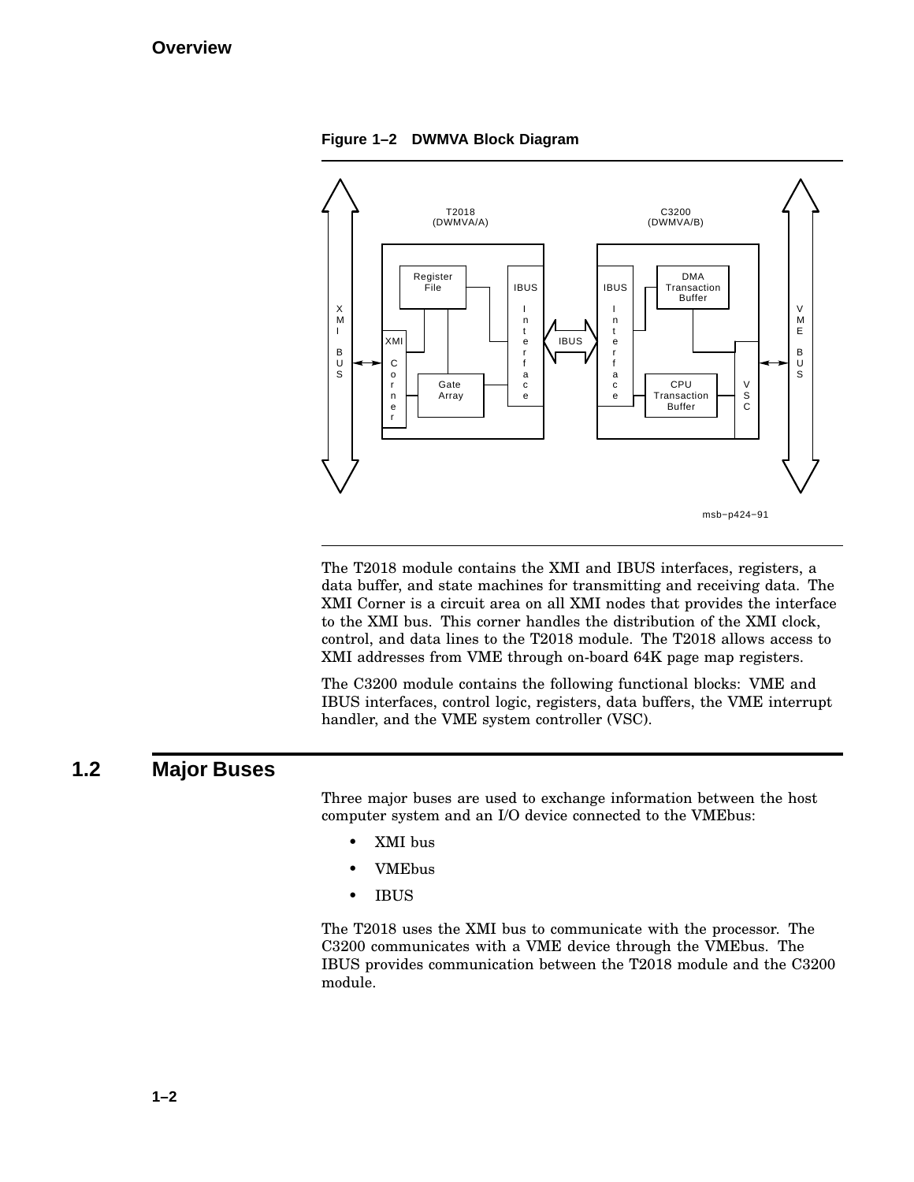**Figure 1–2 DWMVA Block Diagram**

The T2018 module contains the XMI and IBUS interfaces, registers, a data buffer, and state machines for transmitting and receiving data. The XMI Corner is a circuit area on all XMI nodes that provides the interface to the XMI bus. This corner handles the distribution of the XMI clock, control, and data lines to the T2018 module. The T2018 allows access to XMI addresses from VME through on-board 64K page map registers.

The C3200 module contains the following functional blocks: VME and IBUS interfaces, control logic, registers, data buffers, the VME interrupt handler, and the VME system controller (VSC).

## 1.2 Major Buses

Three major buses are used to exchange information between the host computer system and an I/O device connected to the VMEbus:

- XMI bus
- VMEbus
- IBUS

The T2018 uses the XMI bus to communicate with the processor. The C3200 communicates with a VME device through the VMEbus. The IBUS provides communication between the T2018 module and the C3200 module.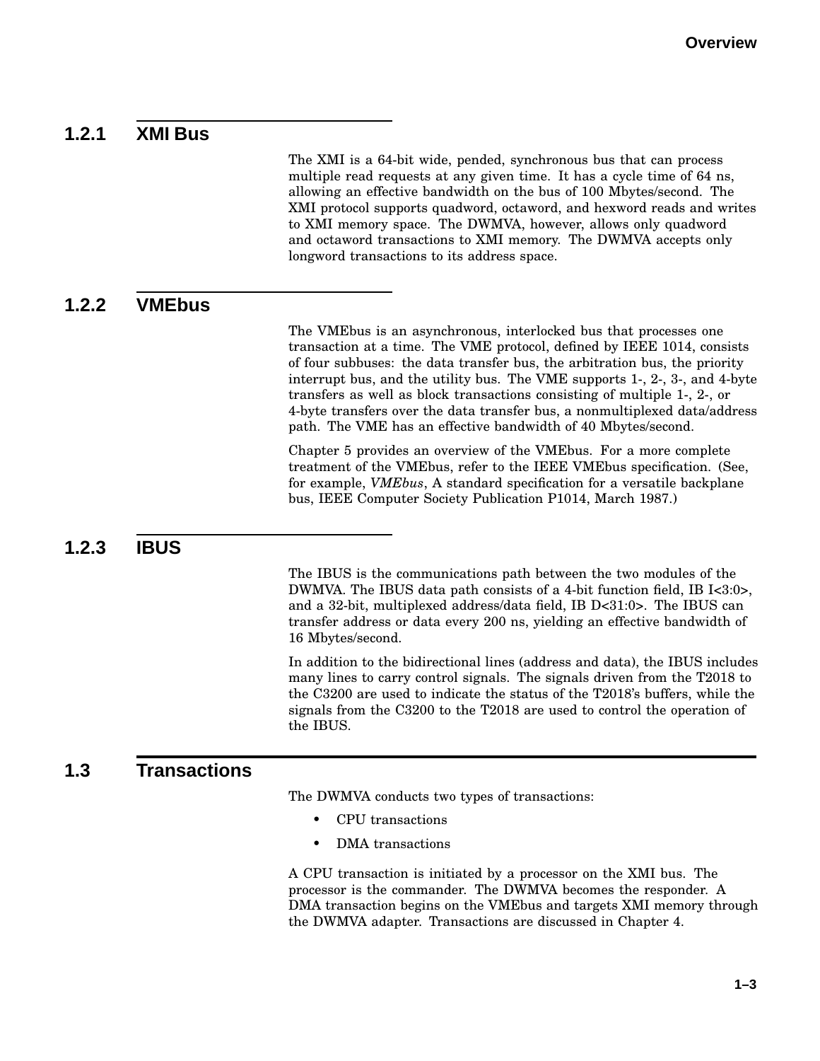### 1.2.1 XMI Bus

The XMI is a 64-bit wide, pended, synchronous bus that can process multiple read requests at any given time. It has a cycle time of 64 ns, allowing an effective bandwidth on the bus of 100 Mbytes/second. The XMI protocol supports quadword, octaword, and hexword reads and writes to XMI memory space. The DWMVA, however, allows only quadword and octaword transactions to XMI memory. The DWMVA accepts only longword transactions to its address space.

### 1.2.2 VMEbus

The VMEbus is an asynchronous, interlocked bus that processes one transaction at a time. The VME protocol, defined by IEEE 1014, consists of four subbuses: the data transfer bus, the arbitration bus, the priority interrupt bus, and the utility bus. The VME supports 1-, 2-, 3-, and 4-byte transfers as well as block transactions consisting of multiple 1-, 2-, or 4-byte transfers over the data transfer bus, a nonmultiplexed data/address path. The VME has an effective bandwidth of 40 Mbytes/second.

Chapter 5 provides an overview of the VMEbus. For a more complete treatment of the VMEbus, refer to the IEEE VMEbus specification. (See, for example, *VMEbus*, A standard specification for a versatile backplane bus, IEEE Computer Society Publication P1014, March 1987.)

### 1.2.3 IBUS

The IBUS is the communications path between the two modules of the DWMVA. The IBUS data path consists of a 4-bit function field, IB I<3:0>, and a 32-bit, multiplexed address/data field, IB D<31:0>. The IBUS can transfer address or data every 200 ns, yielding an effective bandwidth of 16 Mbytes/second.

In addition to the bidirectional lines (address and data), the IBUS includes many lines to carry control signals. The signals driven from the T2018 to the C3200 are used to indicate the status of the T2018's buffers, while the signals from the C3200 to the T2018 are used to control the operation of the IBUS.

## 1.3 Transactions

The DWMVA conducts two types of transactions:

- CPU transactions
- DMA transactions

A CPU transaction is initiated by a processor on the XMI bus. The processor is the commander. The DWMVA becomes the responder. A DMA transaction begins on the VMEbus and targets XMI memory through the DWMVA adapter. Transactions are discussed in Chapter 4.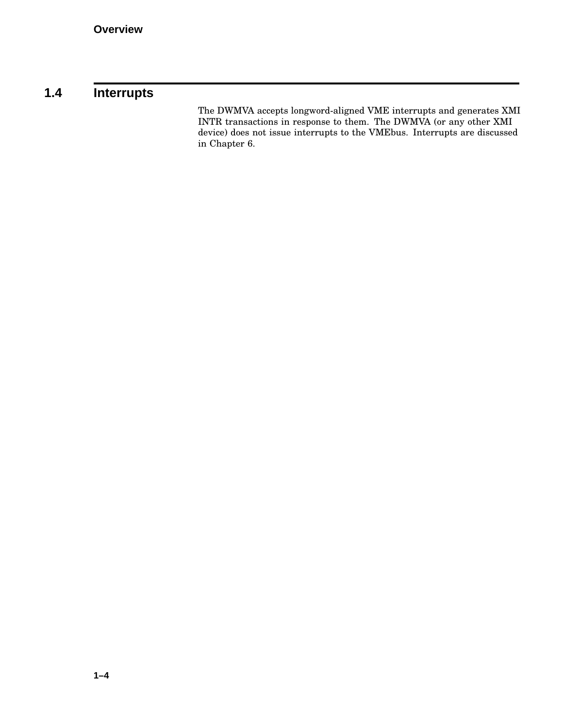## 1.4 Interrupts

The DWMVA accepts longword-aligned VME interrupts and generates XMI INTR transactions in response to them. The DWMVA (or any other XMI device) does not issue interrupts to the VMEbus. Interrupts are discussed in Chapter 6.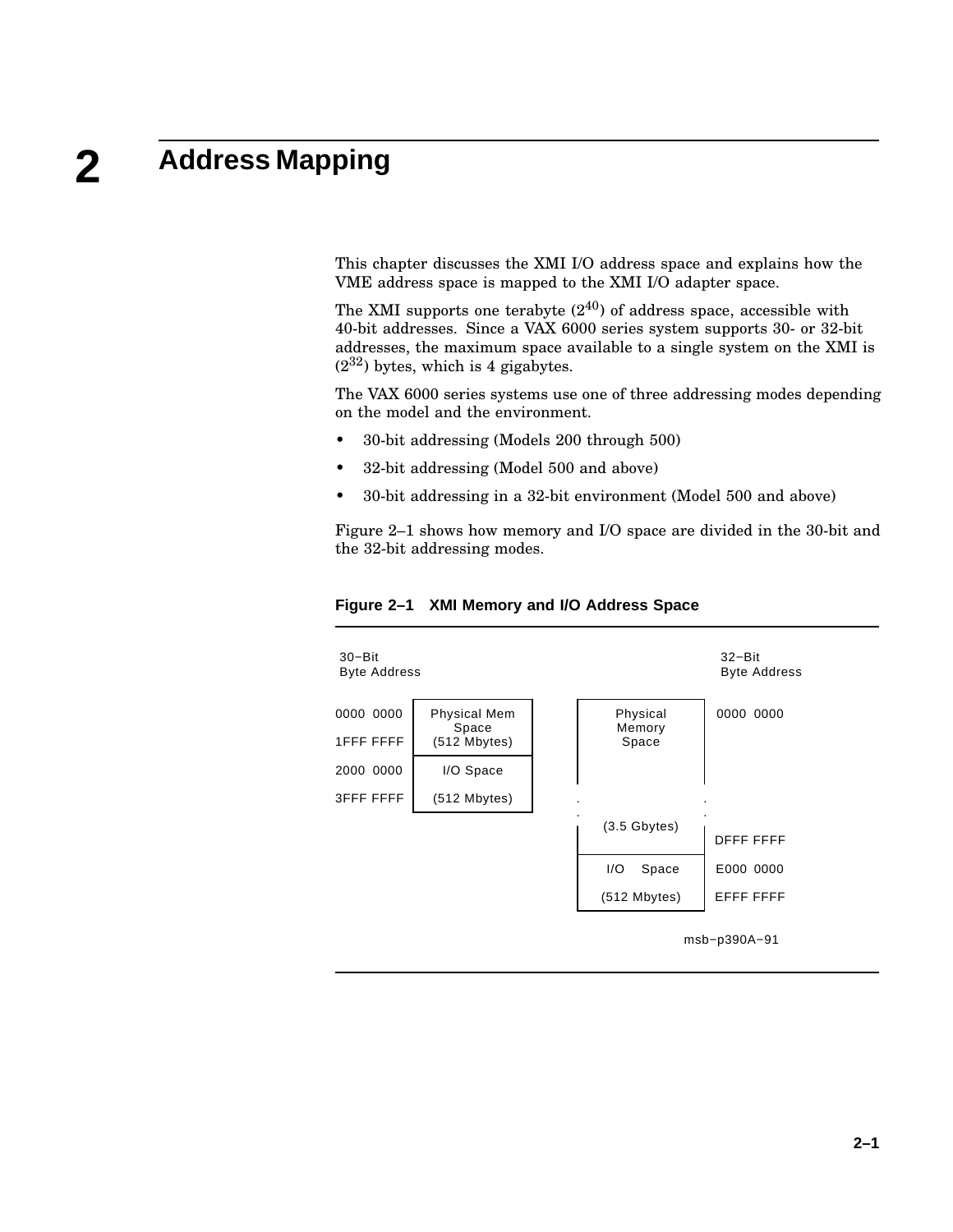# 2 Address Mapping

This chapter discusses the XMI I/O address space and explains how the VME address space is mapped to the XMI I/O adapter space.

The XMI supports one terabyte ($2^{40}$) of address space, accessible with 40-bit addresses. Since a VAX 6000 series system supports 30- or 32-bit addresses, the maximum space available to a single system on the XMI is ($2^{32}$) bytes, which is 4 gigabytes.

The VAX 6000 series systems use one of three addressing modes depending on the model and the environment.

- 30-bit addressing (Models 200 through 500)
- 32-bit addressing (Model 500 and above)
- 30-bit addressing in a 32-bit environment (Model 500 and above)

Figure 2–1 shows how memory and I/O space are divided in the 30-bit and the 32-bit addressing modes.

**Figure 2–1 XMI Memory and I/O Address Space**

| 30-Bit Byte Address | 30-Bit Space |
|---|---|
| 0000 0000 – 1FFF FFFF | Physical Mem Space (512 Mbytes) |
| 2000 0000 – 3FFF FFFF | I/O Space (512 Mbytes) |

| 32-Bit Space | 32-Bit Byte Address |
|---|---|
| Physical Memory Space (3.5 Gbytes) | 0000 0000 – DFFF FFFF |
| I/O Space (512 Mbytes) | E000 0000 – EFFF FFFF |

msb−p390A−91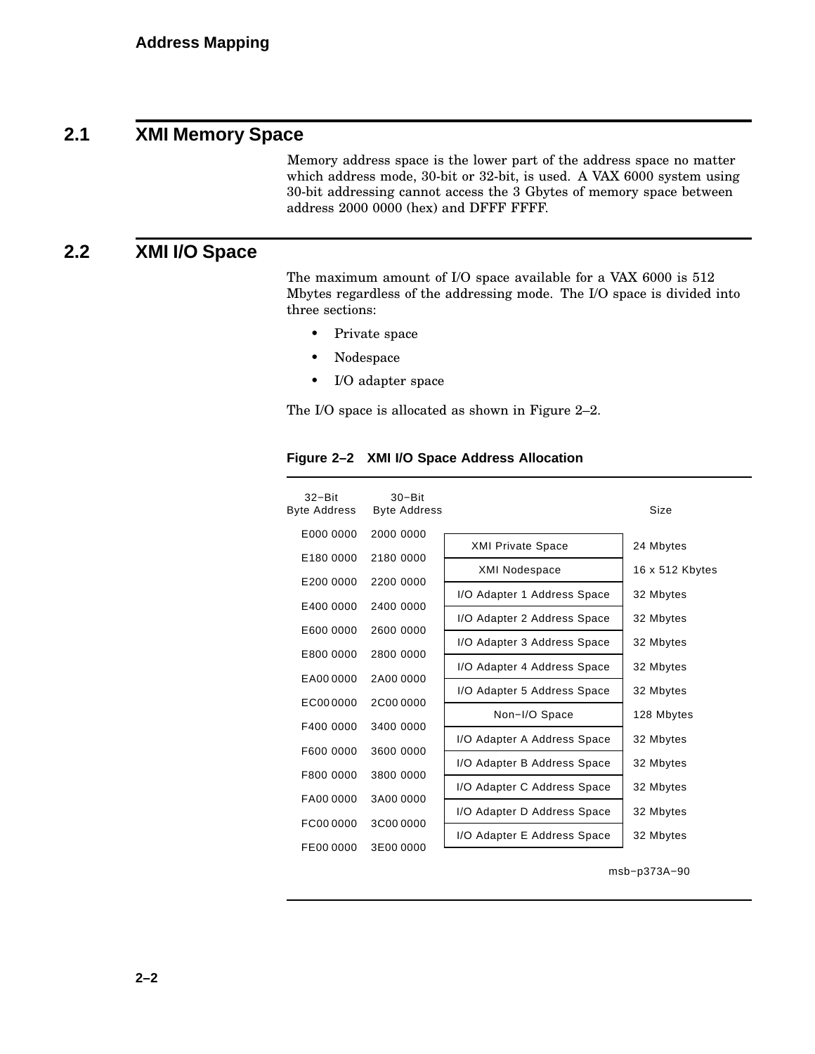## 2.1 XMI Memory Space

Memory address space is the lower part of the address space no matter which address mode, 30-bit or 32-bit, is used. A VAX 6000 system using 30-bit addressing cannot access the 3 Gbytes of memory space between address 2000 0000 (hex) and DFFF FFFF.

## 2.2 XMI I/O Space

The maximum amount of I/O space available for a VAX 6000 is 512 Mbytes regardless of the addressing mode. The I/O space is divided into three sections:

- Private space
- Nodespace
- I/O adapter space

The I/O space is allocated as shown in Figure 2–2.

**Figure 2–2 XMI I/O Space Address Allocation**

| 32−Bit Byte Address | 30−Bit Byte Address | Region | Size |
|---|---|---|---|
| E000 0000 | 2000 0000 | XMI Private Space | 24 Mbytes |
| E180 0000 | 2180 0000 | XMI Nodespace | 16 x 512 Kbytes |
| E200 0000 | 2200 0000 | I/O Adapter 1 Address Space | 32 Mbytes |
| E400 0000 | 2400 0000 | I/O Adapter 2 Address Space | 32 Mbytes |
| E600 0000 | 2600 0000 | I/O Adapter 3 Address Space | 32 Mbytes |
| E800 0000 | 2800 0000 | I/O Adapter 4 Address Space | 32 Mbytes |
| EA00 0000 | 2A00 0000 | I/O Adapter 5 Address Space | 32 Mbytes |
| EC00 0000 | 2C00 0000 | Non−I/O Space | 128 Mbytes |
| F400 0000 | 3400 0000 | I/O Adapter A Address Space | 32 Mbytes |
| F600 0000 | 3600 0000 | I/O Adapter B Address Space | 32 Mbytes |
| F800 0000 | 3800 0000 | I/O Adapter C Address Space | 32 Mbytes |
| FA00 0000 | 3A00 0000 | I/O Adapter D Address Space | 32 Mbytes |
| FC00 0000 | 3C00 0000 | I/O Adapter E Address Space | 32 Mbytes |
| FE00 0000 | 3E00 0000 | | |

msb−p373A−90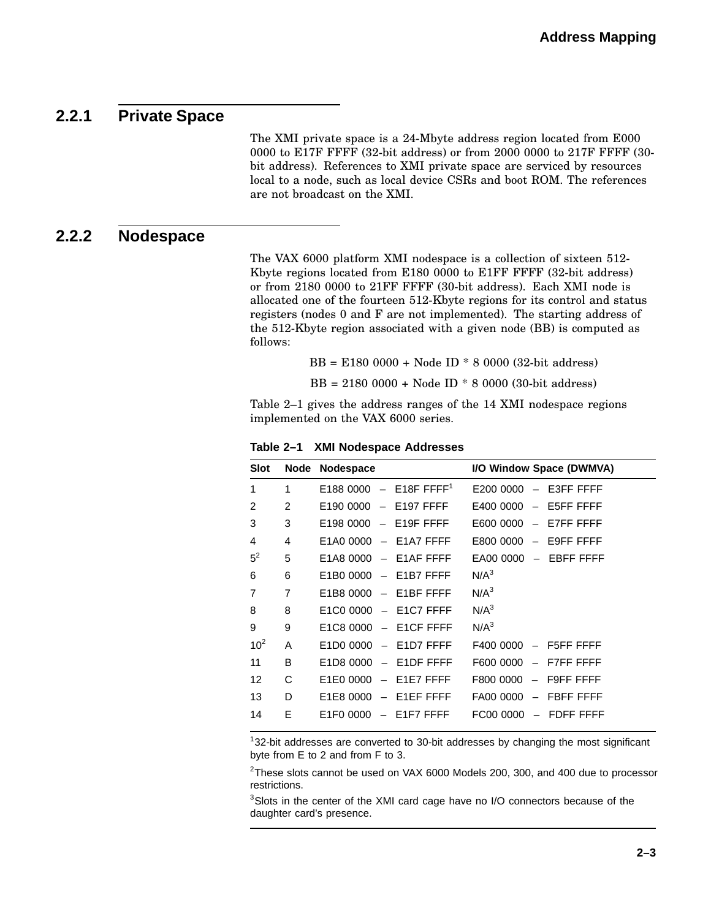### 2.2.1 Private Space

The XMI private space is a 24-Mbyte address region located from E000 0000 to E17F FFFF (32-bit address) or from 2000 0000 to 217F FFFF (30-bit address). References to XMI private space are serviced by resources local to a node, such as local device CSRs and boot ROM. The references are not broadcast on the XMI.

### 2.2.2 Nodespace

The VAX 6000 platform XMI nodespace is a collection of sixteen 512-Kbyte regions located from E180 0000 to E1FF FFFF (32-bit address) or from 2180 0000 to 21FF FFFF (30-bit address). Each XMI node is allocated one of the fourteen 512-Kbyte regions for its control and status registers (nodes 0 and F are not implemented). The starting address of the 512-Kbyte region associated with a given node (BB) is computed as follows:

BB = E180 0000 + Node ID * 8 0000 (32-bit address)

BB = 2180 0000 + Node ID * 8 0000 (30-bit address)

Table 2–1 gives the address ranges of the 14 XMI nodespace regions implemented on the VAX 6000 series.

**Table 2–1 XMI Nodespace Addresses**

| Slot | Node | Nodespace | I/O Window Space (DWMVA) |
|---|---|---|---|
| 1 | 1 | E188 0000 – E18F FFFF[1] | E200 0000 – E3FF FFFF |
| 2 | 2 | E190 0000 – E197 FFFF | E400 0000 – E5FF FFFF |
| 3 | 3 | E198 0000 – E19F FFFF | E600 0000 – E7FF FFFF |
| 4 | 4 | E1A0 0000 – E1A7 FFFF | E800 0000 – E9FF FFFF |
| 5[2] | 5 | E1A8 0000 – E1AF FFFF | EA00 0000 – EBFF FFFF |
| 6 | 6 | E1B0 0000 – E1B7 FFFF | N/A[3] |
| 7 | 7 | E1B8 0000 – E1BF FFFF | N/A[3] |
| 8 | 8 | E1C0 0000 – E1C7 FFFF | N/A[3] |
| 9 | 9 | E1C8 0000 – E1CF FFFF | N/A[3] |
| 10[2] | A | E1D0 0000 – E1D7 FFFF | F400 0000 – F5FF FFFF |
| 11 | B | E1D8 0000 – E1DF FFFF | F600 0000 – F7FF FFFF |
| 12 | C | E1E0 0000 – E1E7 FFFF | F800 0000 – F9FF FFFF |
| 13 | D | E1E8 0000 – E1EF FFFF | FA00 0000 – FBFF FFFF |
| 14 | E | E1F0 0000 – E1F7 FFFF | FC00 0000 – FDFF FFFF |

[1] 32-bit addresses are converted to 30-bit addresses by changing the most significant byte from E to 2 and from F to 3.

[2] These slots cannot be used on VAX 6000 Models 200, 300, and 400 due to processor restrictions.

[3] Slots in the center of the XMI card cage have no I/O connectors because of the daughter card's presence.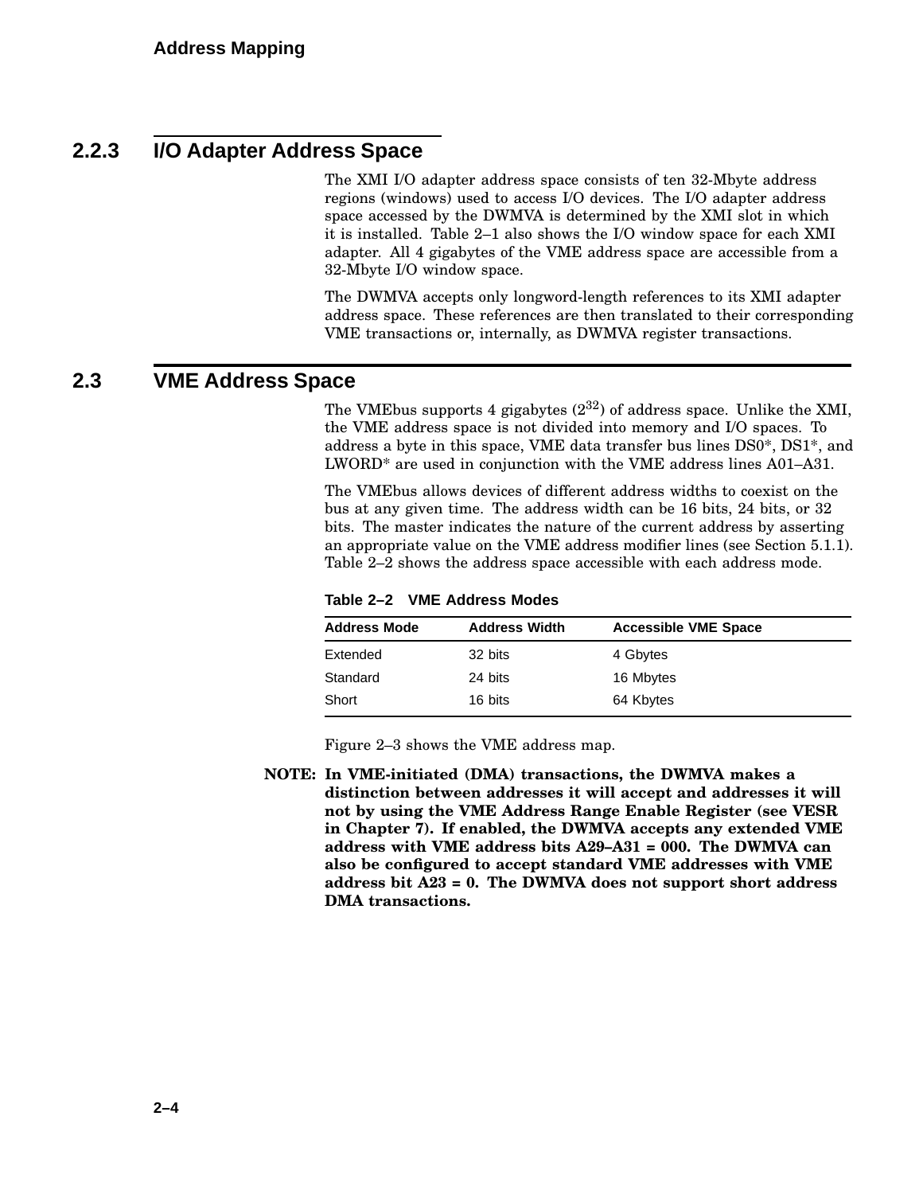### 2.2.3 I/O Adapter Address Space

The XMI I/O adapter address space consists of ten 32-Mbyte address regions (windows) used to access I/O devices. The I/O adapter address space accessed by the DWMVA is determined by the XMI slot in which it is installed. Table 2–1 also shows the I/O window space for each XMI adapter. All 4 gigabytes of the VME address space are accessible from a 32-Mbyte I/O window space.

The DWMVA accepts only longword-length references to its XMI adapter address space. These references are then translated to their corresponding VME transactions or, internally, as DWMVA register transactions.

## 2.3 VME Address Space

The VMEbus supports 4 gigabytes ($2^{32}$) of address space. Unlike the XMI, the VME address space is not divided into memory and I/O spaces. To address a byte in this space, VME data transfer bus lines DS0*, DS1*, and LWORD* are used in conjunction with the VME address lines A01–A31.

The VMEbus allows devices of different address widths to coexist on the bus at any given time. The address width can be 16 bits, 24 bits, or 32 bits. The master indicates the nature of the current address by asserting an appropriate value on the VME address modifier lines (see Section 5.1.1). Table 2–2 shows the address space accessible with each address mode.

**Table 2–2 VME Address Modes**

| Address Mode | Address Width | Accessible VME Space |
|---|---|---|
| Extended | 32 bits | 4 Gbytes |
| Standard | 24 bits | 16 Mbytes |
| Short | 16 bits | 64 Kbytes |

Figure 2–3 shows the VME address map.

**NOTE: In VME-initiated (DMA) transactions, the DWMVA makes a distinction between addresses it will accept and addresses it will not by using the VME Address Range Enable Register (see VESR in Chapter 7). If enabled, the DWMVA accepts any extended VME address with VME address bits A29–A31 = 000. The DWMVA can also be configured to accept standard VME addresses with VME address bit A23 = 0. The DWMVA does not support short address DMA transactions.**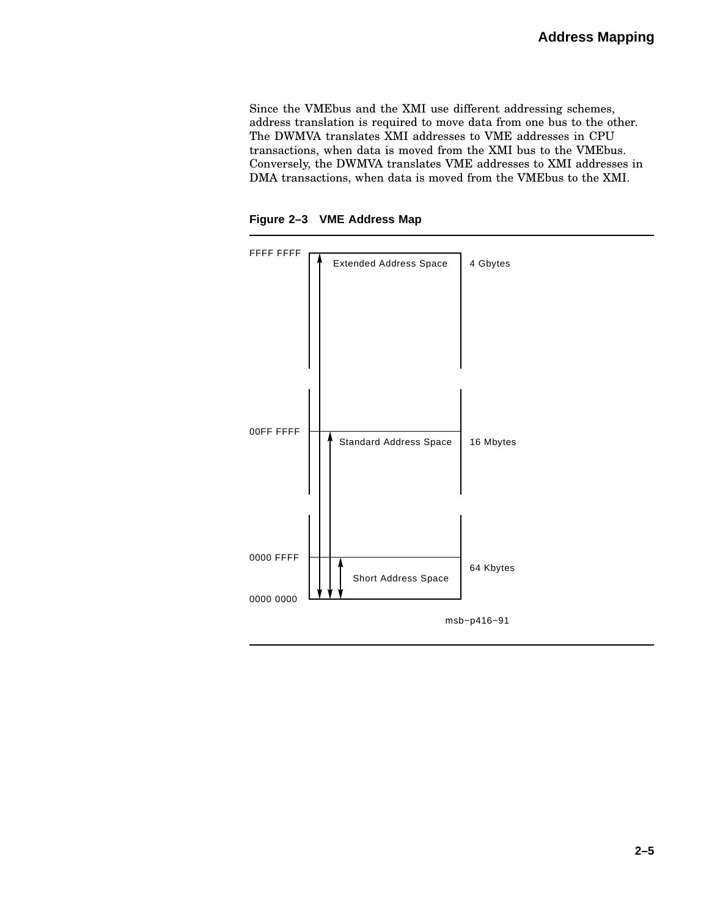Since the VMEbus and the XMI use different addressing schemes, address translation is required to move data from one bus to the other. The DWMVA translates XMI addresses to VME addresses in CPU transactions, when data is moved from the XMI bus to the VMEbus. Conversely, the DWMVA translates VME addresses to XMI addresses in DMA transactions, when data is moved from the VMEbus to the XMI.

**Figure 2–3 VME Address Map**

| Address | Space | Size |
|---|---|---|
| FFFF FFFF | Extended Address Space | 4 Gbytes |
| 00FF FFFF | Standard Address Space | 16 Mbytes |
| 0000 FFFF | Short Address Space | 64 Kbytes |
| 0000 0000 | | |

msb−p416−91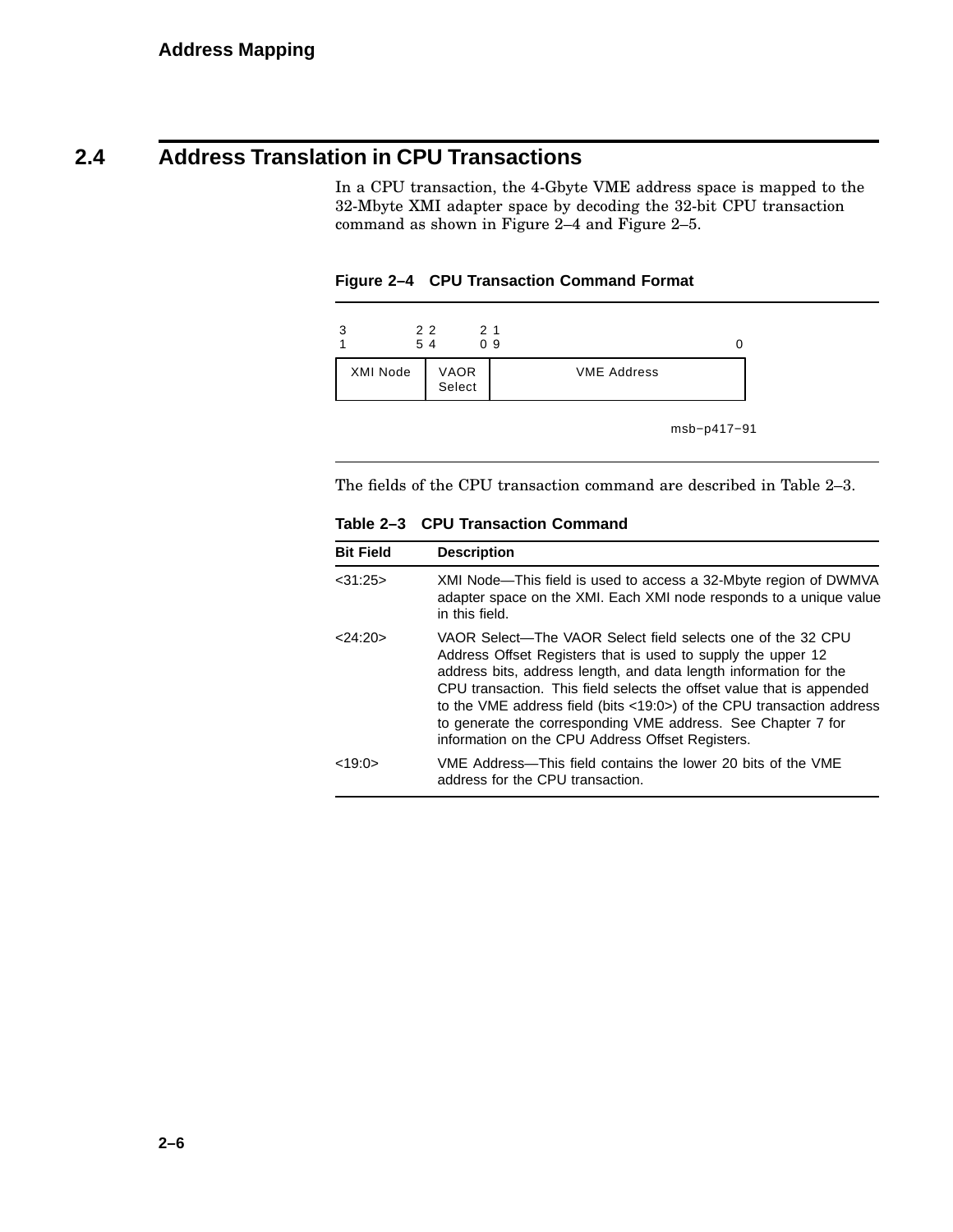## 2.4 Address Translation in CPU Transactions

In a CPU transaction, the 4-Gbyte VME address space is mapped to the 32-Mbyte XMI adapter space by decoding the 32-bit CPU transaction command as shown in Figure 2–4 and Figure 2–5.

**Figure 2–4 CPU Transaction Command Format**

| 31 — 25 | 24 — 20 | 19 — 0 |
|---|---|---|
| XMI Node | VAOR Select | VME Address |

msb−p417−91

The fields of the CPU transaction command are described in Table 2–3.

**Table 2–3 CPU Transaction Command**

| Bit Field | Description |
|---|---|
| <31:25> | XMI Node—This field is used to access a 32-Mbyte region of DWMVA adapter space on the XMI. Each XMI node responds to a unique value in this field. |
| <24:20> | VAOR Select—The VAOR Select field selects one of the 32 CPU Address Offset Registers that is used to supply the upper 12 address bits, address length, and data length information for the CPU transaction. This field selects the offset value that is appended to the VME address field (bits <19:0>) of the CPU transaction address to generate the corresponding VME address. See Chapter 7 for information on the CPU Address Offset Registers. |
| <19:0> | VME Address—This field contains the lower 20 bits of the VME address for the CPU transaction. |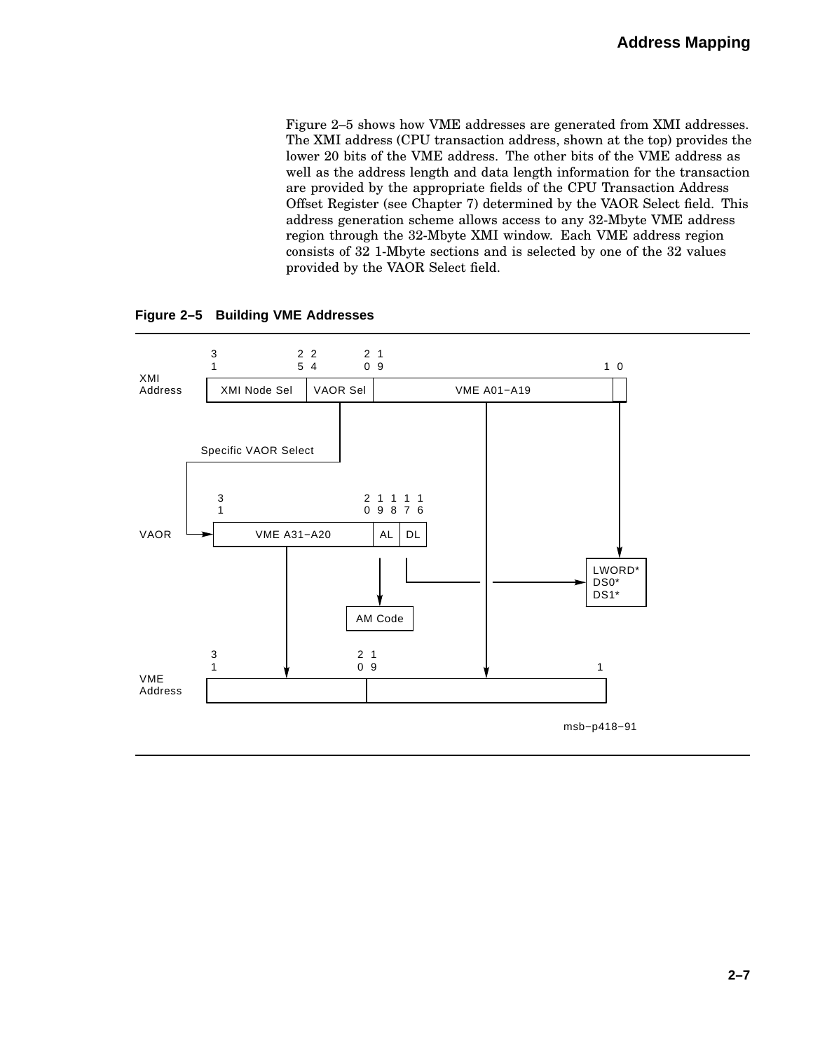Figure 2–5 shows how VME addresses are generated from XMI addresses. The XMI address (CPU transaction address, shown at the top) provides the lower 20 bits of the VME address. The other bits of the VME address as well as the address length and data length information for the transaction are provided by the appropriate fields of the CPU Transaction Address Offset Register (see Chapter 7) determined by the VAOR Select field. This address generation scheme allows access to any 32-Mbyte VME address region through the 32-Mbyte XMI window. Each VME address region consists of 32 1-Mbyte sections and is selected by one of the 32 values provided by the VAOR Select field.

**Figure 2–5 Building VME Addresses**

XMI Address: bits 31–25 XMI Node Sel; bits 24–20 VAOR Sel; bits 19–1 VME A01–A19; bit 0

Specific VAOR Select

VAOR: bits 31–20 VME A31–A20; bits 19–18 AL; bits 17–16 DL

AM Code

LWORD*
DS0*
DS1*

VME Address: bits 31–20; bits 19–1

msb−p418−91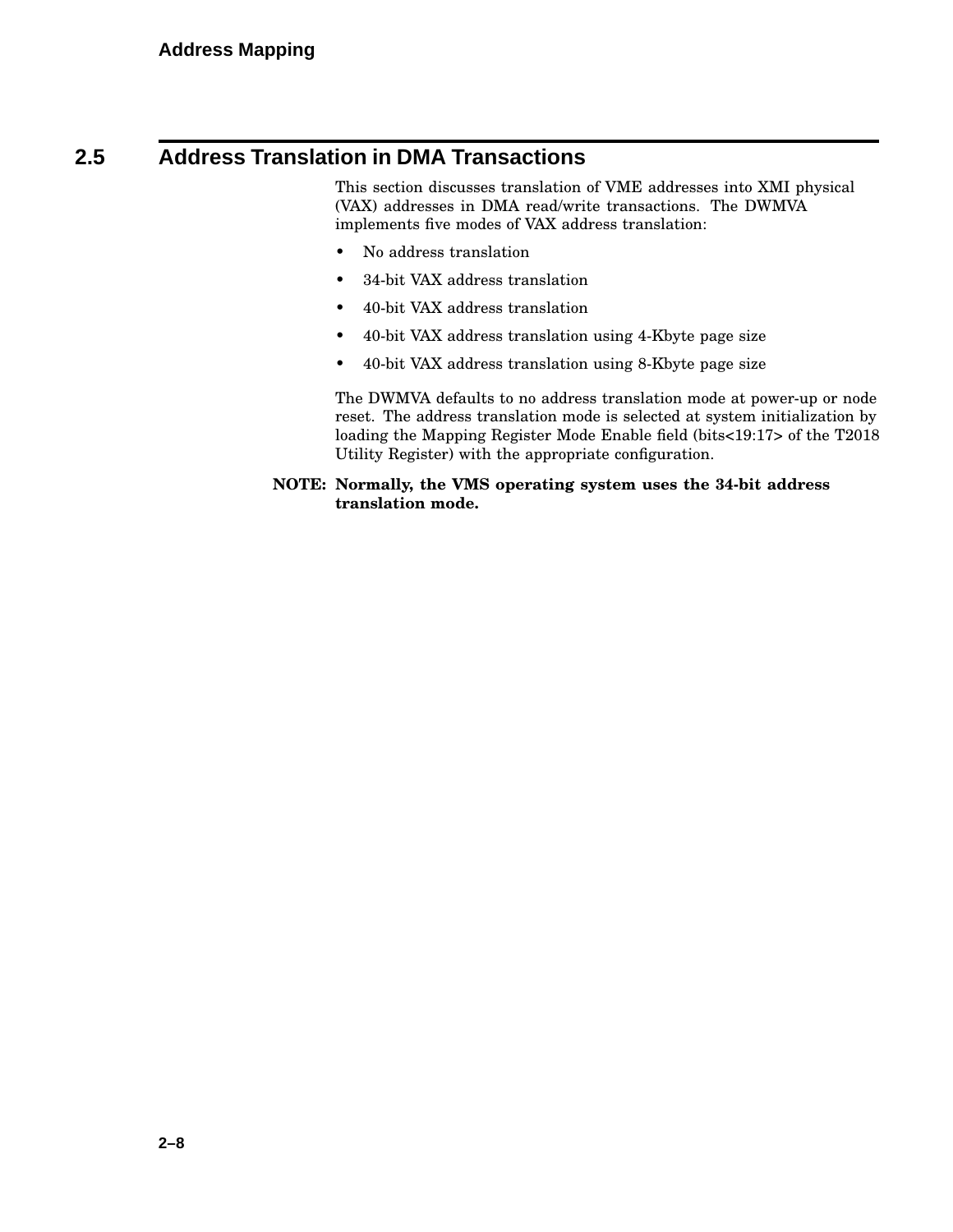## 2.5 Address Translation in DMA Transactions

This section discusses translation of VME addresses into XMI physical (VAX) addresses in DMA read/write transactions. The DWMVA implements five modes of VAX address translation:

- No address translation
- 34-bit VAX address translation
- 40-bit VAX address translation
- 40-bit VAX address translation using 4-Kbyte page size
- 40-bit VAX address translation using 8-Kbyte page size

The DWMVA defaults to no address translation mode at power-up or node reset. The address translation mode is selected at system initialization by loading the Mapping Register Mode Enable field (bits<19:17> of the T2018 Utility Register) with the appropriate configuration.

**NOTE: Normally, the VMS operating system uses the 34-bit address translation mode.**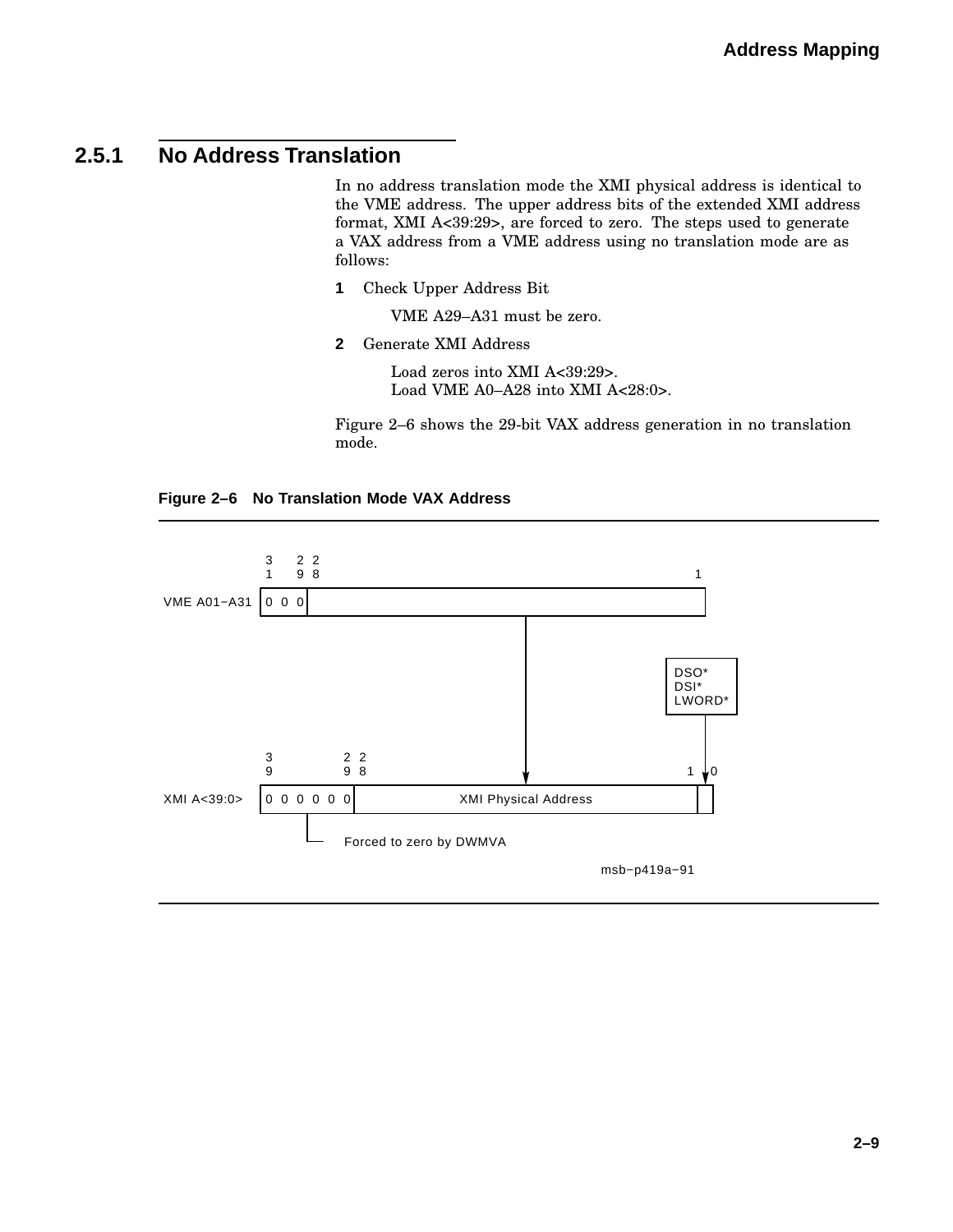### 2.5.1 No Address Translation

In no address translation mode the XMI physical address is identical to the VME address. The upper address bits of the extended XMI address format, XMI A<39:29>, are forced to zero. The steps used to generate a VAX address from a VME address using no translation mode are as follows:

**1** Check Upper Address Bit

VME A29–A31 must be zero.

**2** Generate XMI Address

Load zeros into XMI A<39:29>.
Load VME A0–A28 into XMI A<28:0>.

Figure 2–6 shows the 29-bit VAX address generation in no translation mode.

**Figure 2–6 No Translation Mode VAX Address**

```
             3     2 2
             1     9 8                                          1
            +-----+---------------------------------------------+
VME A01-A31 |0 0 0|                                             |
            +-----+---------------------------------------------+
                                      |
                                      |                    +--------+
                                      |                    | DSO*   |
                                      |                    | DSI*   |
                                      |                    | LWORD* |
                                      |                    +--------+
             3             2 2        |                        |
             9             9 8        |                    1   v 0
            +-------------+-----------v--------------------+---+
XMI A<39:0> |0 0 0 0 0 0  |      XMI Physical Address      |   |
            +-------------+--------------------------------+---+
                  |
                  +--- Forced to zero by DWMVA

                                                    msb-p419a-91
```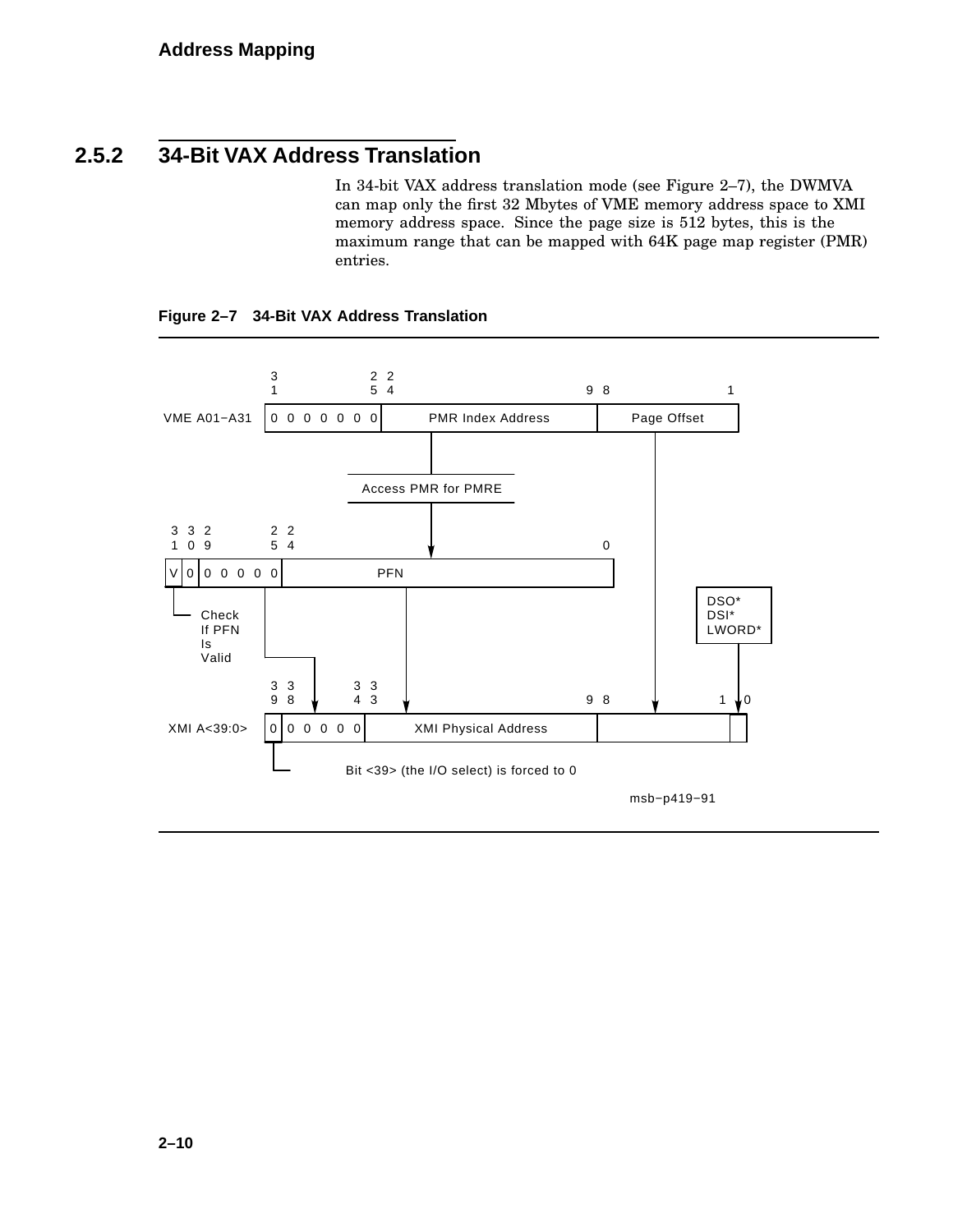### 2.5.2 34-Bit VAX Address Translation

In 34-bit VAX address translation mode (see Figure 2–7), the DWMVA can map only the first 32 Mbytes of VME memory address space to XMI memory address space. Since the page size is 512 bytes, this is the maximum range that can be mapped with 64K page map register (PMR) entries.

**Figure 2–7 34-Bit VAX Address Translation**

```
               3                  2 2                                 9 8                    1
               1                  5 4
VME A01-A31   | 0 0 0 0 0 0 0 |      PMR Index Address      |     Page Offset     |
                                             |                        |
                                 Access PMR for PMRE                  |
                                             |                        |
 3 3 2           2 2                                        0        |
 1 0 9           5 4                                                  |
| V | 0 | 0 0 0 0 0 |                PFN                   |           |       DSO*
   |                       |                                          |       DSI*
   Check                   |                                          |       LWORD*
   If PFN                  |                                          |         |
   Is                      |                                          |         |
   Valid                   |                                          |         |
               3 3         3 3                                9 8     |     1   0
               9 8         4 3                                        |         |
XMI A<39:0>   | 0 | 0 0 0 0 0 |   XMI Physical Address   |                 |   |

               Bit <39> (the I/O select) is forced to 0

                                                              msb-p419-91
```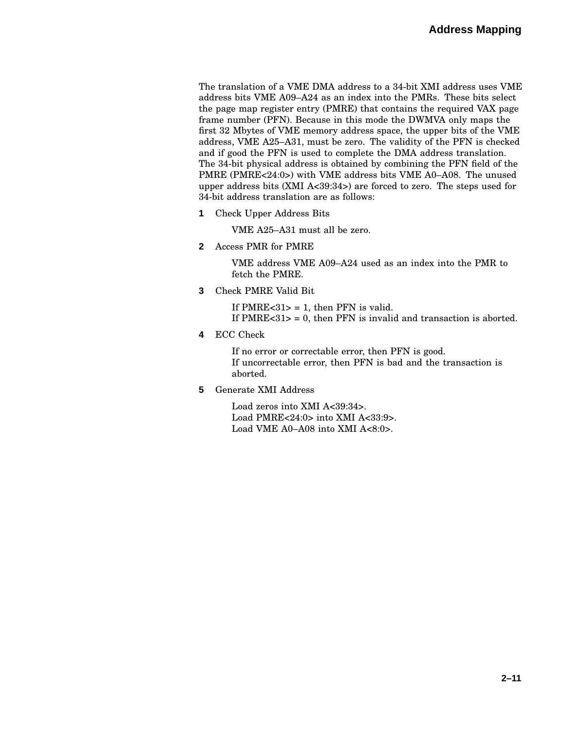The translation of a VME DMA address to a 34-bit XMI address uses VME address bits VME A09–A24 as an index into the PMRs. These bits select the page map register entry (PMRE) that contains the required VAX page frame number (PFN). Because in this mode the DWMVA only maps the first 32 Mbytes of VME memory address space, the upper bits of the VME address, VME A25–A31, must be zero. The validity of the PFN is checked and if good the PFN is used to complete the DMA address translation. The 34-bit physical address is obtained by combining the PFN field of the PMRE (PMRE<24:0>) with VME address bits VME A0–A08. The unused upper address bits (XMI A<39:34>) are forced to zero. The steps used for 34-bit address translation are as follows:

**1** Check Upper Address Bits

VME A25–A31 must all be zero.

**2** Access PMR for PMRE

VME address VME A09–A24 used as an index into the PMR to fetch the PMRE.

**3** Check PMRE Valid Bit

If PMRE<31> = 1, then PFN is valid.
If PMRE<31> = 0, then PFN is invalid and transaction is aborted.

**4** ECC Check

If no error or correctable error, then PFN is good.
If uncorrectable error, then PFN is bad and the transaction is aborted.

**5** Generate XMI Address

Load zeros into XMI A<39:34>.
Load PMRE<24:0> into XMI A<33:9>.
Load VME A0–A08 into XMI A<8:0>.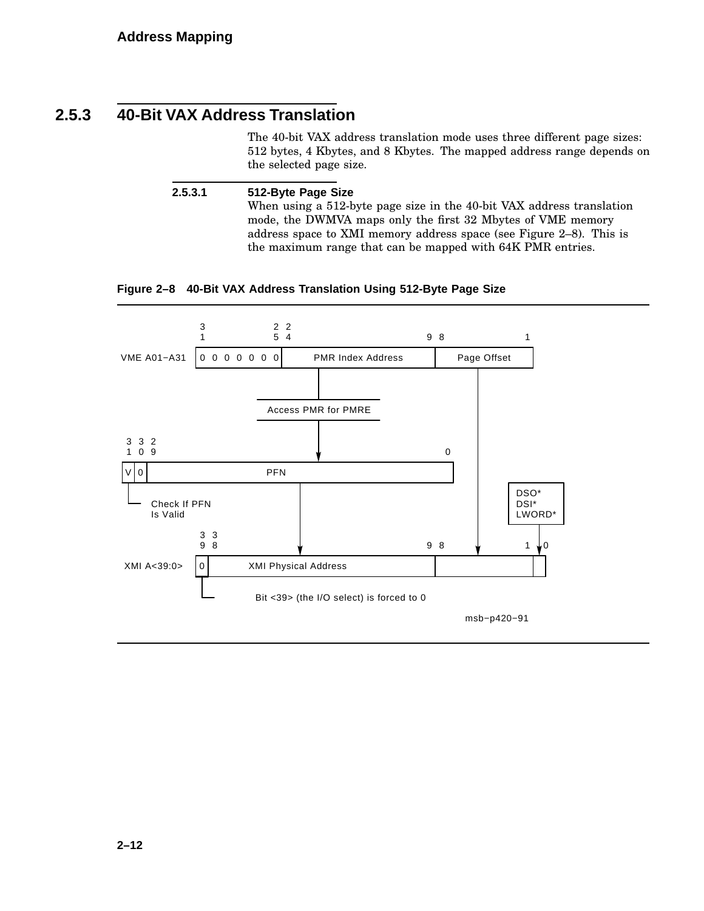## 2.5.3 40-Bit VAX Address Translation

The 40-bit VAX address translation mode uses three different page sizes: 512 bytes, 4 Kbytes, and 8 Kbytes. The mapped address range depends on the selected page size.

### 2.5.3.1 512-Byte Page Size

When using a 512-byte page size in the 40-bit VAX address translation mode, the DWMVA maps only the first 32 Mbytes of VME memory address space to XMI memory address space (see Figure 2–8). This is the maximum range that can be mapped with 64K PMR entries.

**Figure 2–8 40-Bit VAX Address Translation Using 512-Byte Page Size**

```
                 3              2 2                        
                 1              5 4                     9 8             1
VME A01-A31    | 0 0 0 0 0 0 0 |   PMR Index Address   |  Page Offset  |
                                        |                      |
                              Access PMR for PMRE              |
                                        |                      |
3 3 2                                   v             0        |
1 0 9                                                          |
|V|0|                 PFN                             |        |    DSO*
 |                          |                                  |    DSI*
 +-- Check If PFN           |                                  |    LWORD*
     Is Valid               |                                  |      |
                 3 3        |                           9 8    |    1 v 0
                 9 8        v                                  v
XMI A<39:0>    |0|   XMI Physical Address              |              | |
                |
                +-- Bit <39> (the I/O select) is forced to 0

                                                             msb-p420-91
```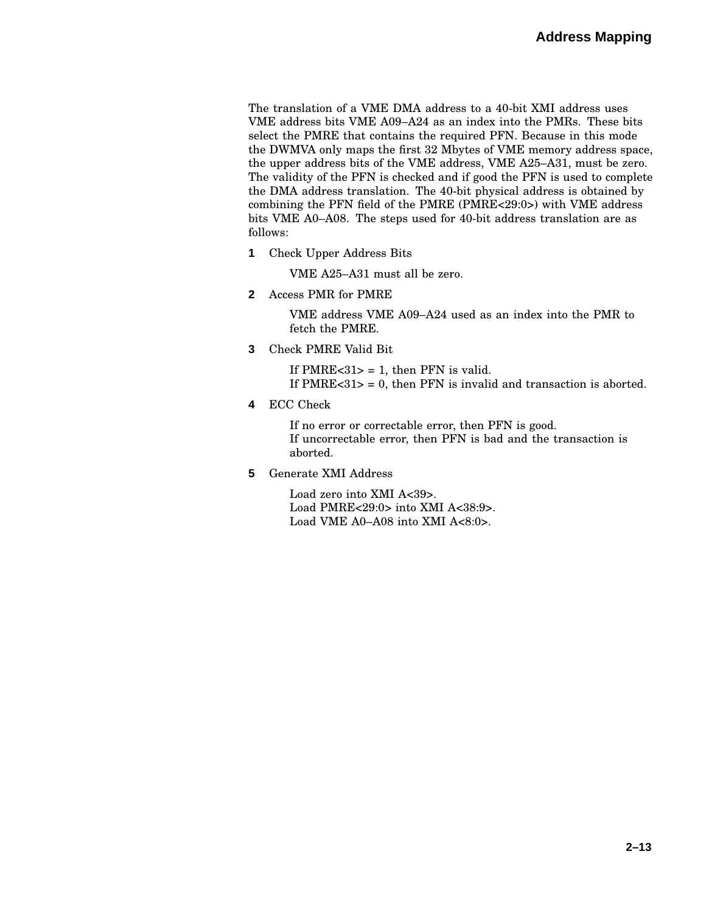The translation of a VME DMA address to a 40-bit XMI address uses VME address bits VME A09–A24 as an index into the PMRs. These bits select the PMRE that contains the required PFN. Because in this mode the DWMVA only maps the first 32 Mbytes of VME memory address space, the upper address bits of the VME address, VME A25–A31, must be zero. The validity of the PFN is checked and if good the PFN is used to complete the DMA address translation. The 40-bit physical address is obtained by combining the PFN field of the PMRE (PMRE<29:0>) with VME address bits VME A0–A08. The steps used for 40-bit address translation are as follows:

1. Check Upper Address Bits

   VME A25–A31 must all be zero.

2. Access PMR for PMRE

   VME address VME A09–A24 used as an index into the PMR to fetch the PMRE.

3. Check PMRE Valid Bit

   If PMRE<31> = 1, then PFN is valid.
   If PMRE<31> = 0, then PFN is invalid and transaction is aborted.

4. ECC Check

   If no error or correctable error, then PFN is good.
   If uncorrectable error, then PFN is bad and the transaction is aborted.

5. Generate XMI Address

   Load zero into XMI A<39>.
   Load PMRE<29:0> into XMI A<38:9>.
   Load VME A0–A08 into XMI A<8:0>.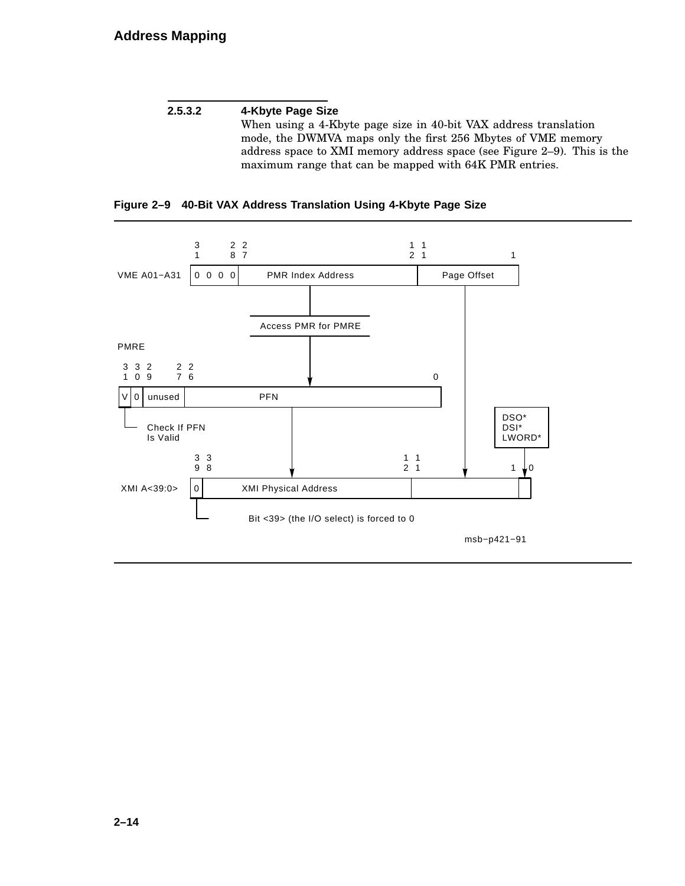#### 2.5.3.2 4-Kbyte Page Size

When using a 4-Kbyte page size in 40-bit VAX address translation mode, the DWMVA maps only the first 256 Mbytes of VME memory address space to XMI memory address space (see Figure 2–9). This is the maximum range that can be mapped with 64K PMR entries.

**Figure 2–9 40-Bit VAX Address Translation Using 4-Kbyte Page Size**

```
                 3      2 2                          1 1
                 1      8 7                          2 1               1
VME A01-A31     | 0 0 0 0 | PMR Index Address       | Page Offset      |
                               |                            |
                     Access PMR for PMRE                    |
PMRE                           |                            |
3 3 2     2 2                  |                  0         |
1 0 9     7 6                  v                            |
| V | 0 | unused | PFN                            |         |   DSO*
  |                       |                                 |   DSI*
  Check If PFN            |                                 |   LWORD*
  Is Valid                |                                 |     |
                 3 3      |                     1 1         |     |
                 9 8      v                     2 1         v   1 v 0
XMI A<39:0>     | 0 | XMI Physical Address      |                 |  |
                  |
                  Bit <39> (the I/O select) is forced to 0

                                                         msb-p421-91
```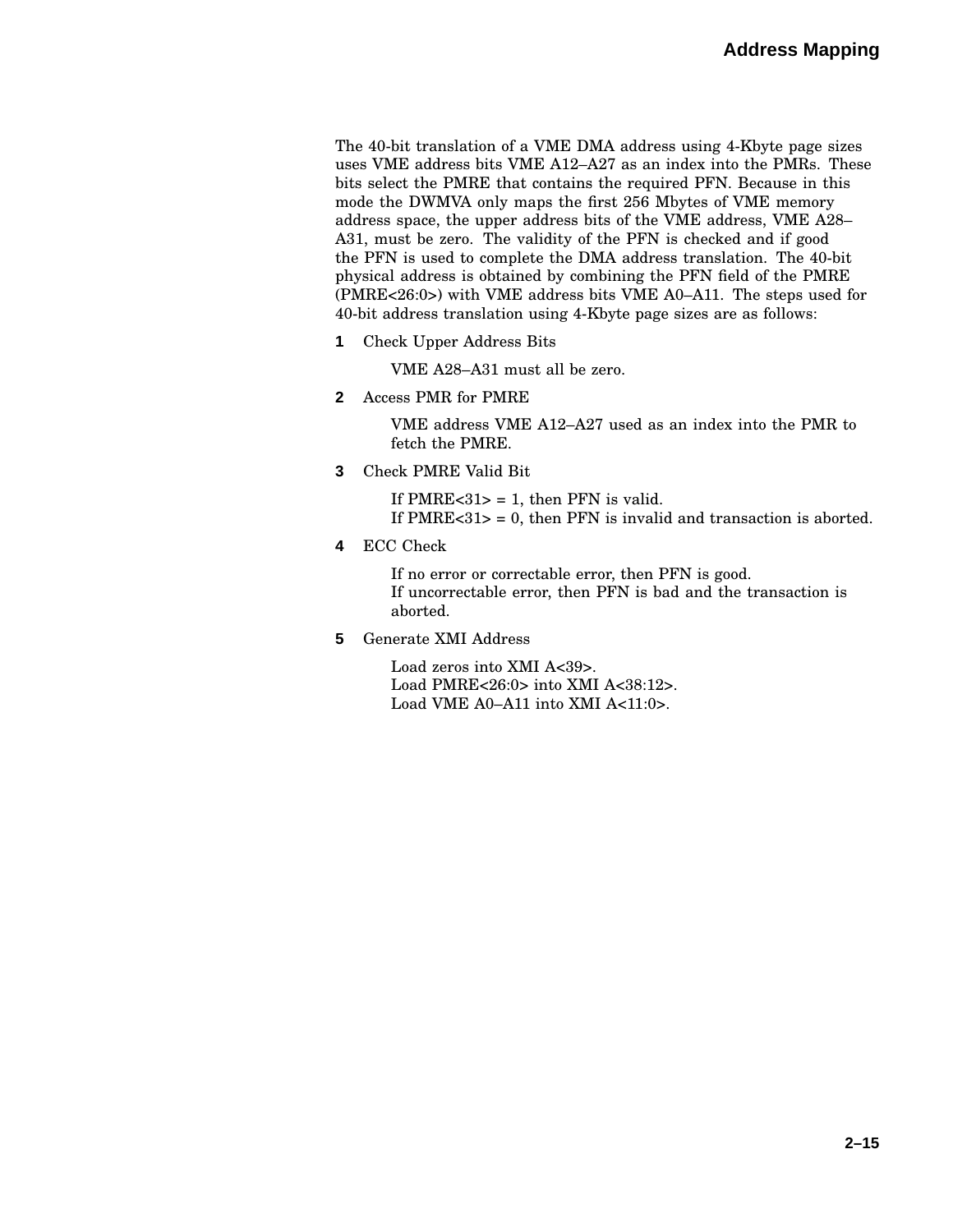The 40-bit translation of a VME DMA address using 4-Kbyte page sizes uses VME address bits VME A12–A27 as an index into the PMRs. These bits select the PMRE that contains the required PFN. Because in this mode the DWMVA only maps the first 256 Mbytes of VME memory address space, the upper address bits of the VME address, VME A28–A31, must be zero. The validity of the PFN is checked and if good the PFN is used to complete the DMA address translation. The 40-bit physical address is obtained by combining the PFN field of the PMRE (PMRE<26:0>) with VME address bits VME A0–A11. The steps used for 40-bit address translation using 4-Kbyte page sizes are as follows:

1. Check Upper Address Bits

   VME A28–A31 must all be zero.

2. Access PMR for PMRE

   VME address VME A12–A27 used as an index into the PMR to fetch the PMRE.

3. Check PMRE Valid Bit

   If PMRE<31> = 1, then PFN is valid.
   If PMRE<31> = 0, then PFN is invalid and transaction is aborted.

4. ECC Check

   If no error or correctable error, then PFN is good.
   If uncorrectable error, then PFN is bad and the transaction is aborted.

5. Generate XMI Address

   Load zeros into XMI A<39>.
   Load PMRE<26:0> into XMI A<38:12>.
   Load VME A0–A11 into XMI A<11:0>.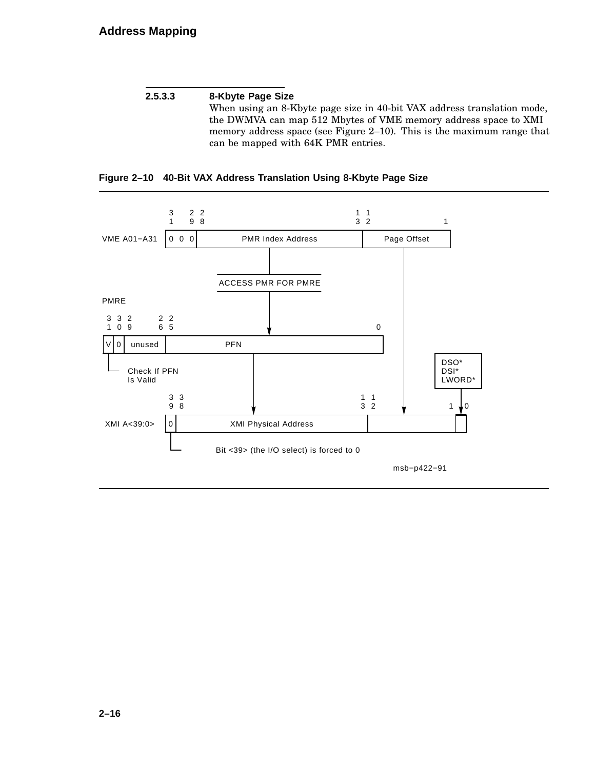#### 2.5.3.3 8-Kbyte Page Size

When using an 8-Kbyte page size in 40-bit VAX address translation mode, the DWMVA can map 512 Mbytes of VME memory address space to XMI memory address space (see Figure 2–10). This is the maximum range that can be mapped with 64K PMR entries.

**Figure 2–10 40-Bit VAX Address Translation Using 8-Kbyte Page Size**

```
                 3   2 2                          1 1
                 1   9 8                          3 2          1
VME A01-A31     | 0 0 0 |    PMR Index Address    | Page Offset |
                              |                          |
                    ACCESS PMR FOR PMRE                  |
PMRE                          |                          |
 3 3 2     2 2                v                  0       |
 1 0 9     6 5                                           |
| V | 0 | unused |          PFN                   |      |     DSO*
  |                          |                           |     DSI*
  +-- Check If PFN           |                           |     LWORD*
      Is Valid               |                           |       |
                 3 3         v                1 1        v     1 v 0
                 9 8                          3 2
XMI A<39:0>     | 0 |   XMI Physical Address  |             |   |
                  |
                  +-- Bit <39> (the I/O select) is forced to 0
```

msb−p422−91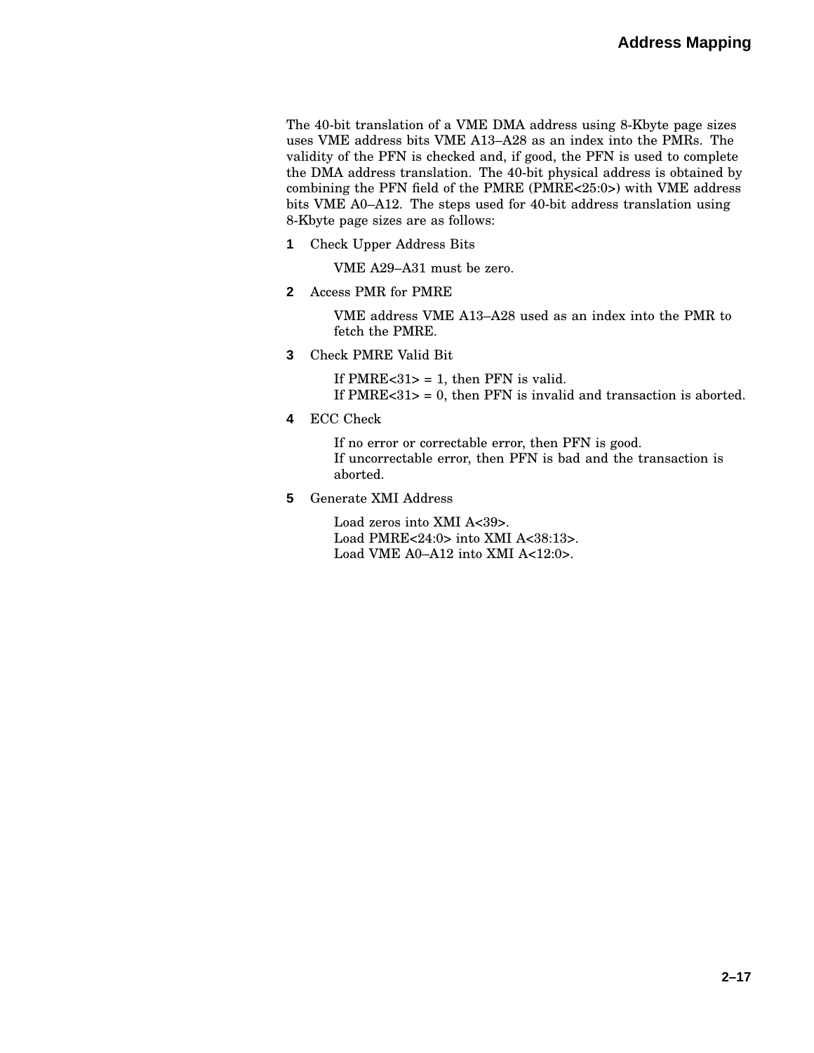The 40-bit translation of a VME DMA address using 8-Kbyte page sizes uses VME address bits VME A13–A28 as an index into the PMRs. The validity of the PFN is checked and, if good, the PFN is used to complete the DMA address translation. The 40-bit physical address is obtained by combining the PFN field of the PMRE (PMRE<25:0>) with VME address bits VME A0–A12. The steps used for 40-bit address translation using 8-Kbyte page sizes are as follows:

1. Check Upper Address Bits

   VME A29–A31 must be zero.

2. Access PMR for PMRE

   VME address VME A13–A28 used as an index into the PMR to fetch the PMRE.

3. Check PMRE Valid Bit

   If PMRE<31> = 1, then PFN is valid.
   If PMRE<31> = 0, then PFN is invalid and transaction is aborted.

4. ECC Check

   If no error or correctable error, then PFN is good.
   If uncorrectable error, then PFN is bad and the transaction is aborted.

5. Generate XMI Address

   Load zeros into XMI A<39>.
   Load PMRE<24:0> into XMI A<38:13>.
   Load VME A0–A12 into XMI A<12:0>.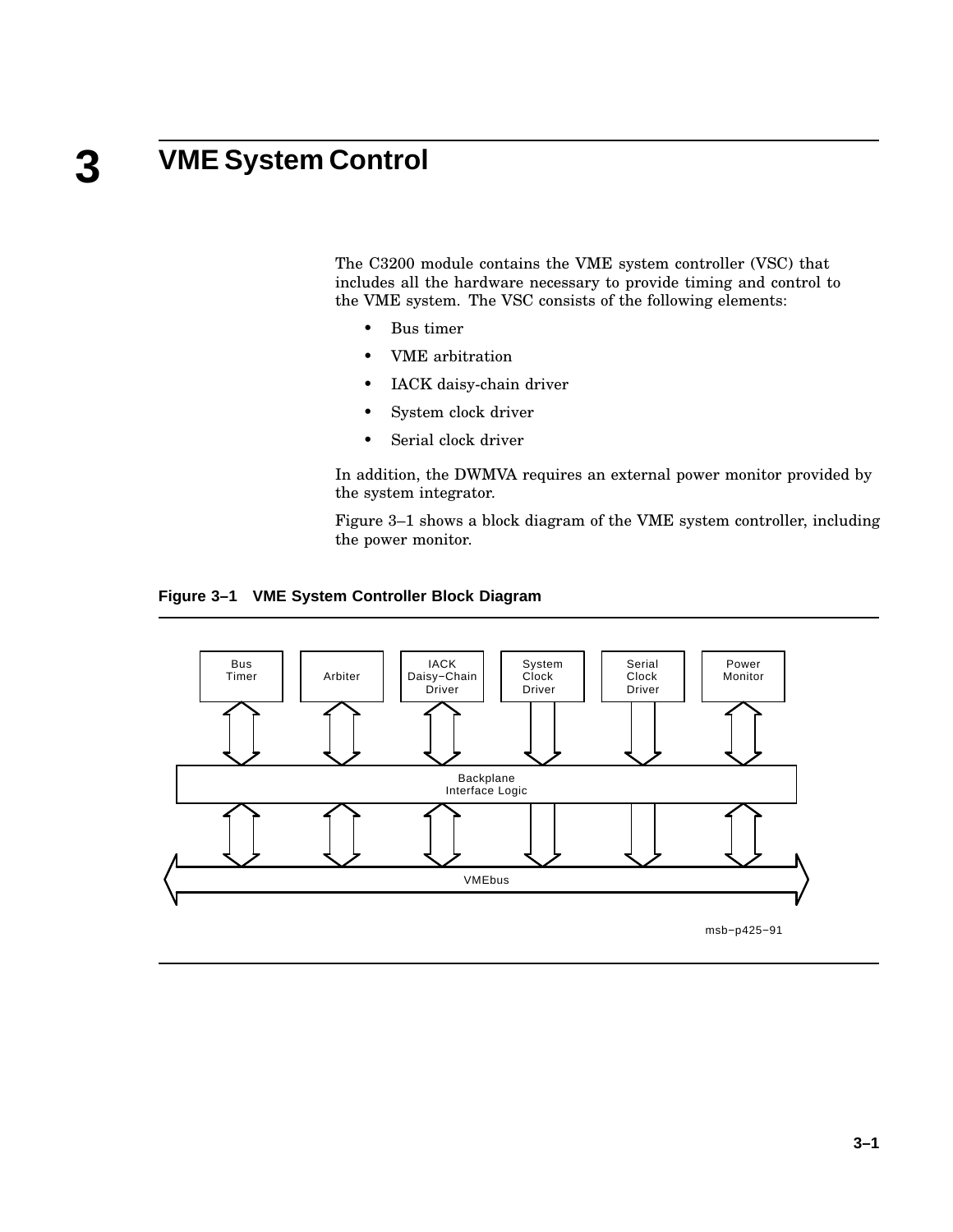# 3 VME System Control

The C3200 module contains the VME system controller (VSC) that includes all the hardware necessary to provide timing and control to the VME system. The VSC consists of the following elements:

- Bus timer
- VME arbitration
- IACK daisy-chain driver
- System clock driver
- Serial clock driver

In addition, the DWMVA requires an external power monitor provided by the system integrator.

Figure 3–1 shows a block diagram of the VME system controller, including the power monitor.

**Figure 3–1 VME System Controller Block Diagram**

Bus Timer | Arbiter | IACK Daisy−Chain Driver | System Clock Driver | Serial Clock Driver | Power Monitor

Backplane Interface Logic

VMEbus

msb−p425−91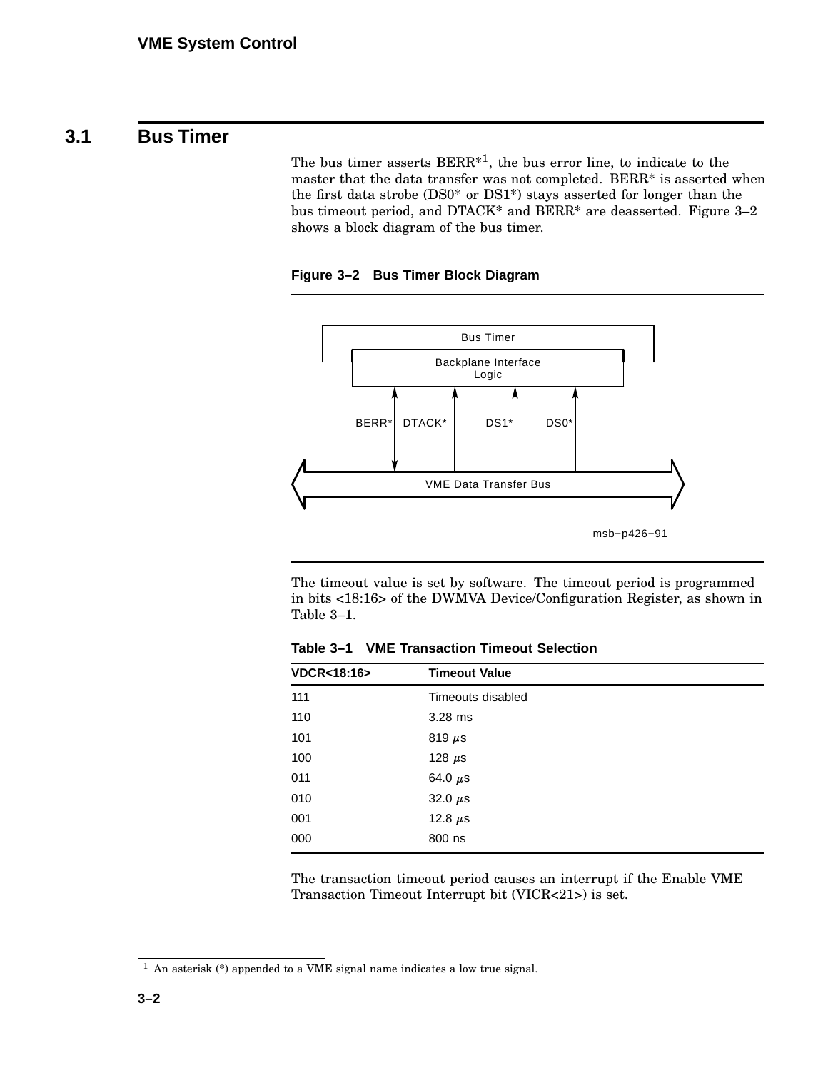## 3.1 Bus Timer

The bus timer asserts BERR*[1], the bus error line, to indicate to the master that the data transfer was not completed. BERR* is asserted when the first data strobe (DS0* or DS1*) stays asserted for longer than the bus timeout period, and DTACK* and BERR* are deasserted. Figure 3–2 shows a block diagram of the bus timer.

**Figure 3–2 Bus Timer Block Diagram**

Bus Timer

Backplane Interface Logic

BERR* DTACK* DS1* DS0*

VME Data Transfer Bus

msb–p426–91

The timeout value is set by software. The timeout period is programmed in bits <18:16> of the DWMVA Device/Configuration Register, as shown in Table 3–1.

**Table 3–1 VME Transaction Timeout Selection**

| VDCR<18:16> | Timeout Value |
|---|---|
| 111 | Timeouts disabled |
| 110 | 3.28 ms |
| 101 | 819 μs |
| 100 | 128 μs |
| 011 | 64.0 μs |
| 010 | 32.0 μs |
| 001 | 12.8 μs |
| 000 | 800 ns |

The transaction timeout period causes an interrupt if the Enable VME Transaction Timeout Interrupt bit (VICR<21>) is set.

[1] An asterisk (*) appended to a VME signal name indicates a low true signal.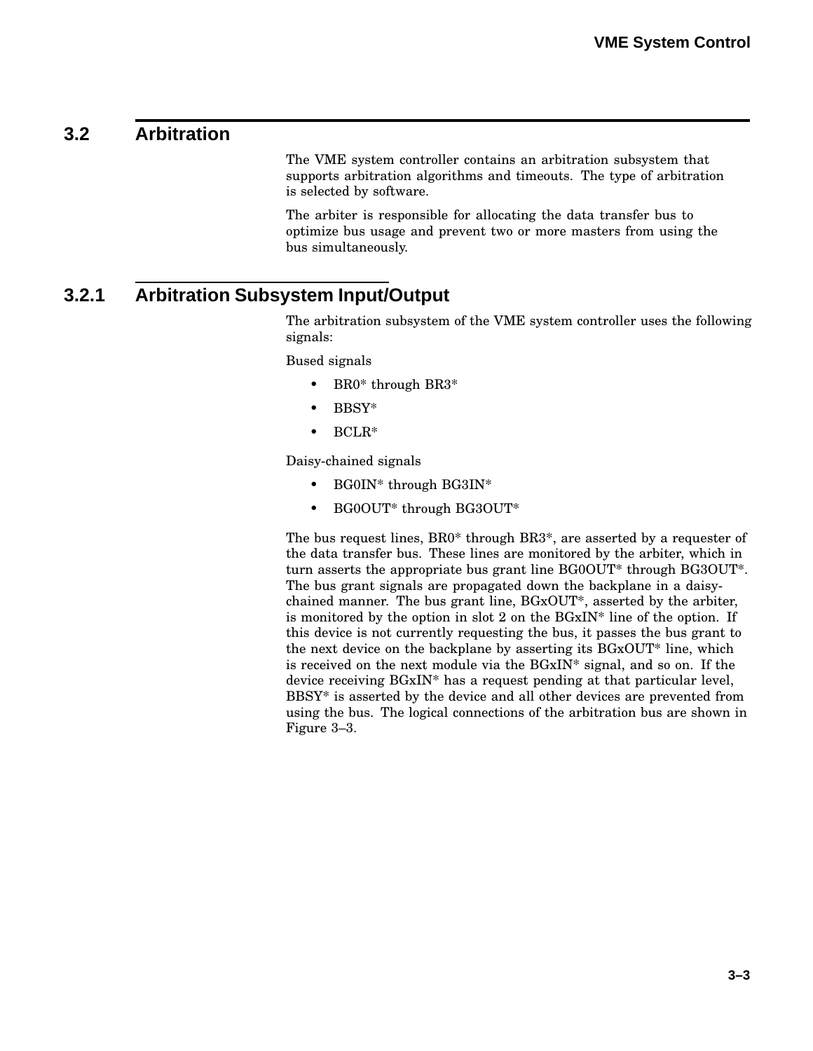## 3.2 Arbitration

The VME system controller contains an arbitration subsystem that supports arbitration algorithms and timeouts. The type of arbitration is selected by software.

The arbiter is responsible for allocating the data transfer bus to optimize bus usage and prevent two or more masters from using the bus simultaneously.

### 3.2.1 Arbitration Subsystem Input/Output

The arbitration subsystem of the VME system controller uses the following signals:

Bused signals

- BR0* through BR3*
- BBSY*
- BCLR*

Daisy-chained signals

- BG0IN* through BG3IN*
- BG0OUT* through BG3OUT*

The bus request lines, BR0* through BR3*, are asserted by a requester of the data transfer bus. These lines are monitored by the arbiter, which in turn asserts the appropriate bus grant line BG0OUT* through BG3OUT*. The bus grant signals are propagated down the backplane in a daisy-chained manner. The bus grant line, BGxOUT*, asserted by the arbiter, is monitored by the option in slot 2 on the BGxIN* line of the option. If this device is not currently requesting the bus, it passes the bus grant to the next device on the backplane by asserting its BGxOUT* line, which is received on the next module via the BGxIN* signal, and so on. If the device receiving BGxIN* has a request pending at that particular level, BBSY* is asserted by the device and all other devices are prevented from using the bus. The logical connections of the arbitration bus are shown in Figure 3–3.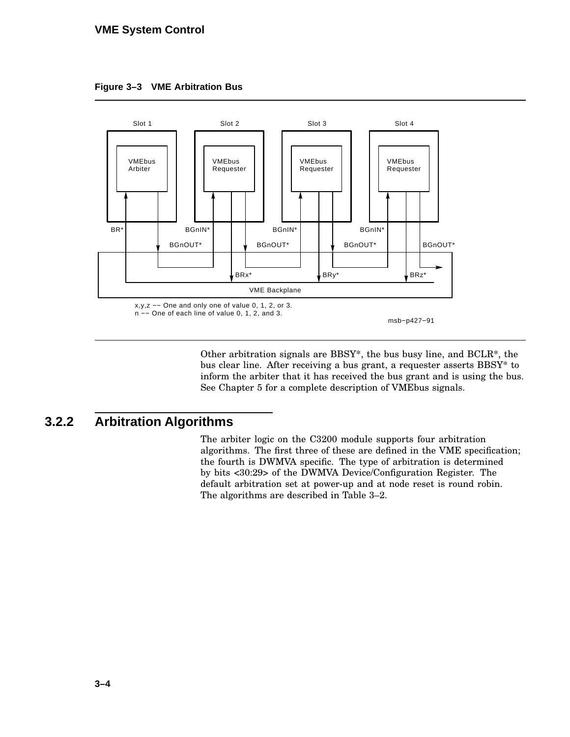**Figure 3–3 VME Arbitration Bus**

Other arbitration signals are BBSY*, the bus busy line, and BCLR*, the bus clear line. After receiving a bus grant, a requester asserts BBSY* to inform the arbiter that it has received the bus grant and is using the bus. See Chapter 5 for a complete description of VMEbus signals.

### 3.2.2 Arbitration Algorithms

The arbiter logic on the C3200 module supports four arbitration algorithms. The first three of these are defined in the VME specification; the fourth is DWMVA specific. The type of arbitration is determined by bits <30:29> of the DWMVA Device/Configuration Register. The default arbitration set at power-up and at node reset is round robin. The algorithms are described in Table 3–2.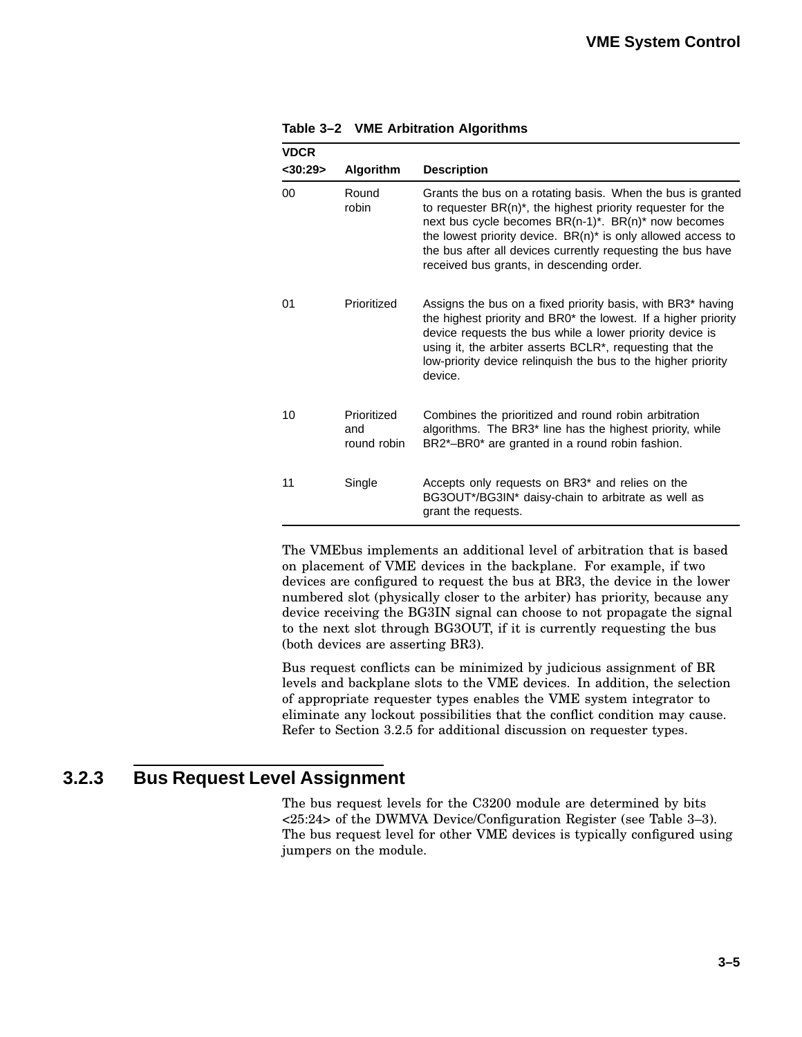**Table 3–2 VME Arbitration Algorithms**

| VDCR <30:29> | Algorithm | Description |
|---|---|---|
| 00 | Round robin | Grants the bus on a rotating basis. When the bus is granted to requester BR(n)*, the highest priority requester for the next bus cycle becomes BR(n-1)*. BR(n)* now becomes the lowest priority device. BR(n)* is only allowed access to the bus after all devices currently requesting the bus have received bus grants, in descending order. |
| 01 | Prioritized | Assigns the bus on a fixed priority basis, with BR3* having the highest priority and BR0* the lowest. If a higher priority device requests the bus while a lower priority device is using it, the arbiter asserts BCLR*, requesting that the low-priority device relinquish the bus to the higher priority device. |
| 10 | Prioritized and round robin | Combines the prioritized and round robin arbitration algorithms. The BR3* line has the highest priority, while BR2*–BR0* are granted in a round robin fashion. |
| 11 | Single | Accepts only requests on BR3* and relies on the BG3OUT*/BG3IN* daisy-chain to arbitrate as well as grant the requests. |

The VMEbus implements an additional level of arbitration that is based on placement of VME devices in the backplane. For example, if two devices are configured to request the bus at BR3, the device in the lower numbered slot (physically closer to the arbiter) has priority, because any device receiving the BG3IN signal can choose to not propagate the signal to the next slot through BG3OUT, if it is currently requesting the bus (both devices are asserting BR3).

Bus request conflicts can be minimized by judicious assignment of BR levels and backplane slots to the VME devices. In addition, the selection of appropriate requester types enables the VME system integrator to eliminate any lockout possibilities that the conflict condition may cause. Refer to Section 3.2.5 for additional discussion on requester types.

### 3.2.3 Bus Request Level Assignment

The bus request levels for the C3200 module are determined by bits <25:24> of the DWMVA Device/Configuration Register (see Table 3–3). The bus request level for other VME devices is typically configured using jumpers on the module.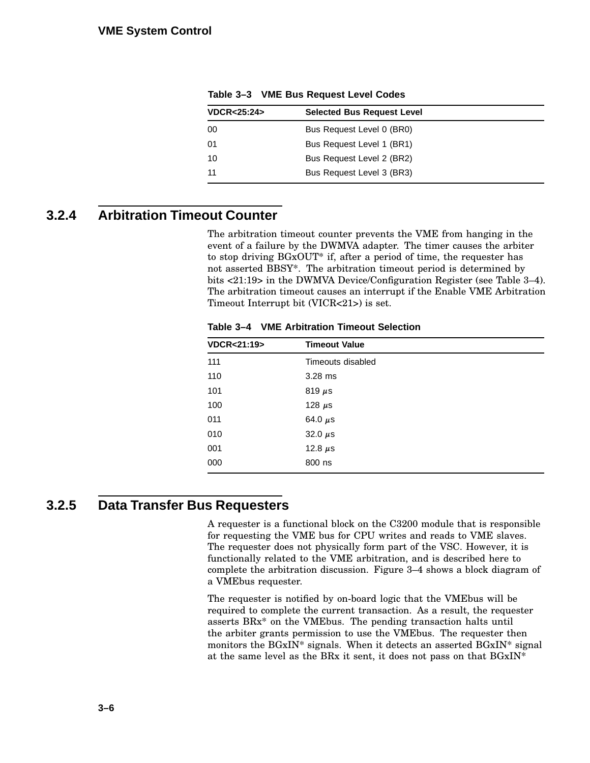**Table 3–3 VME Bus Request Level Codes**

| VDCR<25:24> | Selected Bus Request Level |
| --- | --- |
| 00 | Bus Request Level 0 (BR0) |
| 01 | Bus Request Level 1 (BR1) |
| 10 | Bus Request Level 2 (BR2) |
| 11 | Bus Request Level 3 (BR3) |

### 3.2.4 Arbitration Timeout Counter

The arbitration timeout counter prevents the VME from hanging in the event of a failure by the DWMVA adapter. The timer causes the arbiter to stop driving BGxOUT* if, after a period of time, the requester has not asserted BBSY*. The arbitration timeout period is determined by bits <21:19> in the DWMVA Device/Configuration Register (see Table 3–4). The arbitration timeout causes an interrupt if the Enable VME Arbitration Timeout Interrupt bit (VICR<21>) is set.

**Table 3–4 VME Arbitration Timeout Selection**

| VDCR<21:19> | Timeout Value |
| --- | --- |
| 111 | Timeouts disabled |
| 110 | 3.28 ms |
| 101 | 819 $\mu$s |
| 100 | 128 $\mu$s |
| 011 | 64.0 $\mu$s |
| 010 | 32.0 $\mu$s |
| 001 | 12.8 $\mu$s |
| 000 | 800 ns |

### 3.2.5 Data Transfer Bus Requesters

A requester is a functional block on the C3200 module that is responsible for requesting the VME bus for CPU writes and reads to VME slaves. The requester does not physically form part of the VSC. However, it is functionally related to the VME arbitration, and is described here to complete the arbitration discussion. Figure 3–4 shows a block diagram of a VMEbus requester.

The requester is notified by on-board logic that the VMEbus will be required to complete the current transaction. As a result, the requester asserts BRx* on the VMEbus. The pending transaction halts until the arbiter grants permission to use the VMEbus. The requester then monitors the BGxIN* signals. When it detects an asserted BGxIN* signal at the same level as the BRx it sent, it does not pass on that BGxIN*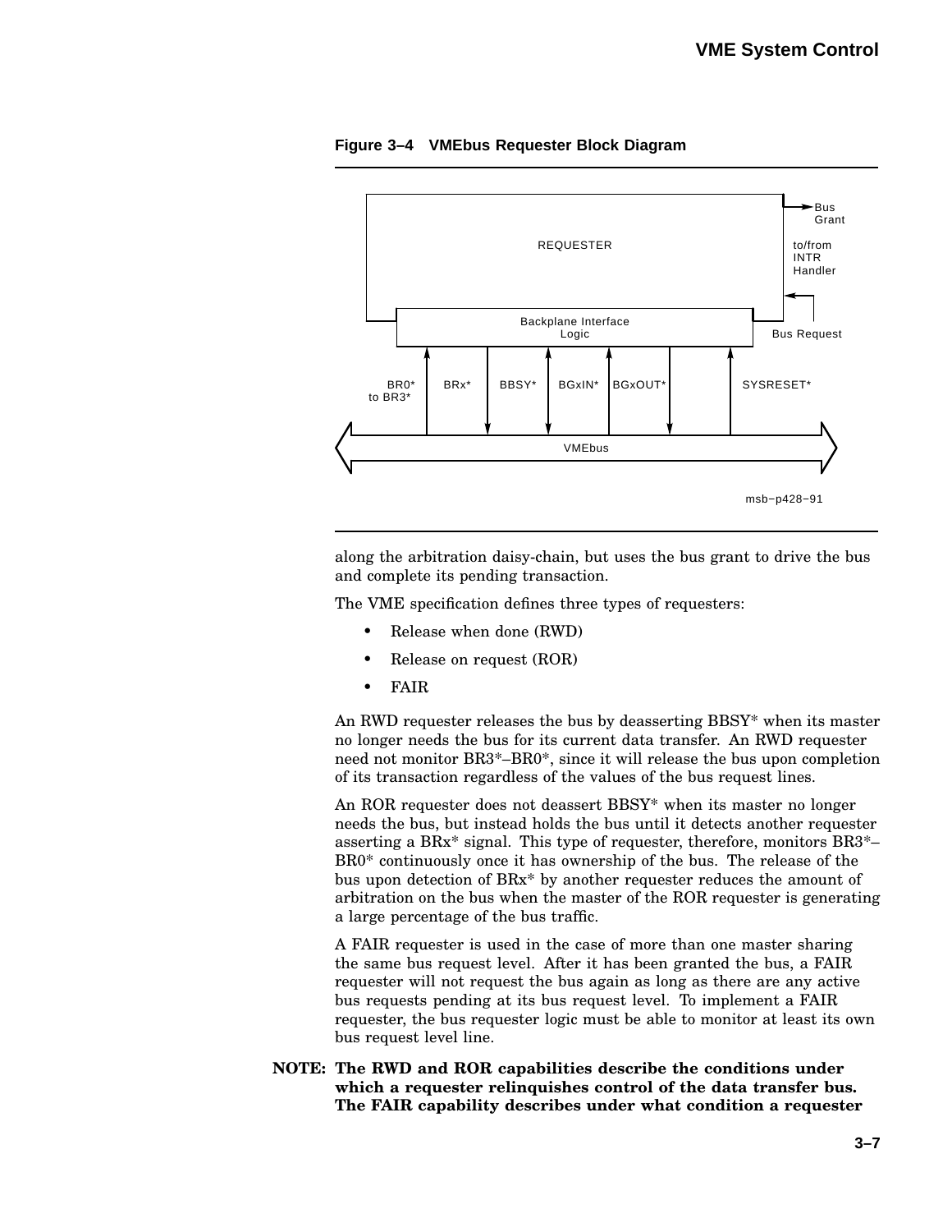**Figure 3–4 VMEbus Requester Block Diagram**

along the arbitration daisy-chain, but uses the bus grant to drive the bus and complete its pending transaction.

The VME specification defines three types of requesters:

- Release when done (RWD)
- Release on request (ROR)
- FAIR

An RWD requester releases the bus by deasserting BBSY* when its master no longer needs the bus for its current data transfer. An RWD requester need not monitor BR3*–BR0*, since it will release the bus upon completion of its transaction regardless of the values of the bus request lines.

An ROR requester does not deassert BBSY* when its master no longer needs the bus, but instead holds the bus until it detects another requester asserting a BRx* signal. This type of requester, therefore, monitors BR3*–BR0* continuously once it has ownership of the bus. The release of the bus upon detection of BRx* by another requester reduces the amount of arbitration on the bus when the master of the ROR requester is generating a large percentage of the bus traffic.

A FAIR requester is used in the case of more than one master sharing the same bus request level. After it has been granted the bus, a FAIR requester will not request the bus again as long as there are any active bus requests pending at its bus request level. To implement a FAIR requester, the bus requester logic must be able to monitor at least its own bus request level line.

**NOTE: The RWD and ROR capabilities describe the conditions under which a requester relinquishes control of the data transfer bus. The FAIR capability describes under what condition a requester**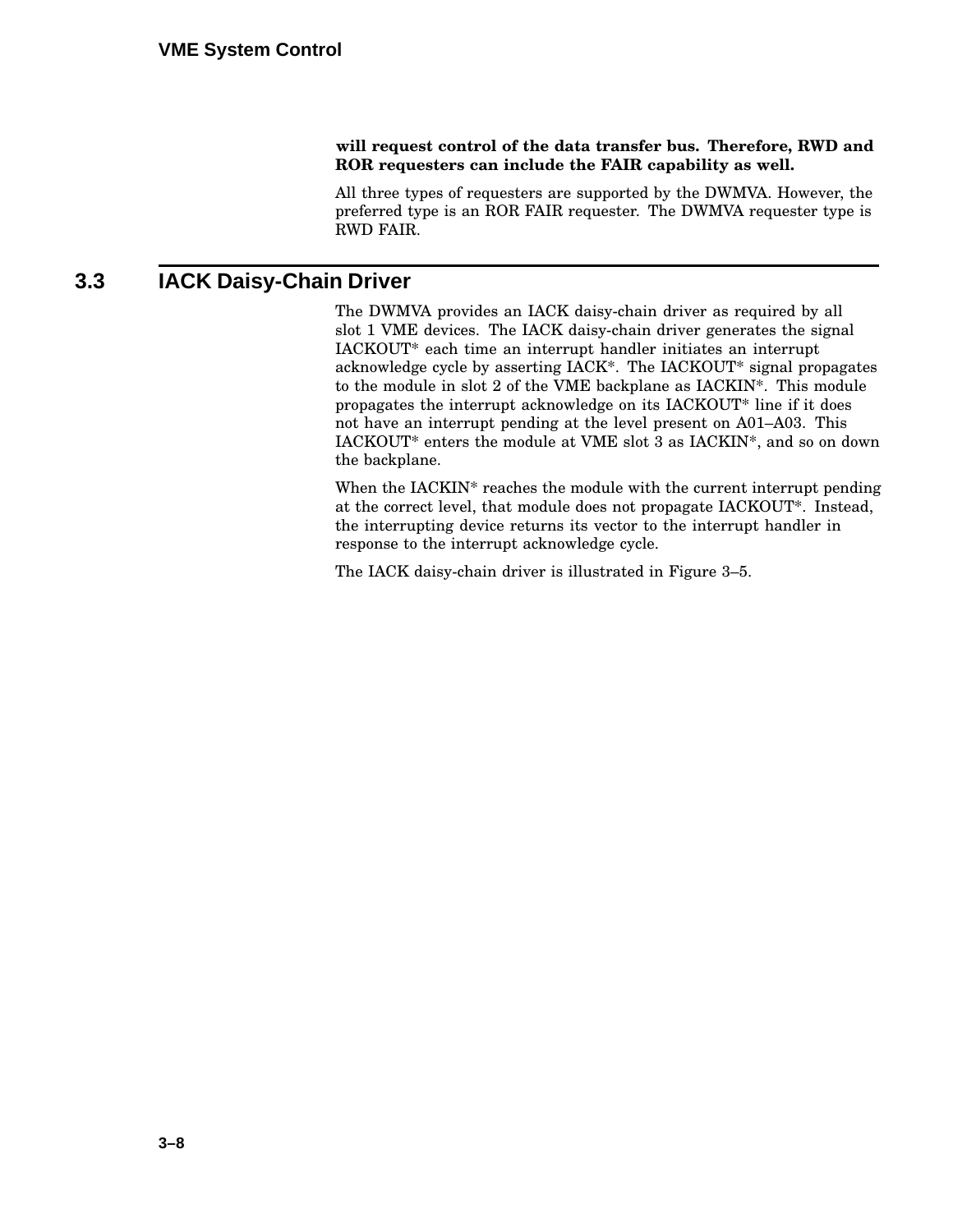**will request control of the data transfer bus. Therefore, RWD and ROR requesters can include the FAIR capability as well.**

All three types of requesters are supported by the DWMVA. However, the preferred type is an ROR FAIR requester. The DWMVA requester type is RWD FAIR.

## 3.3 IACK Daisy-Chain Driver

The DWMVA provides an IACK daisy-chain driver as required by all slot 1 VME devices. The IACK daisy-chain driver generates the signal IACKOUT* each time an interrupt handler initiates an interrupt acknowledge cycle by asserting IACK*. The IACKOUT* signal propagates to the module in slot 2 of the VME backplane as IACKIN*. This module propagates the interrupt acknowledge on its IACKOUT* line if it does not have an interrupt pending at the level present on A01–A03. This IACKOUT* enters the module at VME slot 3 as IACKIN*, and so on down the backplane.

When the IACKIN* reaches the module with the current interrupt pending at the correct level, that module does not propagate IACKOUT*. Instead, the interrupting device returns its vector to the interrupt handler in response to the interrupt acknowledge cycle.

The IACK daisy-chain driver is illustrated in Figure 3–5.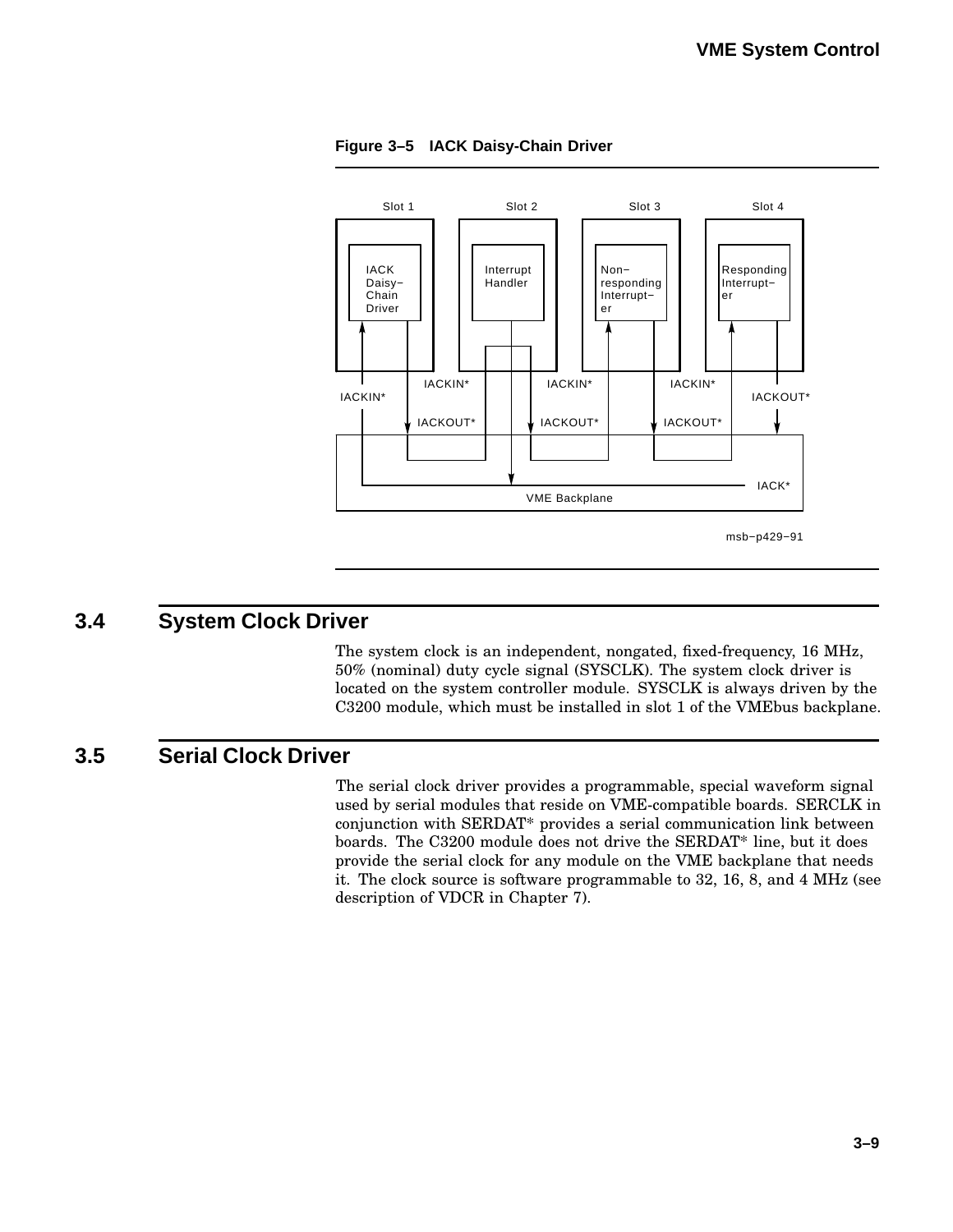**Figure 3–5 IACK Daisy-Chain Driver**

## 3.4 System Clock Driver

The system clock is an independent, nongated, fixed-frequency, 16 MHz, 50% (nominal) duty cycle signal (SYSCLK). The system clock driver is located on the system controller module. SYSCLK is always driven by the C3200 module, which must be installed in slot 1 of the VMEbus backplane.

## 3.5 Serial Clock Driver

The serial clock driver provides a programmable, special waveform signal used by serial modules that reside on VME-compatible boards. SERCLK in conjunction with SERDAT* provides a serial communication link between boards. The C3200 module does not drive the SERDAT* line, but it does provide the serial clock for any module on the VME backplane that needs it. The clock source is software programmable to 32, 16, 8, and 4 MHz (see description of VDCR in Chapter 7).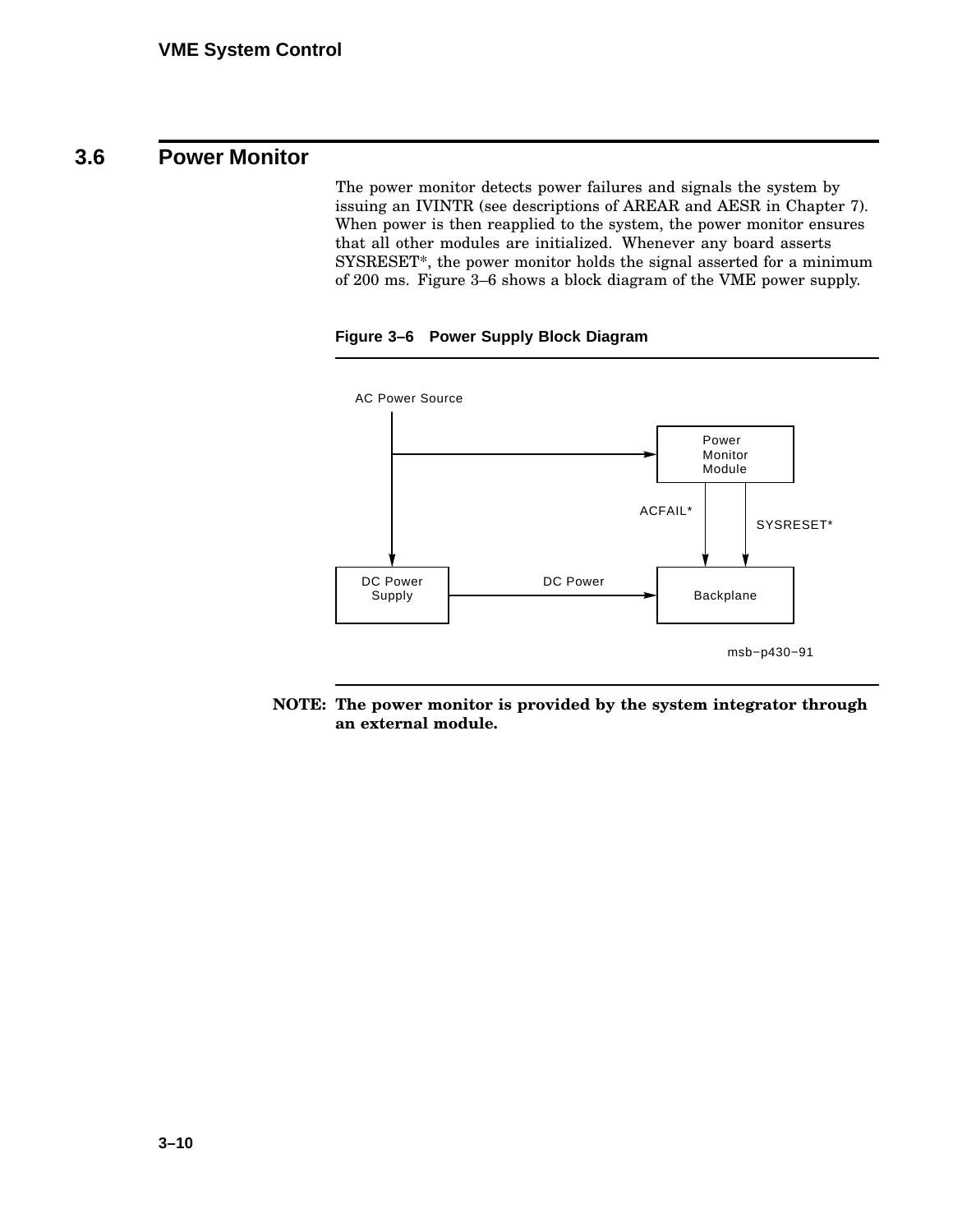## 3.6 Power Monitor

The power monitor detects power failures and signals the system by issuing an IVINTR (see descriptions of AREAR and AESR in Chapter 7). When power is then reapplied to the system, the power monitor ensures that all other modules are initialized. Whenever any board asserts SYSRESET*, the power monitor holds the signal asserted for a minimum of 200 ms. Figure 3–6 shows a block diagram of the VME power supply.

**Figure 3–6 Power Supply Block Diagram**

AC Power Source

Power Monitor Module

ACFAIL*

SYSRESET*

DC Power Supply

DC Power

Backplane

msb−p430−91

**NOTE: The power monitor is provided by the system integrator through an external module.**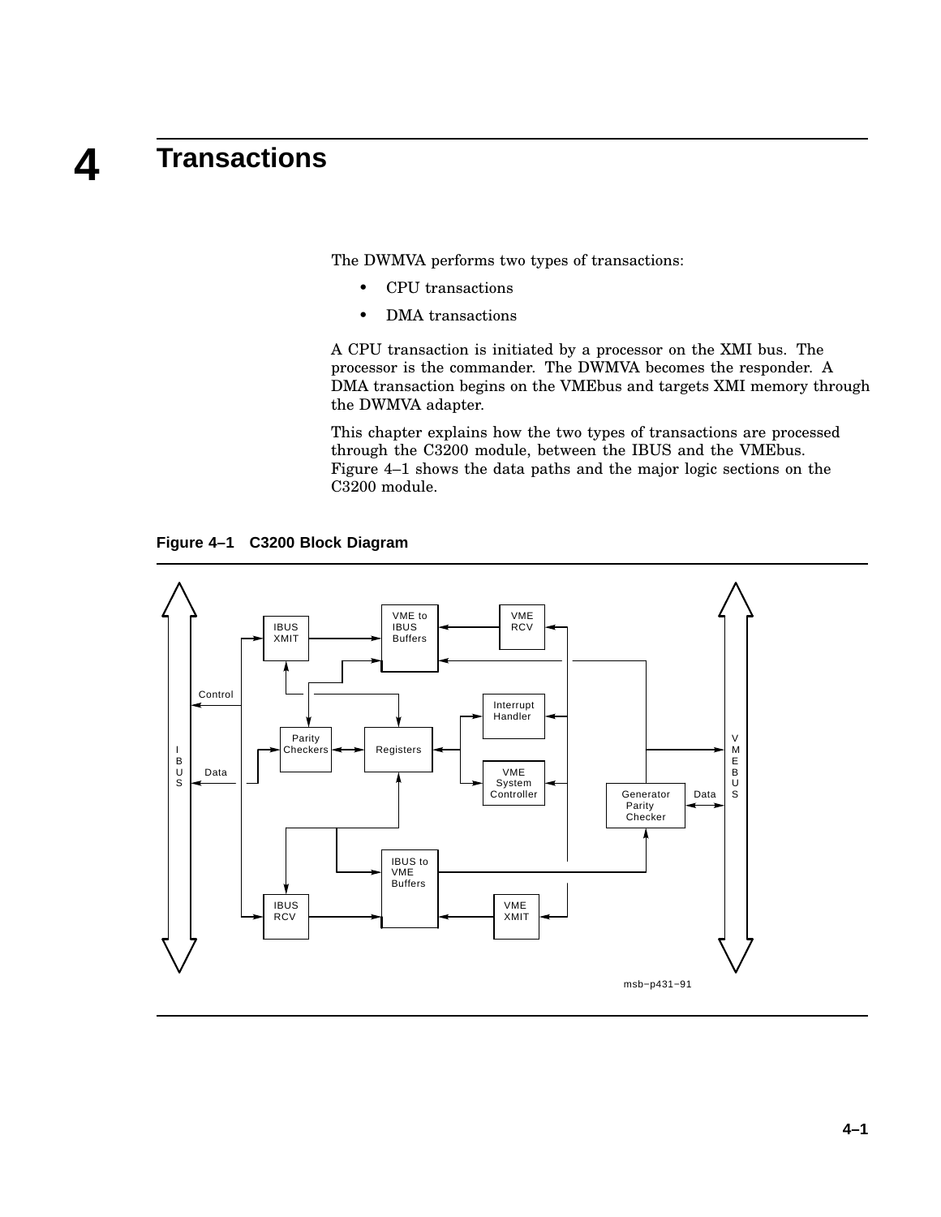# 4 Transactions

The DWMVA performs two types of transactions:

- CPU transactions
- DMA transactions

A CPU transaction is initiated by a processor on the XMI bus. The processor is the commander. The DWMVA becomes the responder. A DMA transaction begins on the VMEbus and targets XMI memory through the DWMVA adapter.

This chapter explains how the two types of transactions are processed through the C3200 module, between the IBUS and the VMEbus. Figure 4–1 shows the data paths and the major logic sections on the C3200 module.

**Figure 4–1 C3200 Block Diagram**

IBUS XMIT · VME to IBUS Buffers · VME RCV · Control · Interrupt Handler · Parity Checkers · Registers · VME System Controller · IBUS · Data · VMEBUS · Generator Parity Checker · Data · IBUS to VME Buffers · IBUS RCV · VME XMIT

msb−p431−91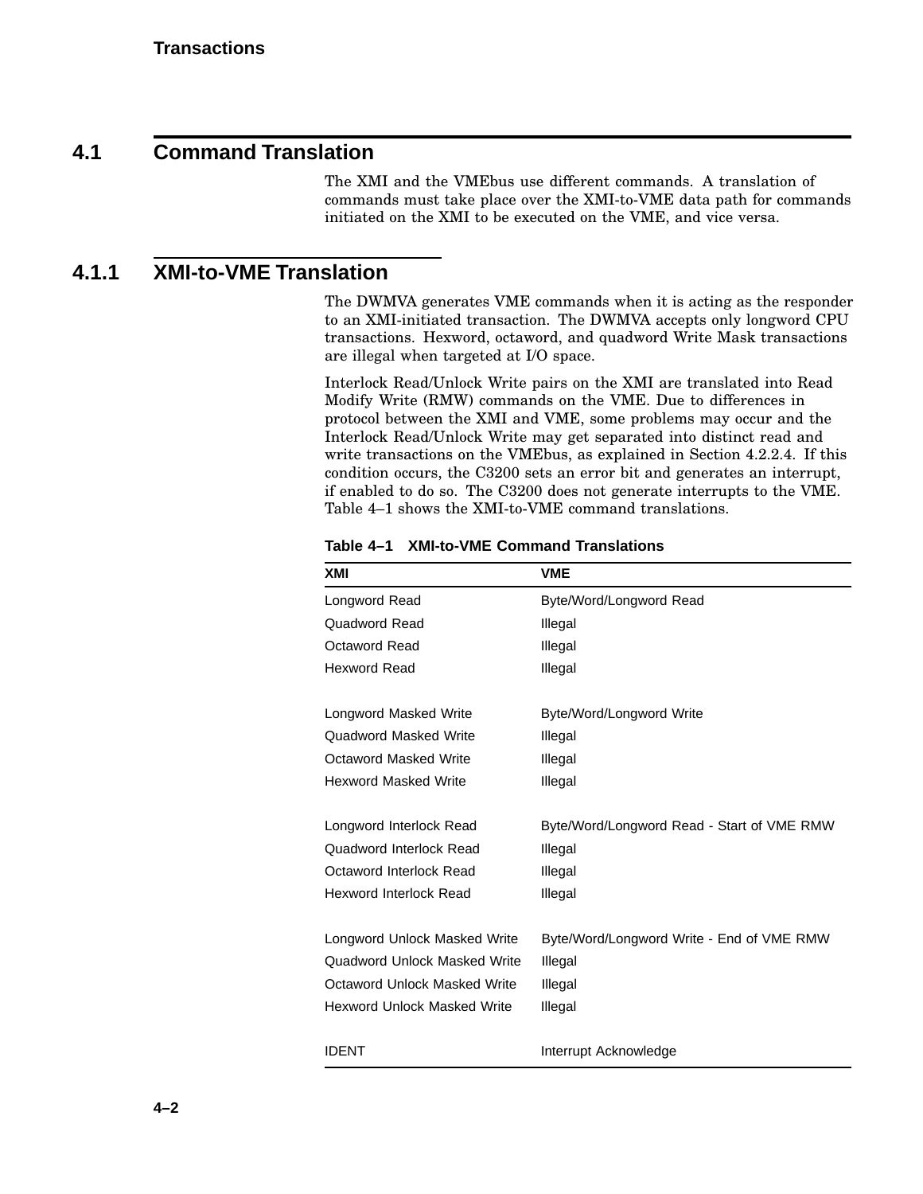## 4.1 Command Translation

The XMI and the VMEbus use different commands. A translation of commands must take place over the XMI-to-VME data path for commands initiated on the XMI to be executed on the VME, and vice versa.

### 4.1.1 XMI-to-VME Translation

The DWMVA generates VME commands when it is acting as the responder to an XMI-initiated transaction. The DWMVA accepts only longword CPU transactions. Hexword, octaword, and quadword Write Mask transactions are illegal when targeted at I/O space.

Interlock Read/Unlock Write pairs on the XMI are translated into Read Modify Write (RMW) commands on the VME. Due to differences in protocol between the XMI and VME, some problems may occur and the Interlock Read/Unlock Write may get separated into distinct read and write transactions on the VMEbus, as explained in Section 4.2.2.4. If this condition occurs, the C3200 sets an error bit and generates an interrupt, if enabled to do so. The C3200 does not generate interrupts to the VME. Table 4–1 shows the XMI-to-VME command translations.

**Table 4–1 XMI-to-VME Command Translations**

| XMI | VME |
|---|---|
| Longword Read | Byte/Word/Longword Read |
| Quadword Read | Illegal |
| Octaword Read | Illegal |
| Hexword Read | Illegal |
| | |
| Longword Masked Write | Byte/Word/Longword Write |
| Quadword Masked Write | Illegal |
| Octaword Masked Write | Illegal |
| Hexword Masked Write | Illegal |
| | |
| Longword Interlock Read | Byte/Word/Longword Read - Start of VME RMW |
| Quadword Interlock Read | Illegal |
| Octaword Interlock Read | Illegal |
| Hexword Interlock Read | Illegal |
| | |
| Longword Unlock Masked Write | Byte/Word/Longword Write - End of VME RMW |
| Quadword Unlock Masked Write | Illegal |
| Octaword Unlock Masked Write | Illegal |
| Hexword Unlock Masked Write | Illegal |
| | |
| IDENT | Interrupt Acknowledge |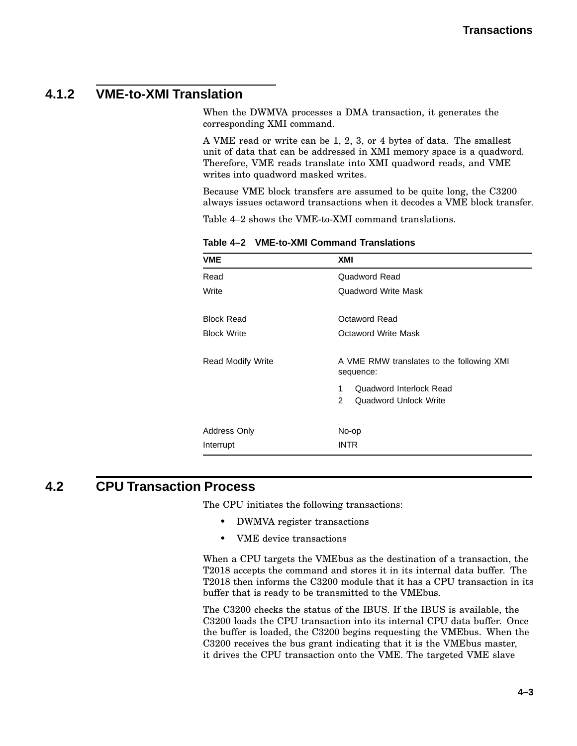### 4.1.2 VME-to-XMI Translation

When the DWMVA processes a DMA transaction, it generates the corresponding XMI command.

A VME read or write can be 1, 2, 3, or 4 bytes of data. The smallest unit of data that can be addressed in XMI memory space is a quadword. Therefore, VME reads translate into XMI quadword reads, and VME writes into quadword masked writes.

Because VME block transfers are assumed to be quite long, the C3200 always issues octaword transactions when it decodes a VME block transfer.

Table 4–2 shows the VME-to-XMI command translations.

**Table 4–2 VME-to-XMI Command Translations**

| VME | XMI |
|---|---|
| Read | Quadword Read |
| Write | Quadword Write Mask |
| Block Read | Octaword Read |
| Block Write | Octaword Write Mask |
| Read Modify Write | A VME RMW translates to the following XMI sequence:<br>1 Quadword Interlock Read<br>2 Quadword Unlock Write |
| Address Only | No-op |
| Interrupt | INTR |

## 4.2 CPU Transaction Process

The CPU initiates the following transactions:

- DWMVA register transactions
- VME device transactions

When a CPU targets the VMEbus as the destination of a transaction, the T2018 accepts the command and stores it in its internal data buffer. The T2018 then informs the C3200 module that it has a CPU transaction in its buffer that is ready to be transmitted to the VMEbus.

The C3200 checks the status of the IBUS. If the IBUS is available, the C3200 loads the CPU transaction into its internal CPU data buffer. Once the buffer is loaded, the C3200 begins requesting the VMEbus. When the C3200 receives the bus grant indicating that it is the VMEbus master, it drives the CPU transaction onto the VME. The targeted VME slave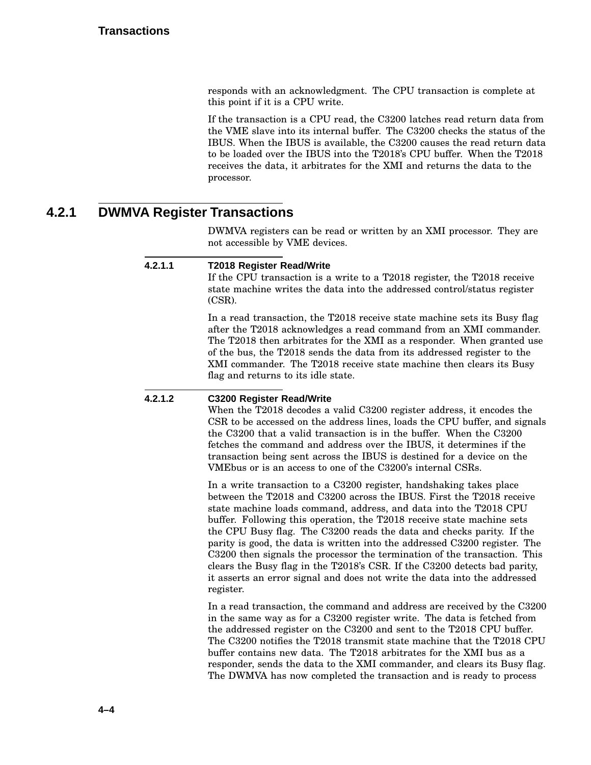responds with an acknowledgment. The CPU transaction is complete at this point if it is a CPU write.

If the transaction is a CPU read, the C3200 latches read return data from the VME slave into its internal buffer. The C3200 checks the status of the IBUS. When the IBUS is available, the C3200 causes the read return data to be loaded over the IBUS into the T2018's CPU buffer. When the T2018 receives the data, it arbitrates for the XMI and returns the data to the processor.

## 4.2.1 DWMVA Register Transactions

DWMVA registers can be read or written by an XMI processor. They are not accessible by VME devices.

### 4.2.1.1 T2018 Register Read/Write

If the CPU transaction is a write to a T2018 register, the T2018 receive state machine writes the data into the addressed control/status register (CSR).

In a read transaction, the T2018 receive state machine sets its Busy flag after the T2018 acknowledges a read command from an XMI commander. The T2018 then arbitrates for the XMI as a responder. When granted use of the bus, the T2018 sends the data from its addressed register to the XMI commander. The T2018 receive state machine then clears its Busy flag and returns to its idle state.

### 4.2.1.2 C3200 Register Read/Write

When the T2018 decodes a valid C3200 register address, it encodes the CSR to be accessed on the address lines, loads the CPU buffer, and signals the C3200 that a valid transaction is in the buffer. When the C3200 fetches the command and address over the IBUS, it determines if the transaction being sent across the IBUS is destined for a device on the VMEbus or is an access to one of the C3200's internal CSRs.

In a write transaction to a C3200 register, handshaking takes place between the T2018 and C3200 across the IBUS. First the T2018 receive state machine loads command, address, and data into the T2018 CPU buffer. Following this operation, the T2018 receive state machine sets the CPU Busy flag. The C3200 reads the data and checks parity. If the parity is good, the data is written into the addressed C3200 register. The C3200 then signals the processor the termination of the transaction. This clears the Busy flag in the T2018's CSR. If the C3200 detects bad parity, it asserts an error signal and does not write the data into the addressed register.

In a read transaction, the command and address are received by the C3200 in the same way as for a C3200 register write. The data is fetched from the addressed register on the C3200 and sent to the T2018 CPU buffer. The C3200 notifies the T2018 transmit state machine that the T2018 CPU buffer contains new data. The T2018 arbitrates for the XMI bus as a responder, sends the data to the XMI commander, and clears its Busy flag. The DWMVA has now completed the transaction and is ready to process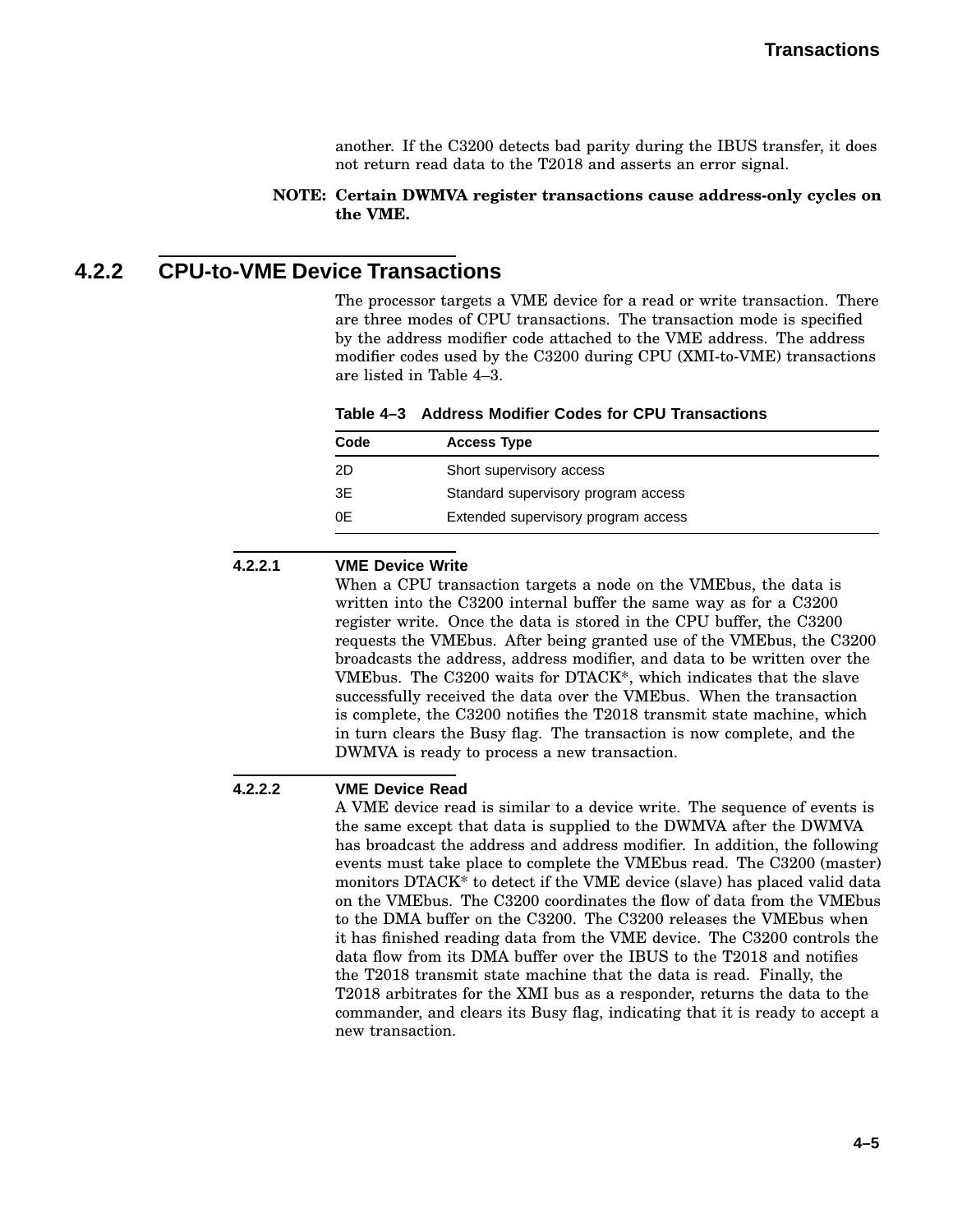another. If the C3200 detects bad parity during the IBUS transfer, it does not return read data to the T2018 and asserts an error signal.

**NOTE: Certain DWMVA register transactions cause address-only cycles on the VME.**

## 4.2.2 CPU-to-VME Device Transactions

The processor targets a VME device for a read or write transaction. There are three modes of CPU transactions. The transaction mode is specified by the address modifier code attached to the VME address. The address modifier codes used by the C3200 during CPU (XMI-to-VME) transactions are listed in Table 4–3.

**Table 4–3 Address Modifier Codes for CPU Transactions**

| Code | Access Type |
|---|---|
| 2D | Short supervisory access |
| 3E | Standard supervisory program access |
| 0E | Extended supervisory program access |

### 4.2.2.1 VME Device Write

When a CPU transaction targets a node on the VMEbus, the data is written into the C3200 internal buffer the same way as for a C3200 register write. Once the data is stored in the CPU buffer, the C3200 requests the VMEbus. After being granted use of the VMEbus, the C3200 broadcasts the address, address modifier, and data to be written over the VMEbus. The C3200 waits for DTACK*, which indicates that the slave successfully received the data over the VMEbus. When the transaction is complete, the C3200 notifies the T2018 transmit state machine, which in turn clears the Busy flag. The transaction is now complete, and the DWMVA is ready to process a new transaction.

### 4.2.2.2 VME Device Read

A VME device read is similar to a device write. The sequence of events is the same except that data is supplied to the DWMVA after the DWMVA has broadcast the address and address modifier. In addition, the following events must take place to complete the VMEbus read. The C3200 (master) monitors DTACK* to detect if the VME device (slave) has placed valid data on the VMEbus. The C3200 coordinates the flow of data from the VMEbus to the DMA buffer on the C3200. The C3200 releases the VMEbus when it has finished reading data from the VME device. The C3200 controls the data flow from its DMA buffer over the IBUS to the T2018 and notifies the T2018 transmit state machine that the data is read. Finally, the T2018 arbitrates for the XMI bus as a responder, returns the data to the commander, and clears its Busy flag, indicating that it is ready to accept a new transaction.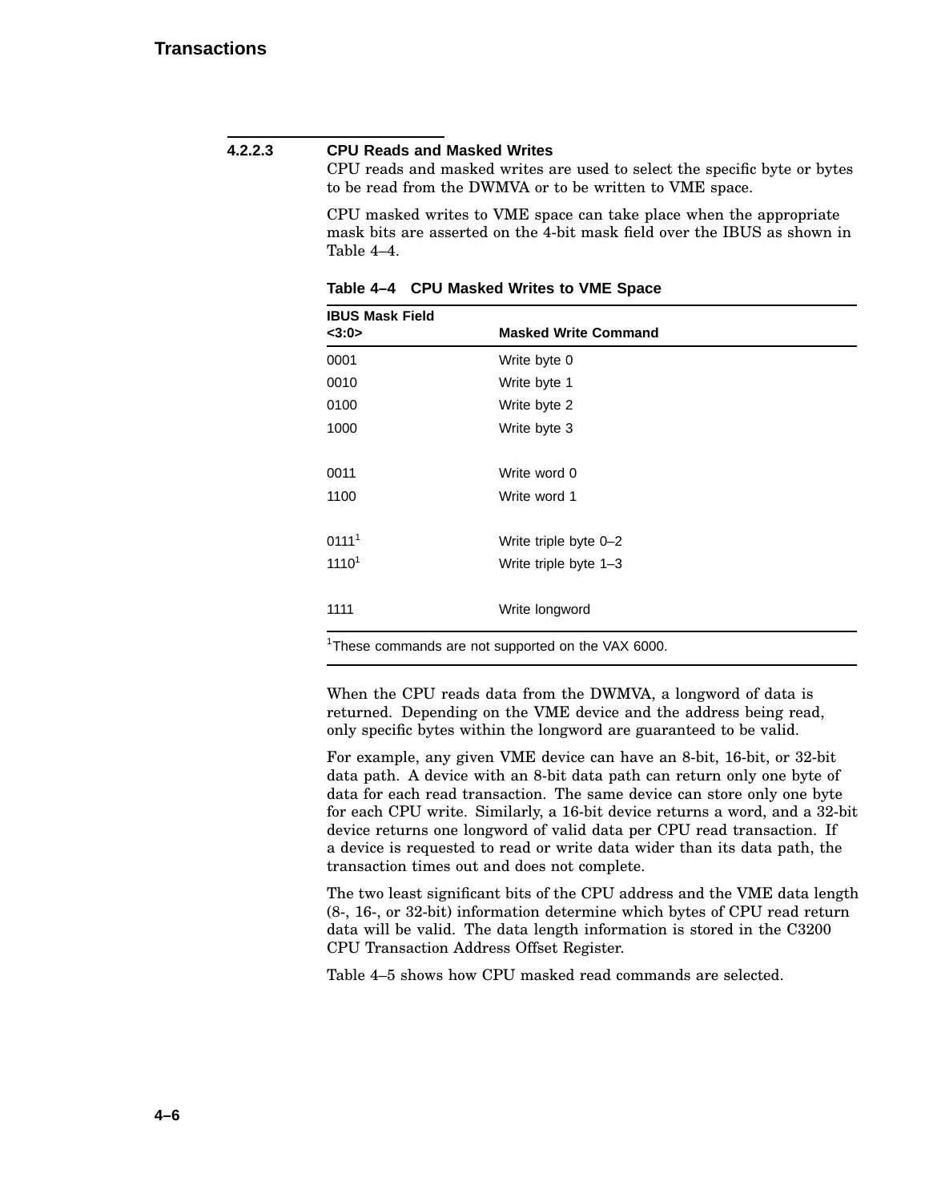### 4.2.2.3 CPU Reads and Masked Writes

CPU reads and masked writes are used to select the specific byte or bytes to be read from the DWMVA or to be written to VME space.

CPU masked writes to VME space can take place when the appropriate mask bits are asserted on the 4-bit mask field over the IBUS as shown in Table 4–4.

**Table 4–4 CPU Masked Writes to VME Space**

| IBUS Mask Field <3:0> | Masked Write Command |
|---|---|
| 0001 | Write byte 0 |
| 0010 | Write byte 1 |
| 0100 | Write byte 2 |
| 1000 | Write byte 3 |
| 0011 | Write word 0 |
| 1100 | Write word 1 |
| 0111[1] | Write triple byte 0–2 |
| 1110[1] | Write triple byte 1–3 |
| 1111 | Write longword |

[1]These commands are not supported on the VAX 6000.

When the CPU reads data from the DWMVA, a longword of data is returned. Depending on the VME device and the address being read, only specific bytes within the longword are guaranteed to be valid.

For example, any given VME device can have an 8-bit, 16-bit, or 32-bit data path. A device with an 8-bit data path can return only one byte of data for each read transaction. The same device can store only one byte for each CPU write. Similarly, a 16-bit device returns a word, and a 32-bit device returns one longword of valid data per CPU read transaction. If a device is requested to read or write data wider than its data path, the transaction times out and does not complete.

The two least significant bits of the CPU address and the VME data length (8-, 16-, or 32-bit) information determine which bytes of CPU read return data will be valid. The data length information is stored in the C3200 CPU Transaction Address Offset Register.

Table 4–5 shows how CPU masked read commands are selected.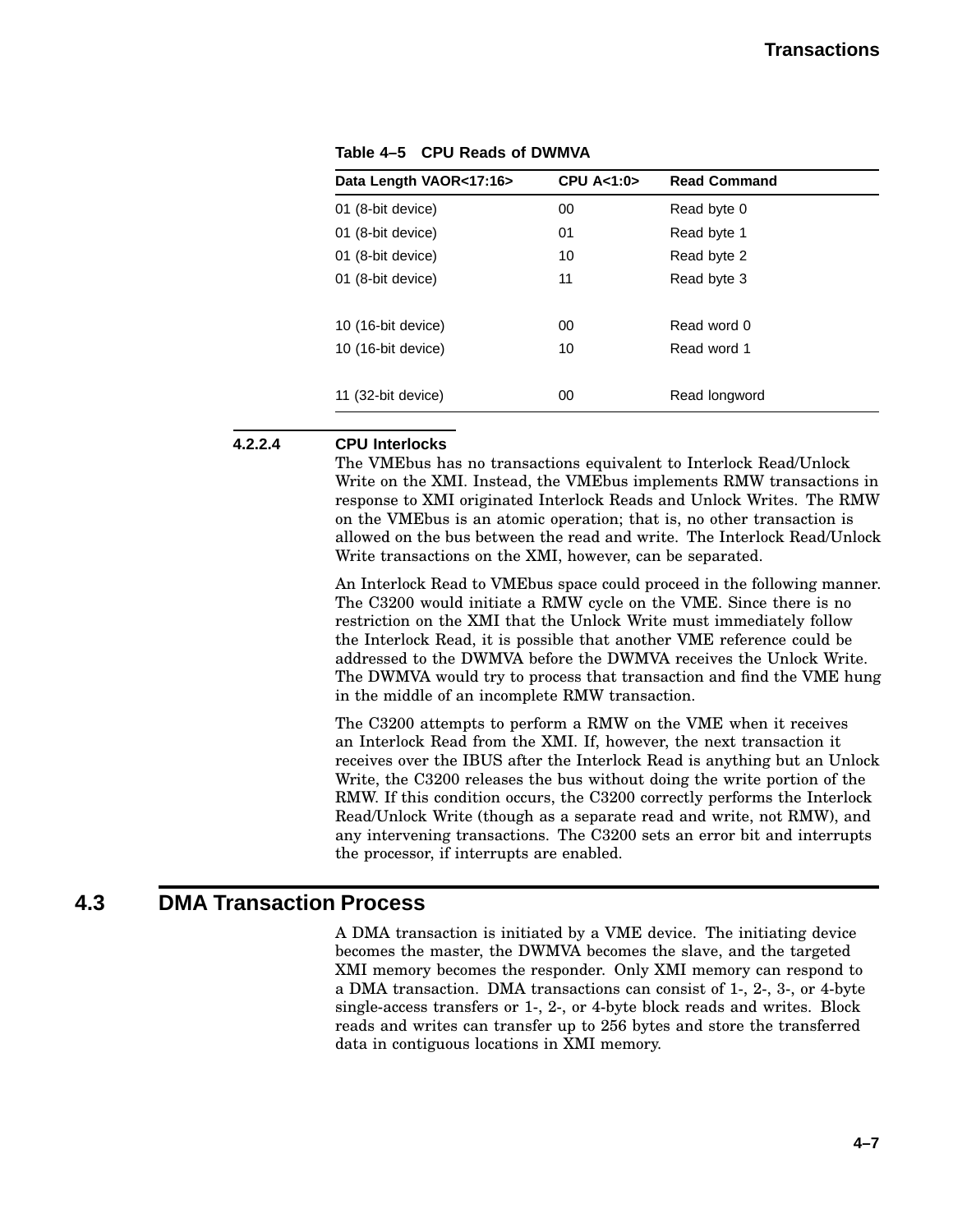**Table 4–5 CPU Reads of DWMVA**

| Data Length VAOR<17:16> | CPU A<1:0> | Read Command |
|---|---|---|
| 01 (8-bit device) | 00 | Read byte 0 |
| 01 (8-bit device) | 01 | Read byte 1 |
| 01 (8-bit device) | 10 | Read byte 2 |
| 01 (8-bit device) | 11 | Read byte 3 |
| 10 (16-bit device) | 00 | Read word 0 |
| 10 (16-bit device) | 10 | Read word 1 |
| 11 (32-bit device) | 00 | Read longword |

#### 4.2.2.4 CPU Interlocks

The VMEbus has no transactions equivalent to Interlock Read/Unlock Write on the XMI. Instead, the VMEbus implements RMW transactions in response to XMI originated Interlock Reads and Unlock Writes. The RMW on the VMEbus is an atomic operation; that is, no other transaction is allowed on the bus between the read and write. The Interlock Read/Unlock Write transactions on the XMI, however, can be separated.

An Interlock Read to VMEbus space could proceed in the following manner. The C3200 would initiate a RMW cycle on the VME. Since there is no restriction on the XMI that the Unlock Write must immediately follow the Interlock Read, it is possible that another VME reference could be addressed to the DWMVA before the DWMVA receives the Unlock Write. The DWMVA would try to process that transaction and find the VME hung in the middle of an incomplete RMW transaction.

The C3200 attempts to perform a RMW on the VME when it receives an Interlock Read from the XMI. If, however, the next transaction it receives over the IBUS after the Interlock Read is anything but an Unlock Write, the C3200 releases the bus without doing the write portion of the RMW. If this condition occurs, the C3200 correctly performs the Interlock Read/Unlock Write (though as a separate read and write, not RMW), and any intervening transactions. The C3200 sets an error bit and interrupts the processor, if interrupts are enabled.

## 4.3 DMA Transaction Process

A DMA transaction is initiated by a VME device. The initiating device becomes the master, the DWMVA becomes the slave, and the targeted XMI memory becomes the responder. Only XMI memory can respond to a DMA transaction. DMA transactions can consist of 1-, 2-, 3-, or 4-byte single-access transfers or 1-, 2-, or 4-byte block reads and writes. Block reads and writes can transfer up to 256 bytes and store the transferred data in contiguous locations in XMI memory.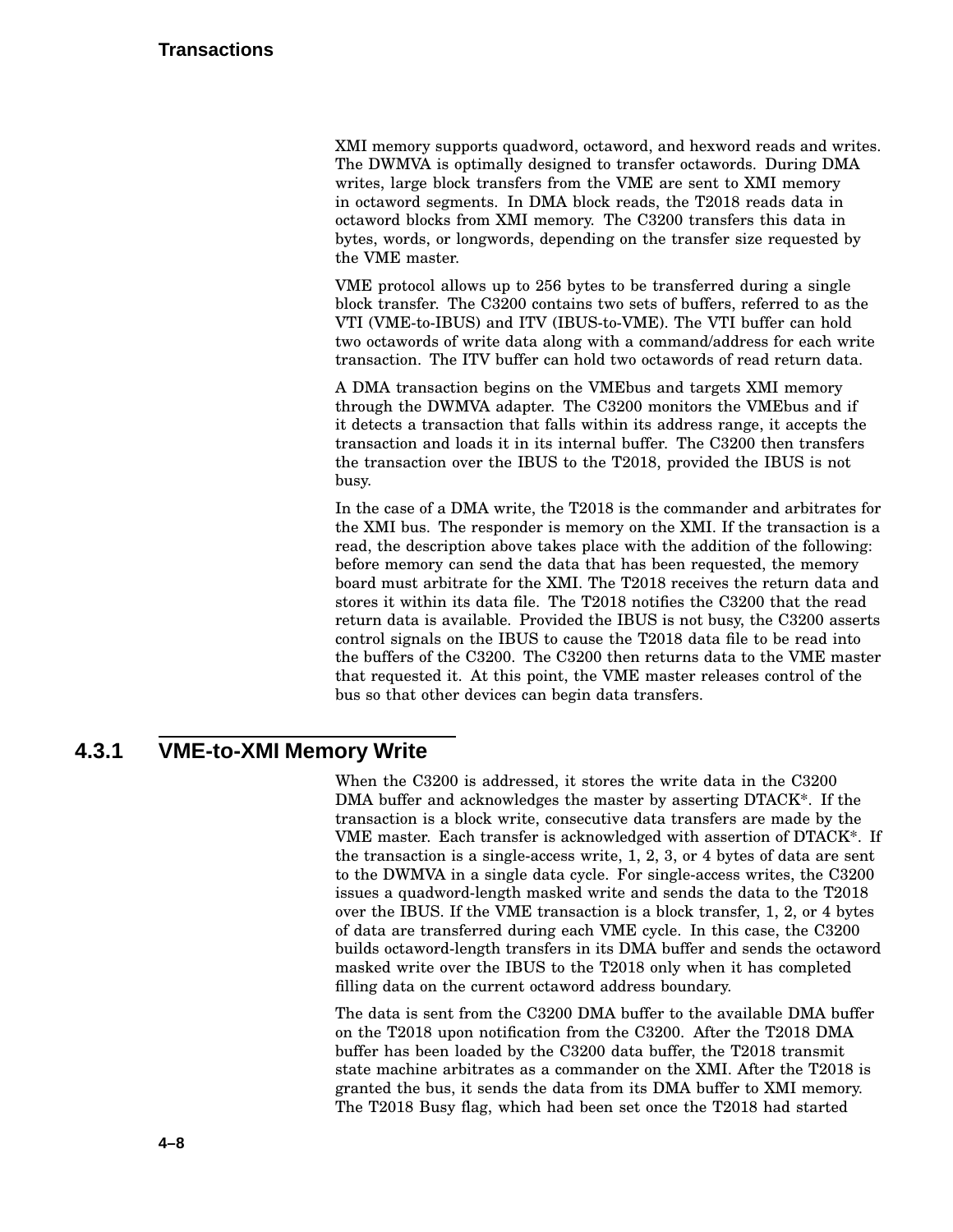XMI memory supports quadword, octaword, and hexword reads and writes. The DWMVA is optimally designed to transfer octawords. During DMA writes, large block transfers from the VME are sent to XMI memory in octaword segments. In DMA block reads, the T2018 reads data in octaword blocks from XMI memory. The C3200 transfers this data in bytes, words, or longwords, depending on the transfer size requested by the VME master.

VME protocol allows up to 256 bytes to be transferred during a single block transfer. The C3200 contains two sets of buffers, referred to as the VTI (VME-to-IBUS) and ITV (IBUS-to-VME). The VTI buffer can hold two octawords of write data along with a command/address for each write transaction. The ITV buffer can hold two octawords of read return data.

A DMA transaction begins on the VMEbus and targets XMI memory through the DWMVA adapter. The C3200 monitors the VMEbus and if it detects a transaction that falls within its address range, it accepts the transaction and loads it in its internal buffer. The C3200 then transfers the transaction over the IBUS to the T2018, provided the IBUS is not busy.

In the case of a DMA write, the T2018 is the commander and arbitrates for the XMI bus. The responder is memory on the XMI. If the transaction is a read, the description above takes place with the addition of the following: before memory can send the data that has been requested, the memory board must arbitrate for the XMI. The T2018 receives the return data and stores it within its data file. The T2018 notifies the C3200 that the read return data is available. Provided the IBUS is not busy, the C3200 asserts control signals on the IBUS to cause the T2018 data file to be read into the buffers of the C3200. The C3200 then returns data to the VME master that requested it. At this point, the VME master releases control of the bus so that other devices can begin data transfers.

### 4.3.1 VME-to-XMI Memory Write

When the C3200 is addressed, it stores the write data in the C3200 DMA buffer and acknowledges the master by asserting DTACK*. If the transaction is a block write, consecutive data transfers are made by the VME master. Each transfer is acknowledged with assertion of DTACK*. If the transaction is a single-access write, 1, 2, 3, or 4 bytes of data are sent to the DWMVA in a single data cycle. For single-access writes, the C3200 issues a quadword-length masked write and sends the data to the T2018 over the IBUS. If the VME transaction is a block transfer, 1, 2, or 4 bytes of data are transferred during each VME cycle. In this case, the C3200 builds octaword-length transfers in its DMA buffer and sends the octaword masked write over the IBUS to the T2018 only when it has completed filling data on the current octaword address boundary.

The data is sent from the C3200 DMA buffer to the available DMA buffer on the T2018 upon notification from the C3200. After the T2018 DMA buffer has been loaded by the C3200 data buffer, the T2018 transmit state machine arbitrates as a commander on the XMI. After the T2018 is granted the bus, it sends the data from its DMA buffer to XMI memory. The T2018 Busy flag, which had been set once the T2018 had started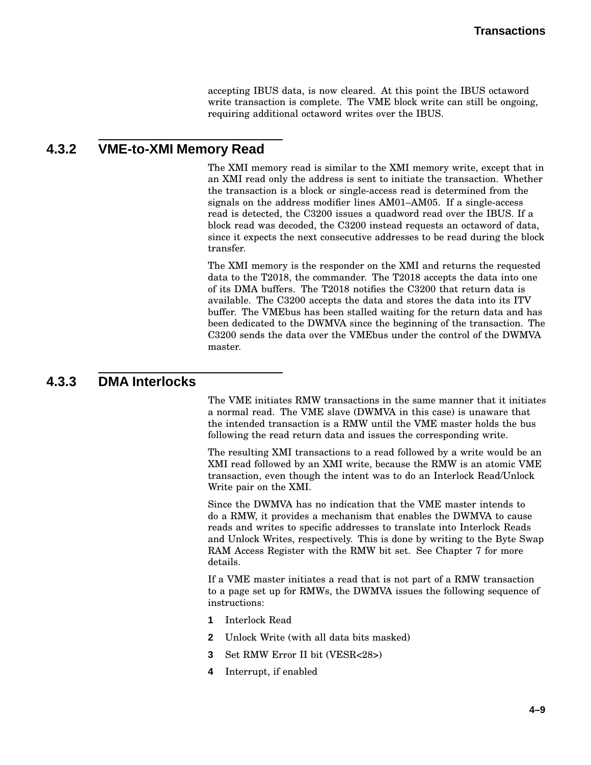accepting IBUS data, is now cleared. At this point the IBUS octaword write transaction is complete. The VME block write can still be ongoing, requiring additional octaword writes over the IBUS.

### 4.3.2 VME-to-XMI Memory Read

The XMI memory read is similar to the XMI memory write, except that in an XMI read only the address is sent to initiate the transaction. Whether the transaction is a block or single-access read is determined from the signals on the address modifier lines AM01–AM05. If a single-access read is detected, the C3200 issues a quadword read over the IBUS. If a block read was decoded, the C3200 instead requests an octaword of data, since it expects the next consecutive addresses to be read during the block transfer.

The XMI memory is the responder on the XMI and returns the requested data to the T2018, the commander. The T2018 accepts the data into one of its DMA buffers. The T2018 notifies the C3200 that return data is available. The C3200 accepts the data and stores the data into its ITV buffer. The VMEbus has been stalled waiting for the return data and has been dedicated to the DWMVA since the beginning of the transaction. The C3200 sends the data over the VMEbus under the control of the DWMVA master.

### 4.3.3 DMA Interlocks

The VME initiates RMW transactions in the same manner that it initiates a normal read. The VME slave (DWMVA in this case) is unaware that the intended transaction is a RMW until the VME master holds the bus following the read return data and issues the corresponding write.

The resulting XMI transactions to a read followed by a write would be an XMI read followed by an XMI write, because the RMW is an atomic VME transaction, even though the intent was to do an Interlock Read/Unlock Write pair on the XMI.

Since the DWMVA has no indication that the VME master intends to do a RMW, it provides a mechanism that enables the DWMVA to cause reads and writes to specific addresses to translate into Interlock Reads and Unlock Writes, respectively. This is done by writing to the Byte Swap RAM Access Register with the RMW bit set. See Chapter 7 for more details.

If a VME master initiates a read that is not part of a RMW transaction to a page set up for RMWs, the DWMVA issues the following sequence of instructions:

1. Interlock Read
2. Unlock Write (with all data bits masked)
3. Set RMW Error II bit (VESR<28>)
4. Interrupt, if enabled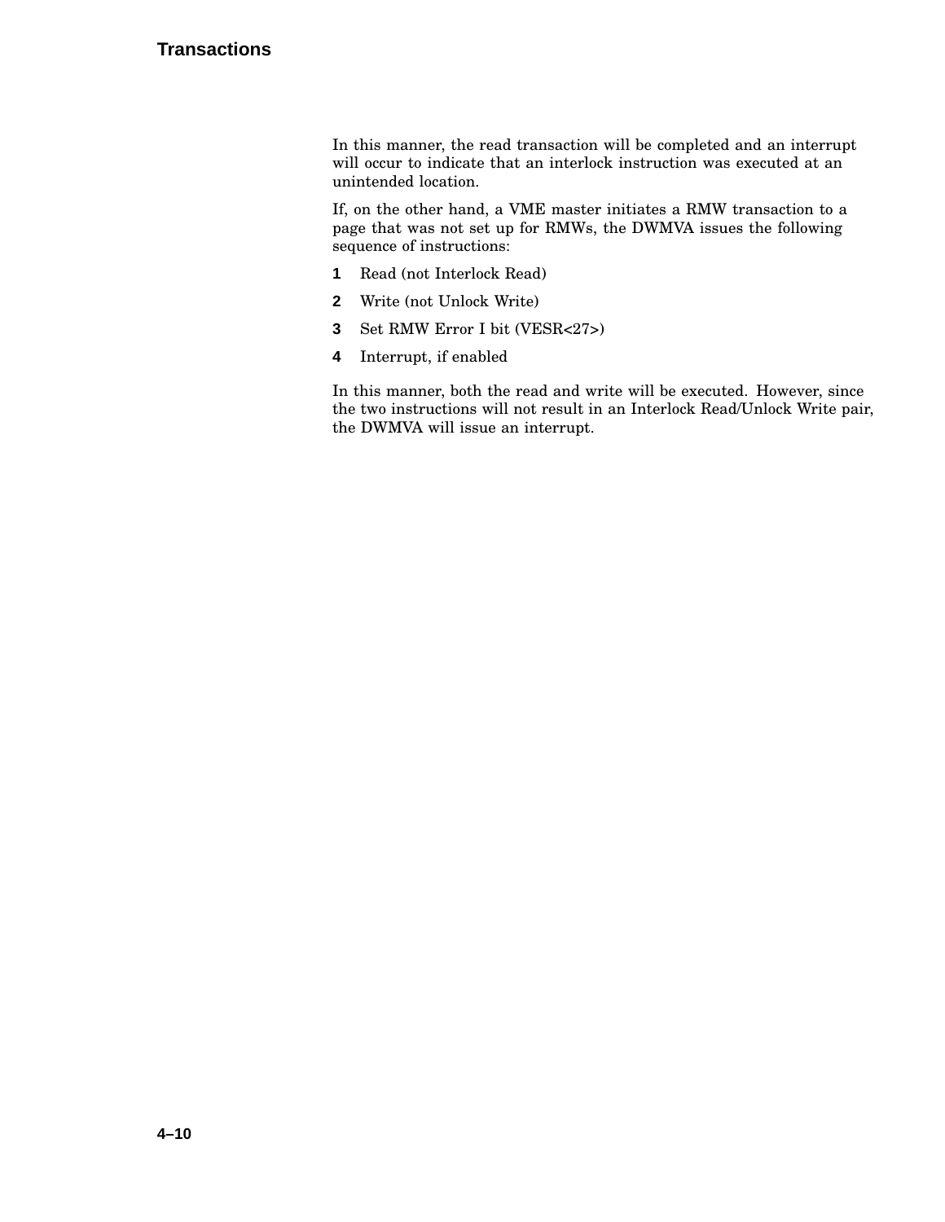In this manner, the read transaction will be completed and an interrupt will occur to indicate that an interlock instruction was executed at an unintended location.

If, on the other hand, a VME master initiates a RMW transaction to a page that was not set up for RMWs, the DWMVA issues the following sequence of instructions:

1. Read (not Interlock Read)
2. Write (not Unlock Write)
3. Set RMW Error I bit (VESR<27>)
4. Interrupt, if enabled

In this manner, both the read and write will be executed. However, since the two instructions will not result in an Interlock Read/Unlock Write pair, the DWMVA will issue an interrupt.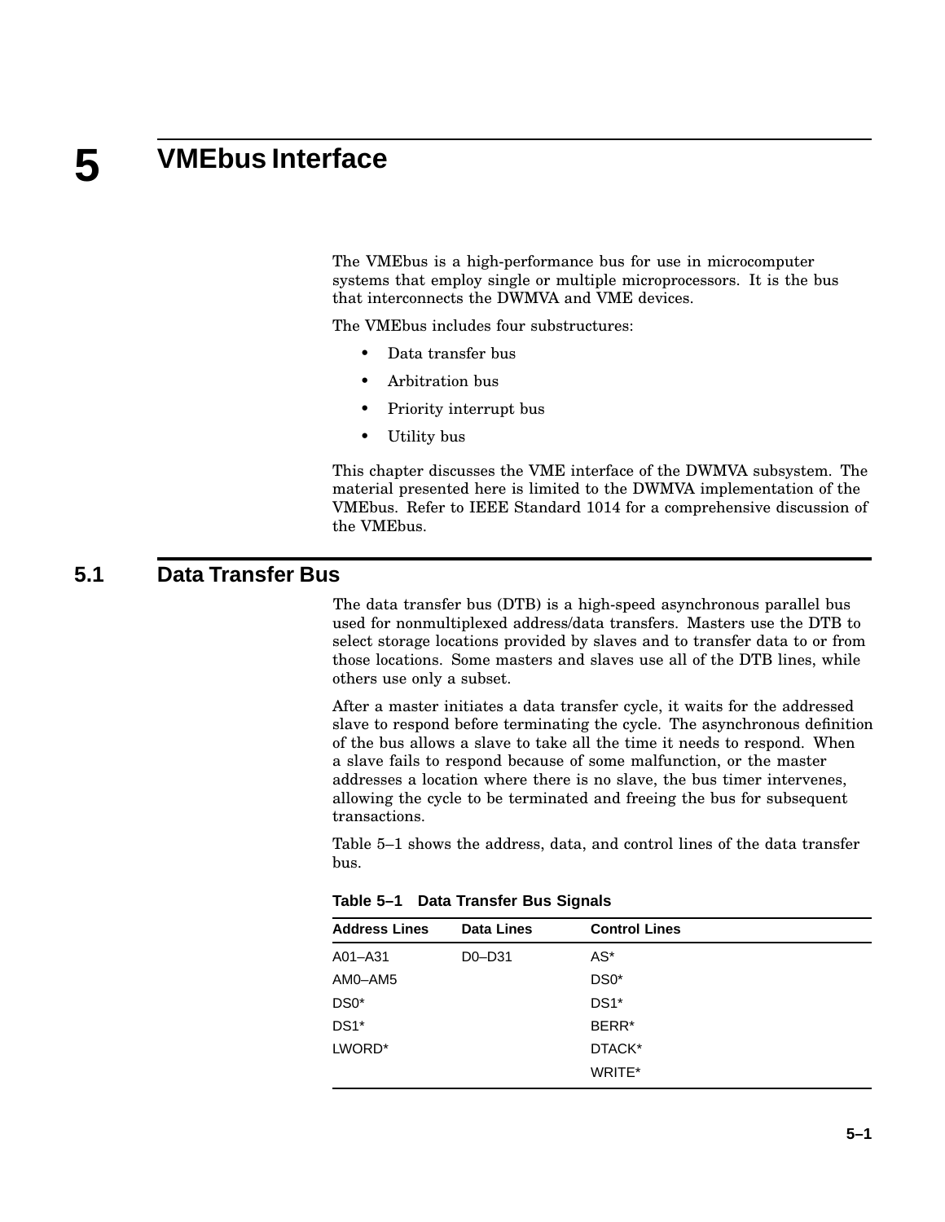# 5 VMEbus Interface

The VMEbus is a high-performance bus for use in microcomputer systems that employ single or multiple microprocessors. It is the bus that interconnects the DWMVA and VME devices.

The VMEbus includes four substructures:

- Data transfer bus
- Arbitration bus
- Priority interrupt bus
- Utility bus

This chapter discusses the VME interface of the DWMVA subsystem. The material presented here is limited to the DWMVA implementation of the VMEbus. Refer to IEEE Standard 1014 for a comprehensive discussion of the VMEbus.

## 5.1 Data Transfer Bus

The data transfer bus (DTB) is a high-speed asynchronous parallel bus used for nonmultiplexed address/data transfers. Masters use the DTB to select storage locations provided by slaves and to transfer data to or from those locations. Some masters and slaves use all of the DTB lines, while others use only a subset.

After a master initiates a data transfer cycle, it waits for the addressed slave to respond before terminating the cycle. The asynchronous definition of the bus allows a slave to take all the time it needs to respond. When a slave fails to respond because of some malfunction, or the master addresses a location where there is no slave, the bus timer intervenes, allowing the cycle to be terminated and freeing the bus for subsequent transactions.

Table 5–1 shows the address, data, and control lines of the data transfer bus.

**Table 5–1 Data Transfer Bus Signals**

| Address Lines | Data Lines | Control Lines |
|---|---|---|
| A01–A31 | D0–D31 | AS* |
| AM0–AM5 | | DS0* |
| DS0* | | DS1* |
| DS1* | | BERR* |
| LWORD* | | DTACK* |
| | | WRITE* |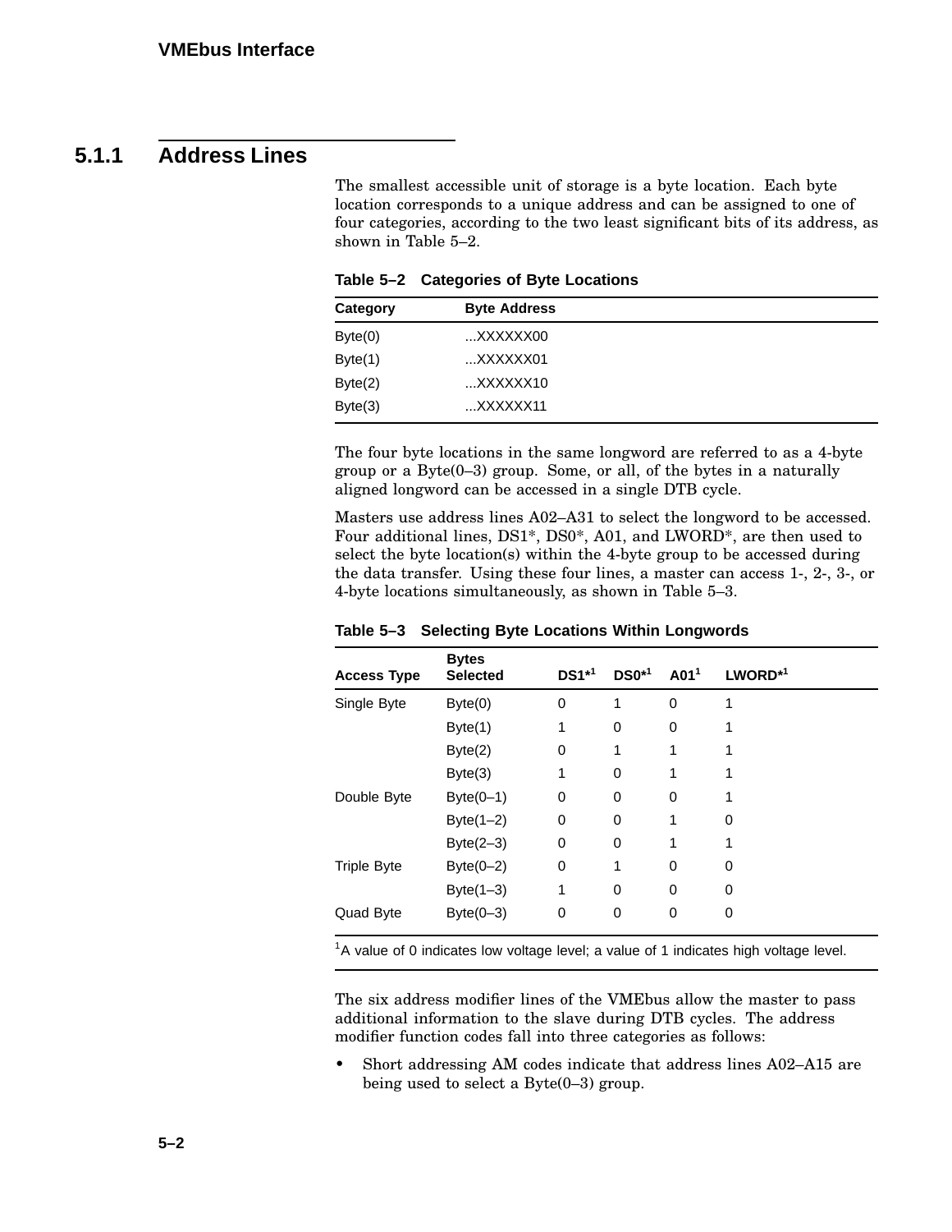### 5.1.1 Address Lines

The smallest accessible unit of storage is a byte location. Each byte location corresponds to a unique address and can be assigned to one of four categories, according to the two least significant bits of its address, as shown in Table 5–2.

**Table 5–2 Categories of Byte Locations**

| Category | Byte Address |
|---|---|
| Byte(0) | ...XXXXXX00 |
| Byte(1) | ...XXXXXX01 |
| Byte(2) | ...XXXXXX10 |
| Byte(3) | ...XXXXXX11 |

The four byte locations in the same longword are referred to as a 4-byte group or a Byte(0–3) group. Some, or all, of the bytes in a naturally aligned longword can be accessed in a single DTB cycle.

Masters use address lines A02–A31 to select the longword to be accessed. Four additional lines, DS1*, DS0*, A01, and LWORD*, are then used to select the byte location(s) within the 4-byte group to be accessed during the data transfer. Using these four lines, a master can access 1-, 2-, 3-, or 4-byte locations simultaneously, as shown in Table 5–3.

**Table 5–3 Selecting Byte Locations Within Longwords**

| Access Type | Bytes Selected | DS1*[1] | DS0*[1] | A01[1] | LWORD*[1] |
|---|---|---|---|---|---|
| Single Byte | Byte(0) | 0 | 1 | 0 | 1 |
| | Byte(1) | 1 | 0 | 0 | 1 |
| | Byte(2) | 0 | 1 | 1 | 1 |
| | Byte(3) | 1 | 0 | 1 | 1 |
| Double Byte | Byte(0–1) | 0 | 0 | 0 | 1 |
| | Byte(1–2) | 0 | 0 | 1 | 0 |
| | Byte(2–3) | 0 | 0 | 1 | 1 |
| Triple Byte | Byte(0–2) | 0 | 1 | 0 | 0 |
| | Byte(1–3) | 1 | 0 | 0 | 0 |
| Quad Byte | Byte(0–3) | 0 | 0 | 0 | 0 |

[1]A value of 0 indicates low voltage level; a value of 1 indicates high voltage level.

The six address modifier lines of the VMEbus allow the master to pass additional information to the slave during DTB cycles. The address modifier function codes fall into three categories as follows:

- Short addressing AM codes indicate that address lines A02–A15 are being used to select a Byte(0–3) group.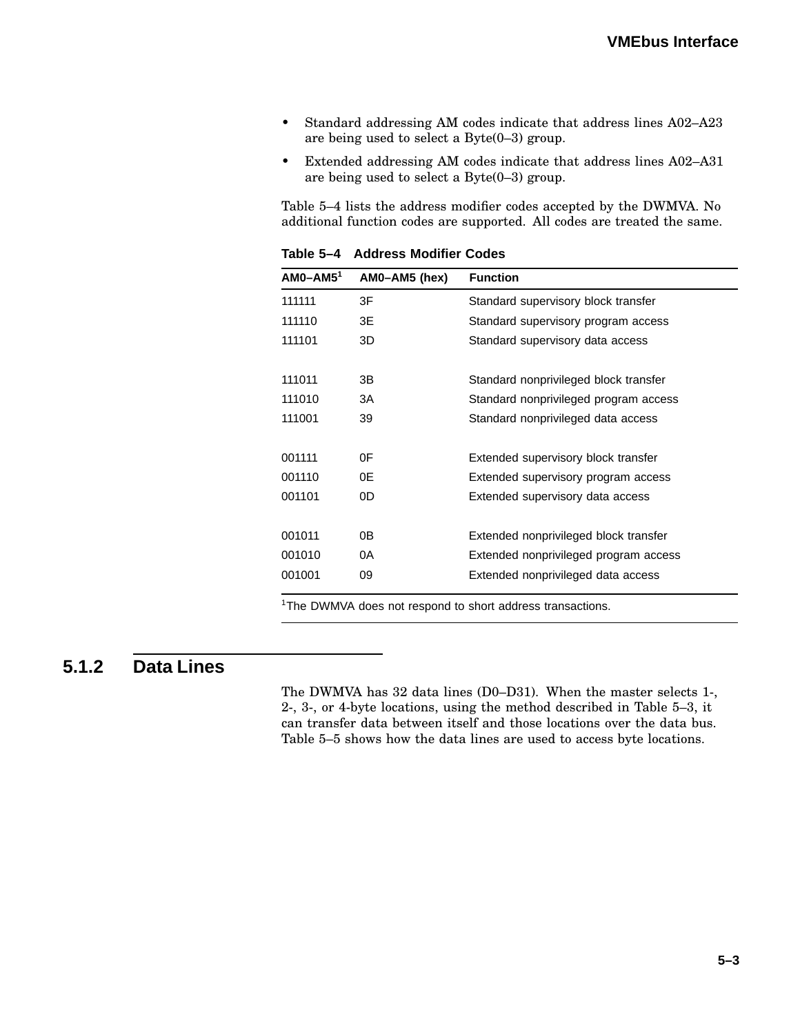- Standard addressing AM codes indicate that address lines A02–A23 are being used to select a Byte(0–3) group.
- Extended addressing AM codes indicate that address lines A02–A31 are being used to select a Byte(0–3) group.

Table 5–4 lists the address modifier codes accepted by the DWMVA. No additional function codes are supported. All codes are treated the same.

**Table 5–4 Address Modifier Codes**

| AM0–AM5[1] | AM0–AM5 (hex) | Function |
|---|---|---|
| 111111 | 3F | Standard supervisory block transfer |
| 111110 | 3E | Standard supervisory program access |
| 111101 | 3D | Standard supervisory data access |
| 111011 | 3B | Standard nonprivileged block transfer |
| 111010 | 3A | Standard nonprivileged program access |
| 111001 | 39 | Standard nonprivileged data access |
| 001111 | 0F | Extended supervisory block transfer |
| 001110 | 0E | Extended supervisory program access |
| 001101 | 0D | Extended supervisory data access |
| 001011 | 0B | Extended nonprivileged block transfer |
| 001010 | 0A | Extended nonprivileged program access |
| 001001 | 09 | Extended nonprivileged data access |

[1]The DWMVA does not respond to short address transactions.

### 5.1.2 Data Lines

The DWMVA has 32 data lines (D0–D31). When the master selects 1-, 2-, 3-, or 4-byte locations, using the method described in Table 5–3, it can transfer data between itself and those locations over the data bus. Table 5–5 shows how the data lines are used to access byte locations.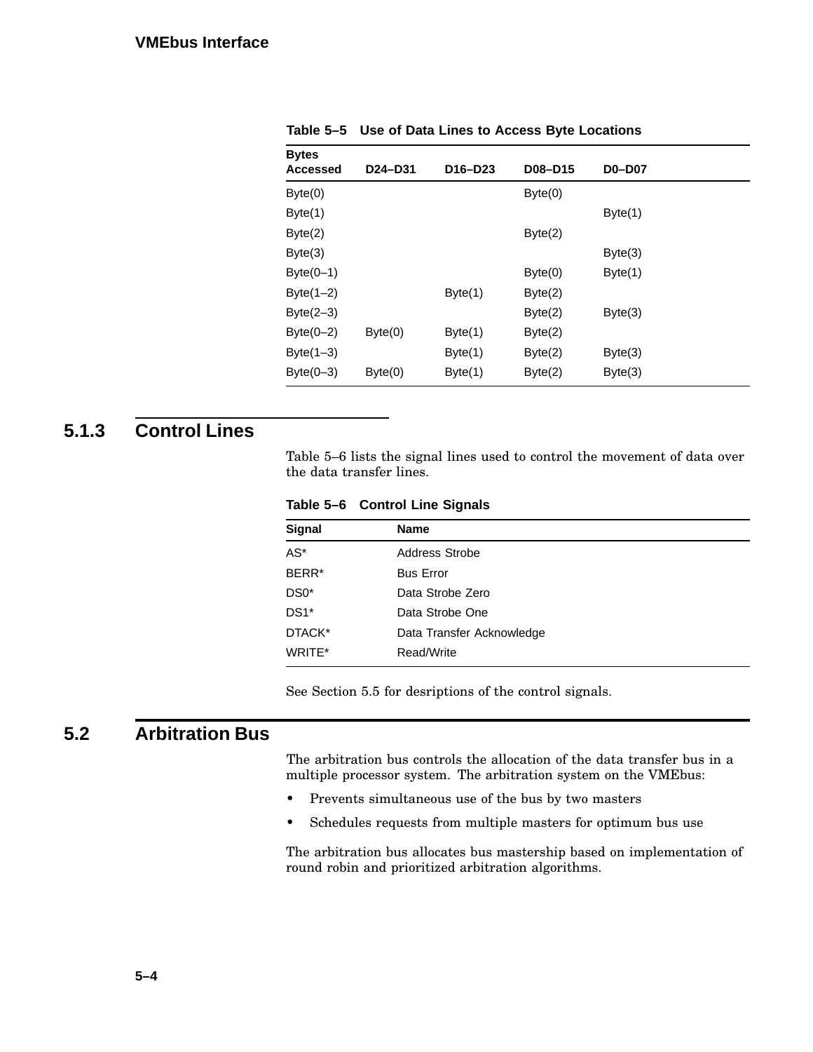**Table 5–5 Use of Data Lines to Access Byte Locations**

| Bytes Accessed | D24–D31 | D16–D23 | D08–D15 | D0–D07 |
|---|---|---|---|---|
| Byte(0) | | | Byte(0) | |
| Byte(1) | | | | Byte(1) |
| Byte(2) | | | Byte(2) | |
| Byte(3) | | | | Byte(3) |
| Byte(0–1) | | | Byte(0) | Byte(1) |
| Byte(1–2) | | Byte(1) | Byte(2) | |
| Byte(2–3) | | | Byte(2) | Byte(3) |
| Byte(0–2) | Byte(0) | Byte(1) | Byte(2) | |
| Byte(1–3) | | Byte(1) | Byte(2) | Byte(3) |
| Byte(0–3) | Byte(0) | Byte(1) | Byte(2) | Byte(3) |

### 5.1.3 Control Lines

Table 5–6 lists the signal lines used to control the movement of data over the data transfer lines.

**Table 5–6 Control Line Signals**

| Signal | Name |
|---|---|
| AS* | Address Strobe |
| BERR* | Bus Error |
| DS0* | Data Strobe Zero |
| DS1* | Data Strobe One |
| DTACK* | Data Transfer Acknowledge |
| WRITE* | Read/Write |

See Section 5.5 for desriptions of the control signals.

## 5.2 Arbitration Bus

The arbitration bus controls the allocation of the data transfer bus in a multiple processor system. The arbitration system on the VMEbus:

- Prevents simultaneous use of the bus by two masters
- Schedules requests from multiple masters for optimum bus use

The arbitration bus allocates bus mastership based on implementation of round robin and prioritized arbitration algorithms.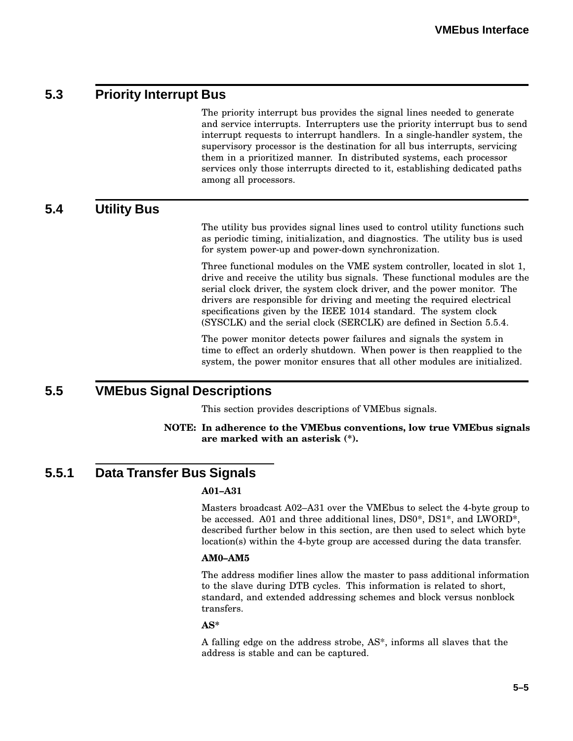## 5.3 Priority Interrupt Bus

The priority interrupt bus provides the signal lines needed to generate and service interrupts. Interrupters use the priority interrupt bus to send interrupt requests to interrupt handlers. In a single-handler system, the supervisory processor is the destination for all bus interrupts, servicing them in a prioritized manner. In distributed systems, each processor services only those interrupts directed to it, establishing dedicated paths among all processors.

## 5.4 Utility Bus

The utility bus provides signal lines used to control utility functions such as periodic timing, initialization, and diagnostics. The utility bus is used for system power-up and power-down synchronization.

Three functional modules on the VME system controller, located in slot 1, drive and receive the utility bus signals. These functional modules are the serial clock driver, the system clock driver, and the power monitor. The drivers are responsible for driving and meeting the required electrical specifications given by the IEEE 1014 standard. The system clock (SYSCLK) and the serial clock (SERCLK) are defined in Section 5.5.4.

The power monitor detects power failures and signals the system in time to effect an orderly shutdown. When power is then reapplied to the system, the power monitor ensures that all other modules are initialized.

## 5.5 VMEbus Signal Descriptions

This section provides descriptions of VMEbus signals.

**NOTE: In adherence to the VMEbus conventions, low true VMEbus signals are marked with an asterisk (*).**

### 5.5.1 Data Transfer Bus Signals

**A01–A31**

Masters broadcast A02–A31 over the VMEbus to select the 4-byte group to be accessed. A01 and three additional lines, DS0*, DS1*, and LWORD*, described further below in this section, are then used to select which byte location(s) within the 4-byte group are accessed during the data transfer.

**AM0–AM5**

The address modifier lines allow the master to pass additional information to the slave during DTB cycles. This information is related to short, standard, and extended addressing schemes and block versus nonblock transfers.

**AS***

A falling edge on the address strobe, AS*, informs all slaves that the address is stable and can be captured.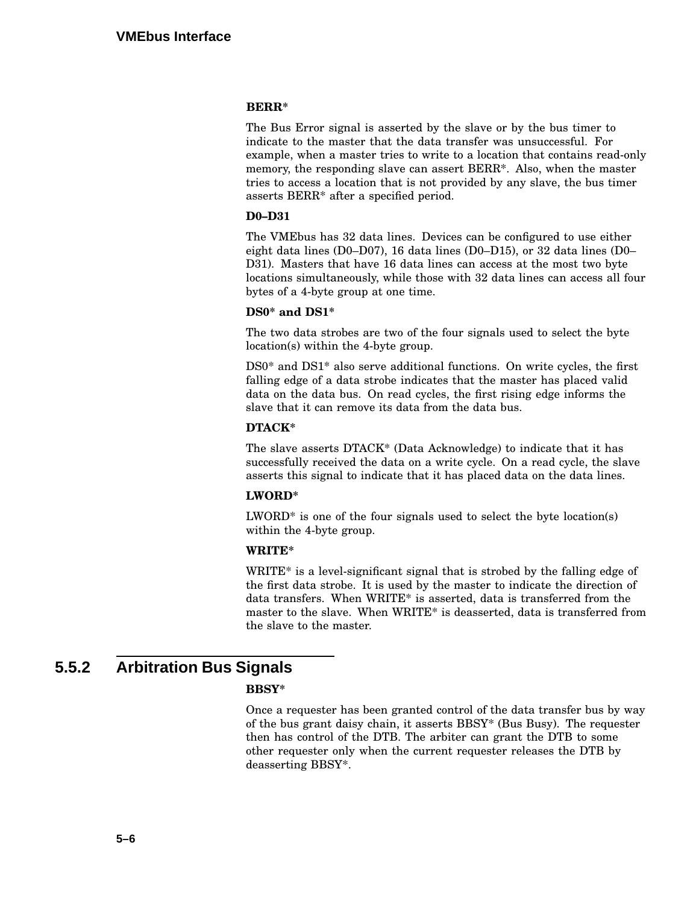**BERR***

The Bus Error signal is asserted by the slave or by the bus timer to indicate to the master that the data transfer was unsuccessful. For example, when a master tries to write to a location that contains read-only memory, the responding slave can assert BERR*. Also, when the master tries to access a location that is not provided by any slave, the bus timer asserts BERR* after a specified period.

**D0–D31**

The VMEbus has 32 data lines. Devices can be configured to use either eight data lines (D0–D07), 16 data lines (D0–D15), or 32 data lines (D0–D31). Masters that have 16 data lines can access at the most two byte locations simultaneously, while those with 32 data lines can access all four bytes of a 4-byte group at one time.

**DS0* and DS1***

The two data strobes are two of the four signals used to select the byte location(s) within the 4-byte group.

DS0* and DS1* also serve additional functions. On write cycles, the first falling edge of a data strobe indicates that the master has placed valid data on the data bus. On read cycles, the first rising edge informs the slave that it can remove its data from the data bus.

**DTACK***

The slave asserts DTACK* (Data Acknowledge) to indicate that it has successfully received the data on a write cycle. On a read cycle, the slave asserts this signal to indicate that it has placed data on the data lines.

**LWORD***

LWORD* is one of the four signals used to select the byte location(s) within the 4-byte group.

**WRITE***

WRITE* is a level-significant signal that is strobed by the falling edge of the first data strobe. It is used by the master to indicate the direction of data transfers. When WRITE* is asserted, data is transferred from the master to the slave. When WRITE* is deasserted, data is transferred from the slave to the master.

## 5.5.2 Arbitration Bus Signals

**BBSY***

Once a requester has been granted control of the data transfer bus by way of the bus grant daisy chain, it asserts BBSY* (Bus Busy). The requester then has control of the DTB. The arbiter can grant the DTB to some other requester only when the current requester releases the DTB by deasserting BBSY*.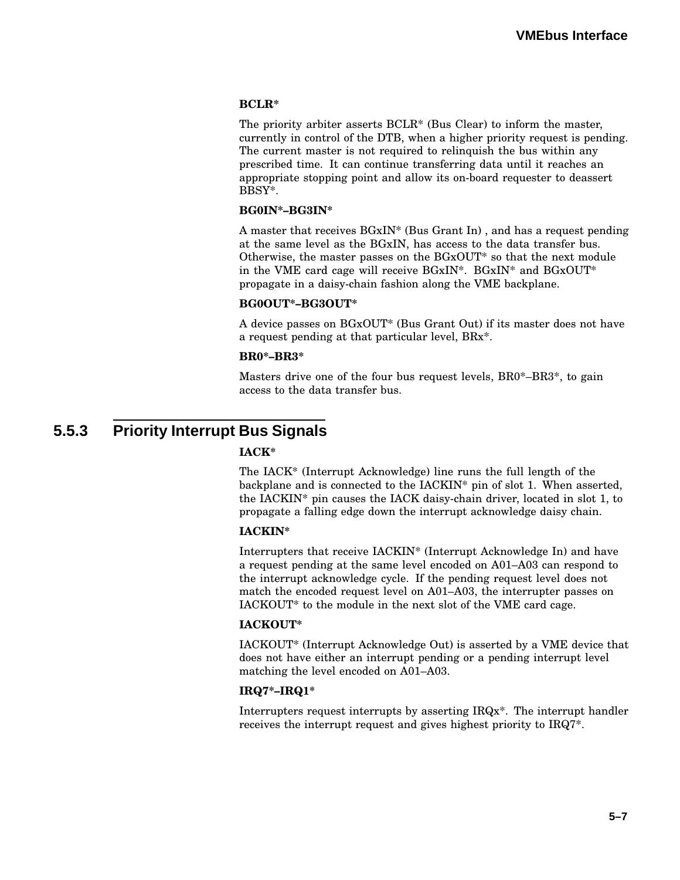**BCLR***

The priority arbiter asserts BCLR* (Bus Clear) to inform the master, currently in control of the DTB, when a higher priority request is pending. The current master is not required to relinquish the bus within any prescribed time. It can continue transferring data until it reaches an appropriate stopping point and allow its on-board requester to deassert BBSY*.

**BG0IN*–BG3IN***

A master that receives BGxIN* (Bus Grant In) , and has a request pending at the same level as the BGxIN, has access to the data transfer bus. Otherwise, the master passes on the BGxOUT* so that the next module in the VME card cage will receive BGxIN*. BGxIN* and BGxOUT* propagate in a daisy-chain fashion along the VME backplane.

**BG0OUT*–BG3OUT***

A device passes on BGxOUT* (Bus Grant Out) if its master does not have a request pending at that particular level, BRx*.

**BR0*–BR3***

Masters drive one of the four bus request levels, BR0*–BR3*, to gain access to the data transfer bus.

### 5.5.3 Priority Interrupt Bus Signals

**IACK***

The IACK* (Interrupt Acknowledge) line runs the full length of the backplane and is connected to the IACKIN* pin of slot 1. When asserted, the IACKIN* pin causes the IACK daisy-chain driver, located in slot 1, to propagate a falling edge down the interrupt acknowledge daisy chain.

**IACKIN***

Interrupters that receive IACKIN* (Interrupt Acknowledge In) and have a request pending at the same level encoded on A01–A03 can respond to the interrupt acknowledge cycle. If the pending request level does not match the encoded request level on A01–A03, the interrupter passes on IACKOUT* to the module in the next slot of the VME card cage.

**IACKOUT***

IACKOUT* (Interrupt Acknowledge Out) is asserted by a VME device that does not have either an interrupt pending or a pending interrupt level matching the level encoded on A01–A03.

**IRQ7*–IRQ1***

Interrupters request interrupts by asserting IRQx*. The interrupt handler receives the interrupt request and gives highest priority to IRQ7*.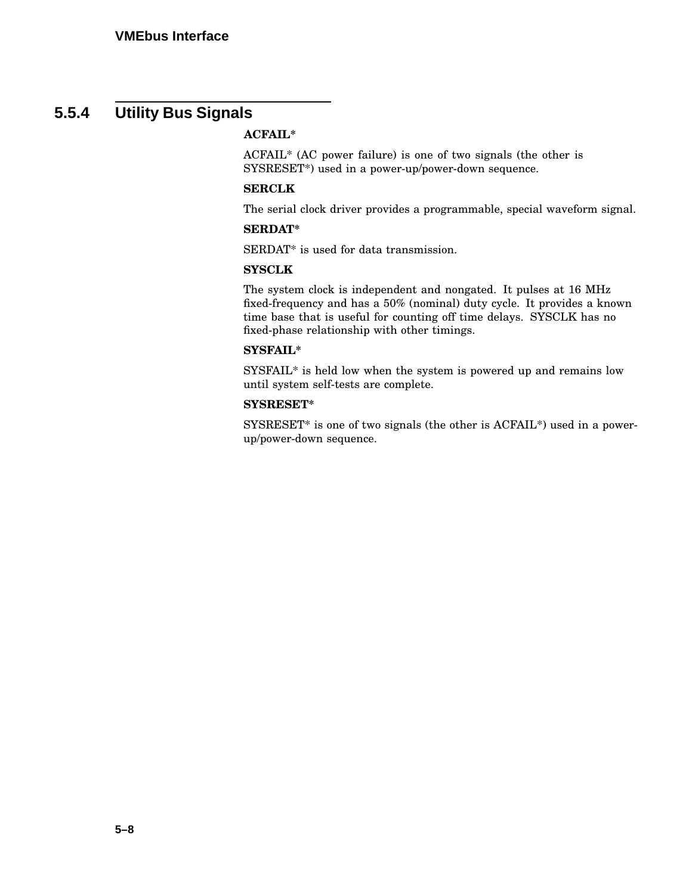### 5.5.4 Utility Bus Signals

**ACFAIL***

ACFAIL* (AC power failure) is one of two signals (the other is SYSRESET*) used in a power-up/power-down sequence.

**SERCLK**

The serial clock driver provides a programmable, special waveform signal.

**SERDAT***

SERDAT* is used for data transmission.

**SYSCLK**

The system clock is independent and nongated. It pulses at 16 MHz fixed-frequency and has a 50% (nominal) duty cycle. It provides a known time base that is useful for counting off time delays. SYSCLK has no fixed-phase relationship with other timings.

**SYSFAIL***

SYSFAIL* is held low when the system is powered up and remains low until system self-tests are complete.

**SYSRESET***

SYSRESET* is one of two signals (the other is ACFAIL*) used in a power-up/power-down sequence.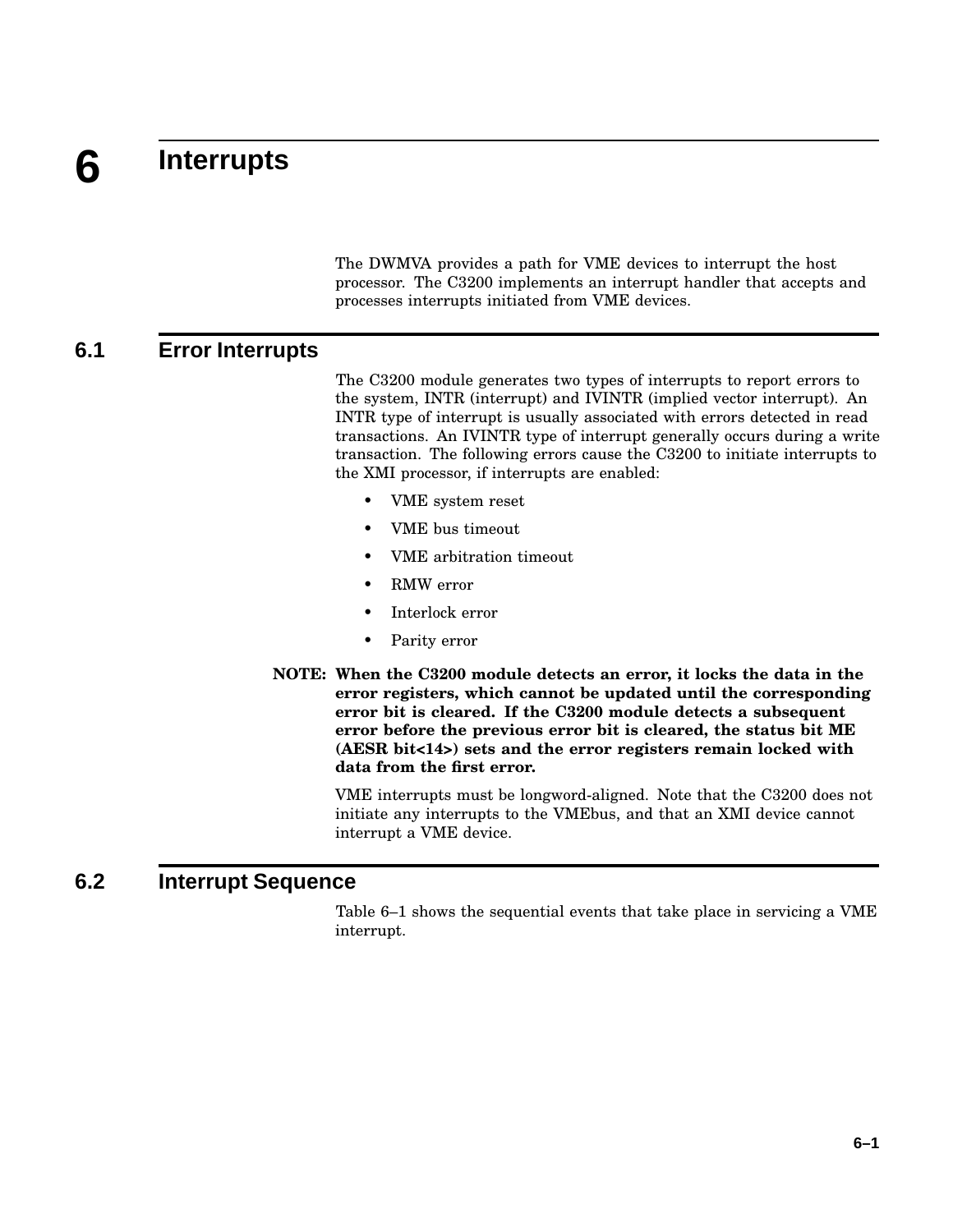# 6 Interrupts

The DWMVA provides a path for VME devices to interrupt the host processor. The C3200 implements an interrupt handler that accepts and processes interrupts initiated from VME devices.

## 6.1 Error Interrupts

The C3200 module generates two types of interrupts to report errors to the system, INTR (interrupt) and IVINTR (implied vector interrupt). An INTR type of interrupt is usually associated with errors detected in read transactions. An IVINTR type of interrupt generally occurs during a write transaction. The following errors cause the C3200 to initiate interrupts to the XMI processor, if interrupts are enabled:

- VME system reset
- VME bus timeout
- VME arbitration timeout
- RMW error
- Interlock error
- Parity error

**NOTE: When the C3200 module detects an error, it locks the data in the error registers, which cannot be updated until the corresponding error bit is cleared. If the C3200 module detects a subsequent error before the previous error bit is cleared, the status bit ME (AESR bit<14>) sets and the error registers remain locked with data from the first error.**

VME interrupts must be longword-aligned. Note that the C3200 does not initiate any interrupts to the VMEbus, and that an XMI device cannot interrupt a VME device.

## 6.2 Interrupt Sequence

Table 6–1 shows the sequential events that take place in servicing a VME interrupt.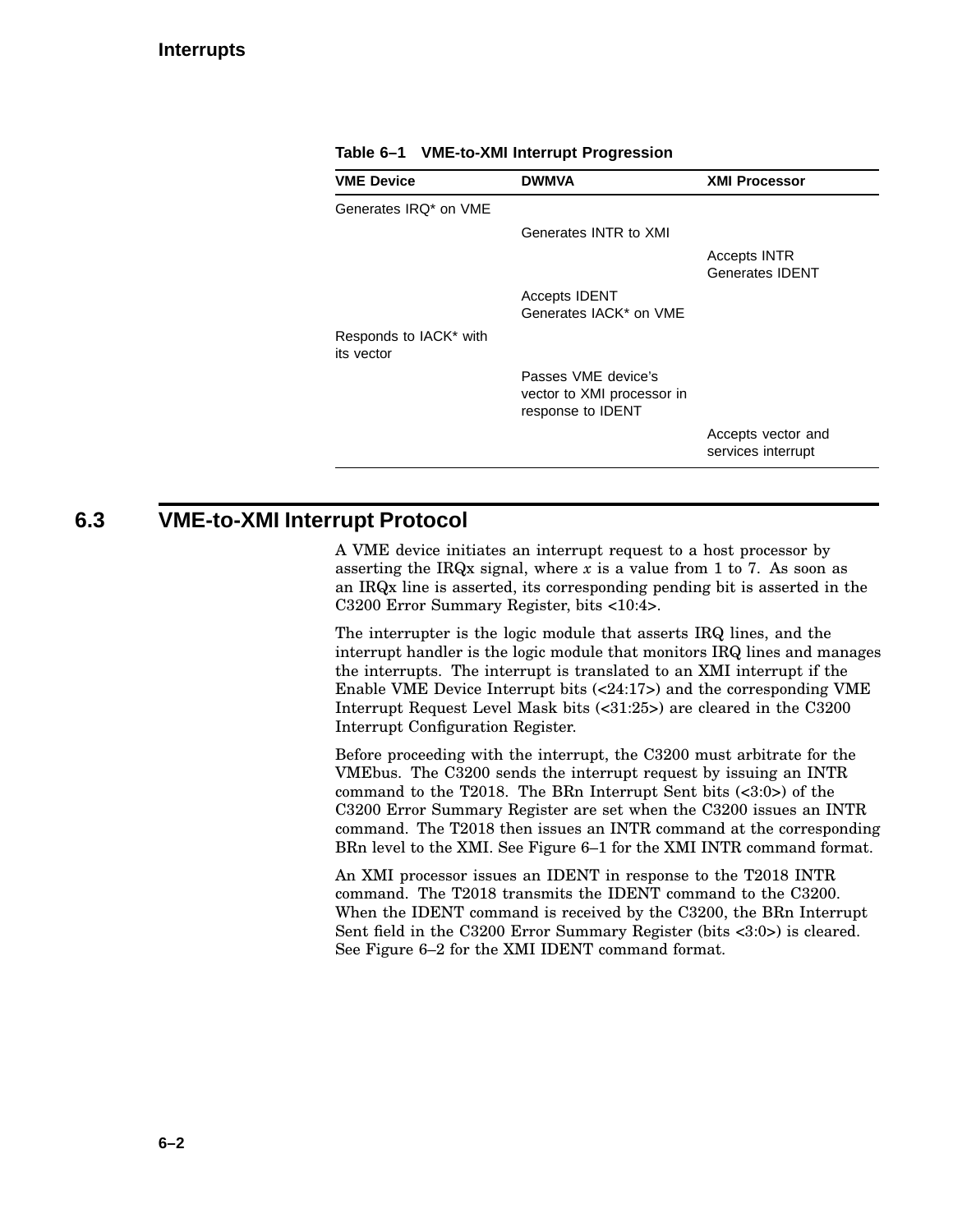**Table 6–1 VME-to-XMI Interrupt Progression**

| VME Device | DWMVA | XMI Processor |
| --- | --- | --- |
| Generates IRQ* on VME | | |
| | Generates INTR to XMI | |
| | | Accepts INTR<br>Generates IDENT |
| | Accepts IDENT<br>Generates IACK* on VME | |
| Responds to IACK* with its vector | | |
| | Passes VME device's vector to XMI processor in response to IDENT | |
| | | Accepts vector and services interrupt |

## 6.3 VME-to-XMI Interrupt Protocol

A VME device initiates an interrupt request to a host processor by asserting the IRQx signal, where *x* is a value from 1 to 7. As soon as an IRQx line is asserted, its corresponding pending bit is asserted in the C3200 Error Summary Register, bits <10:4>.

The interrupter is the logic module that asserts IRQ lines, and the interrupt handler is the logic module that monitors IRQ lines and manages the interrupts. The interrupt is translated to an XMI interrupt if the Enable VME Device Interrupt bits (<24:17>) and the corresponding VME Interrupt Request Level Mask bits (<31:25>) are cleared in the C3200 Interrupt Configuration Register.

Before proceeding with the interrupt, the C3200 must arbitrate for the VMEbus. The C3200 sends the interrupt request by issuing an INTR command to the T2018. The BRn Interrupt Sent bits (<3:0>) of the C3200 Error Summary Register are set when the C3200 issues an INTR command. The T2018 then issues an INTR command at the corresponding BRn level to the XMI. See Figure 6–1 for the XMI INTR command format.

An XMI processor issues an IDENT in response to the T2018 INTR command. The T2018 transmits the IDENT command to the C3200. When the IDENT command is received by the C3200, the BRn Interrupt Sent field in the C3200 Error Summary Register (bits <3:0>) is cleared. See Figure 6–2 for the XMI IDENT command format.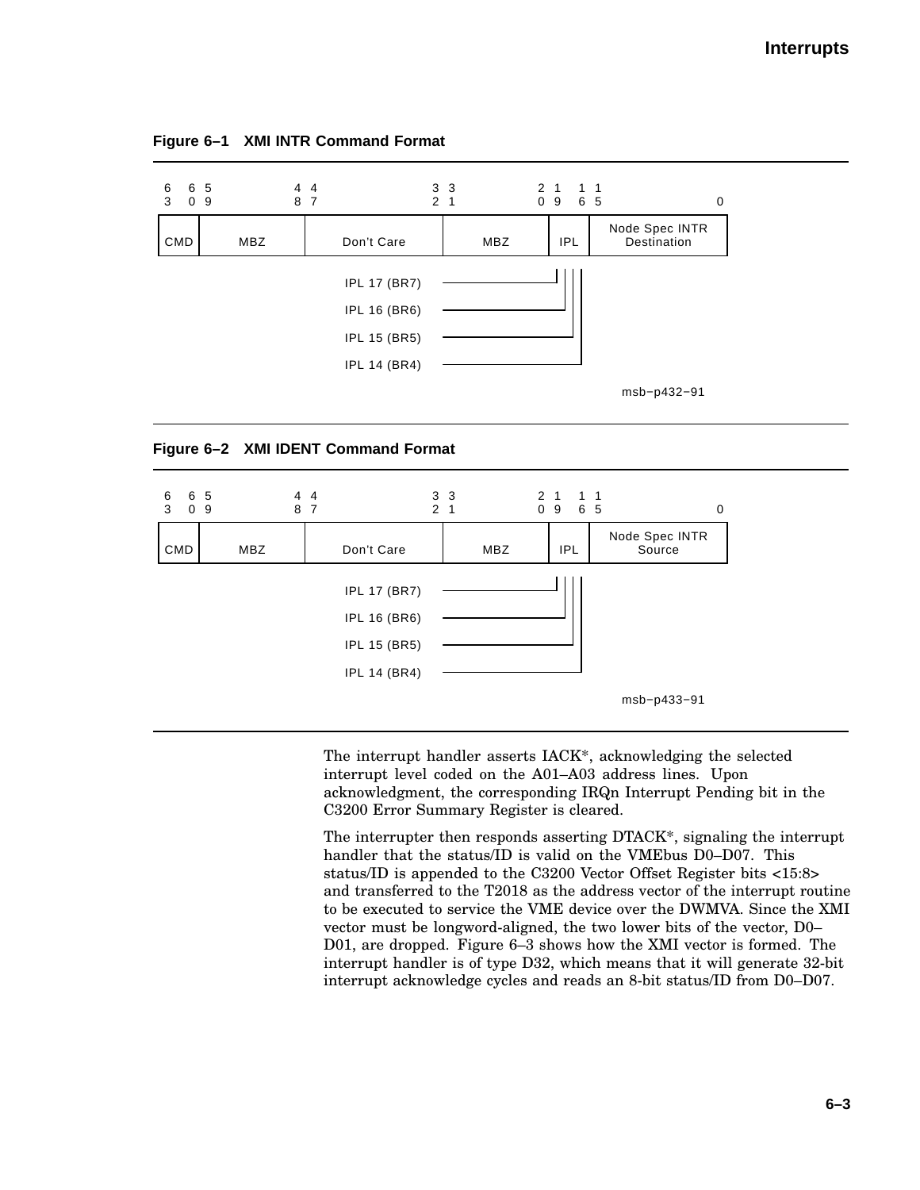**Figure 6–1 XMI INTR Command Format**

| 63–60 | 59–48 | 47–32 | 31–20 | 19–16 | 15–0 |
|---|---|---|---|---|---|
| CMD | MBZ | Don't Care | MBZ | IPL | Node Spec INTR Destination |

IPL bits (19–16):

- IPL 17 (BR7)
- IPL 16 (BR6)
- IPL 15 (BR5)
- IPL 14 (BR4)

msb−p432−91

**Figure 6–2 XMI IDENT Command Format**

| 63–60 | 59–48 | 47–32 | 31–20 | 19–16 | 15–0 |
|---|---|---|---|---|---|
| CMD | MBZ | Don't Care | MBZ | IPL | Node Spec INTR Source |

IPL bits (19–16):

- IPL 17 (BR7)
- IPL 16 (BR6)
- IPL 15 (BR5)
- IPL 14 (BR4)

msb−p433−91

The interrupt handler asserts IACK*, acknowledging the selected interrupt level coded on the A01–A03 address lines. Upon acknowledgment, the corresponding IRQn Interrupt Pending bit in the C3200 Error Summary Register is cleared.

The interrupter then responds asserting DTACK*, signaling the interrupt handler that the status/ID is valid on the VMEbus D0–D07. This status/ID is appended to the C3200 Vector Offset Register bits <15:8> and transferred to the T2018 as the address vector of the interrupt routine to be executed to service the VME device over the DWMVA. Since the XMI vector must be longword-aligned, the two lower bits of the vector, D0–D01, are dropped. Figure 6–3 shows how the XMI vector is formed. The interrupt handler is of type D32, which means that it will generate 32-bit interrupt acknowledge cycles and reads an 8-bit status/ID from D0–D07.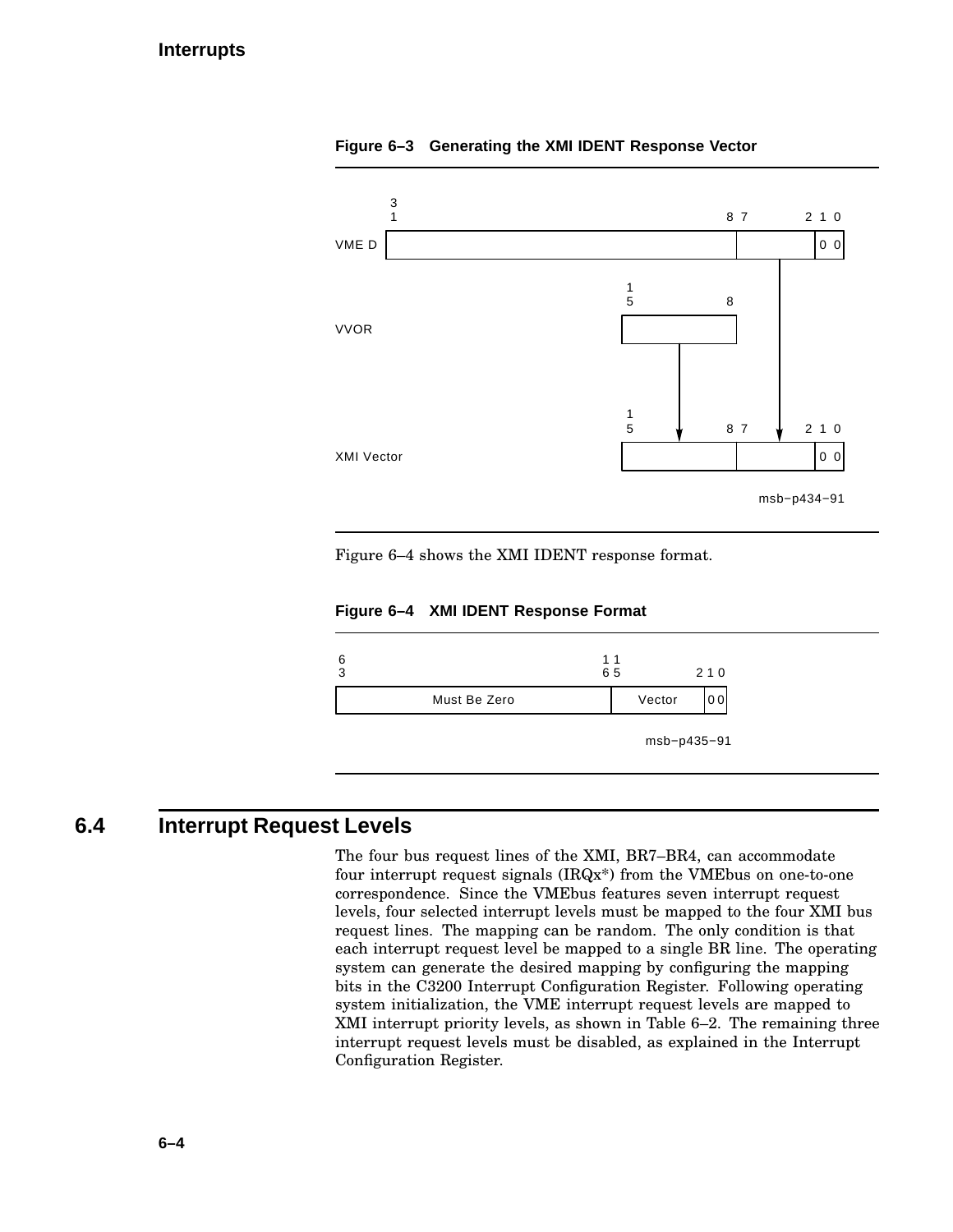**Figure 6–3 Generating the XMI IDENT Response Vector**

**Figure 6–4** shows the XMI IDENT response format.

**Figure 6–4 XMI IDENT Response Format**

## 6.4 Interrupt Request Levels

The four bus request lines of the XMI, BR7–BR4, can accommodate four interrupt request signals (IRQx*) from the VMEbus on one-to-one correspondence. Since the VMEbus features seven interrupt request levels, four selected interrupt levels must be mapped to the four XMI bus request lines. The mapping can be random. The only condition is that each interrupt request level be mapped to a single BR line. The operating system can generate the desired mapping by configuring the mapping bits in the C3200 Interrupt Configuration Register. Following operating system initialization, the VME interrupt request levels are mapped to XMI interrupt priority levels, as shown in Table 6–2. The remaining three interrupt request levels must be disabled, as explained in the Interrupt Configuration Register.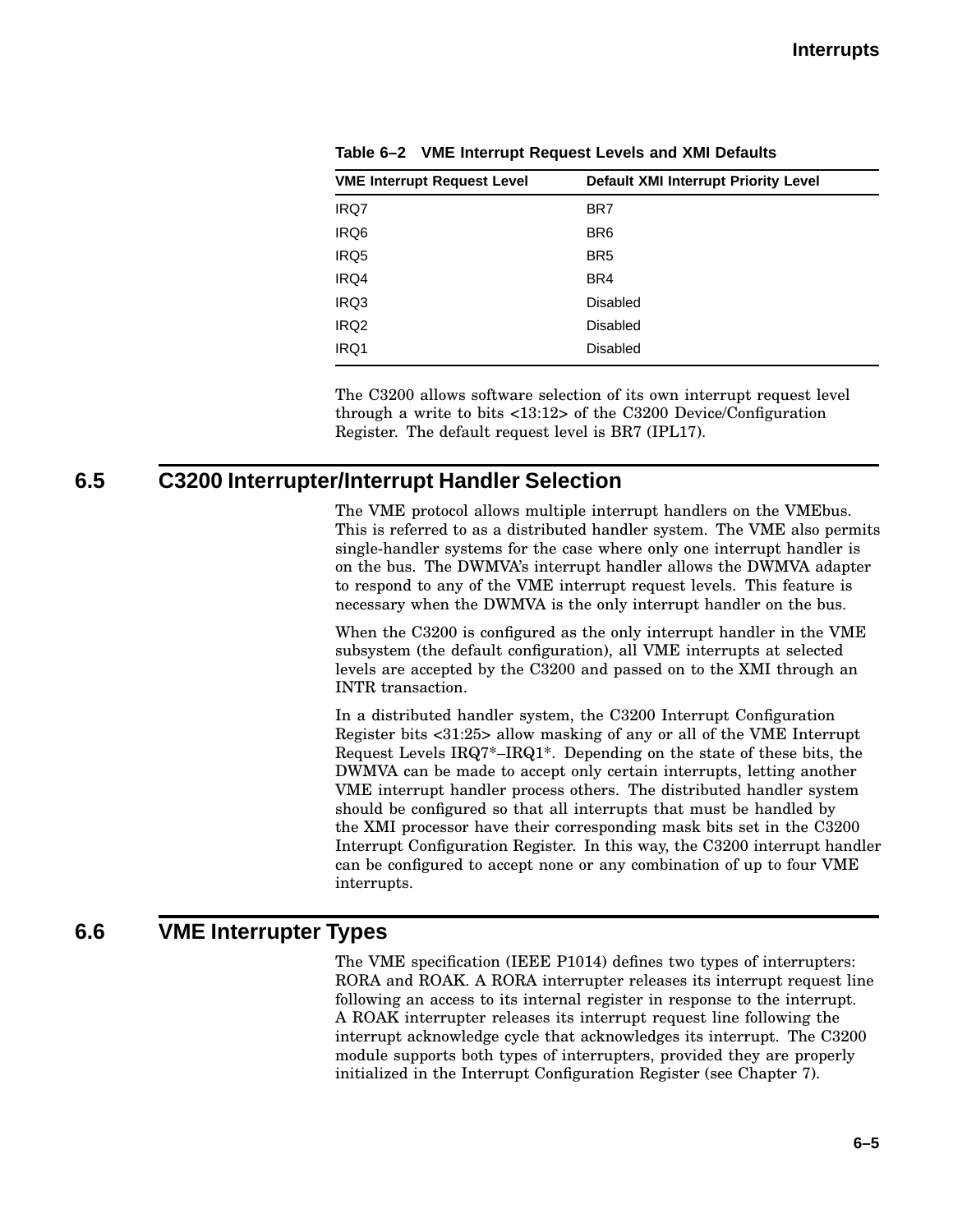**Table 6–2 VME Interrupt Request Levels and XMI Defaults**

| VME Interrupt Request Level | Default XMI Interrupt Priority Level |
|---|---|
| IRQ7 | BR7 |
| IRQ6 | BR6 |
| IRQ5 | BR5 |
| IRQ4 | BR4 |
| IRQ3 | Disabled |
| IRQ2 | Disabled |
| IRQ1 | Disabled |

The C3200 allows software selection of its own interrupt request level through a write to bits <13:12> of the C3200 Device/Configuration Register. The default request level is BR7 (IPL17).

## 6.5 C3200 Interrupter/Interrupt Handler Selection

The VME protocol allows multiple interrupt handlers on the VMEbus. This is referred to as a distributed handler system. The VME also permits single-handler systems for the case where only one interrupt handler is on the bus. The DWMVA's interrupt handler allows the DWMVA adapter to respond to any of the VME interrupt request levels. This feature is necessary when the DWMVA is the only interrupt handler on the bus.

When the C3200 is configured as the only interrupt handler in the VME subsystem (the default configuration), all VME interrupts at selected levels are accepted by the C3200 and passed on to the XMI through an INTR transaction.

In a distributed handler system, the C3200 Interrupt Configuration Register bits <31:25> allow masking of any or all of the VME Interrupt Request Levels IRQ7*–IRQ1*. Depending on the state of these bits, the DWMVA can be made to accept only certain interrupts, letting another VME interrupt handler process others. The distributed handler system should be configured so that all interrupts that must be handled by the XMI processor have their corresponding mask bits set in the C3200 Interrupt Configuration Register. In this way, the C3200 interrupt handler can be configured to accept none or any combination of up to four VME interrupts.

## 6.6 VME Interrupter Types

The VME specification (IEEE P1014) defines two types of interrupters: RORA and ROAK. A RORA interrupter releases its interrupt request line following an access to its internal register in response to the interrupt. A ROAK interrupter releases its interrupt request line following the interrupt acknowledge cycle that acknowledges its interrupt. The C3200 module supports both types of interrupters, provided they are properly initialized in the Interrupt Configuration Register (see Chapter 7).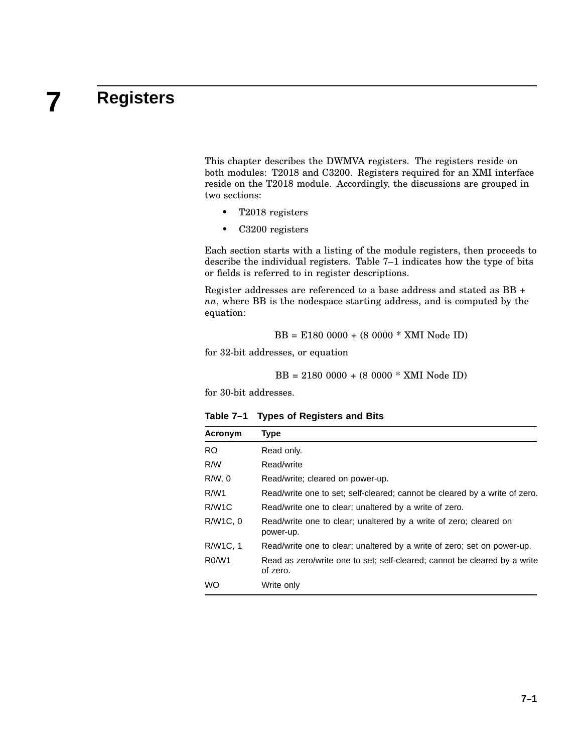# 7 Registers

This chapter describes the DWMVA registers. The registers reside on both modules: T2018 and C3200. Registers required for an XMI interface reside on the T2018 module. Accordingly, the discussions are grouped in two sections:

- T2018 registers
- C3200 registers

Each section starts with a listing of the module registers, then proceeds to describe the individual registers. Table 7–1 indicates how the type of bits or fields is referred to in register descriptions.

Register addresses are referenced to a base address and stated as BB + *nn*, where BB is the nodespace starting address, and is computed by the equation:

BB = E180 0000 + (8 0000 * XMI Node ID)

for 32-bit addresses, or equation

BB = 2180 0000 + (8 0000 * XMI Node ID)

for 30-bit addresses.

**Table 7–1 Types of Registers and Bits**

| Acronym | Type |
|---|---|
| RO | Read only. |
| R/W | Read/write |
| R/W, 0 | Read/write; cleared on power-up. |
| R/W1 | Read/write one to set; self-cleared; cannot be cleared by a write of zero. |
| R/W1C | Read/write one to clear; unaltered by a write of zero. |
| R/W1C, 0 | Read/write one to clear; unaltered by a write of zero; cleared on power-up. |
| R/W1C, 1 | Read/write one to clear; unaltered by a write of zero; set on power-up. |
| R0/W1 | Read as zero/write one to set; self-cleared; cannot be cleared by a write of zero. |
| WO | Write only |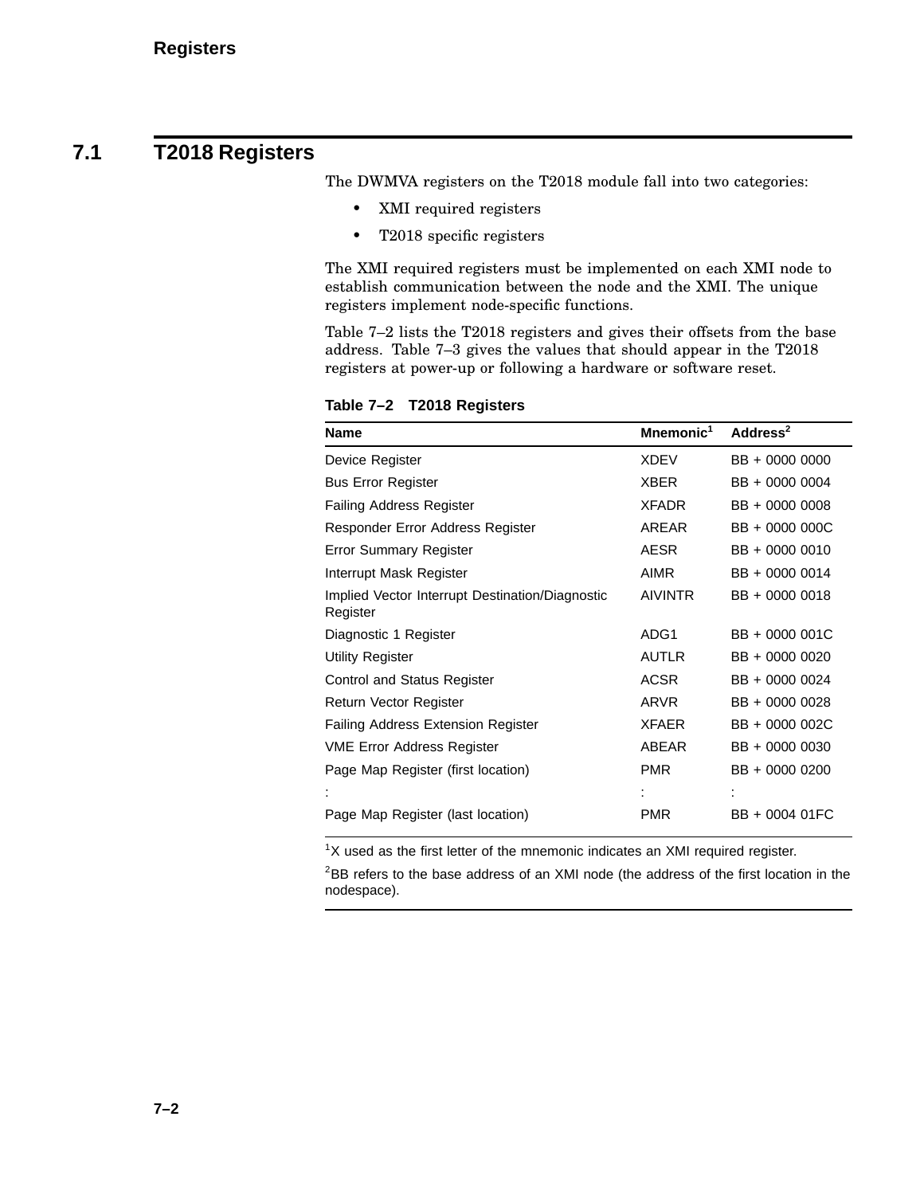## 7.1 T2018 Registers

The DWMVA registers on the T2018 module fall into two categories:

- XMI required registers
- T2018 specific registers

The XMI required registers must be implemented on each XMI node to establish communication between the node and the XMI. The unique registers implement node-specific functions.

Table 7–2 lists the T2018 registers and gives their offsets from the base address. Table 7–3 gives the values that should appear in the T2018 registers at power-up or following a hardware or software reset.

**Table 7–2 T2018 Registers**

| Name | Mnemonic[1] | Address[2] |
|---|---|---|
| Device Register | XDEV | BB + 0000 0000 |
| Bus Error Register | XBER | BB + 0000 0004 |
| Failing Address Register | XFADR | BB + 0000 0008 |
| Responder Error Address Register | AREAR | BB + 0000 000C |
| Error Summary Register | AESR | BB + 0000 0010 |
| Interrupt Mask Register | AIMR | BB + 0000 0014 |
| Implied Vector Interrupt Destination/Diagnostic Register | AIVINTR | BB + 0000 0018 |
| Diagnostic 1 Register | ADG1 | BB + 0000 001C |
| Utility Register | AUTLR | BB + 0000 0020 |
| Control and Status Register | ACSR | BB + 0000 0024 |
| Return Vector Register | ARVR | BB + 0000 0028 |
| Failing Address Extension Register | XFAER | BB + 0000 002C |
| VME Error Address Register | ABEAR | BB + 0000 0030 |
| Page Map Register (first location) | PMR | BB + 0000 0200 |
| : | : | : |
| Page Map Register (last location) | PMR | BB + 0004 01FC |

[1]X used as the first letter of the mnemonic indicates an XMI required register.

[2]BB refers to the base address of an XMI node (the address of the first location in the nodespace).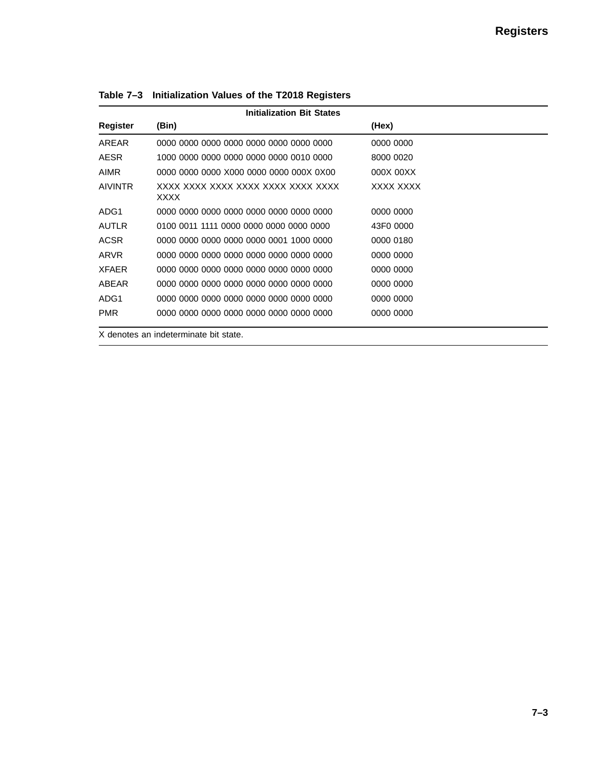**Table 7–3 Initialization Values of the T2018 Registers**

| | Initialization Bit States | |
|---|---|---|
| **Register** | **(Bin)** | **(Hex)** |
| AREAR | 0000 0000 0000 0000 0000 0000 0000 0000 | 0000 0000 |
| AESR | 1000 0000 0000 0000 0000 0000 0010 0000 | 8000 0020 |
| AIMR | 0000 0000 0000 X000 0000 0000 000X 0X00 | 000X 00XX |
| AIVINTR | XXXX XXXX XXXX XXXX XXXX XXXX XXXX XXXX | XXXX XXXX |
| ADG1 | 0000 0000 0000 0000 0000 0000 0000 0000 | 0000 0000 |
| AUTLR | 0100 0011 1111 0000 0000 0000 0000 0000 | 43F0 0000 |
| ACSR | 0000 0000 0000 0000 0000 0001 1000 0000 | 0000 0180 |
| ARVR | 0000 0000 0000 0000 0000 0000 0000 0000 | 0000 0000 |
| XFAER | 0000 0000 0000 0000 0000 0000 0000 0000 | 0000 0000 |
| ABEAR | 0000 0000 0000 0000 0000 0000 0000 0000 | 0000 0000 |
| ADG1 | 0000 0000 0000 0000 0000 0000 0000 0000 | 0000 0000 |
| PMR | 0000 0000 0000 0000 0000 0000 0000 0000 | 0000 0000 |

X denotes an indeterminate bit state.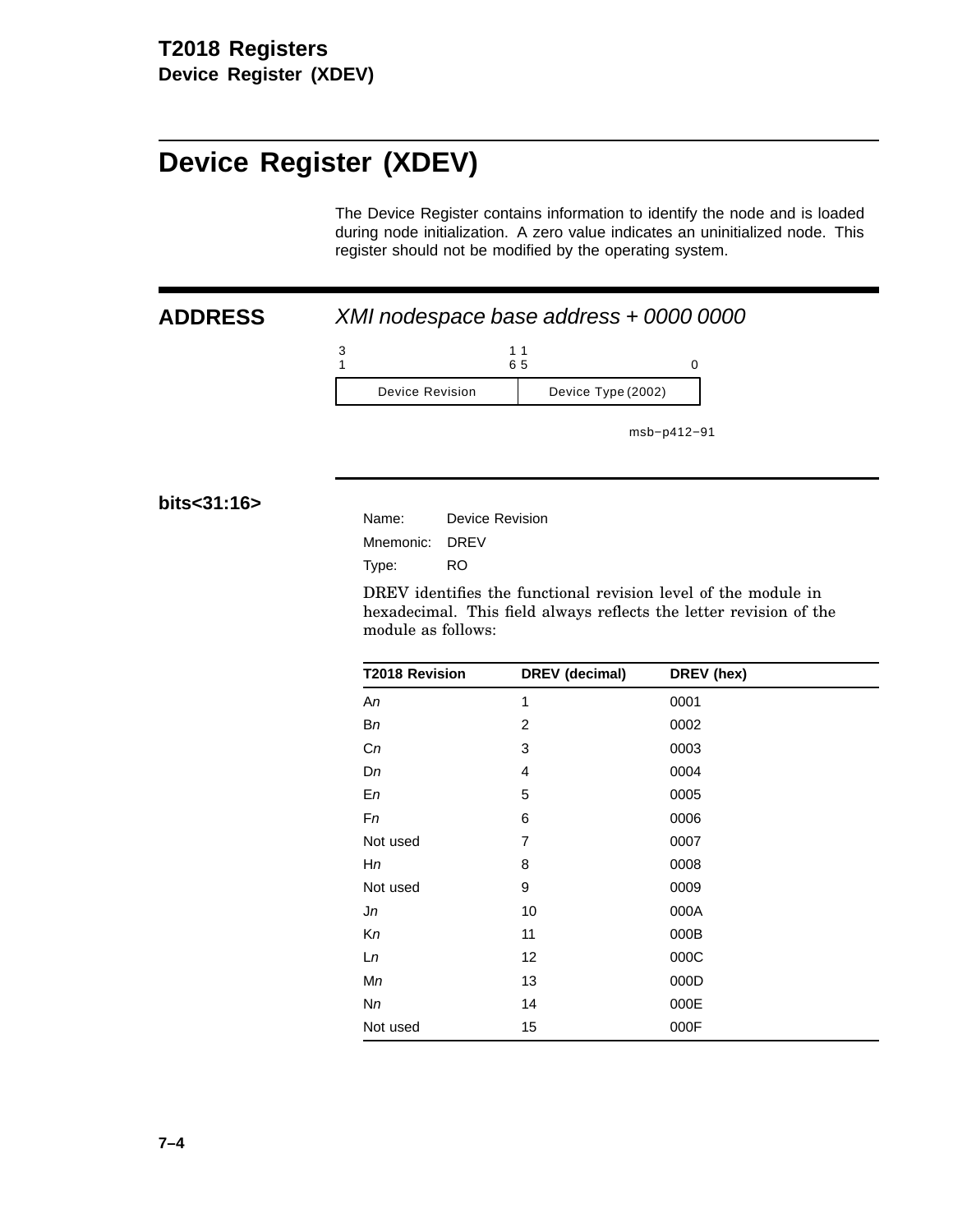# Device Register (XDEV)

The Device Register contains information to identify the node and is loaded during node initialization. A zero value indicates an uninitialized node. This register should not be modified by the operating system.

## ADDRESS

*XMI nodespace base address + 0000 0000*

| 31 ... 16 | 15 ... 0 |
|---|---|
| Device Revision | Device Type (2002) |

msb−p412−91

## bits<31:16>

Name: Device Revision
Mnemonic: DREV
Type: RO

DREV identifies the functional revision level of the module in hexadecimal. This field always reflects the letter revision of the module as follows:

| T2018 Revision | DREV (decimal) | DREV (hex) |
|---|---|---|
| A*n* | 1 | 0001 |
| B*n* | 2 | 0002 |
| C*n* | 3 | 0003 |
| D*n* | 4 | 0004 |
| E*n* | 5 | 0005 |
| F*n* | 6 | 0006 |
| Not used | 7 | 0007 |
| H*n* | 8 | 0008 |
| Not used | 9 | 0009 |
| J*n* | 10 | 000A |
| K*n* | 11 | 000B |
| L*n* | 12 | 000C |
| M*n* | 13 | 000D |
| N*n* | 14 | 000E |
| Not used | 15 | 000F |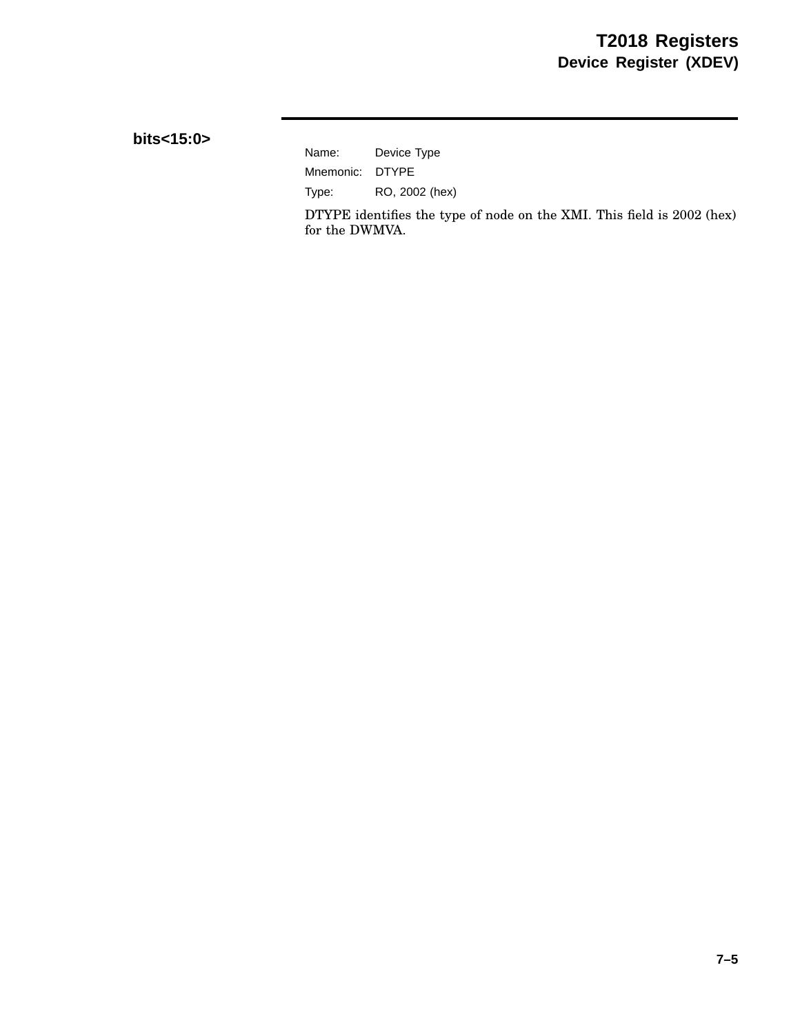## bits<15:0>

Name: Device Type

Mnemonic: DTYPE

Type: RO, 2002 (hex)

DTYPE identifies the type of node on the XMI. This field is 2002 (hex) for the DWMVA.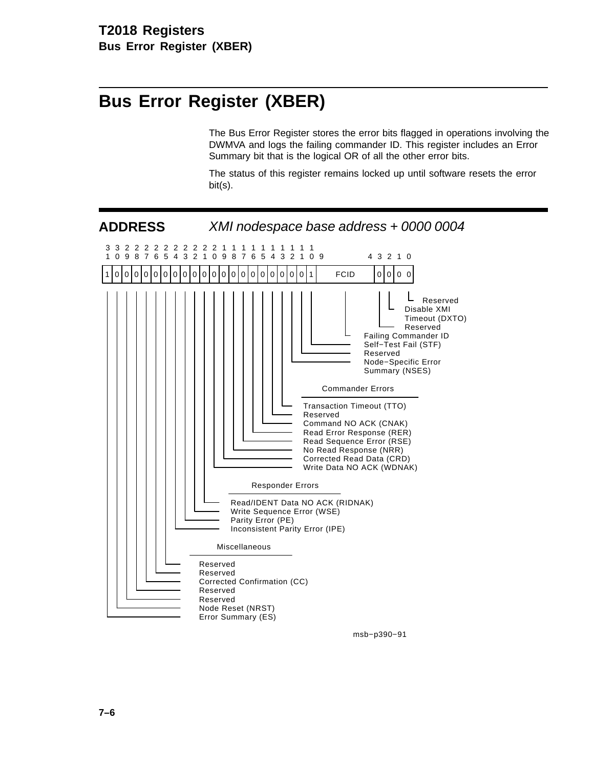# Bus Error Register (XBER)

The Bus Error Register stores the error bits flagged in operations involving the DWMVA and logs the failing commander ID. This register includes an Error Summary bit that is the logical OR of all the other error bits.

The status of this register remains locked up until software resets the error bit(s).

## ADDRESS *XMI nodespace base address + 0000 0004*

| Bit(s) | Reset value | Field |
|---|---|---|
| 31 | 1 | Error Summary (ES) |
| 30 | 0 | Node Reset (NRST) |
| 29 | 0 | Reserved |
| 28 | 0 | Reserved |
| 27 | 0 | Corrected Confirmation (CC) |
| 26 | 0 | Reserved |
| 25 | 0 | Reserved |
| 24 | 0 | Inconsistent Parity Error (IPE) |
| 23 | 0 | Parity Error (PE) |
| 22 | 0 | Write Sequence Error (WSE) |
| 21 | 0 | Read/IDENT Data NO ACK (RIDNAK) |
| 20 | 0 | Write Data NO ACK (WDNAK) |
| 19 | 0 | Corrected Read Data (CRD) |
| 18 | 0 | No Read Response (NRR) |
| 17 | 0 | Read Sequence Error (RSE) |
| 16 | 0 | Read Error Response (RER) |
| 15 | 0 | Command NO ACK (CNAK) |
| 14 | 0 | Reserved |
| 13 | 0 | Transaction Timeout (TTO) |
| 12 | 0 | Node-Specific Error Summary (NSES) |
| 11 | 0 | Reserved |
| 10 | 1 | Self-Test Fail (STF) |
| 9:4 | FCID | Failing Commander ID |
| 3 | 0 | Reserved |
| 2:1 | 0 0 | Disable XMI Timeout (DXTO) |
| 0 | 0 | Reserved |

Groupings:

- **Commander Errors**: Transaction Timeout (TTO), Reserved, Command NO ACK (CNAK), Read Error Response (RER), Read Sequence Error (RSE), No Read Response (NRR), Corrected Read Data (CRD), Write Data NO ACK (WDNAK)
- **Responder Errors**: Read/IDENT Data NO ACK (RIDNAK), Write Sequence Error (WSE), Parity Error (PE), Inconsistent Parity Error (IPE)
- **Miscellaneous**: Reserved, Reserved, Corrected Confirmation (CC), Reserved, Reserved, Node Reset (NRST), Error Summary (ES)

msb−p390−91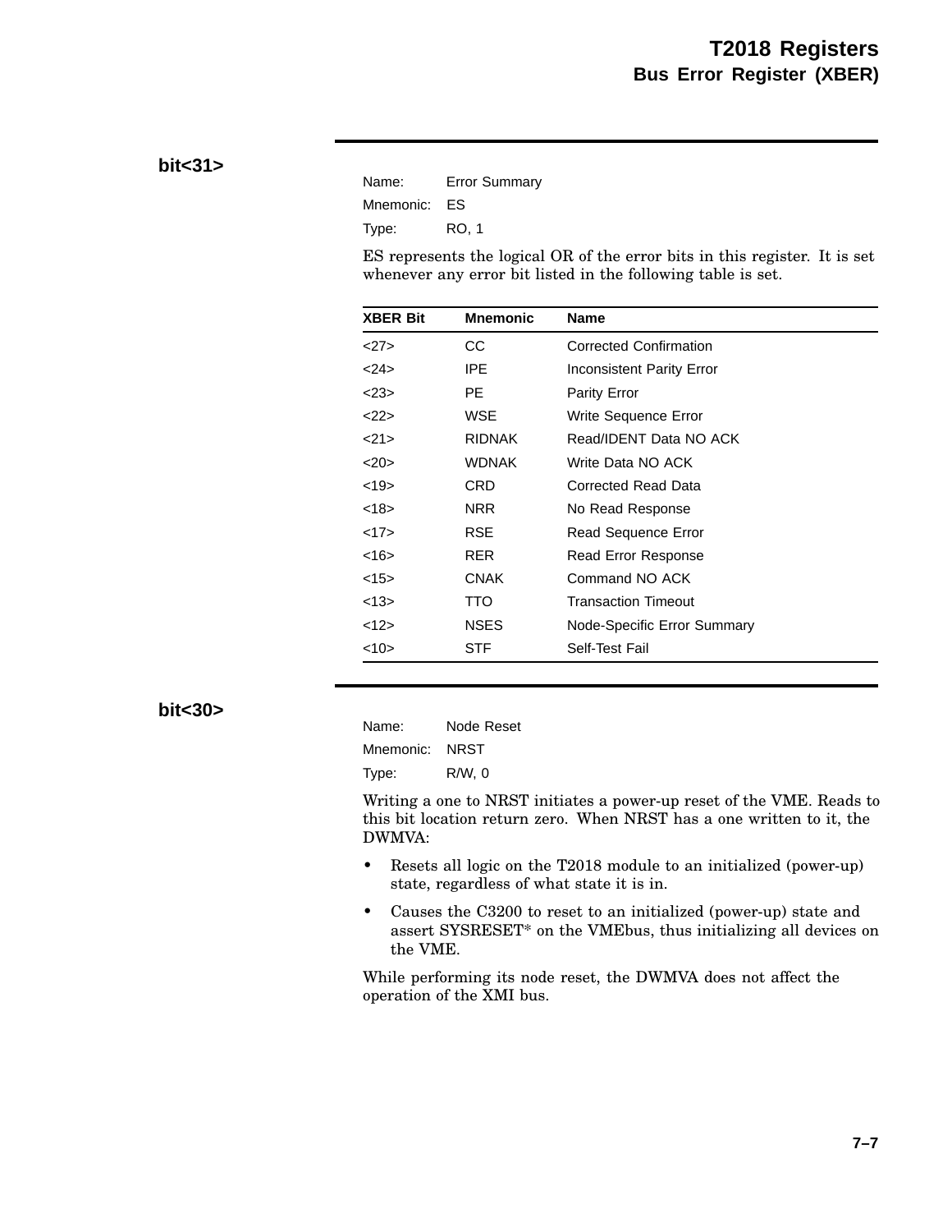## bit<31>

Name: Error Summary

Mnemonic: ES

Type: RO, 1

ES represents the logical OR of the error bits in this register. It is set whenever any error bit listed in the following table is set.

| XBER Bit | Mnemonic | Name |
|---|---|---|
| <27> | CC | Corrected Confirmation |
| <24> | IPE | Inconsistent Parity Error |
| <23> | PE | Parity Error |
| <22> | WSE | Write Sequence Error |
| <21> | RIDNAK | Read/IDENT Data NO ACK |
| <20> | WDNAK | Write Data NO ACK |
| <19> | CRD | Corrected Read Data |
| <18> | NRR | No Read Response |
| <17> | RSE | Read Sequence Error |
| <16> | RER | Read Error Response |
| <15> | CNAK | Command NO ACK |
| <13> | TTO | Transaction Timeout |
| <12> | NSES | Node-Specific Error Summary |
| <10> | STF | Self-Test Fail |

## bit<30>

Name: Node Reset

Mnemonic: NRST

Type: R/W, 0

Writing a one to NRST initiates a power-up reset of the VME. Reads to this bit location return zero. When NRST has a one written to it, the DWMVA:

- Resets all logic on the T2018 module to an initialized (power-up) state, regardless of what state it is in.
- Causes the C3200 to reset to an initialized (power-up) state and assert SYSRESET* on the VMEbus, thus initializing all devices on the VME.

While performing its node reset, the DWMVA does not affect the operation of the XMI bus.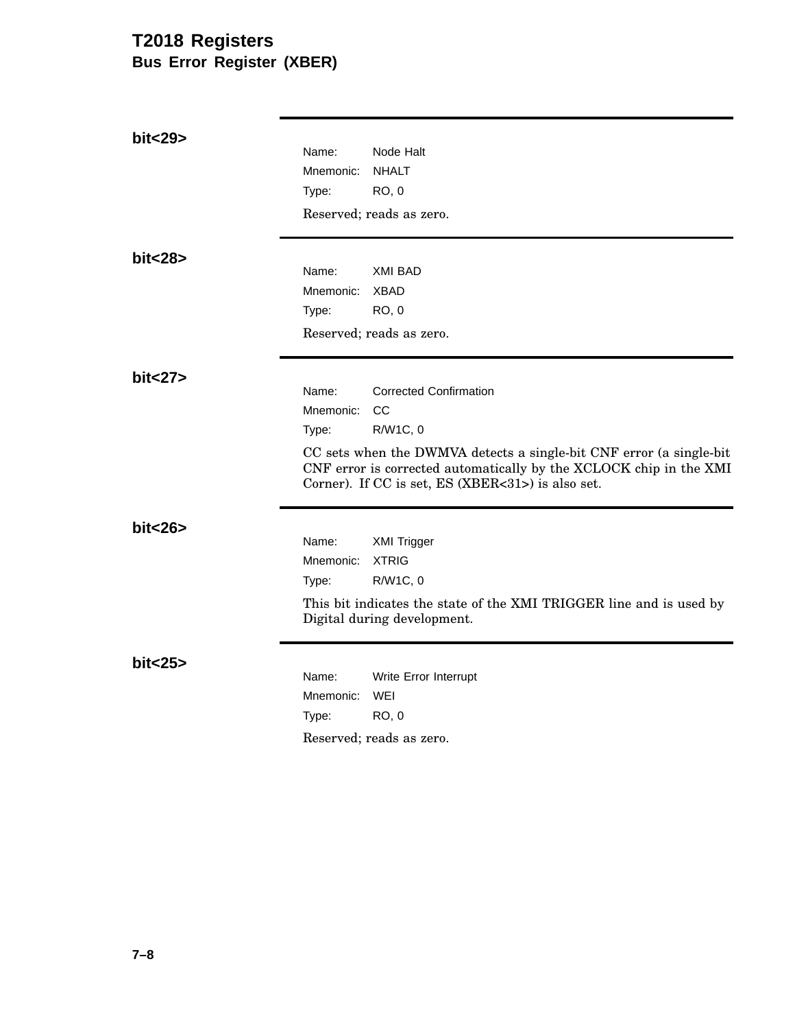### bit<29>

Name: Node Halt
Mnemonic: NHALT
Type: RO, 0

Reserved; reads as zero.

### bit<28>

Name: XMI BAD
Mnemonic: XBAD
Type: RO, 0

Reserved; reads as zero.

### bit<27>

Name: Corrected Confirmation
Mnemonic: CC
Type: R/W1C, 0

CC sets when the DWMVA detects a single-bit CNF error (a single-bit CNF error is corrected automatically by the XCLOCK chip in the XMI Corner). If CC is set, ES (XBER<31>) is also set.

### bit<26>

Name: XMI Trigger
Mnemonic: XTRIG
Type: R/W1C, 0

This bit indicates the state of the XMI TRIGGER line and is used by Digital during development.

### bit<25>

Name: Write Error Interrupt
Mnemonic: WEI
Type: RO, 0

Reserved; reads as zero.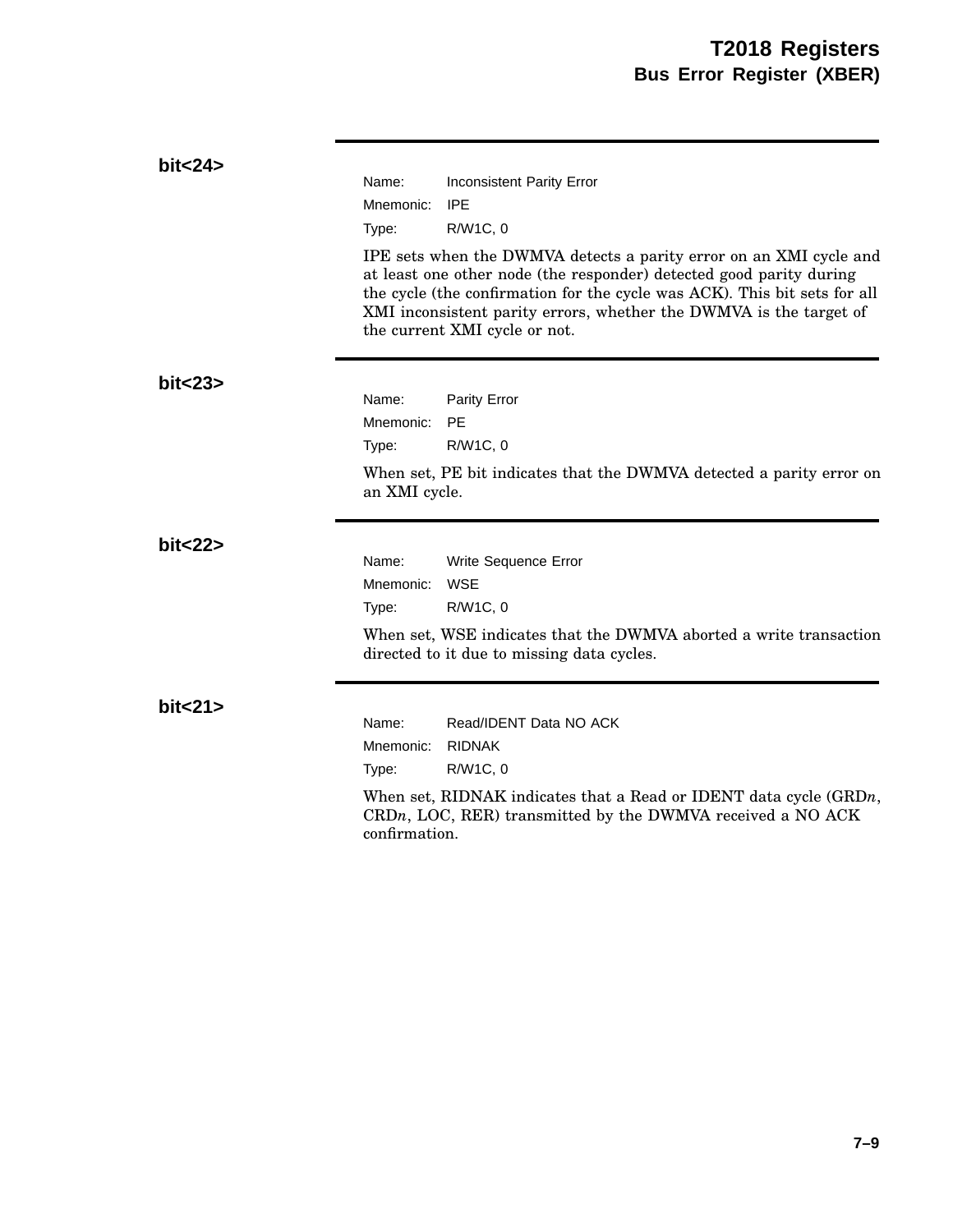### bit<24>

Name: Inconsistent Parity Error
Mnemonic: IPE
Type: R/W1C, 0

IPE sets when the DWMVA detects a parity error on an XMI cycle and at least one other node (the responder) detected good parity during the cycle (the confirmation for the cycle was ACK). This bit sets for all XMI inconsistent parity errors, whether the DWMVA is the target of the current XMI cycle or not.

### bit<23>

Name: Parity Error
Mnemonic: PE
Type: R/W1C, 0

When set, PE bit indicates that the DWMVA detected a parity error on an XMI cycle.

### bit<22>

Name: Write Sequence Error
Mnemonic: WSE
Type: R/W1C, 0

When set, WSE indicates that the DWMVA aborted a write transaction directed to it due to missing data cycles.

### bit<21>

Name: Read/IDENT Data NO ACK
Mnemonic: RIDNAK
Type: R/W1C, 0

When set, RIDNAK indicates that a Read or IDENT data cycle (GRD*n*, CRD*n*, LOC, RER) transmitted by the DWMVA received a NO ACK confirmation.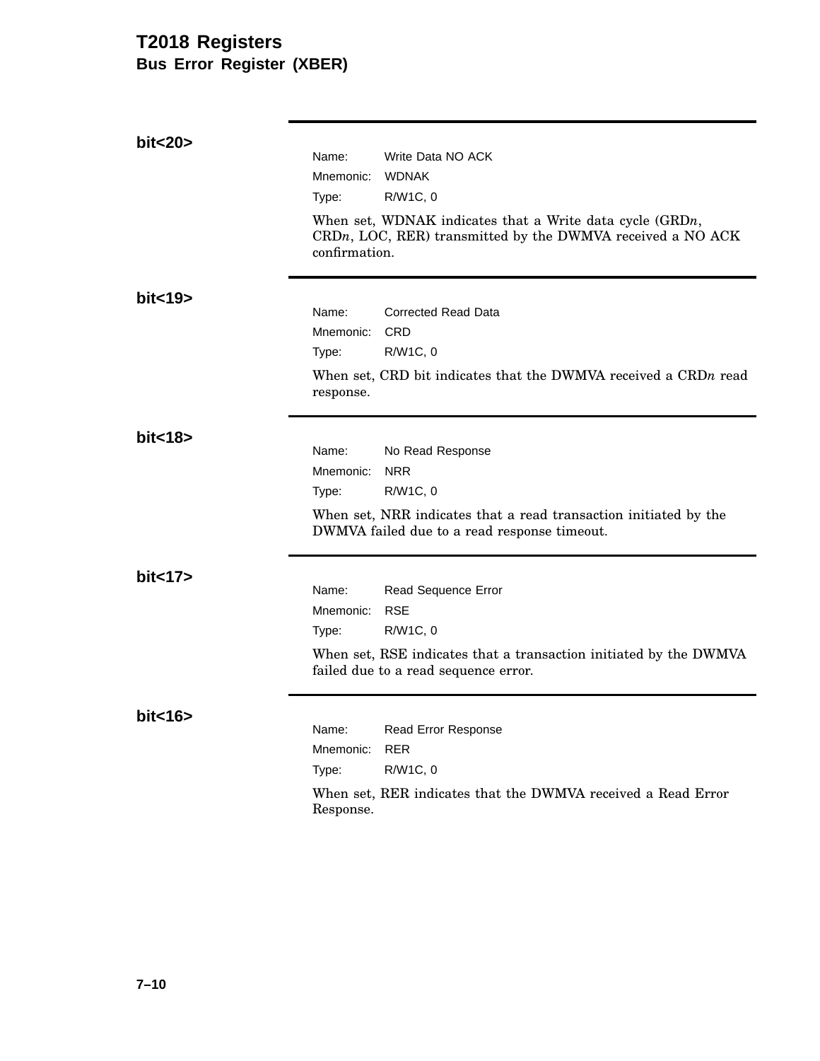## bit<20>

Name: Write Data NO ACK
Mnemonic: WDNAK
Type: R/W1C, 0

When set, WDNAK indicates that a Write data cycle (GRD*n*, CRD*n*, LOC, RER) transmitted by the DWMVA received a NO ACK confirmation.

## bit<19>

Name: Corrected Read Data
Mnemonic: CRD
Type: R/W1C, 0

When set, CRD bit indicates that the DWMVA received a CRD*n* read response.

## bit<18>

Name: No Read Response
Mnemonic: NRR
Type: R/W1C, 0

When set, NRR indicates that a read transaction initiated by the DWMVA failed due to a read response timeout.

## bit<17>

Name: Read Sequence Error
Mnemonic: RSE
Type: R/W1C, 0

When set, RSE indicates that a transaction initiated by the DWMVA failed due to a read sequence error.

## bit<16>

Name: Read Error Response
Mnemonic: RER
Type: R/W1C, 0

When set, RER indicates that the DWMVA received a Read Error Response.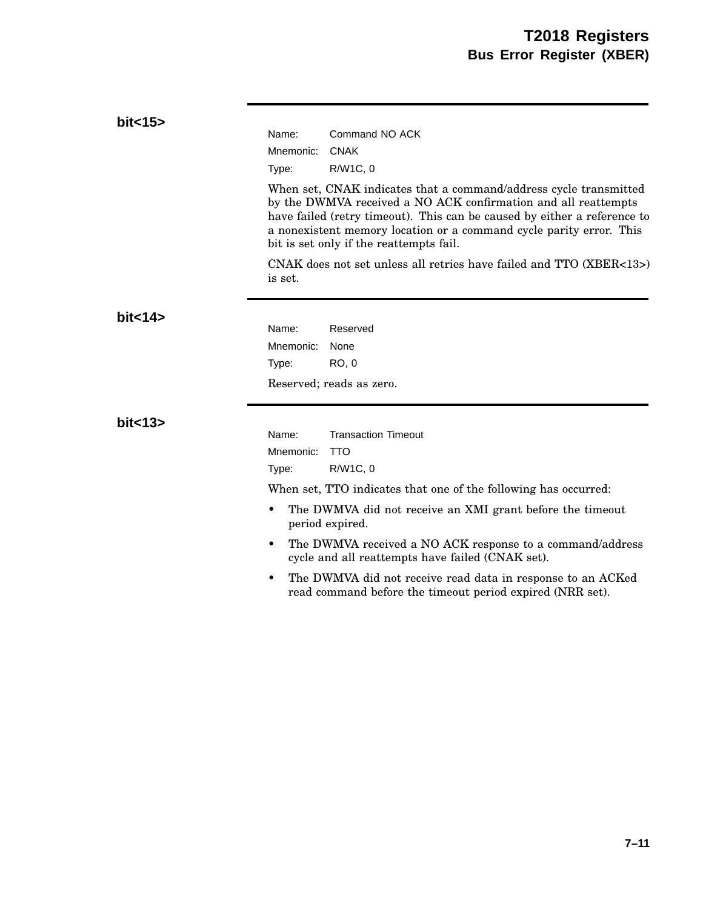### bit<15>

Name: Command NO ACK
Mnemonic: CNAK
Type: R/W1C, 0

When set, CNAK indicates that a command/address cycle transmitted by the DWMVA received a NO ACK confirmation and all reattempts have failed (retry timeout). This can be caused by either a reference to a nonexistent memory location or a command cycle parity error. This bit is set only if the reattempts fail.

CNAK does not set unless all retries have failed and TTO (XBER<13>) is set.

### bit<14>

Name: Reserved
Mnemonic: None
Type: RO, 0

Reserved; reads as zero.

### bit<13>

Name: Transaction Timeout
Mnemonic: TTO
Type: R/W1C, 0

When set, TTO indicates that one of the following has occurred:

- The DWMVA did not receive an XMI grant before the timeout period expired.
- The DWMVA received a NO ACK response to a command/address cycle and all reattempts have failed (CNAK set).
- The DWMVA did not receive read data in response to an ACKed read command before the timeout period expired (NRR set).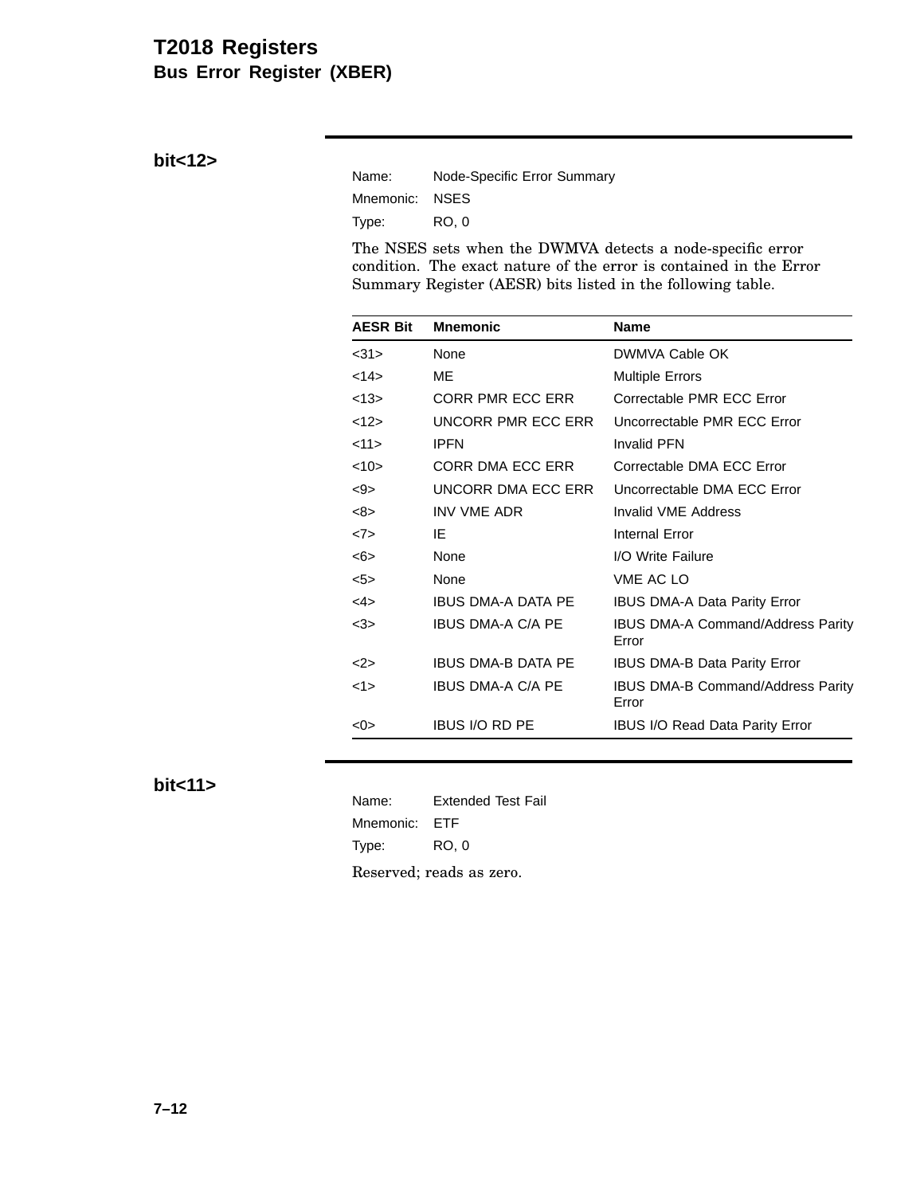### bit<12>

Name: Node-Specific Error Summary
Mnemonic: NSES
Type: RO, 0

The NSES sets when the DWMVA detects a node-specific error condition. The exact nature of the error is contained in the Error Summary Register (AESR) bits listed in the following table.

| AESR Bit | Mnemonic | Name |
|---|---|---|
| <31> | None | DWMVA Cable OK |
| <14> | ME | Multiple Errors |
| <13> | CORR PMR ECC ERR | Correctable PMR ECC Error |
| <12> | UNCORR PMR ECC ERR | Uncorrectable PMR ECC Error |
| <11> | IPFN | Invalid PFN |
| <10> | CORR DMA ECC ERR | Correctable DMA ECC Error |
| <9> | UNCORR DMA ECC ERR | Uncorrectable DMA ECC Error |
| <8> | INV VME ADR | Invalid VME Address |
| <7> | IE | Internal Error |
| <6> | None | I/O Write Failure |
| <5> | None | VME AC LO |
| <4> | IBUS DMA-A DATA PE | IBUS DMA-A Data Parity Error |
| <3> | IBUS DMA-A C/A PE | IBUS DMA-A Command/Address Parity Error |
| <2> | IBUS DMA-B DATA PE | IBUS DMA-B Data Parity Error |
| <1> | IBUS DMA-A C/A PE | IBUS DMA-B Command/Address Parity Error |
| <0> | IBUS I/O RD PE | IBUS I/O Read Data Parity Error |

### bit<11>

Name: Extended Test Fail
Mnemonic: ETF
Type: RO, 0

Reserved; reads as zero.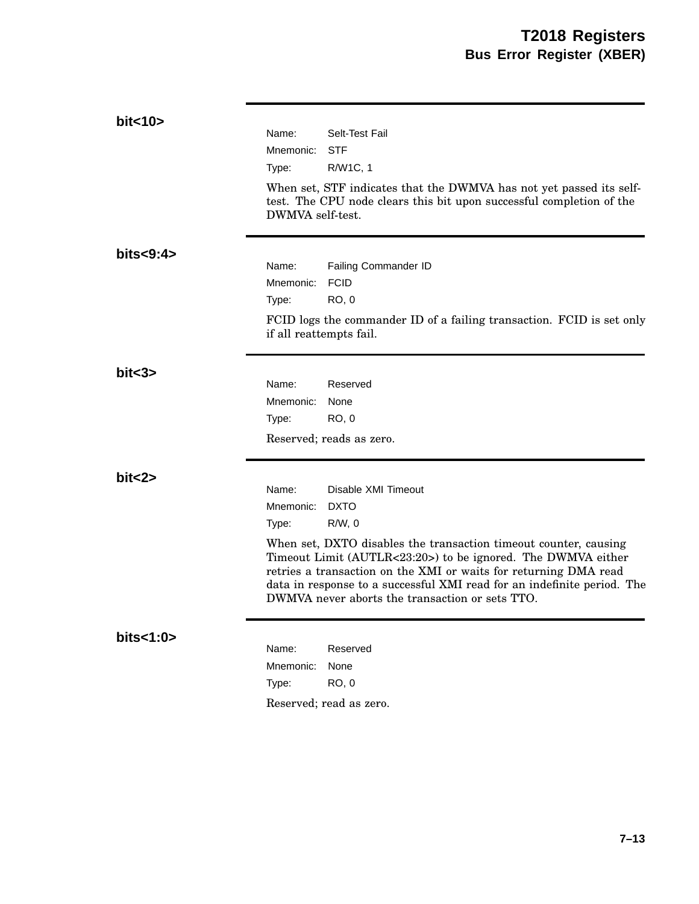### bit<10>

Name: Selt-Test Fail
Mnemonic: STF
Type: R/W1C, 1

When set, STF indicates that the DWMVA has not yet passed its self-test. The CPU node clears this bit upon successful completion of the DWMVA self-test.

### bits<9:4>

Name: Failing Commander ID
Mnemonic: FCID
Type: RO, 0

FCID logs the commander ID of a failing transaction. FCID is set only if all reattempts fail.

### bit<3>

Name: Reserved
Mnemonic: None
Type: RO, 0

Reserved; reads as zero.

### bit<2>

Name: Disable XMI Timeout
Mnemonic: DXTO
Type: R/W, 0

When set, DXTO disables the transaction timeout counter, causing Timeout Limit (AUTLR<23:20>) to be ignored. The DWMVA either retries a transaction on the XMI or waits for returning DMA read data in response to a successful XMI read for an indefinite period. The DWMVA never aborts the transaction or sets TTO.

### bits<1:0>

Name: Reserved
Mnemonic: None
Type: RO, 0

Reserved; read as zero.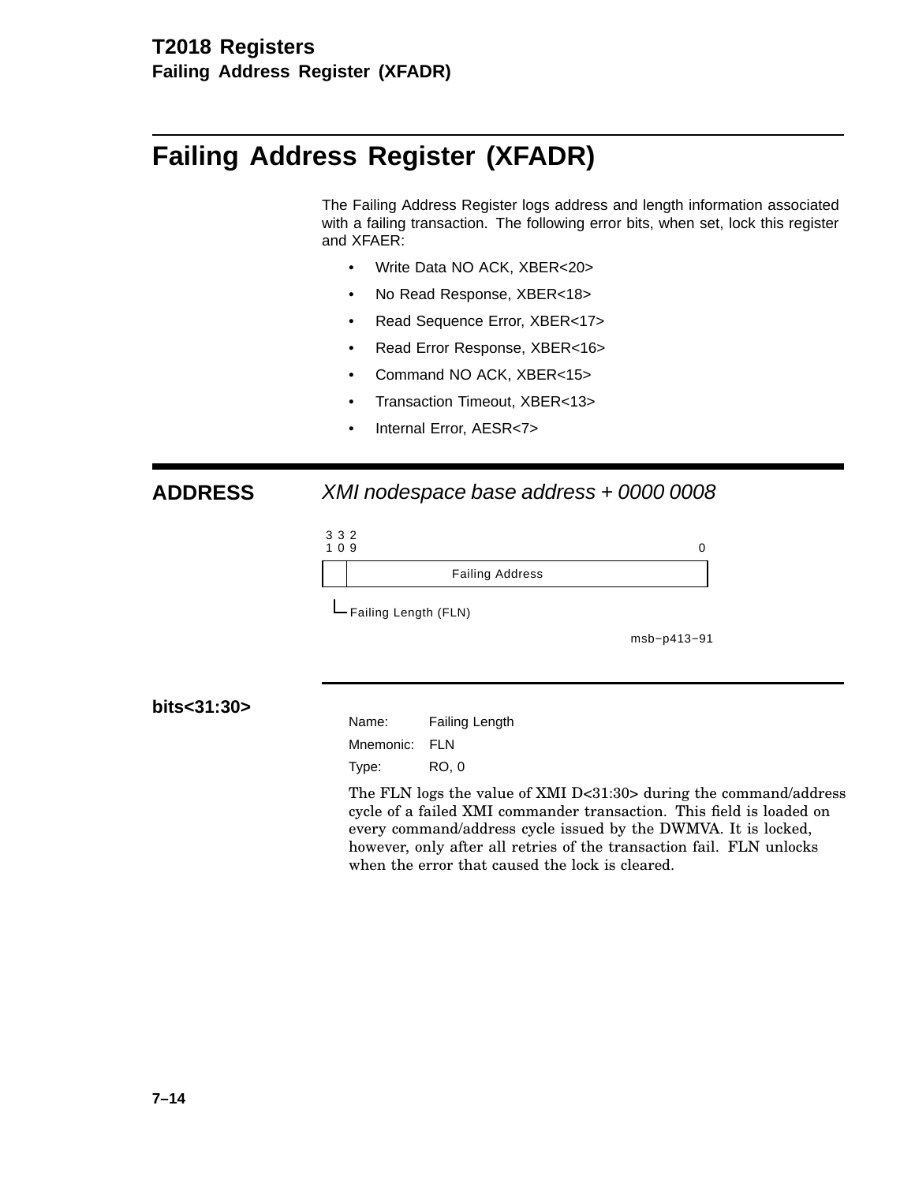# Failing Address Register (XFADR)

The Failing Address Register logs address and length information associated with a failing transaction. The following error bits, when set, lock this register and XFAER:

- Write Data NO ACK, XBER<20>
- No Read Response, XBER<18>
- Read Sequence Error, XBER<17>
- Read Error Response, XBER<16>
- Command NO ACK, XBER<15>
- Transaction Timeout, XBER<13>
- Internal Error, AESR<7>

## ADDRESS

*XMI nodespace base address + 0000 0008*

| 31:30 | 29:0 |
|---|---|
| Failing Length (FLN) | Failing Address |

msb−p413−91

## bits<31:30>

Name: Failing Length

Mnemonic: FLN

Type: RO, 0

The FLN logs the value of XMI D<31:30> during the command/address cycle of a failed XMI commander transaction. This field is loaded on every command/address cycle issued by the DWMVA. It is locked, however, only after all retries of the transaction fail. FLN unlocks when the error that caused the lock is cleared.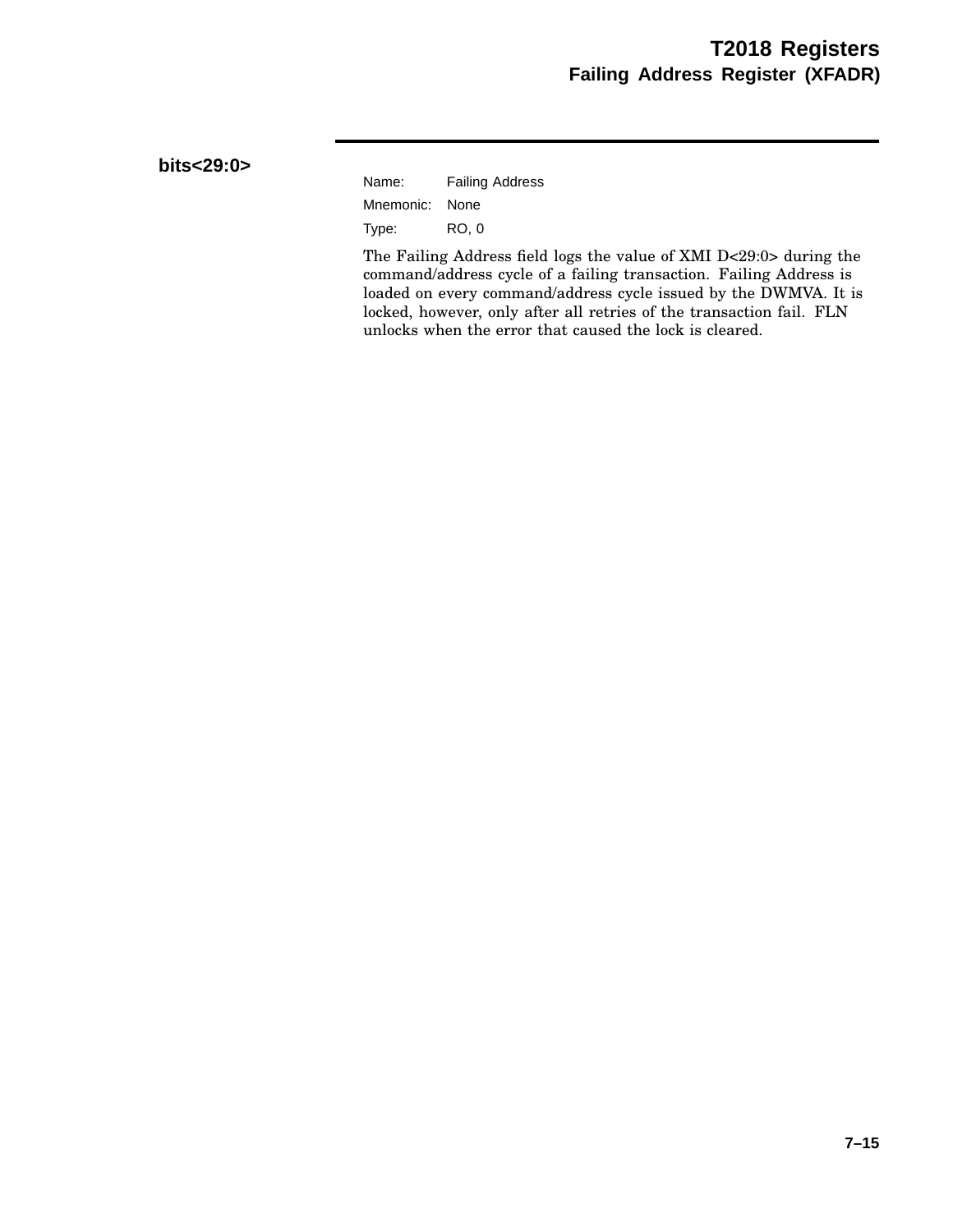### bits<29:0>

Name: Failing Address

Mnemonic: None

Type: RO, 0

The Failing Address field logs the value of XMI D<29:0> during the command/address cycle of a failing transaction. Failing Address is loaded on every command/address cycle issued by the DWMVA. It is locked, however, only after all retries of the transaction fail. FLN unlocks when the error that caused the lock is cleared.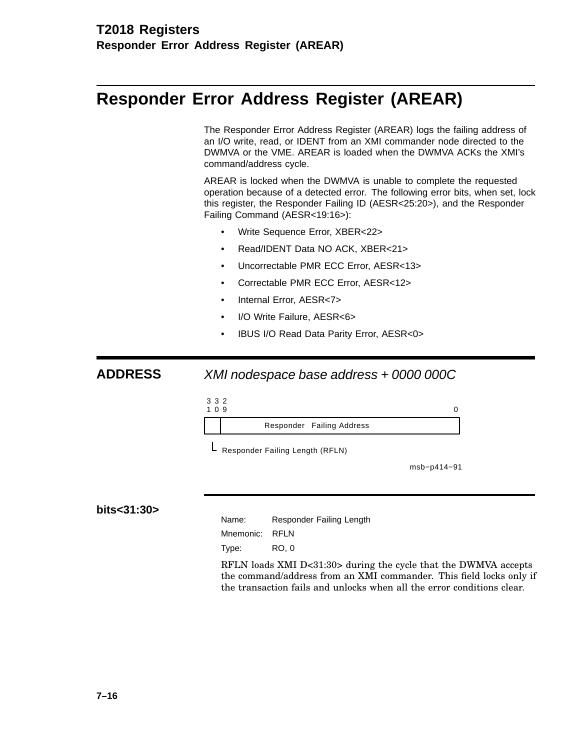# Responder Error Address Register (AREAR)

The Responder Error Address Register (AREAR) logs the failing address of an I/O write, read, or IDENT from an XMI commander node directed to the DWMVA or the VME. AREAR is loaded when the DWMVA ACKs the XMI's command/address cycle.

AREAR is locked when the DWMVA is unable to complete the requested operation because of a detected error. The following error bits, when set, lock this register, the Responder Failing ID (AESR<25:20>), and the Responder Failing Command (AESR<19:16>):

- Write Sequence Error, XBER<22>
- Read/IDENT Data NO ACK, XBER<21>
- Uncorrectable PMR ECC Error, AESR<13>
- Correctable PMR ECC Error, AESR<12>
- Internal Error, AESR<7>
- I/O Write Failure, AESR<6>
- IBUS I/O Read Data Parity Error, AESR<0>

## ADDRESS

*XMI nodespace base address + 0000 000C*

| 31 | 30 | 29 ... 0 |
|---|---|---|
| Responder Failing Length (RFLN) | | Responder Failing Address |

msb−p414−91

### bits<31:30>

Name: Responder Failing Length

Mnemonic: RFLN

Type: RO, 0

RFLN loads XMI D<31:30> during the cycle that the DWMVA accepts the command/address from an XMI commander. This field locks only if the transaction fails and unlocks when all the error conditions clear.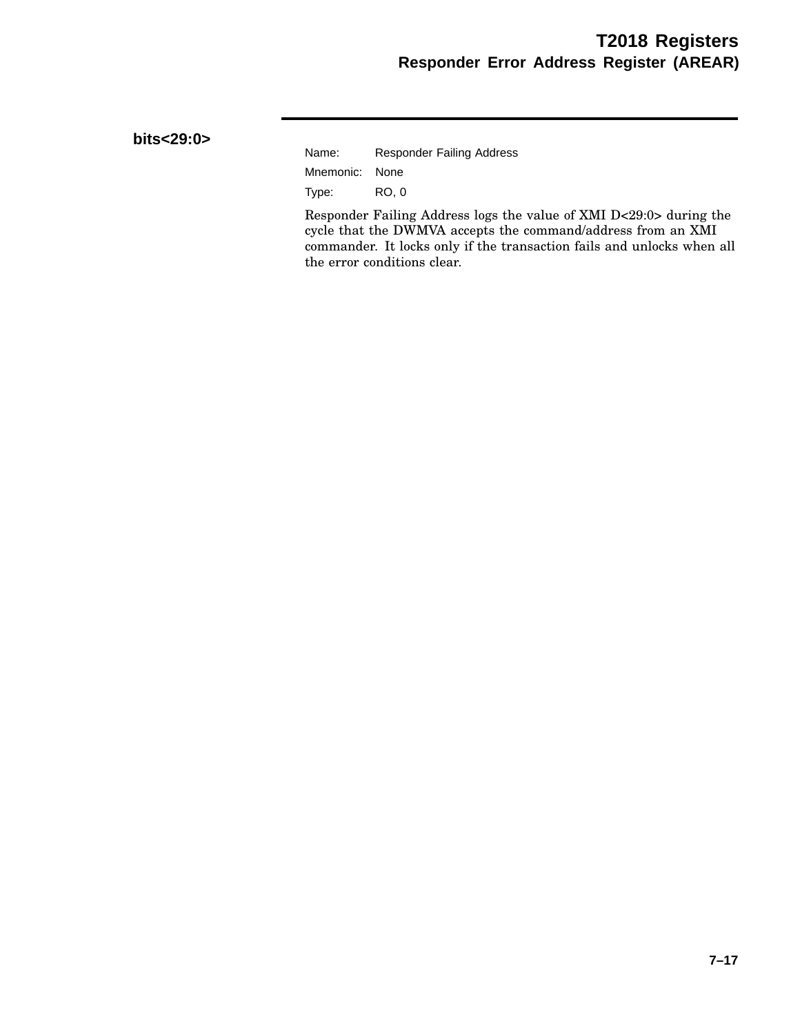### bits<29:0>

Name: Responder Failing Address

Mnemonic: None

Type: RO, 0

Responder Failing Address logs the value of XMI D<29:0> during the cycle that the DWMVA accepts the command/address from an XMI commander. It locks only if the transaction fails and unlocks when all the error conditions clear.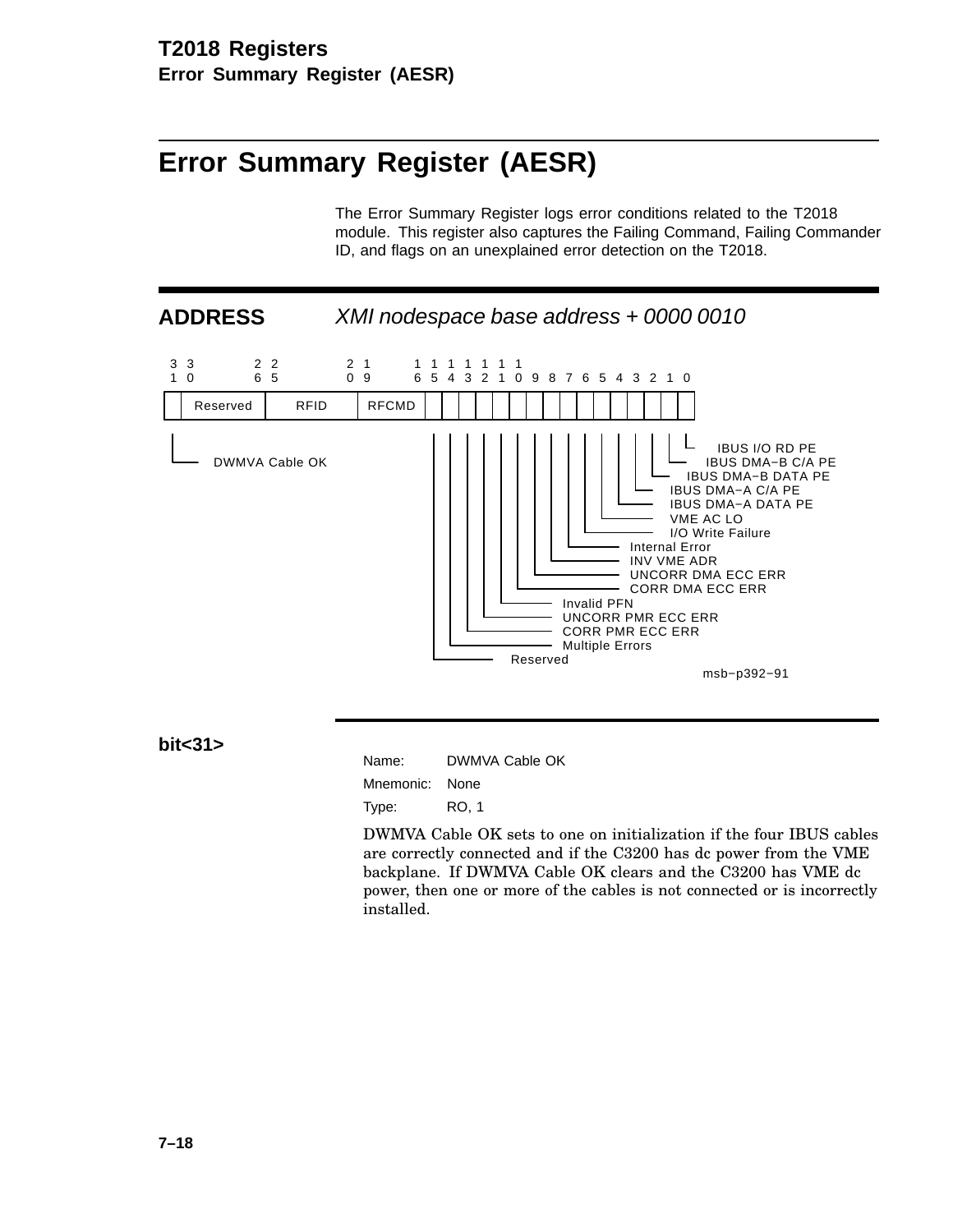# Error Summary Register (AESR)

The Error Summary Register logs error conditions related to the T2018 module. This register also captures the Failing Command, Failing Commander ID, and flags on an unexplained error detection on the T2018.

## ADDRESS

*XMI nodespace base address + 0000 0010*

| Bit(s) | Field |
|---|---|
| 31 | DWMVA Cable OK |
| 30:26 | Reserved |
| 25:20 | RFID |
| 19:16 | RFCMD |
| 15 | Reserved |
| 14 | Multiple Errors |
| 13 | CORR PMR ECC ERR |
| 12 | UNCORR PMR ECC ERR |
| 11 | Invalid PFN |
| 10 | CORR DMA ECC ERR |
| 9 | UNCORR DMA ECC ERR |
| 8 | INV VME ADR |
| 7 | Internal Error |
| 6 | I/O Write Failure |
| 5 | VME AC LO |
| 4 | IBUS DMA−A DATA PE |
| 3 | IBUS DMA−A C/A PE |
| 2 | IBUS DMA−B DATA PE |
| 1 | IBUS DMA−B C/A PE |
| 0 | IBUS I/O RD PE |

msb−p392−91

### bit<31>

Name: DWMVA Cable OK

Mnemonic: None

Type: RO, 1

DWMVA Cable OK sets to one on initialization if the four IBUS cables are correctly connected and if the C3200 has dc power from the VME backplane. If DWMVA Cable OK clears and the C3200 has VME dc power, then one or more of the cables is not connected or is incorrectly installed.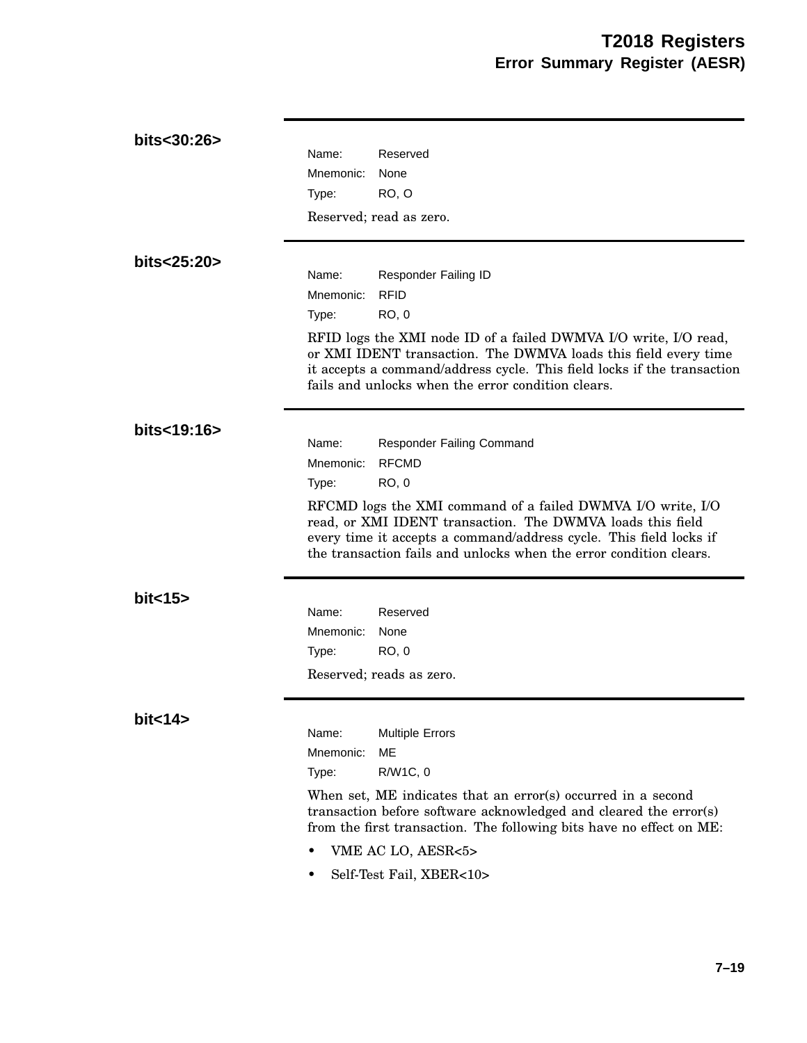### bits<30:26>

Name: Reserved
Mnemonic: None
Type: RO, O

Reserved; read as zero.

### bits<25:20>

Name: Responder Failing ID
Mnemonic: RFID
Type: RO, 0

RFID logs the XMI node ID of a failed DWMVA I/O write, I/O read, or XMI IDENT transaction. The DWMVA loads this field every time it accepts a command/address cycle. This field locks if the transaction fails and unlocks when the error condition clears.

### bits<19:16>

Name: Responder Failing Command
Mnemonic: RFCMD
Type: RO, 0

RFCMD logs the XMI command of a failed DWMVA I/O write, I/O read, or XMI IDENT transaction. The DWMVA loads this field every time it accepts a command/address cycle. This field locks if the transaction fails and unlocks when the error condition clears.

### bit<15>

Name: Reserved
Mnemonic: None
Type: RO, 0

Reserved; reads as zero.

### bit<14>

Name: Multiple Errors
Mnemonic: ME
Type: R/W1C, 0

When set, ME indicates that an error(s) occurred in a second transaction before software acknowledged and cleared the error(s) from the first transaction. The following bits have no effect on ME:

- VME AC LO, AESR<5>
- Self-Test Fail, XBER<10>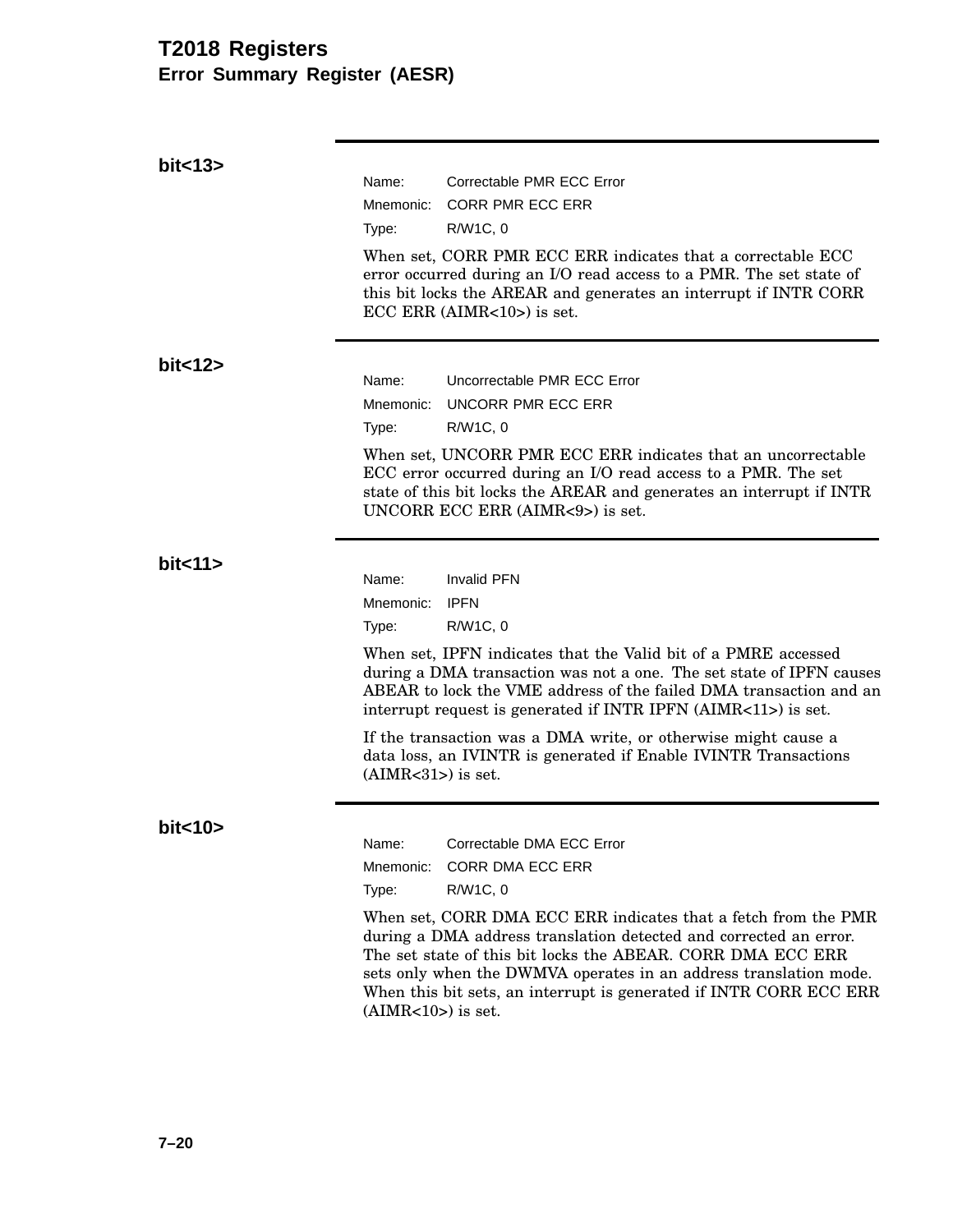## bit<13>

Name: Correctable PMR ECC Error

Mnemonic: CORR PMR ECC ERR

Type: R/W1C, 0

When set, CORR PMR ECC ERR indicates that a correctable ECC error occurred during an I/O read access to a PMR. The set state of this bit locks the AREAR and generates an interrupt if INTR CORR ECC ERR (AIMR<10>) is set.

## bit<12>

Name: Uncorrectable PMR ECC Error

Mnemonic: UNCORR PMR ECC ERR

Type: R/W1C, 0

When set, UNCORR PMR ECC ERR indicates that an uncorrectable ECC error occurred during an I/O read access to a PMR. The set state of this bit locks the AREAR and generates an interrupt if INTR UNCORR ECC ERR (AIMR<9>) is set.

## bit<11>

Name: Invalid PFN

Mnemonic: IPFN

Type: R/W1C, 0

When set, IPFN indicates that the Valid bit of a PMRE accessed during a DMA transaction was not a one. The set state of IPFN causes ABEAR to lock the VME address of the failed DMA transaction and an interrupt request is generated if INTR IPFN (AIMR<11>) is set.

If the transaction was a DMA write, or otherwise might cause a data loss, an IVINTR is generated if Enable IVINTR Transactions (AIMR<31>) is set.

## bit<10>

Name: Correctable DMA ECC Error

Mnemonic: CORR DMA ECC ERR

Type: R/W1C, 0

When set, CORR DMA ECC ERR indicates that a fetch from the PMR during a DMA address translation detected and corrected an error. The set state of this bit locks the ABEAR. CORR DMA ECC ERR sets only when the DWMVA operates in an address translation mode. When this bit sets, an interrupt is generated if INTR CORR ECC ERR (AIMR<10>) is set.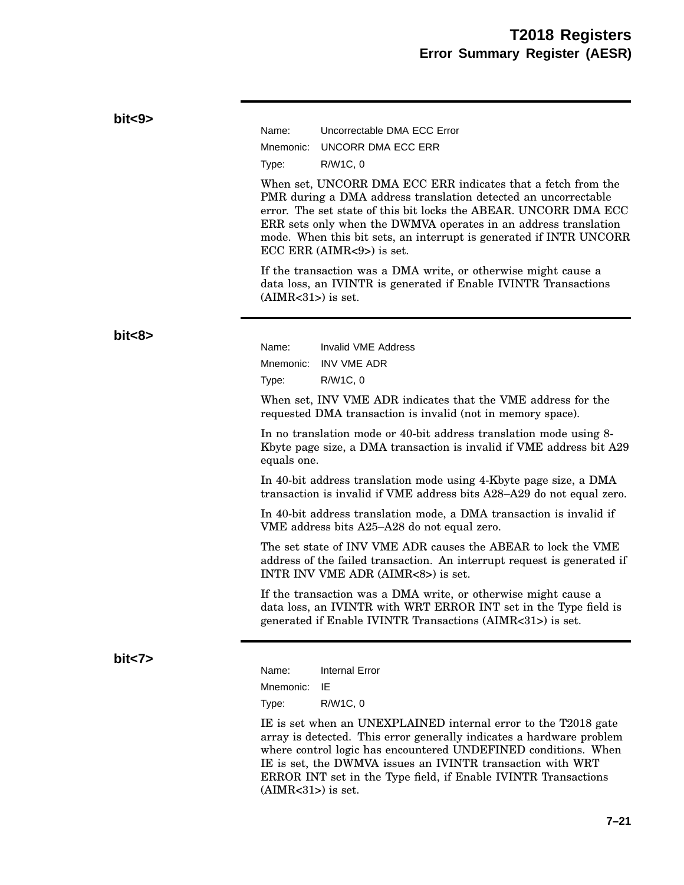### bit<9>

Name: Uncorrectable DMA ECC Error

Mnemonic: UNCORR DMA ECC ERR

Type: R/W1C, 0

When set, UNCORR DMA ECC ERR indicates that a fetch from the PMR during a DMA address translation detected an uncorrectable error. The set state of this bit locks the ABEAR. UNCORR DMA ECC ERR sets only when the DWMVA operates in an address translation mode. When this bit sets, an interrupt is generated if INTR UNCORR ECC ERR (AIMR<9>) is set.

If the transaction was a DMA write, or otherwise might cause a data loss, an IVINTR is generated if Enable IVINTR Transactions (AIMR<31>) is set.

### bit<8>

Name: Invalid VME Address

Mnemonic: INV VME ADR

Type: R/W1C, 0

When set, INV VME ADR indicates that the VME address for the requested DMA transaction is invalid (not in memory space).

In no translation mode or 40-bit address translation mode using 8-Kbyte page size, a DMA transaction is invalid if VME address bit A29 equals one.

In 40-bit address translation mode using 4-Kbyte page size, a DMA transaction is invalid if VME address bits A28–A29 do not equal zero.

In 40-bit address translation mode, a DMA transaction is invalid if VME address bits A25–A28 do not equal zero.

The set state of INV VME ADR causes the ABEAR to lock the VME address of the failed transaction. An interrupt request is generated if INTR INV VME ADR (AIMR<8>) is set.

If the transaction was a DMA write, or otherwise might cause a data loss, an IVINTR with WRT ERROR INT set in the Type field is generated if Enable IVINTR Transactions (AIMR<31>) is set.

### bit<7>

Name: Internal Error

Mnemonic: IE

Type: R/W1C, 0

IE is set when an UNEXPLAINED internal error to the T2018 gate array is detected. This error generally indicates a hardware problem where control logic has encountered UNDEFINED conditions. When IE is set, the DWMVA issues an IVINTR transaction with WRT ERROR INT set in the Type field, if Enable IVINTR Transactions (AIMR<31>) is set.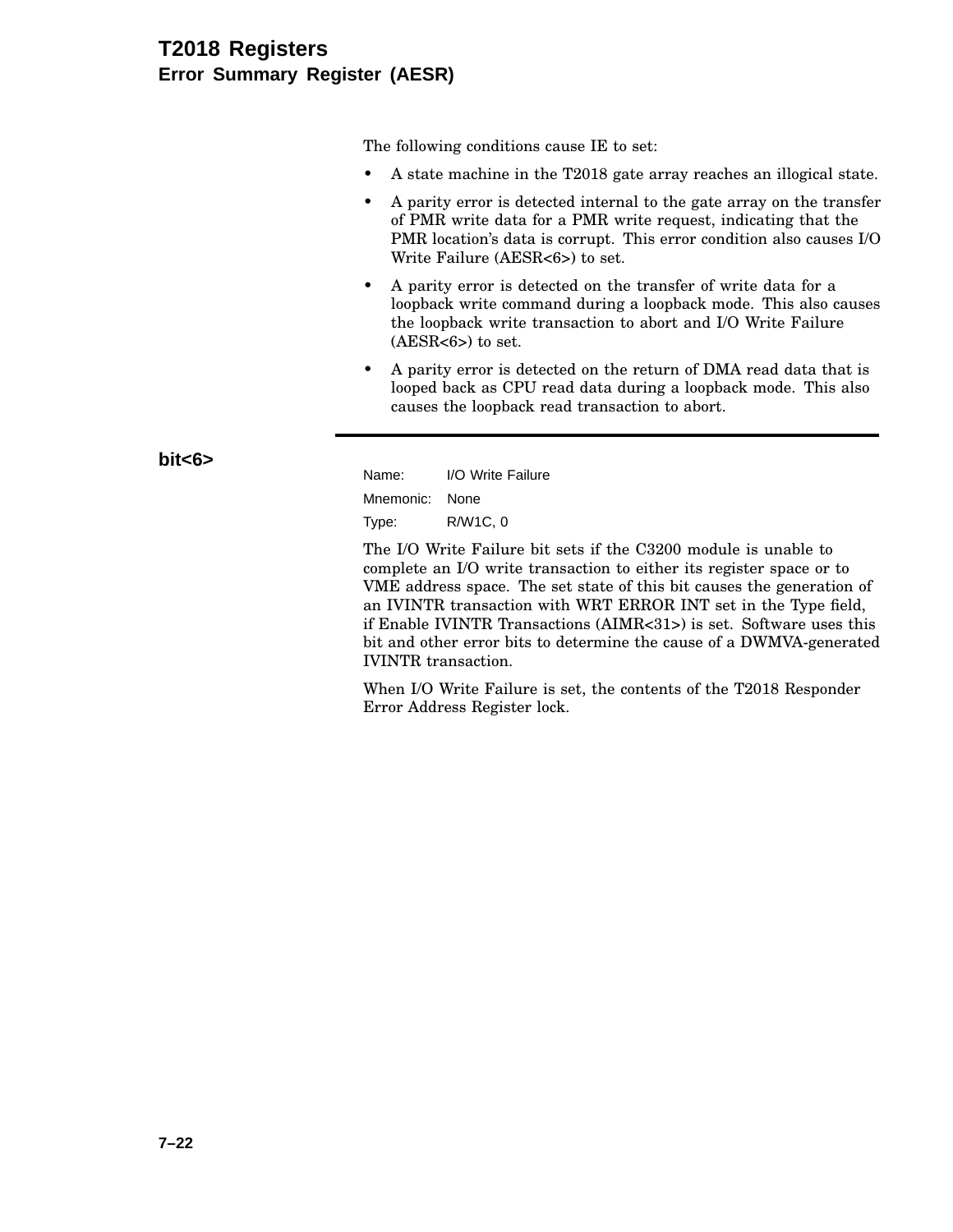The following conditions cause IE to set:

- A state machine in the T2018 gate array reaches an illogical state.
- A parity error is detected internal to the gate array on the transfer of PMR write data for a PMR write request, indicating that the PMR location's data is corrupt. This error condition also causes I/O Write Failure (AESR<6>) to set.
- A parity error is detected on the transfer of write data for a loopback write command during a loopback mode. This also causes the loopback write transaction to abort and I/O Write Failure (AESR<6>) to set.
- A parity error is detected on the return of DMA read data that is looped back as CPU read data during a loopback mode. This also causes the loopback read transaction to abort.

---

### bit<6>

Name: I/O Write Failure

Mnemonic: None

Type: R/W1C, 0

The I/O Write Failure bit sets if the C3200 module is unable to complete an I/O write transaction to either its register space or to VME address space. The set state of this bit causes the generation of an IVINTR transaction with WRT ERROR INT set in the Type field, if Enable IVINTR Transactions (AIMR<31>) is set. Software uses this bit and other error bits to determine the cause of a DWMVA-generated IVINTR transaction.

When I/O Write Failure is set, the contents of the T2018 Responder Error Address Register lock.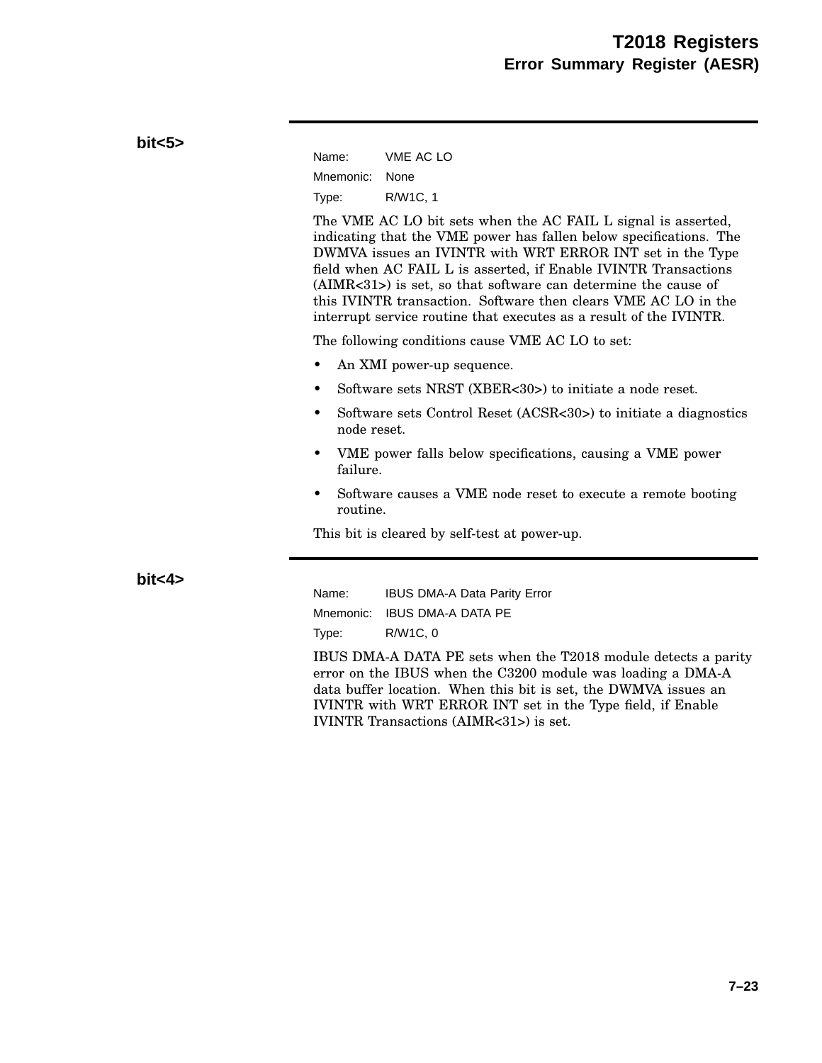## bit<5>

Name: VME AC LO

Mnemonic: None

Type: R/W1C, 1

The VME AC LO bit sets when the AC FAIL L signal is asserted, indicating that the VME power has fallen below specifications. The DWMVA issues an IVINTR with WRT ERROR INT set in the Type field when AC FAIL L is asserted, if Enable IVINTR Transactions (AIMR<31>) is set, so that software can determine the cause of this IVINTR transaction. Software then clears VME AC LO in the interrupt service routine that executes as a result of the IVINTR.

The following conditions cause VME AC LO to set:

- An XMI power-up sequence.
- Software sets NRST (XBER<30>) to initiate a node reset.
- Software sets Control Reset (ACSR<30>) to initiate a diagnostics node reset.
- VME power falls below specifications, causing a VME power failure.
- Software causes a VME node reset to execute a remote booting routine.

This bit is cleared by self-test at power-up.

## bit<4>

Name: IBUS DMA-A Data Parity Error

Mnemonic: IBUS DMA-A DATA PE

Type: R/W1C, 0

IBUS DMA-A DATA PE sets when the T2018 module detects a parity error on the IBUS when the C3200 module was loading a DMA-A data buffer location. When this bit is set, the DWMVA issues an IVINTR with WRT ERROR INT set in the Type field, if Enable IVINTR Transactions (AIMR<31>) is set.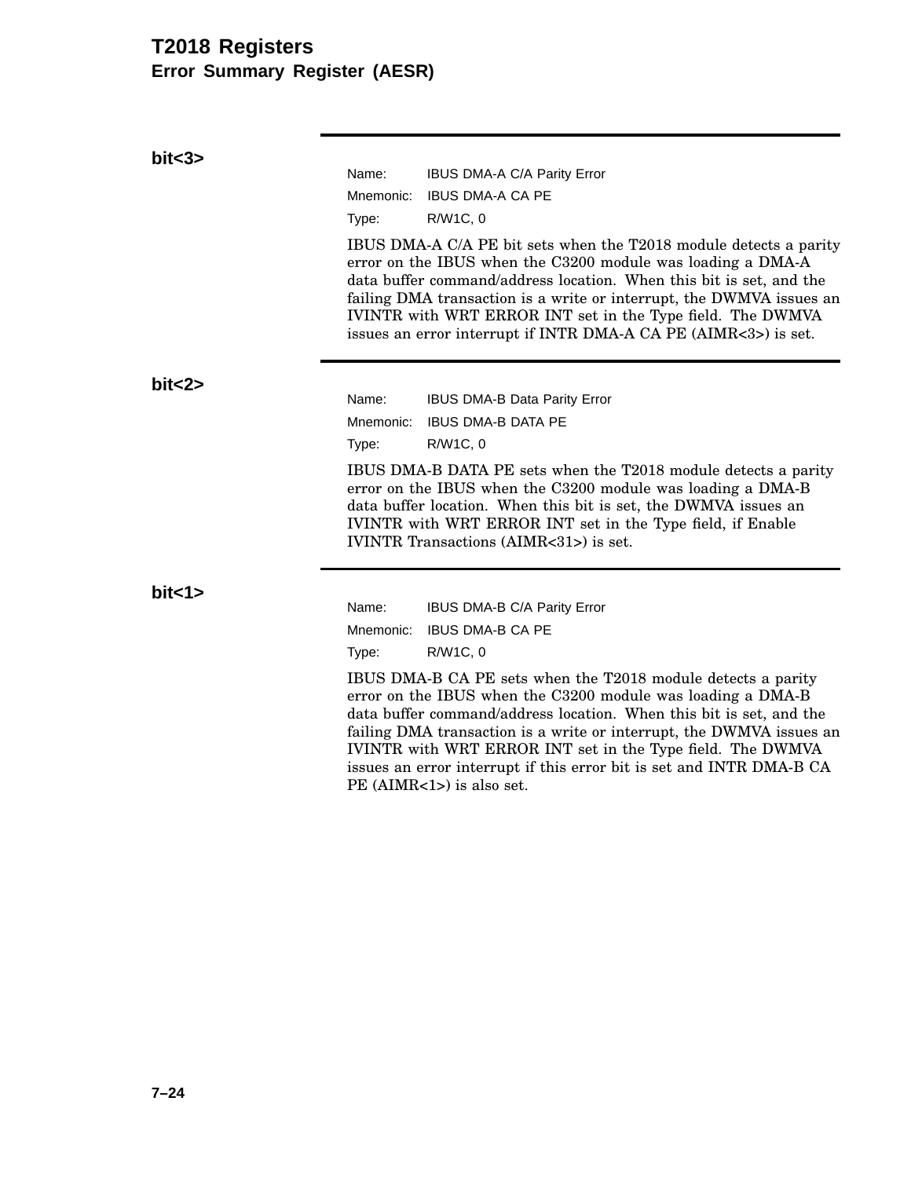## bit<3>

Name: IBUS DMA-A C/A Parity Error

Mnemonic: IBUS DMA-A CA PE

Type: R/W1C, 0

IBUS DMA-A C/A PE bit sets when the T2018 module detects a parity error on the IBUS when the C3200 module was loading a DMA-A data buffer command/address location. When this bit is set, and the failing DMA transaction is a write or interrupt, the DWMVA issues an IVINTR with WRT ERROR INT set in the Type field. The DWMVA issues an error interrupt if INTR DMA-A CA PE (AIMR<3>) is set.

## bit<2>

Name: IBUS DMA-B Data Parity Error

Mnemonic: IBUS DMA-B DATA PE

Type: R/W1C, 0

IBUS DMA-B DATA PE sets when the T2018 module detects a parity error on the IBUS when the C3200 module was loading a DMA-B data buffer location. When this bit is set, the DWMVA issues an IVINTR with WRT ERROR INT set in the Type field, if Enable IVINTR Transactions (AIMR<31>) is set.

## bit<1>

Name: IBUS DMA-B C/A Parity Error

Mnemonic: IBUS DMA-B CA PE

Type: R/W1C, 0

IBUS DMA-B CA PE sets when the T2018 module detects a parity error on the IBUS when the C3200 module was loading a DMA-B data buffer command/address location. When this bit is set, and the failing DMA transaction is a write or interrupt, the DWMVA issues an IVINTR with WRT ERROR INT set in the Type field. The DWMVA issues an error interrupt if this error bit is set and INTR DMA-B CA PE (AIMR<1>) is also set.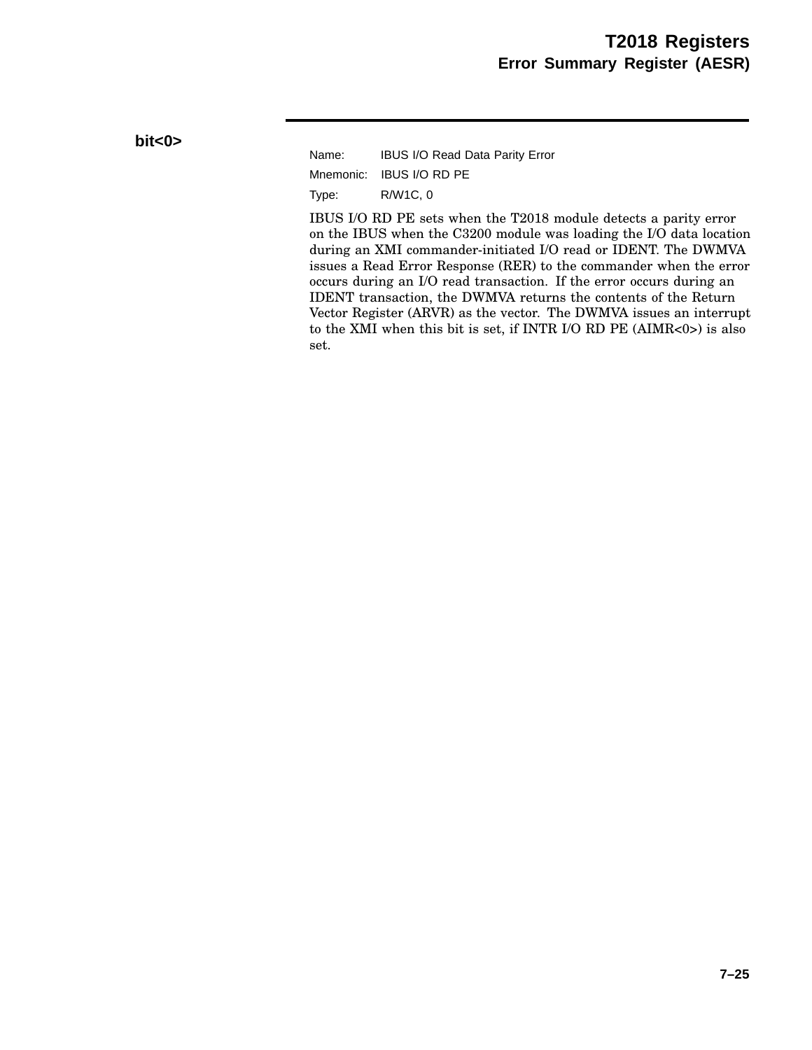## bit<0>

Name: IBUS I/O Read Data Parity Error

Mnemonic: IBUS I/O RD PE

Type: R/W1C, 0

IBUS I/O RD PE sets when the T2018 module detects a parity error on the IBUS when the C3200 module was loading the I/O data location during an XMI commander-initiated I/O read or IDENT. The DWMVA issues a Read Error Response (RER) to the commander when the error occurs during an I/O read transaction. If the error occurs during an IDENT transaction, the DWMVA returns the contents of the Return Vector Register (ARVR) as the vector. The DWMVA issues an interrupt to the XMI when this bit is set, if INTR I/O RD PE (AIMR<0>) is also set.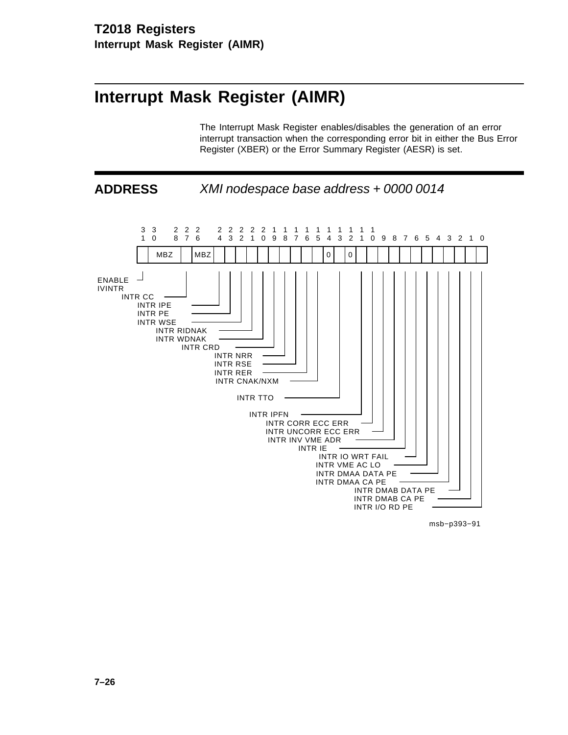# Interrupt Mask Register (AIMR)

The Interrupt Mask Register enables/disables the generation of an error interrupt transaction when the corresponding error bit in either the Bus Error Register (XBER) or the Error Summary Register (AESR) is set.

## ADDRESS

*XMI nodespace base address + 0000 0014*

| Bit(s) | Field |
|---|---|
| 31 | ENABLE IVINTR |
| 30:28 | MBZ |
| 27 | INTR CC |
| 26:25 | MBZ |
| 24 | INTR IPE |
| 23 | INTR PE |
| 22 | INTR WSE |
| 21 | INTR RIDNAK |
| 20 | INTR WDNAK |
| 19 | INTR CRD |
| 18 | INTR NRR |
| 17 | INTR RSE |
| 16 | INTR RER |
| 15 | INTR CNAK/NXM |
| 14 | 0 |
| 13 | INTR TTO |
| 12 | 0 |
| 11 | INTR IPFN |
| 10 | INTR CORR ECC ERR |
| 9 | INTR UNCORR ECC ERR |
| 8 | INTR INV VME ADR |
| 7 | INTR IE |
| 6 | INTR IO WRT FAIL |
| 5 | INTR VME AC LO |
| 4 | INTR DMAA DATA PE |
| 3 | INTR DMAA CA PE |
| 2 | INTR DMAB DATA PE |
| 1 | INTR DMAB CA PE |
| 0 | INTR I/O RD PE |

msb−p393−91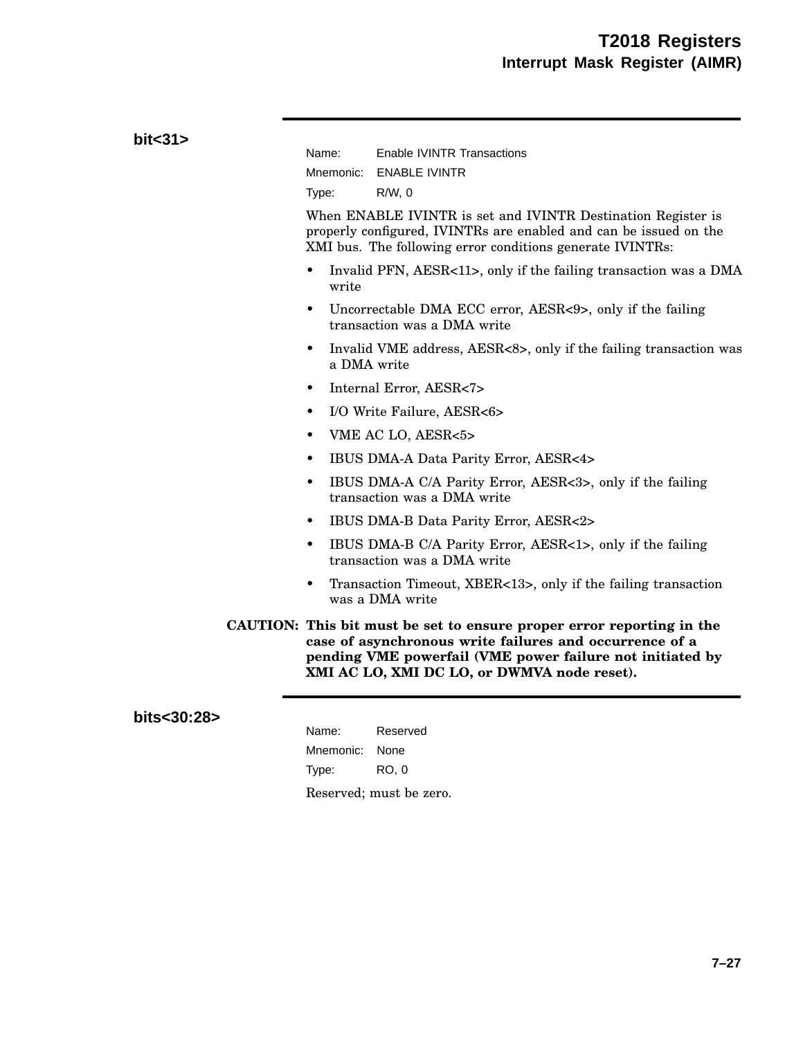### bit<31>

Name: Enable IVINTR Transactions

Mnemonic: ENABLE IVINTR

Type: R/W, 0

When ENABLE IVINTR is set and IVINTR Destination Register is properly configured, IVINTRs are enabled and can be issued on the XMI bus. The following error conditions generate IVINTRs:

- Invalid PFN, AESR<11>, only if the failing transaction was a DMA write
- Uncorrectable DMA ECC error, AESR<9>, only if the failing transaction was a DMA write
- Invalid VME address, AESR<8>, only if the failing transaction was a DMA write
- Internal Error, AESR<7>
- I/O Write Failure, AESR<6>
- VME AC LO, AESR<5>
- IBUS DMA-A Data Parity Error, AESR<4>
- IBUS DMA-A C/A Parity Error, AESR<3>, only if the failing transaction was a DMA write
- IBUS DMA-B Data Parity Error, AESR<2>
- IBUS DMA-B C/A Parity Error, AESR<1>, only if the failing transaction was a DMA write
- Transaction Timeout, XBER<13>, only if the failing transaction was a DMA write

**CAUTION: This bit must be set to ensure proper error reporting in the case of asynchronous write failures and occurrence of a pending VME powerfail (VME power failure not initiated by XMI AC LO, XMI DC LO, or DWMVA node reset).**

### bits<30:28>

Name: Reserved

Mnemonic: None

Type: RO, 0

Reserved; must be zero.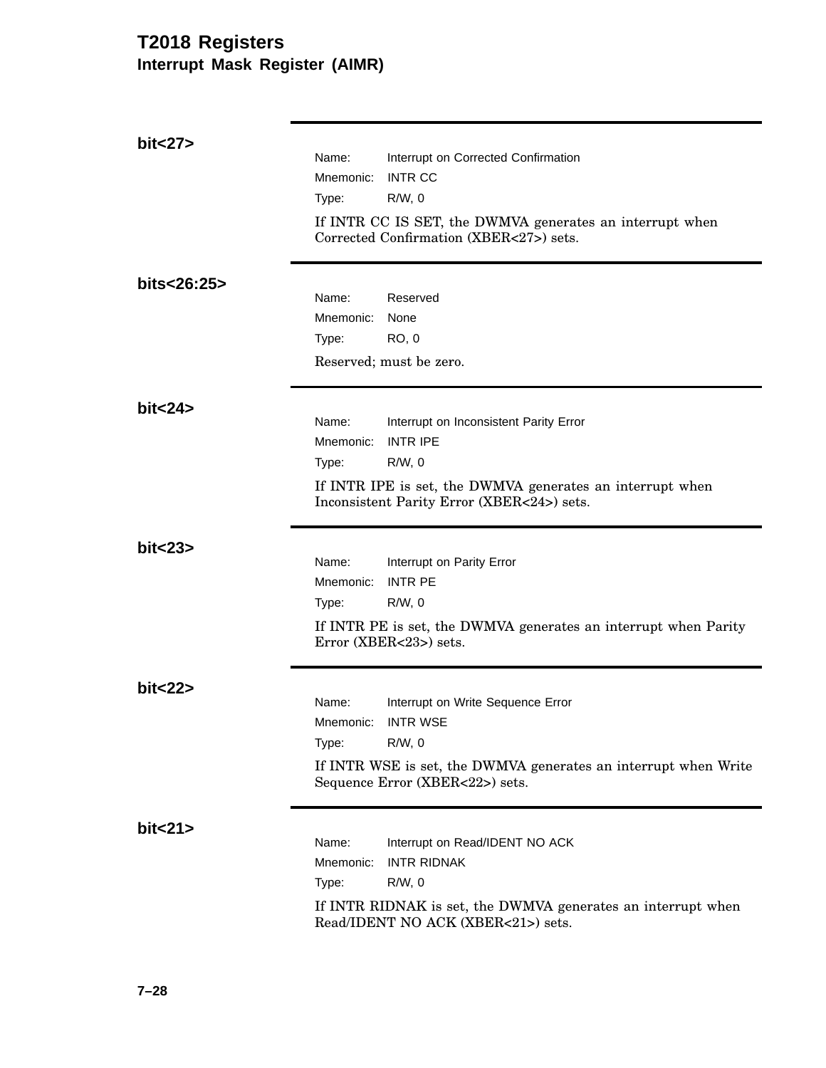# T2018 Registers

## Interrupt Mask Register (AIMR)

### bit<27>

Name: Interrupt on Corrected Confirmation
Mnemonic: INTR CC
Type: R/W, 0

If INTR CC IS SET, the DWMVA generates an interrupt when Corrected Confirmation (XBER<27>) sets.

### bits<26:25>

Name: Reserved
Mnemonic: None
Type: RO, 0

Reserved; must be zero.

### bit<24>

Name: Interrupt on Inconsistent Parity Error
Mnemonic: INTR IPE
Type: R/W, 0

If INTR IPE is set, the DWMVA generates an interrupt when Inconsistent Parity Error (XBER<24>) sets.

### bit<23>

Name: Interrupt on Parity Error
Mnemonic: INTR PE
Type: R/W, 0

If INTR PE is set, the DWMVA generates an interrupt when Parity Error (XBER<23>) sets.

### bit<22>

Name: Interrupt on Write Sequence Error
Mnemonic: INTR WSE
Type: R/W, 0

If INTR WSE is set, the DWMVA generates an interrupt when Write Sequence Error (XBER<22>) sets.

### bit<21>

Name: Interrupt on Read/IDENT NO ACK
Mnemonic: INTR RIDNAK
Type: R/W, 0

If INTR RIDNAK is set, the DWMVA generates an interrupt when Read/IDENT NO ACK (XBER<21>) sets.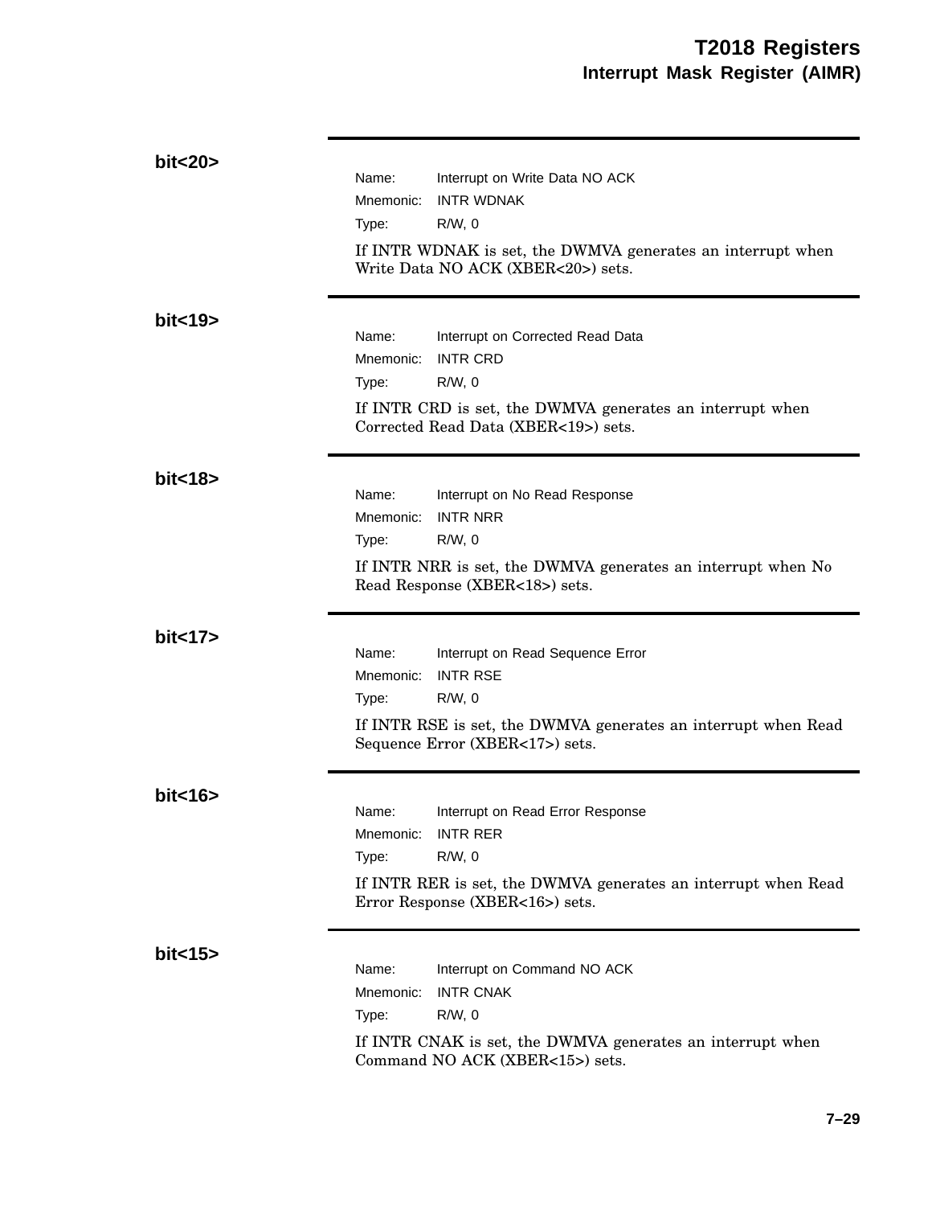### bit<20>

Name: Interrupt on Write Data NO ACK
Mnemonic: INTR WDNAK
Type: R/W, 0

If INTR WDNAK is set, the DWMVA generates an interrupt when Write Data NO ACK (XBER<20>) sets.

### bit<19>

Name: Interrupt on Corrected Read Data
Mnemonic: INTR CRD
Type: R/W, 0

If INTR CRD is set, the DWMVA generates an interrupt when Corrected Read Data (XBER<19>) sets.

### bit<18>

Name: Interrupt on No Read Response
Mnemonic: INTR NRR
Type: R/W, 0

If INTR NRR is set, the DWMVA generates an interrupt when No Read Response (XBER<18>) sets.

### bit<17>

Name: Interrupt on Read Sequence Error
Mnemonic: INTR RSE
Type: R/W, 0

If INTR RSE is set, the DWMVA generates an interrupt when Read Sequence Error (XBER<17>) sets.

### bit<16>

Name: Interrupt on Read Error Response
Mnemonic: INTR RER
Type: R/W, 0

If INTR RER is set, the DWMVA generates an interrupt when Read Error Response (XBER<16>) sets.

### bit<15>

Name: Interrupt on Command NO ACK
Mnemonic: INTR CNAK
Type: R/W, 0

If INTR CNAK is set, the DWMVA generates an interrupt when Command NO ACK (XBER<15>) sets.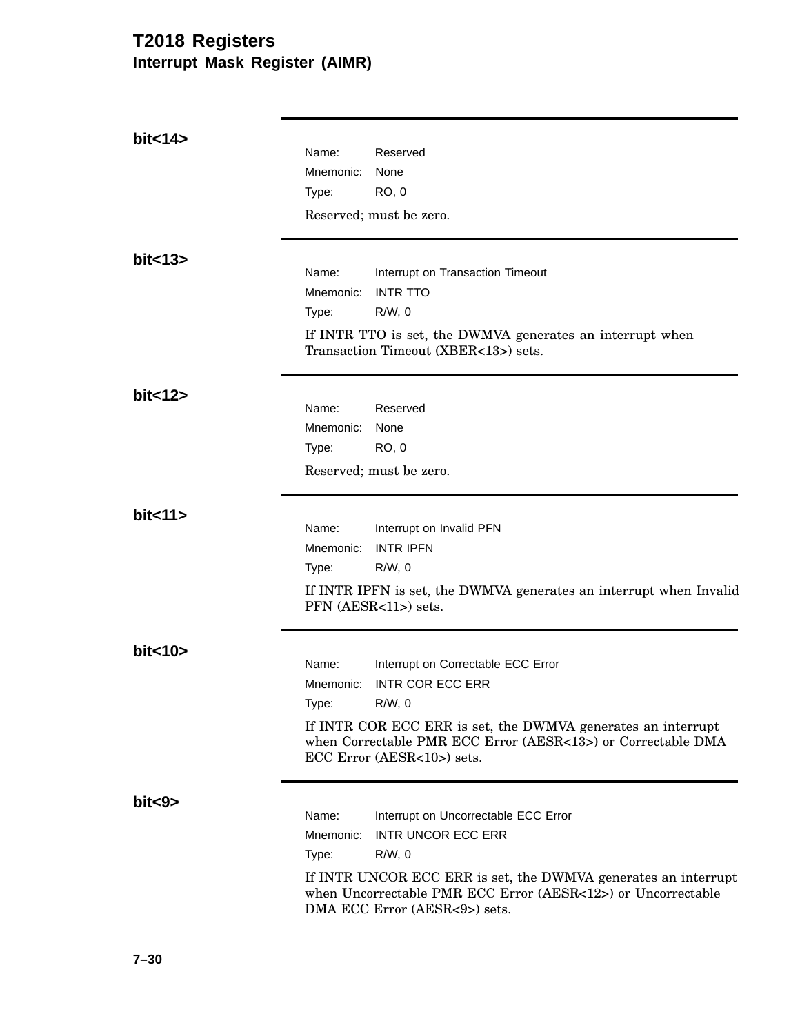## bit<14>

Name: Reserved
Mnemonic: None
Type: RO, 0

Reserved; must be zero.

## bit<13>

Name: Interrupt on Transaction Timeout
Mnemonic: INTR TTO
Type: R/W, 0

If INTR TTO is set, the DWMVA generates an interrupt when Transaction Timeout (XBER<13>) sets.

## bit<12>

Name: Reserved
Mnemonic: None
Type: RO, 0

Reserved; must be zero.

## bit<11>

Name: Interrupt on Invalid PFN
Mnemonic: INTR IPFN
Type: R/W, 0

If INTR IPFN is set, the DWMVA generates an interrupt when Invalid PFN (AESR<11>) sets.

## bit<10>

Name: Interrupt on Correctable ECC Error
Mnemonic: INTR COR ECC ERR
Type: R/W, 0

If INTR COR ECC ERR is set, the DWMVA generates an interrupt when Correctable PMR ECC Error (AESR<13>) or Correctable DMA ECC Error (AESR<10>) sets.

## bit<9>

Name: Interrupt on Uncorrectable ECC Error
Mnemonic: INTR UNCOR ECC ERR
Type: R/W, 0

If INTR UNCOR ECC ERR is set, the DWMVA generates an interrupt when Uncorrectable PMR ECC Error (AESR<12>) or Uncorrectable DMA ECC Error (AESR<9>) sets.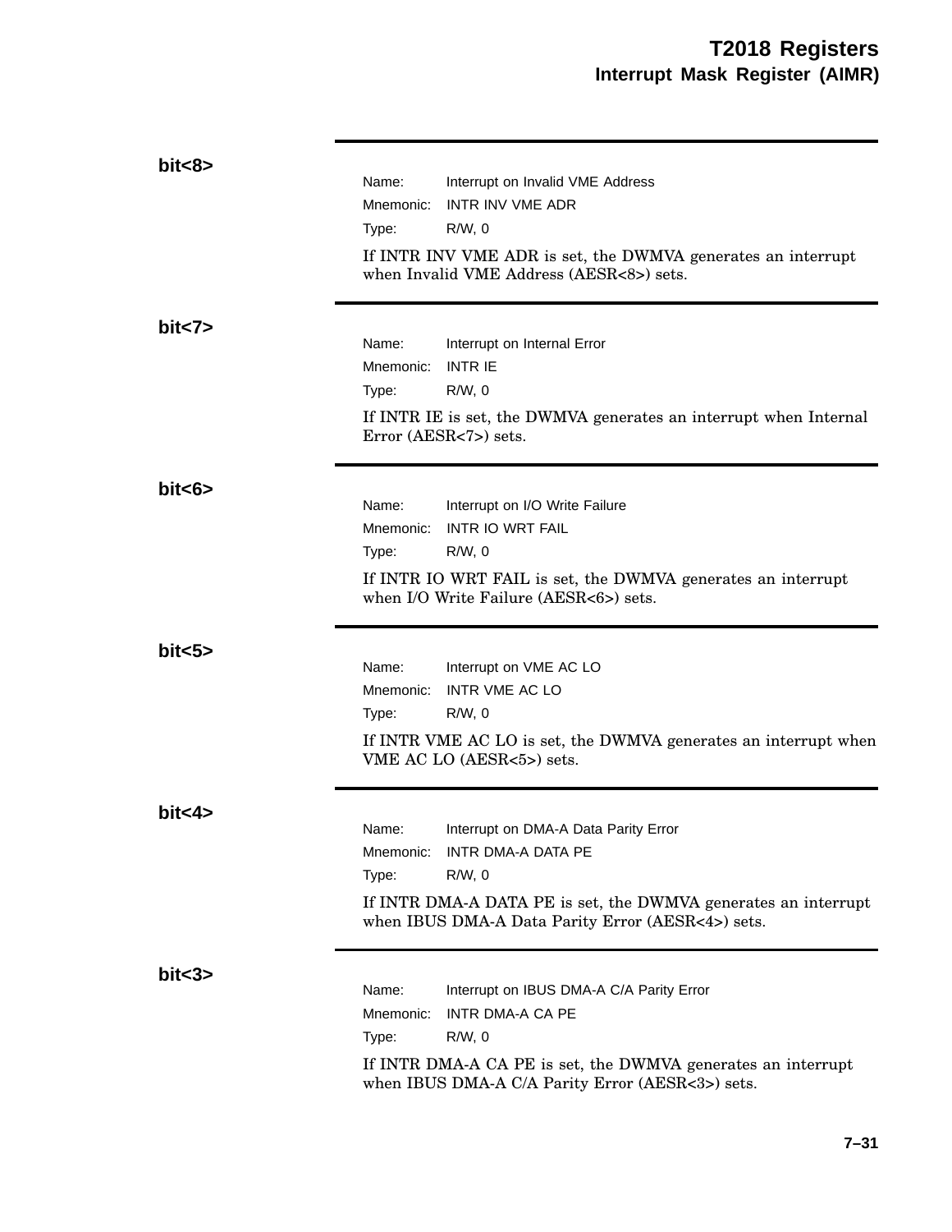### bit<8>

Name: Interrupt on Invalid VME Address
Mnemonic: INTR INV VME ADR
Type: R/W, 0

If INTR INV VME ADR is set, the DWMVA generates an interrupt when Invalid VME Address (AESR<8>) sets.

### bit<7>

Name: Interrupt on Internal Error
Mnemonic: INTR IE
Type: R/W, 0

If INTR IE is set, the DWMVA generates an interrupt when Internal Error (AESR<7>) sets.

### bit<6>

Name: Interrupt on I/O Write Failure
Mnemonic: INTR IO WRT FAIL
Type: R/W, 0

If INTR IO WRT FAIL is set, the DWMVA generates an interrupt when I/O Write Failure (AESR<6>) sets.

### bit<5>

Name: Interrupt on VME AC LO
Mnemonic: INTR VME AC LO
Type: R/W, 0

If INTR VME AC LO is set, the DWMVA generates an interrupt when VME AC LO (AESR<5>) sets.

### bit<4>

Name: Interrupt on DMA-A Data Parity Error
Mnemonic: INTR DMA-A DATA PE
Type: R/W, 0

If INTR DMA-A DATA PE is set, the DWMVA generates an interrupt when IBUS DMA-A Data Parity Error (AESR<4>) sets.

### bit<3>

Name: Interrupt on IBUS DMA-A C/A Parity Error
Mnemonic: INTR DMA-A CA PE
Type: R/W, 0

If INTR DMA-A CA PE is set, the DWMVA generates an interrupt when IBUS DMA-A C/A Parity Error (AESR<3>) sets.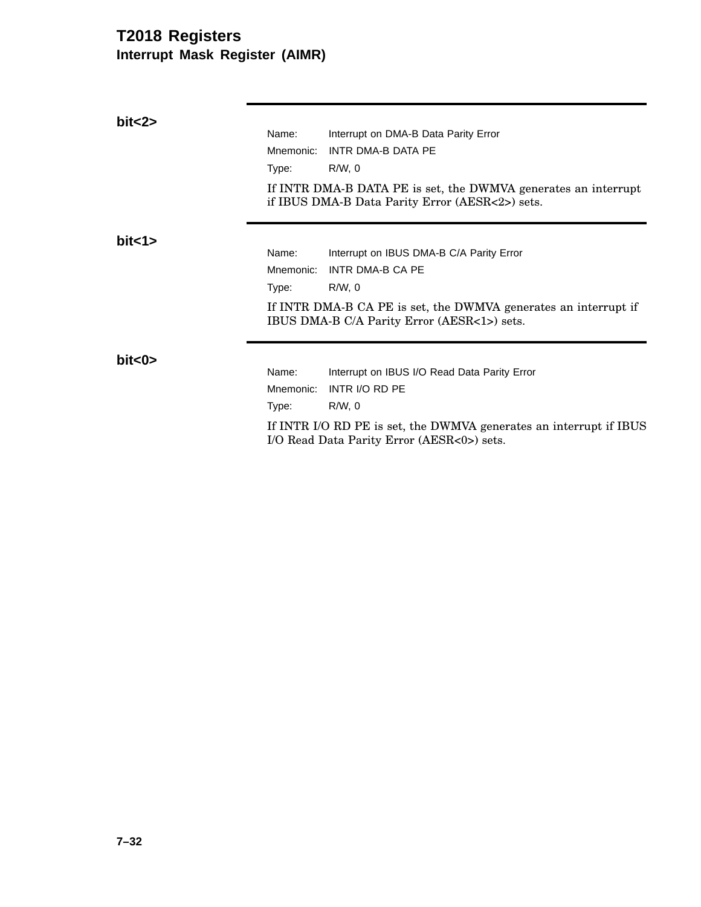### bit<2>

Name: Interrupt on DMA-B Data Parity Error
Mnemonic: INTR DMA-B DATA PE
Type: R/W, 0

If INTR DMA-B DATA PE is set, the DWMVA generates an interrupt if IBUS DMA-B Data Parity Error (AESR<2>) sets.

### bit<1>

Name: Interrupt on IBUS DMA-B C/A Parity Error
Mnemonic: INTR DMA-B CA PE
Type: R/W, 0

If INTR DMA-B CA PE is set, the DWMVA generates an interrupt if IBUS DMA-B C/A Parity Error (AESR<1>) sets.

### bit<0>

Name: Interrupt on IBUS I/O Read Data Parity Error
Mnemonic: INTR I/O RD PE
Type: R/W, 0

If INTR I/O RD PE is set, the DWMVA generates an interrupt if IBUS I/O Read Data Parity Error (AESR<0>) sets.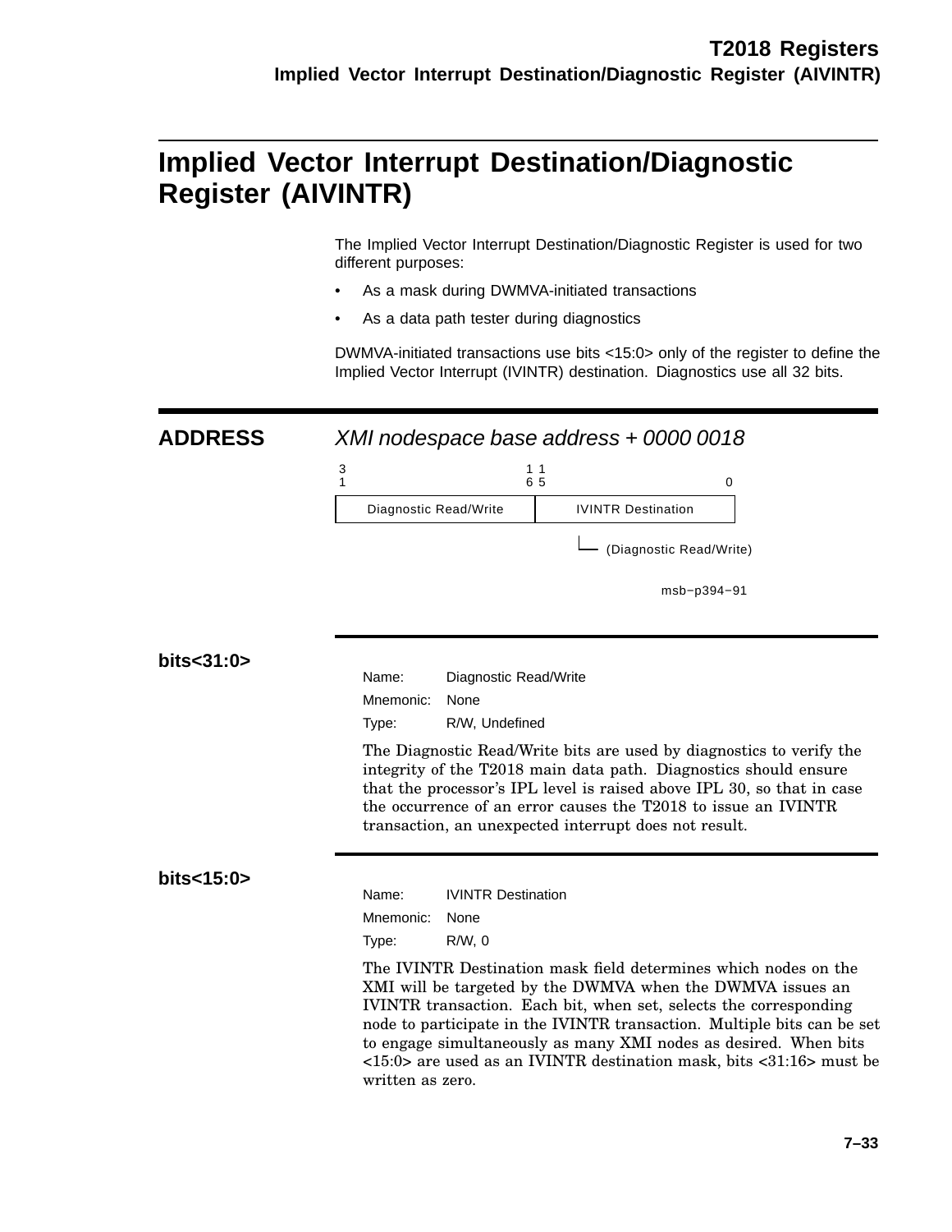# Implied Vector Interrupt Destination/Diagnostic Register (AIVINTR)

The Implied Vector Interrupt Destination/Diagnostic Register is used for two different purposes:

- As a mask during DWMVA-initiated transactions
- As a data path tester during diagnostics

DWMVA-initiated transactions use bits <15:0> only of the register to define the Implied Vector Interrupt (IVINTR) destination. Diagnostics use all 32 bits.

## ADDRESS

*XMI nodespace base address + 0000 0018*

| 31 … 16 | 15 … 0 |
|---|---|
| Diagnostic Read/Write | IVINTR Destination (Diagnostic Read/Write) |

msb−p394−91

## bits<31:0>

Name: Diagnostic Read/Write

Mnemonic: None

Type: R/W, Undefined

The Diagnostic Read/Write bits are used by diagnostics to verify the integrity of the T2018 main data path. Diagnostics should ensure that the processor's IPL level is raised above IPL 30, so that in case the occurrence of an error causes the T2018 to issue an IVINTR transaction, an unexpected interrupt does not result.

## bits<15:0>

Name: IVINTR Destination

Mnemonic: None

Type: R/W, 0

The IVINTR Destination mask field determines which nodes on the XMI will be targeted by the DWMVA when the DWMVA issues an IVINTR transaction. Each bit, when set, selects the corresponding node to participate in the IVINTR transaction. Multiple bits can be set to engage simultaneously as many XMI nodes as desired. When bits <15:0> are used as an IVINTR destination mask, bits <31:16> must be written as zero.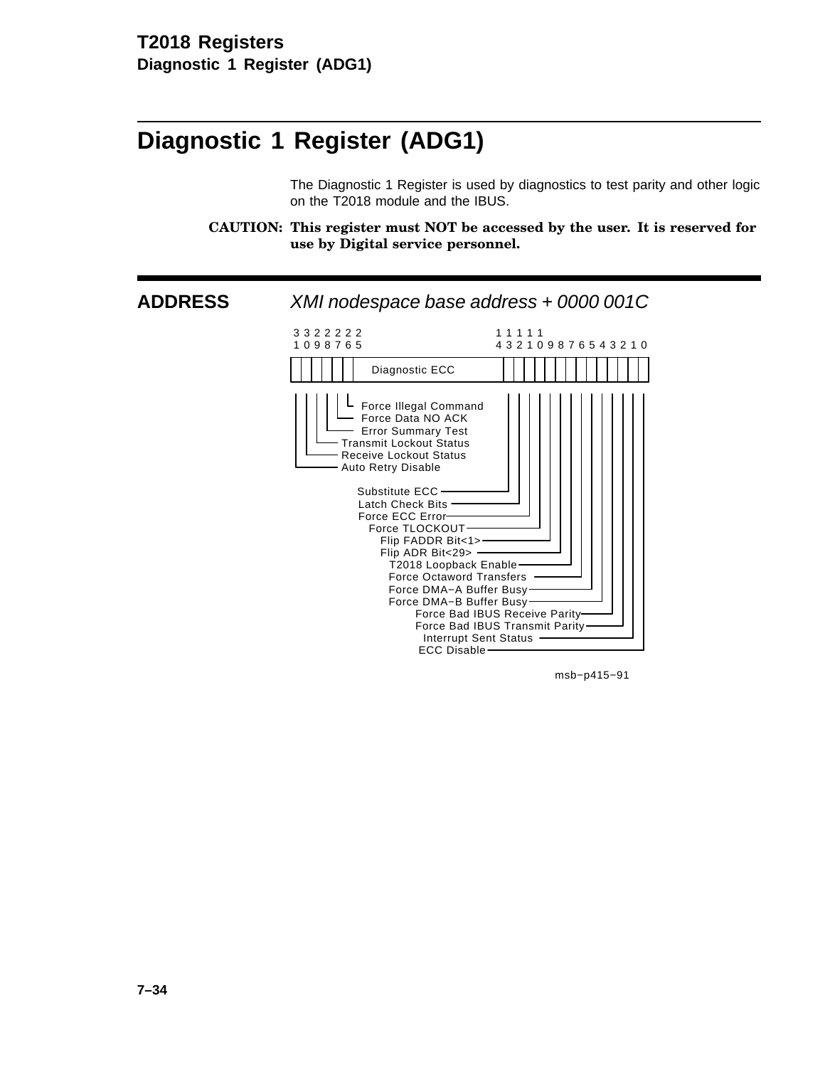# Diagnostic 1 Register (ADG1)

The Diagnostic 1 Register is used by diagnostics to test parity and other logic on the T2018 module and the IBUS.

**CAUTION: This register must NOT be accessed by the user. It is reserved for use by Digital service personnel.**

## ADDRESS

*XMI nodespace base address + 0000 001C*

| Bit(s) | Field |
| --- | --- |
| 31 | Auto Retry Disable |
| 30 | Receive Lockout Status |
| 29 | Transmit Lockout Status |
| 28 | Error Summary Test |
| 27 | Force Data NO ACK |
| 26 | Force Illegal Command |
| 25:15 | Diagnostic ECC |
| 14 | Substitute ECC |
| 13 | Latch Check Bits |
| 12 | Force ECC Error |
| 11 | Force TLOCKOUT |
| 10 | Flip FADDR Bit<1> |
| 9 | Flip ADR Bit<29> |
| 8 | T2018 Loopback Enable |
| 7 | Force Octaword Transfers |
| 6 | Force DMA−A Buffer Busy |
| 5 | Force DMA−B Buffer Busy |
| 4 | Force Bad IBUS Receive Parity |
| 3 | Force Bad IBUS Transmit Parity |
| 2 | Interrupt Sent Status |
| 1 | ECC Disable |

msb−p415−91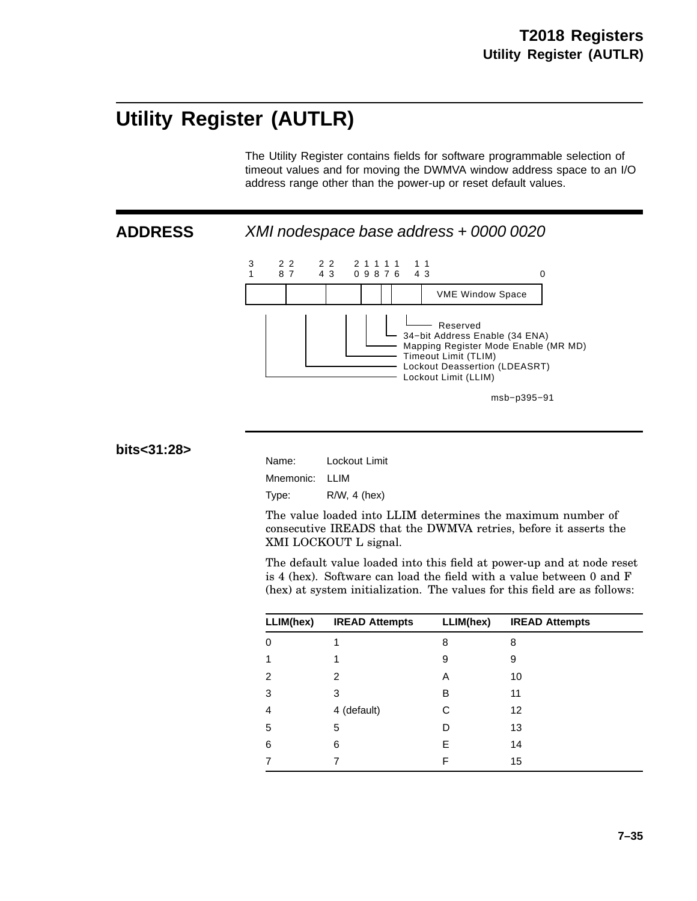# Utility Register (AUTLR)

The Utility Register contains fields for software programmable selection of timeout values and for moving the DWMVA window address space to an I/O address range other than the power-up or reset default values.

## ADDRESS

*XMI nodespace base address + 0000 0020*

| 31–28 | 27–24 | 23–20 | 19 | 18 | 17–14 | 13–0 |
|---|---|---|---|---|---|---|
| Lockout Limit (LLIM) | Lockout Deassertion (LDEASRT) | Timeout Limit (TLIM) | Mapping Register Mode Enable (MR MD) | 34−bit Address Enable (34 ENA) | Reserved | VME Window Space |

msb−p395−91

## bits<31:28>

Name: Lockout Limit

Mnemonic: LLIM

Type: R/W, 4 (hex)

The value loaded into LLIM determines the maximum number of consecutive IREADS that the DWMVA retries, before it asserts the XMI LOCKOUT L signal.

The default value loaded into this field at power-up and at node reset is 4 (hex). Software can load the field with a value between 0 and F (hex) at system initialization. The values for this field are as follows:

| LLIM(hex) | IREAD Attempts | LLIM(hex) | IREAD Attempts |
|---|---|---|---|
| 0 | 1 | 8 | 8 |
| 1 | 1 | 9 | 9 |
| 2 | 2 | A | 10 |
| 3 | 3 | B | 11 |
| 4 | 4 (default) | C | 12 |
| 5 | 5 | D | 13 |
| 6 | 6 | E | 14 |
| 7 | 7 | F | 15 |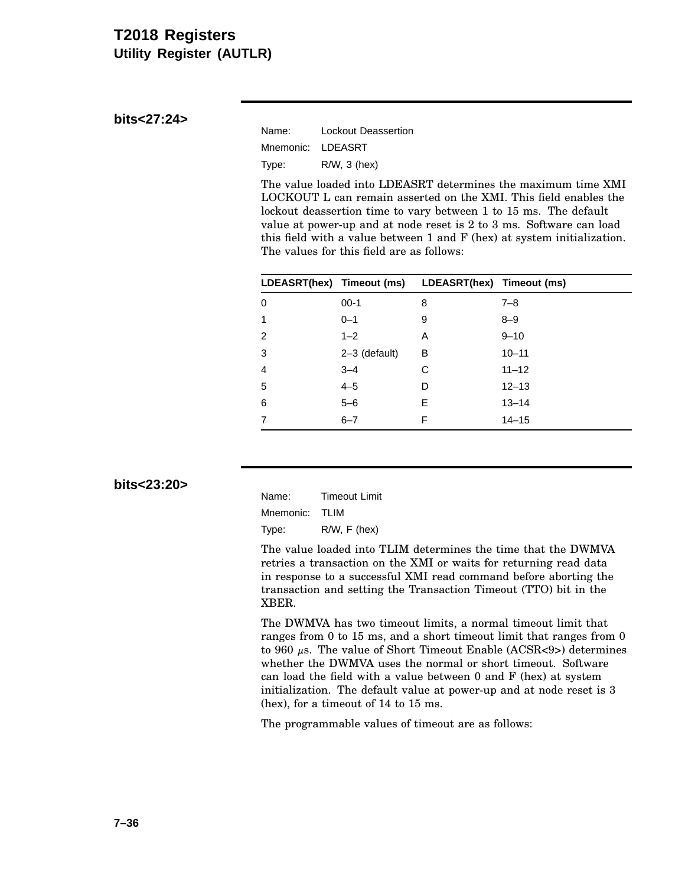# T2018 Registers
## Utility Register (AUTLR)

### bits<27:24>

Name: Lockout Deassertion
Mnemonic: LDEASRT
Type: R/W, 3 (hex)

The value loaded into LDEASRT determines the maximum time XMI LOCKOUT L can remain asserted on the XMI. This field enables the lockout deassertion time to vary between 1 to 15 ms. The default value at power-up and at node reset is 2 to 3 ms. Software can load this field with a value between 1 and F (hex) at system initialization. The values for this field are as follows:

| LDEASRT(hex) | Timeout (ms) | LDEASRT(hex) | Timeout (ms) |
|---|---|---|---|
| 0 | 00-1 | 8 | 7–8 |
| 1 | 0–1 | 9 | 8–9 |
| 2 | 1–2 | A | 9–10 |
| 3 | 2–3 (default) | B | 10–11 |
| 4 | 3–4 | C | 11–12 |
| 5 | 4–5 | D | 12–13 |
| 6 | 5–6 | E | 13–14 |
| 7 | 6–7 | F | 14–15 |

### bits<23:20>

Name: Timeout Limit
Mnemonic: TLIM
Type: R/W, F (hex)

The value loaded into TLIM determines the time that the DWMVA retries a transaction on the XMI or waits for returning read data in response to a successful XMI read command before aborting the transaction and setting the Transaction Timeout (TTO) bit in the XBER.

The DWMVA has two timeout limits, a normal timeout limit that ranges from 0 to 15 ms, and a short timeout limit that ranges from 0 to 960 μs. The value of Short Timeout Enable (ACSR<9>) determines whether the DWMVA uses the normal or short timeout. Software can load the field with a value between 0 and F (hex) at system initialization. The default value at power-up and at node reset is 3 (hex), for a timeout of 14 to 15 ms.

The programmable values of timeout are as follows: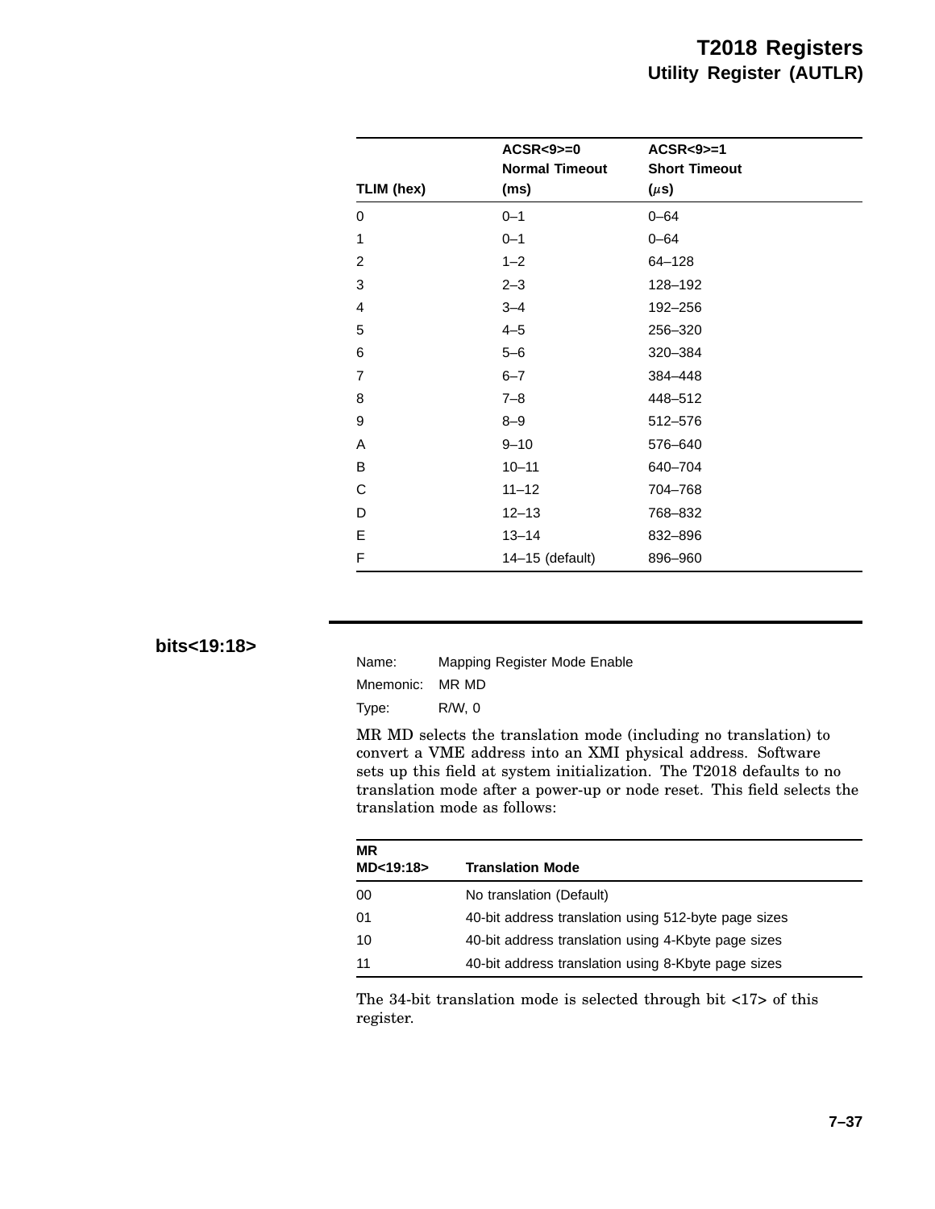| TLIM (hex) | ACSR<9>=0 Normal Timeout (ms) | ACSR<9>=1 Short Timeout ($\mu$s) |
|---|---|---|
| 0 | 0–1 | 0–64 |
| 1 | 0–1 | 0–64 |
| 2 | 1–2 | 64–128 |
| 3 | 2–3 | 128–192 |
| 4 | 3–4 | 192–256 |
| 5 | 4–5 | 256–320 |
| 6 | 5–6 | 320–384 |
| 7 | 6–7 | 384–448 |
| 8 | 7–8 | 448–512 |
| 9 | 8–9 | 512–576 |
| A | 9–10 | 576–640 |
| B | 10–11 | 640–704 |
| C | 11–12 | 704–768 |
| D | 12–13 | 768–832 |
| E | 13–14 | 832–896 |
| F | 14–15 (default) | 896–960 |

### bits<19:18>

Name: Mapping Register Mode Enable

Mnemonic: MR MD

Type: R/W, 0

MR MD selects the translation mode (including no translation) to convert a VME address into an XMI physical address. Software sets up this field at system initialization. The T2018 defaults to no translation mode after a power-up or node reset. This field selects the translation mode as follows:

| MR MD<19:18> | Translation Mode |
|---|---|
| 00 | No translation (Default) |
| 01 | 40-bit address translation using 512-byte page sizes |
| 10 | 40-bit address translation using 4-Kbyte page sizes |
| 11 | 40-bit address translation using 8-Kbyte page sizes |

The 34-bit translation mode is selected through bit <17> of this register.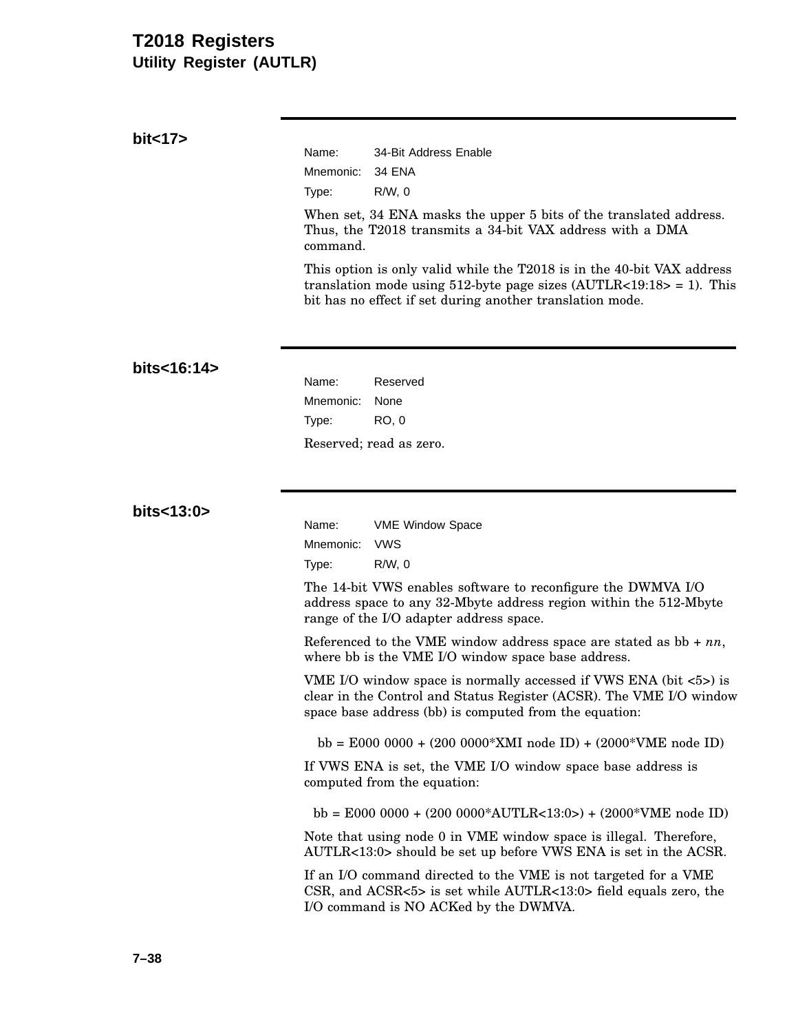### bit<17>

Name: 34-Bit Address Enable
Mnemonic: 34 ENA
Type: R/W, 0

When set, 34 ENA masks the upper 5 bits of the translated address. Thus, the T2018 transmits a 34-bit VAX address with a DMA command.

This option is only valid while the T2018 is in the 40-bit VAX address translation mode using 512-byte page sizes (AUTLR<19:18> = 1). This bit has no effect if set during another translation mode.

### bits<16:14>

Name: Reserved
Mnemonic: None
Type: RO, 0

Reserved; read as zero.

### bits<13:0>

Name: VME Window Space
Mnemonic: VWS
Type: R/W, 0

The 14-bit VWS enables software to reconfigure the DWMVA I/O address space to any 32-Mbyte address region within the 512-Mbyte range of the I/O adapter address space.

Referenced to the VME window address space are stated as bb + *nn*, where bb is the VME I/O window space base address.

VME I/O window space is normally accessed if VWS ENA (bit <5>) is clear in the Control and Status Register (ACSR). The VME I/O window space base address (bb) is computed from the equation:

bb = E000 0000 + (200 0000*XMI node ID) + (2000*VME node ID)

If VWS ENA is set, the VME I/O window space base address is computed from the equation:

bb = E000 0000 + (200 0000*AUTLR<13:0>) + (2000*VME node ID)

Note that using node 0 in VME window space is illegal. Therefore, AUTLR<13:0> should be set up before VWS ENA is set in the ACSR.

If an I/O command directed to the VME is not targeted for a VME CSR, and ACSR<5> is set while AUTLR<13:0> field equals zero, the I/O command is NO ACKed by the DWMVA.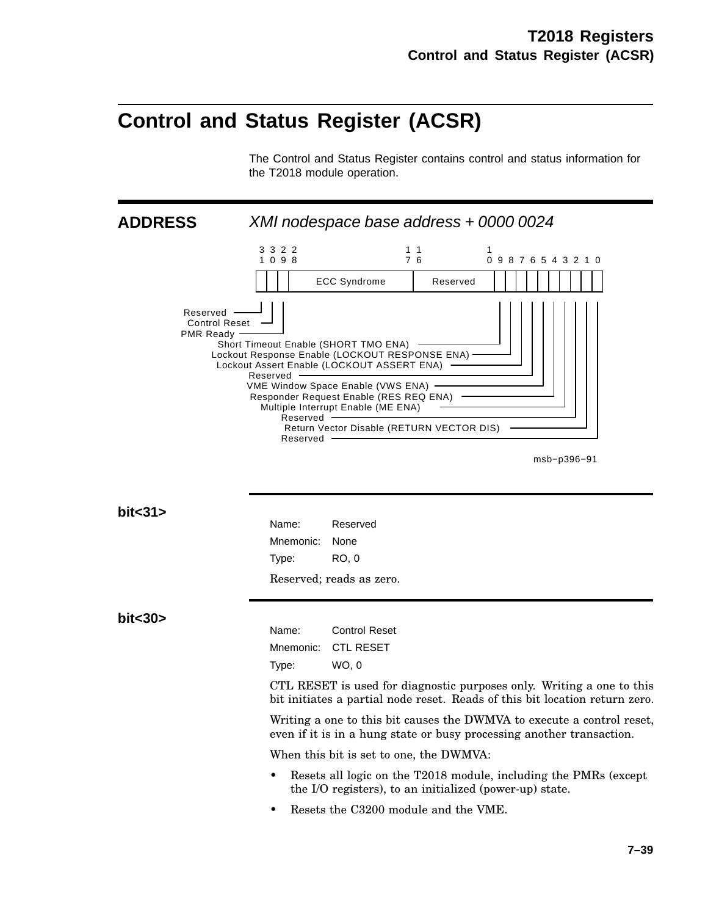# Control and Status Register (ACSR)

The Control and Status Register contains control and status information for the T2018 module operation.

## ADDRESS

*XMI nodespace base address + 0000 0024*

| Bits | Field |
|---|---|
| 31 | Reserved |
| 30 | Control Reset |
| 29 | PMR Ready |
| 28 | |
| 27:17 | ECC Syndrome |
| 16:11 | Reserved |
| 10 | Short Timeout Enable (SHORT TMO ENA) |
| 9 | Lockout Response Enable (LOCKOUT RESPONSE ENA) |
| 8 | Lockout Assert Enable (LOCKOUT ASSERT ENA) |
| 7 | Reserved |
| 6 | VME Window Space Enable (VWS ENA) |
| 5 | Responder Request Enable (RES REQ ENA) |
| 4 | Multiple Interrupt Enable (ME ENA) |
| 3 | Reserved |
| 2 | Return Vector Disable (RETURN VECTOR DIS) |
| 1 | Reserved |
| 0 | |

msb−p396−91

### bit<31>

Name: Reserved
Mnemonic: None
Type: RO, 0

Reserved; reads as zero.

### bit<30>

Name: Control Reset
Mnemonic: CTL RESET
Type: WO, 0

CTL RESET is used for diagnostic purposes only. Writing a one to this bit initiates a partial node reset. Reads of this bit location return zero.

Writing a one to this bit causes the DWMVA to execute a control reset, even if it is in a hung state or busy processing another transaction.

When this bit is set to one, the DWMVA:

- Resets all logic on the T2018 module, including the PMRs (except the I/O registers), to an initialized (power-up) state.
- Resets the C3200 module and the VME.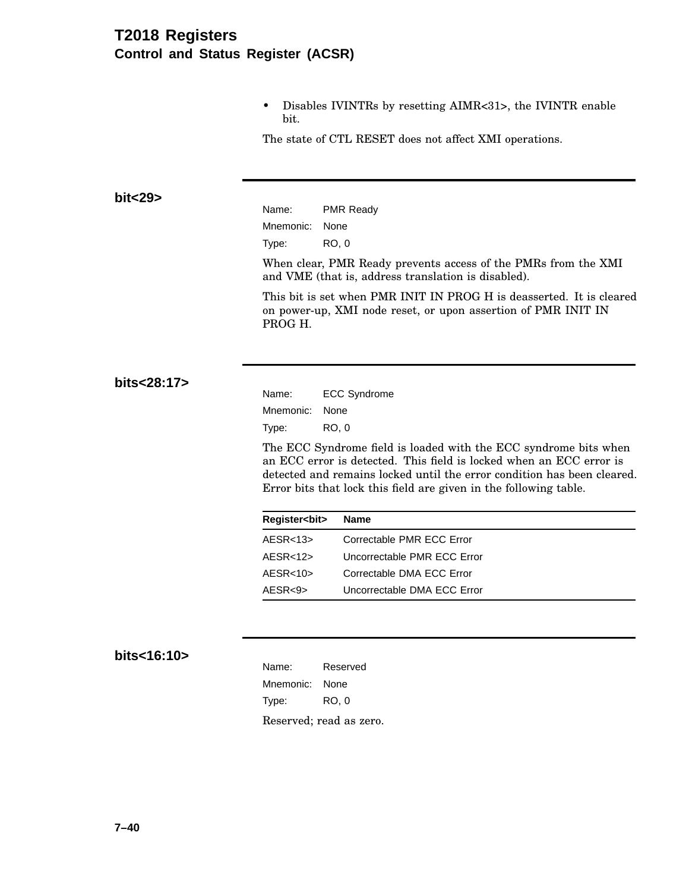- Disables IVINTRs by resetting AIMR<31>, the IVINTR enable bit.

The state of CTL RESET does not affect XMI operations.

### bit<29>

Name: PMR Ready
Mnemonic: None
Type: RO, 0

When clear, PMR Ready prevents access of the PMRs from the XMI and VME (that is, address translation is disabled).

This bit is set when PMR INIT IN PROG H is deasserted. It is cleared on power-up, XMI node reset, or upon assertion of PMR INIT IN PROG H.

### bits<28:17>

Name: ECC Syndrome
Mnemonic: None
Type: RO, 0

The ECC Syndrome field is loaded with the ECC syndrome bits when an ECC error is detected. This field is locked when an ECC error is detected and remains locked until the error condition has been cleared. Error bits that lock this field are given in the following table.

| Register<bit> | Name |
|---|---|
| AESR<13> | Correctable PMR ECC Error |
| AESR<12> | Uncorrectable PMR ECC Error |
| AESR<10> | Correctable DMA ECC Error |
| AESR<9> | Uncorrectable DMA ECC Error |

### bits<16:10>

Name: Reserved
Mnemonic: None
Type: RO, 0

Reserved; read as zero.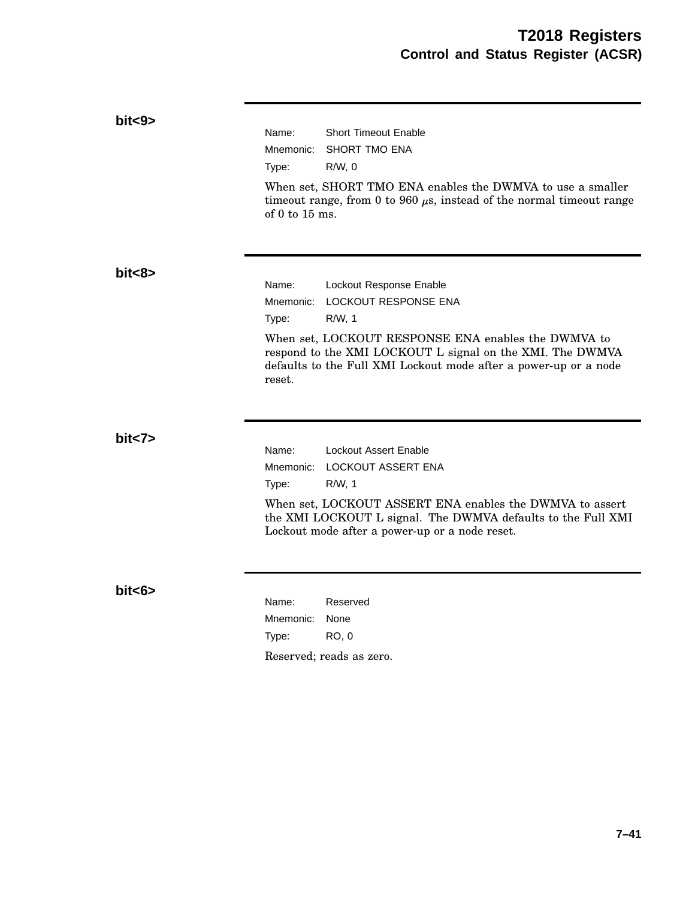### bit<9>

Name: Short Timeout Enable

Mnemonic: SHORT TMO ENA

Type: R/W, 0

When set, SHORT TMO ENA enables the DWMVA to use a smaller timeout range, from 0 to 960 $\mu$s, instead of the normal timeout range of 0 to 15 ms.

### bit<8>

Name: Lockout Response Enable

Mnemonic: LOCKOUT RESPONSE ENA

Type: R/W, 1

When set, LOCKOUT RESPONSE ENA enables the DWMVA to respond to the XMI LOCKOUT L signal on the XMI. The DWMVA defaults to the Full XMI Lockout mode after a power-up or a node reset.

### bit<7>

Name: Lockout Assert Enable

Mnemonic: LOCKOUT ASSERT ENA

Type: R/W, 1

When set, LOCKOUT ASSERT ENA enables the DWMVA to assert the XMI LOCKOUT L signal. The DWMVA defaults to the Full XMI Lockout mode after a power-up or a node reset.

### bit<6>

Name: Reserved

Mnemonic: None

Type: RO, 0

Reserved; reads as zero.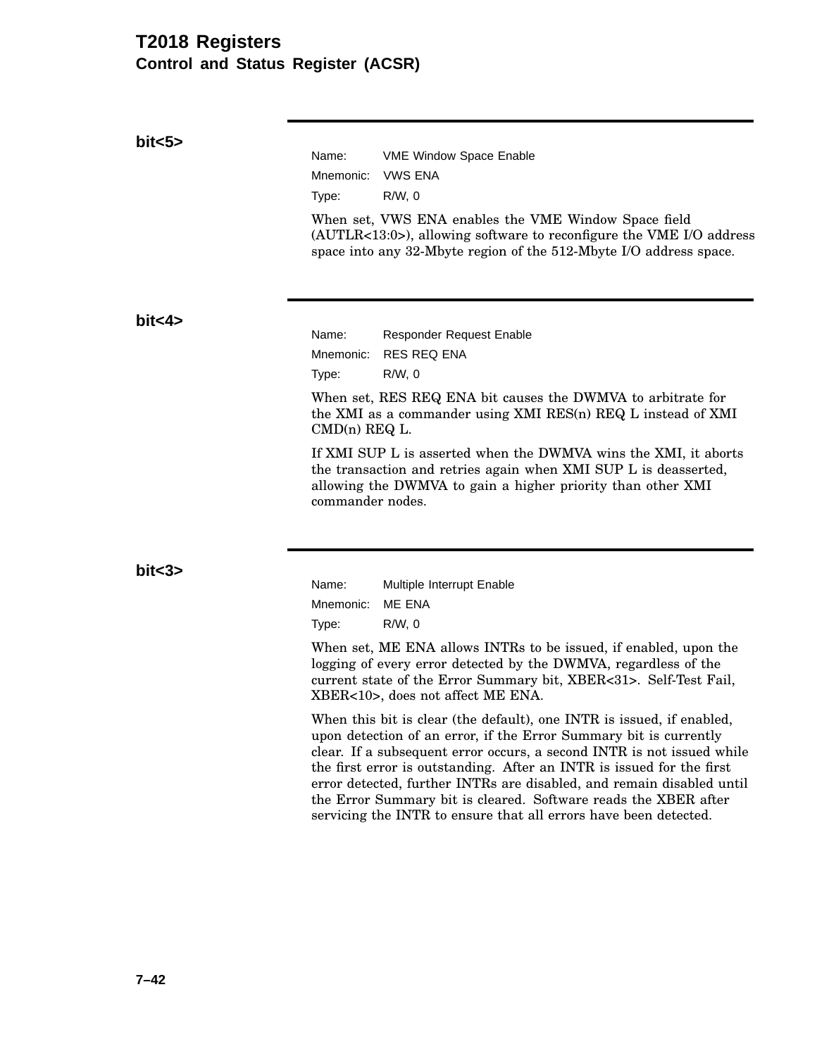**bit<5>**

Name: VME Window Space Enable
Mnemonic: VWS ENA
Type: R/W, 0

When set, VWS ENA enables the VME Window Space field (AUTLR<13:0>), allowing software to reconfigure the VME I/O address space into any 32-Mbyte region of the 512-Mbyte I/O address space.

**bit<4>**

Name: Responder Request Enable
Mnemonic: RES REQ ENA
Type: R/W, 0

When set, RES REQ ENA bit causes the DWMVA to arbitrate for the XMI as a commander using XMI RES(n) REQ L instead of XMI CMD(n) REQ L.

If XMI SUP L is asserted when the DWMVA wins the XMI, it aborts the transaction and retries again when XMI SUP L is deasserted, allowing the DWMVA to gain a higher priority than other XMI commander nodes.

**bit<3>**

Name: Multiple Interrupt Enable
Mnemonic: ME ENA
Type: R/W, 0

When set, ME ENA allows INTRs to be issued, if enabled, upon the logging of every error detected by the DWMVA, regardless of the current state of the Error Summary bit, XBER<31>. Self-Test Fail, XBER<10>, does not affect ME ENA.

When this bit is clear (the default), one INTR is issued, if enabled, upon detection of an error, if the Error Summary bit is currently clear. If a subsequent error occurs, a second INTR is not issued while the first error is outstanding. After an INTR is issued for the first error detected, further INTRs are disabled, and remain disabled until the Error Summary bit is cleared. Software reads the XBER after servicing the INTR to ensure that all errors have been detected.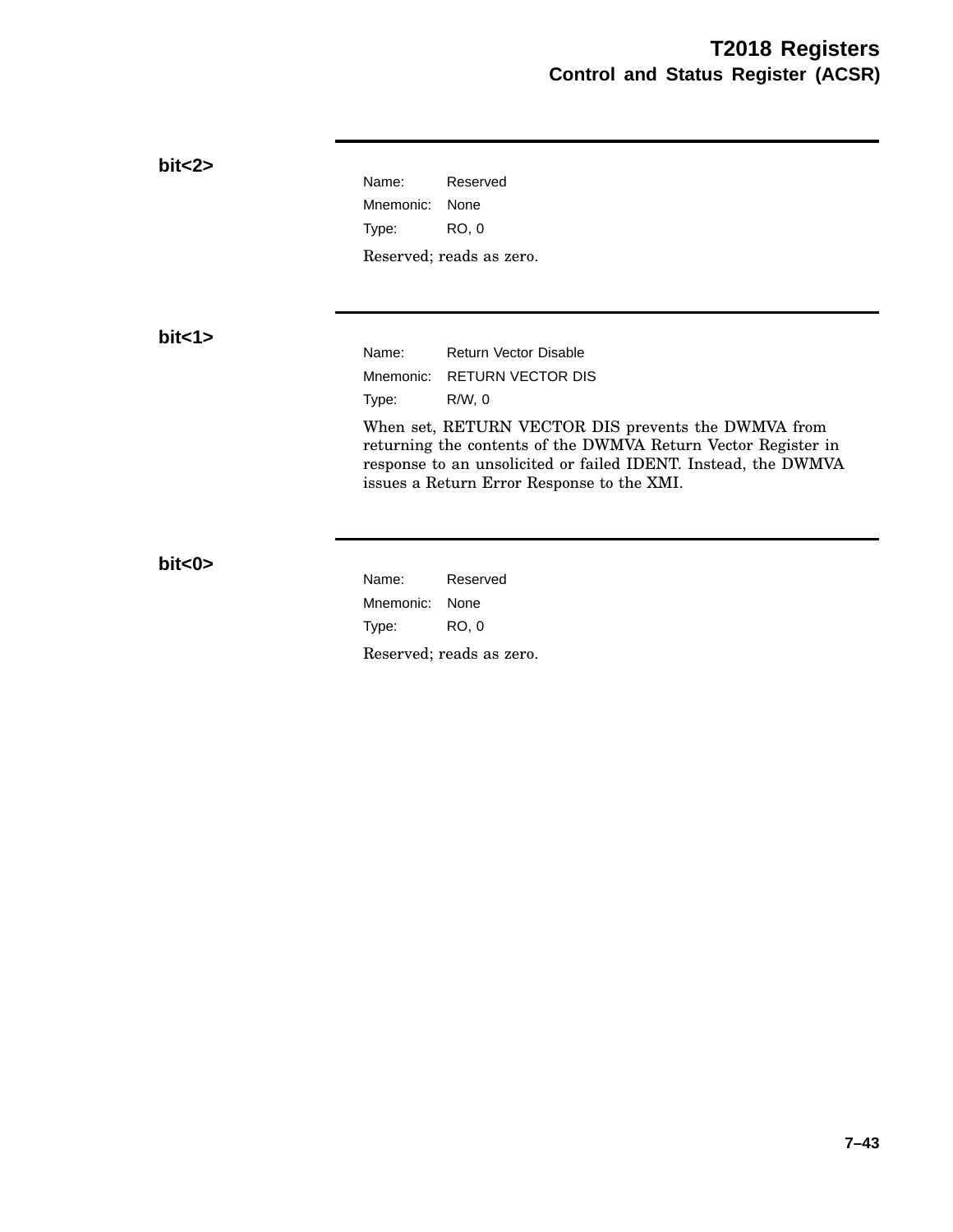### bit<2>

Name: Reserved

Mnemonic: None

Type: RO, 0

Reserved; reads as zero.

### bit<1>

Name: Return Vector Disable

Mnemonic: RETURN VECTOR DIS

Type: R/W, 0

When set, RETURN VECTOR DIS prevents the DWMVA from returning the contents of the DWMVA Return Vector Register in response to an unsolicited or failed IDENT. Instead, the DWMVA issues a Return Error Response to the XMI.

### bit<0>

Name: Reserved

Mnemonic: None

Type: RO, 0

Reserved; reads as zero.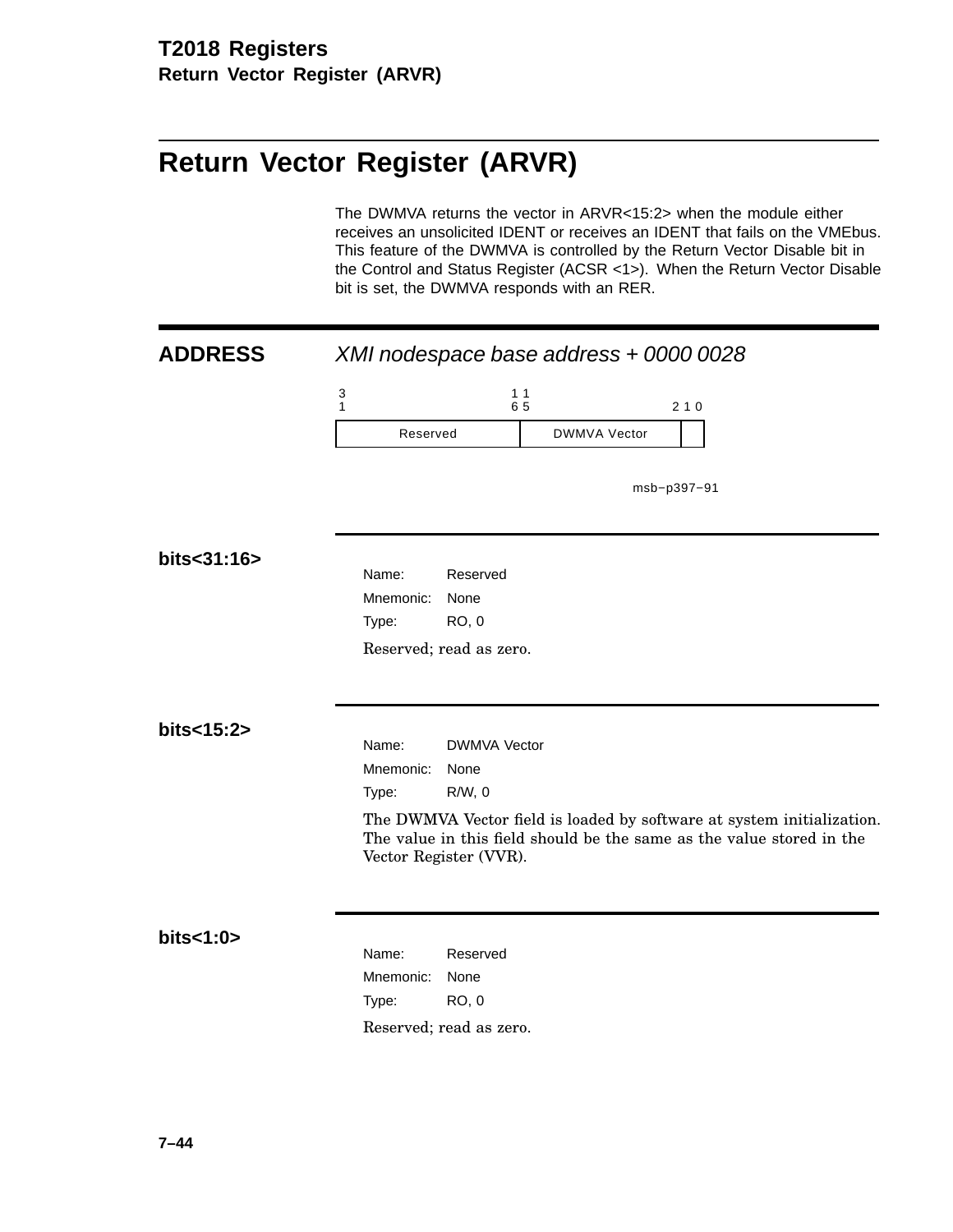# Return Vector Register (ARVR)

The DWMVA returns the vector in ARVR<15:2> when the module either receives an unsolicited IDENT or receives an IDENT that fails on the VMEbus. This feature of the DWMVA is controlled by the Return Vector Disable bit in the Control and Status Register (ACSR <1>). When the Return Vector Disable bit is set, the DWMVA responds with an RER.

## ADDRESS

*XMI nodespace base address + 0000 0028*

| 31 ... 16 | 15 ... 2 | 1 0 |
|---|---|---|
| Reserved | DWMVA Vector | |

msb−p397−91

### bits<31:16>

Name: Reserved
Mnemonic: None
Type: RO, 0

Reserved; read as zero.

### bits<15:2>

Name: DWMVA Vector
Mnemonic: None
Type: R/W, 0

The DWMVA Vector field is loaded by software at system initialization. The value in this field should be the same as the value stored in the Vector Register (VVR).

### bits<1:0>

Name: Reserved
Mnemonic: None
Type: RO, 0

Reserved; read as zero.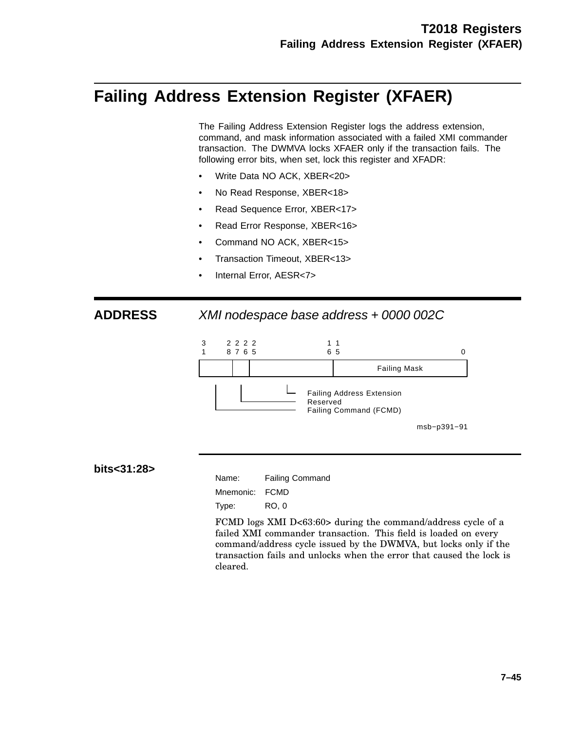# Failing Address Extension Register (XFAER)

The Failing Address Extension Register logs the address extension, command, and mask information associated with a failed XMI commander transaction. The DWMVA locks XFAER only if the transaction fails. The following error bits, when set, lock this register and XFADR:

- Write Data NO ACK, XBER<20>
- No Read Response, XBER<18>
- Read Sequence Error, XBER<17>
- Read Error Response, XBER<16>
- Command NO ACK, XBER<15>
- Transaction Timeout, XBER<13>
- Internal Error, AESR<7>

## ADDRESS *XMI nodespace base address + 0000 002C*

| Bits 31:28 | Bit 27:26 | Bits 25:16 | Bits 15:0 |
|---|---|---|---|
| Failing Command (FCMD) | Reserved | Failing Address Extension | Failing Mask |

msb−p391−91

### bits<31:28>

Name: Failing Command

Mnemonic: FCMD

Type: RO, 0

FCMD logs XMI D<63:60> during the command/address cycle of a failed XMI commander transaction. This field is loaded on every command/address cycle issued by the DWMVA, but locks only if the transaction fails and unlocks when the error that caused the lock is cleared.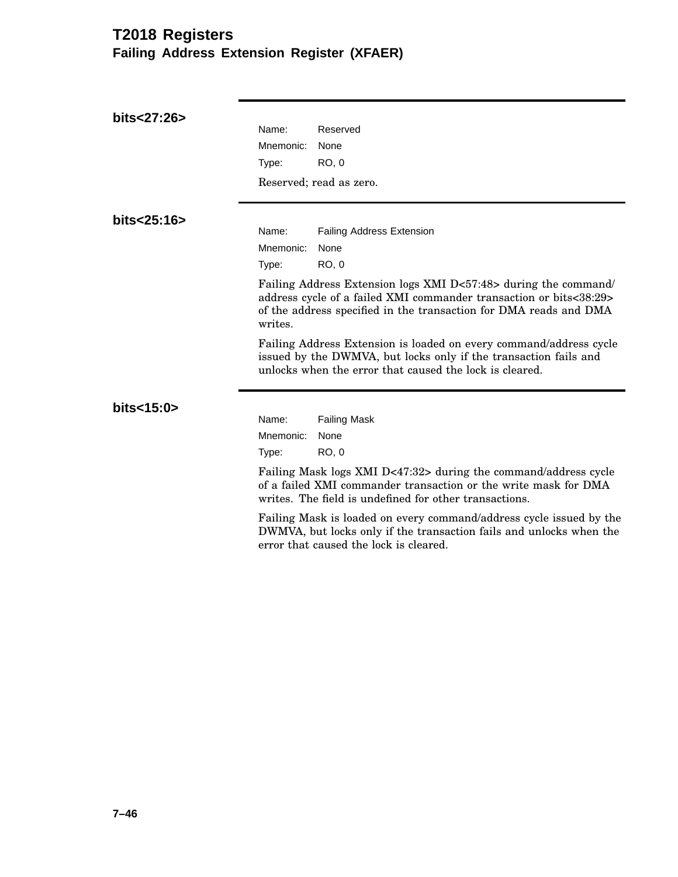# T2018 Registers

## Failing Address Extension Register (XFAER)

### bits<27:26>

Name: Reserved
Mnemonic: None
Type: RO, 0

Reserved; read as zero.

### bits<25:16>

Name: Failing Address Extension
Mnemonic: None
Type: RO, 0

Failing Address Extension logs XMI D<57:48> during the command/address cycle of a failed XMI commander transaction or bits<38:29> of the address specified in the transaction for DMA reads and DMA writes.

Failing Address Extension is loaded on every command/address cycle issued by the DWMVA, but locks only if the transaction fails and unlocks when the error that caused the lock is cleared.

### bits<15:0>

Name: Failing Mask
Mnemonic: None
Type: RO, 0

Failing Mask logs XMI D<47:32> during the command/address cycle of a failed XMI commander transaction or the write mask for DMA writes. The field is undefined for other transactions.

Failing Mask is loaded on every command/address cycle issued by the DWMVA, but locks only if the transaction fails and unlocks when the error that caused the lock is cleared.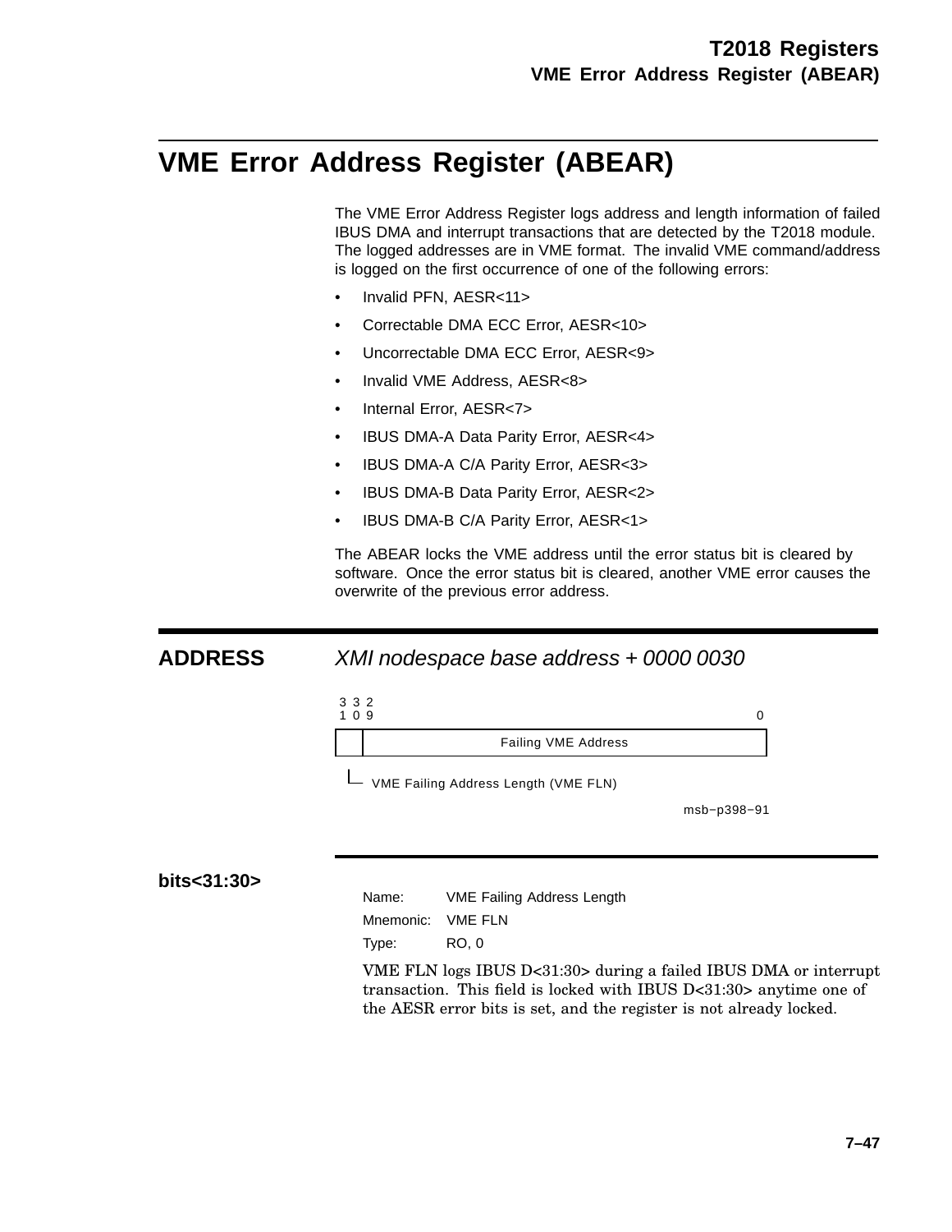# VME Error Address Register (ABEAR)

The VME Error Address Register logs address and length information of failed IBUS DMA and interrupt transactions that are detected by the T2018 module. The logged addresses are in VME format. The invalid VME command/address is logged on the first occurrence of one of the following errors:

- Invalid PFN, AESR<11>
- Correctable DMA ECC Error, AESR<10>
- Uncorrectable DMA ECC Error, AESR<9>
- Invalid VME Address, AESR<8>
- Internal Error, AESR<7>
- IBUS DMA-A Data Parity Error, AESR<4>
- IBUS DMA-A C/A Parity Error, AESR<3>
- IBUS DMA-B Data Parity Error, AESR<2>
- IBUS DMA-B C/A Parity Error, AESR<1>

The ABEAR locks the VME address until the error status bit is cleared by software. Once the error status bit is cleared, another VME error causes the overwrite of the previous error address.

## ADDRESS

*XMI nodespace base address + 0000 0030*

| 31:30 | 29:0 |
|---|---|
| VME Failing Address Length (VME FLN) | Failing VME Address |

msb−p398−91

### bits<31:30>

Name: VME Failing Address Length

Mnemonic: VME FLN

Type: RO, 0

VME FLN logs IBUS D<31:30> during a failed IBUS DMA or interrupt transaction. This field is locked with IBUS D<31:30> anytime one of the AESR error bits is set, and the register is not already locked.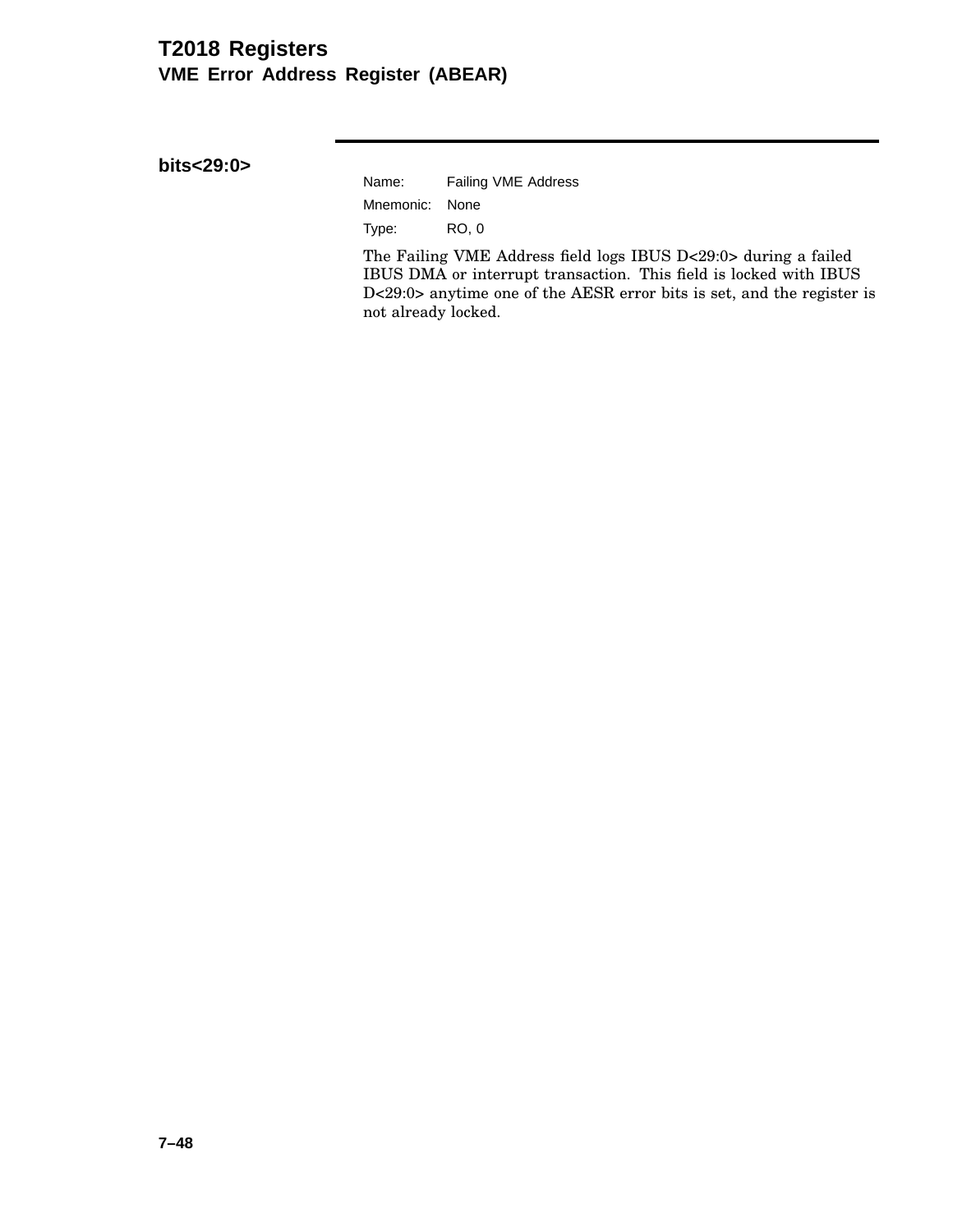**bits<29:0>**

Name: Failing VME Address
Mnemonic: None
Type: RO, 0

The Failing VME Address field logs IBUS D<29:0> during a failed IBUS DMA or interrupt transaction. This field is locked with IBUS D<29:0> anytime one of the AESR error bits is set, and the register is not already locked.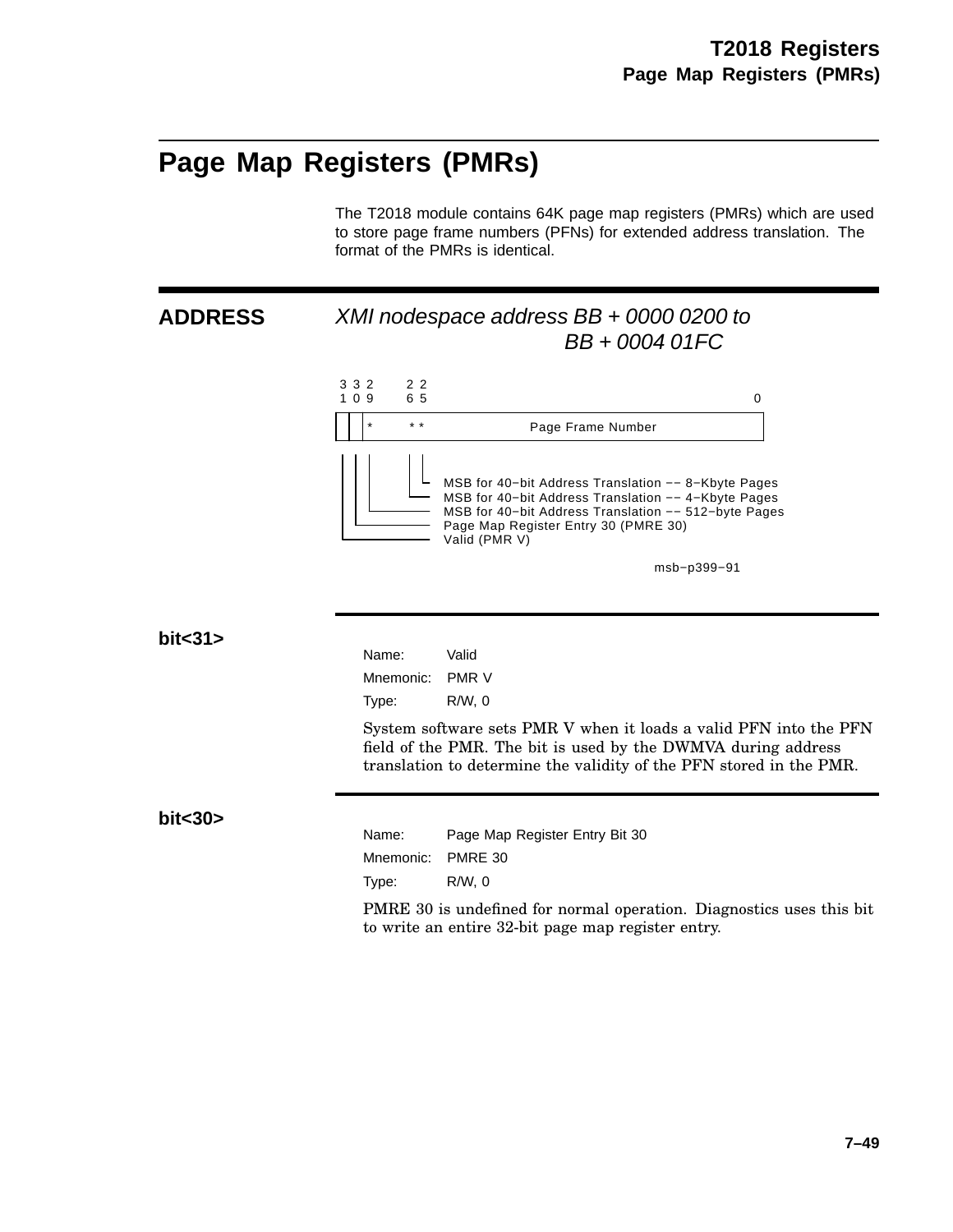# Page Map Registers (PMRs)

The T2018 module contains 64K page map registers (PMRs) which are used to store page frame numbers (PFNs) for extended address translation. The format of the PMRs is identical.

## ADDRESS

*XMI nodespace address BB + 0000 0200 to BB + 0004 01FC*

```
 3 3 2       2 2
 1 0 9       6 5                                           0
+-+-+----------------------------------------------------+
| | | *       * *        Page Frame Number               |
+-+-+----------------------------------------------------+
 | | |        | |
 | | |        | +-- MSB for 40-bit Address Translation -- 8-Kbyte Pages
 | | |        +---- MSB for 40-bit Address Translation -- 4-Kbyte Pages
 | | +------------- MSB for 40-bit Address Translation -- 512-byte Pages
 | +--------------- Page Map Register Entry 30 (PMRE 30)
 +----------------- Valid (PMR V)
```

msb−p399−91

## bit<31>

Name: Valid

Mnemonic: PMR V

Type: R/W, 0

System software sets PMR V when it loads a valid PFN into the PFN field of the PMR. The bit is used by the DWMVA during address translation to determine the validity of the PFN stored in the PMR.

## bit<30>

Name: Page Map Register Entry Bit 30

Mnemonic: PMRE 30

Type: R/W, 0

PMRE 30 is undefined for normal operation. Diagnostics uses this bit to write an entire 32-bit page map register entry.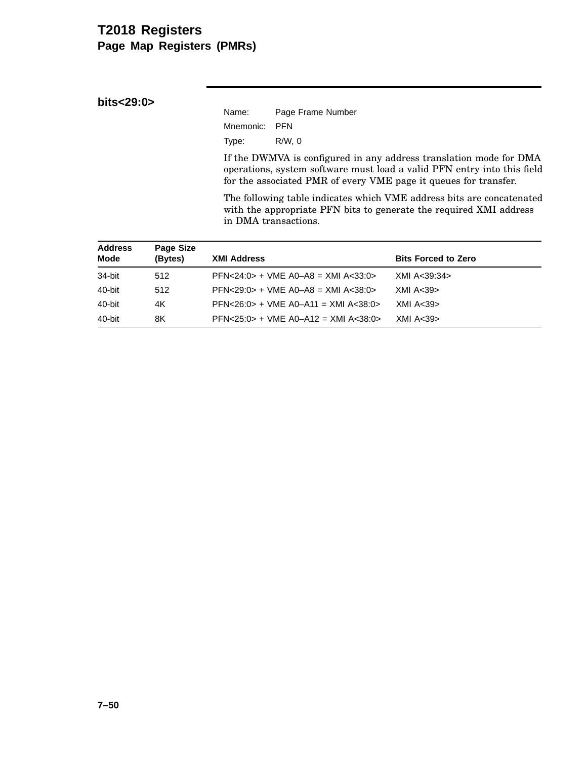# T2018 Registers

## Page Map Registers (PMRs)

### bits<29:0>

Name: Page Frame Number

Mnemonic: PFN

Type: R/W, 0

If the DWMVA is configured in any address translation mode for DMA operations, system software must load a valid PFN entry into this field for the associated PMR of every VME page it queues for transfer.

The following table indicates which VME address bits are concatenated with the appropriate PFN bits to generate the required XMI address in DMA transactions.

| Address Mode | Page Size (Bytes) | XMI Address | Bits Forced to Zero |
|---|---|---|---|
| 34-bit | 512 | PFN<24:0> + VME A0–A8 = XMI A<33:0> | XMI A<39:34> |
| 40-bit | 512 | PFN<29:0> + VME A0–A8 = XMI A<38:0> | XMI A<39> |
| 40-bit | 4K | PFN<26:0> + VME A0–A11 = XMI A<38:0> | XMI A<39> |
| 40-bit | 8K | PFN<25:0> + VME A0–A12 = XMI A<38:0> | XMI A<39> |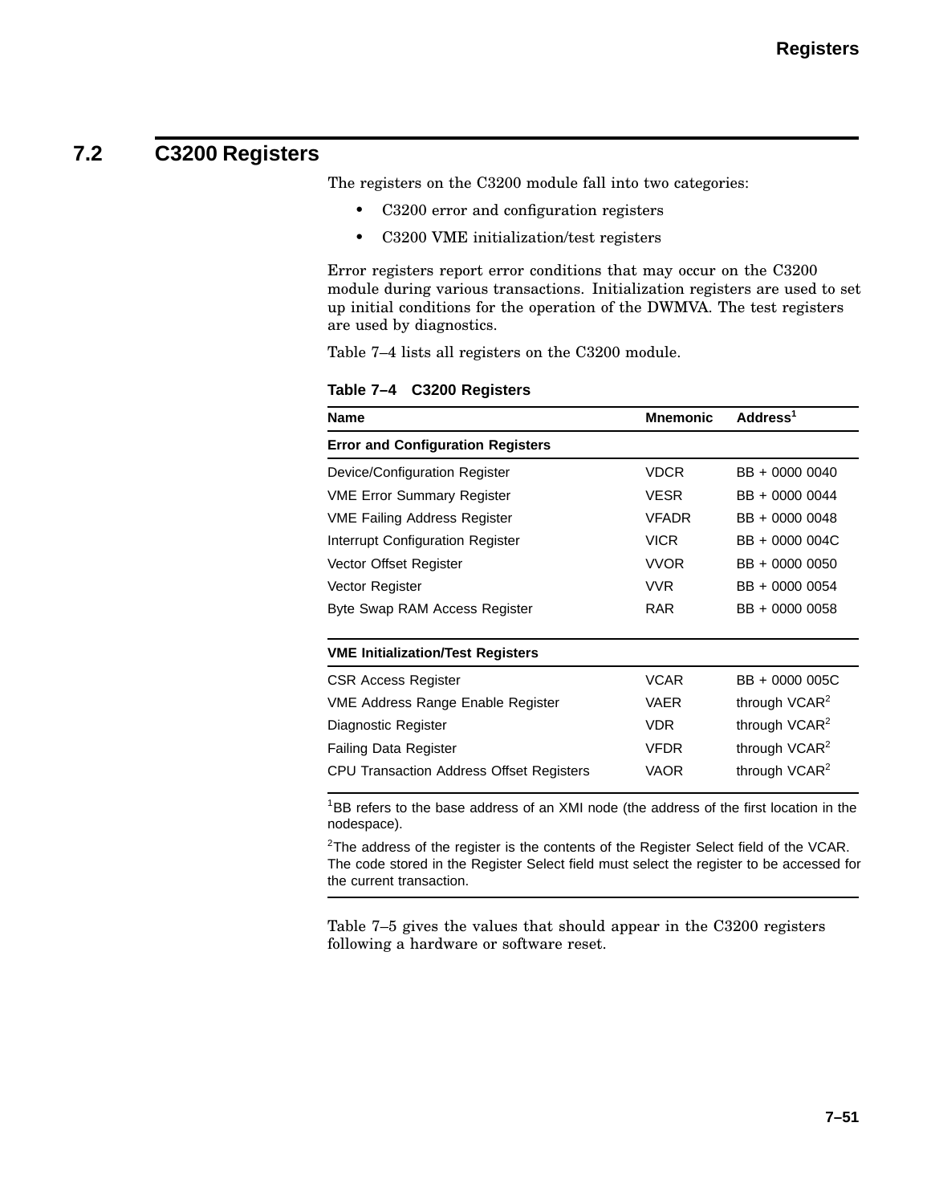## 7.2 C3200 Registers

The registers on the C3200 module fall into two categories:

- C3200 error and configuration registers
- C3200 VME initialization/test registers

Error registers report error conditions that may occur on the C3200 module during various transactions. Initialization registers are used to set up initial conditions for the operation of the DWMVA. The test registers are used by diagnostics.

Table 7–4 lists all registers on the C3200 module.

**Table 7–4 C3200 Registers**

| Name | Mnemonic | Address[1] |
|---|---|---|
| **Error and Configuration Registers** | | |
| Device/Configuration Register | VDCR | BB + 0000 0040 |
| VME Error Summary Register | VESR | BB + 0000 0044 |
| VME Failing Address Register | VFADR | BB + 0000 0048 |
| Interrupt Configuration Register | VICR | BB + 0000 004C |
| Vector Offset Register | VVOR | BB + 0000 0050 |
| Vector Register | VVR | BB + 0000 0054 |
| Byte Swap RAM Access Register | RAR | BB + 0000 0058 |
| **VME Initialization/Test Registers** | | |
| CSR Access Register | VCAR | BB + 0000 005C |
| VME Address Range Enable Register | VAER | through VCAR[2] |
| Diagnostic Register | VDR | through VCAR[2] |
| Failing Data Register | VFDR | through VCAR[2] |
| CPU Transaction Address Offset Registers | VAOR | through VCAR[2] |

[1]BB refers to the base address of an XMI node (the address of the first location in the nodespace).

[2]The address of the register is the contents of the Register Select field of the VCAR. The code stored in the Register Select field must select the register to be accessed for the current transaction.

Table 7–5 gives the values that should appear in the C3200 registers following a hardware or software reset.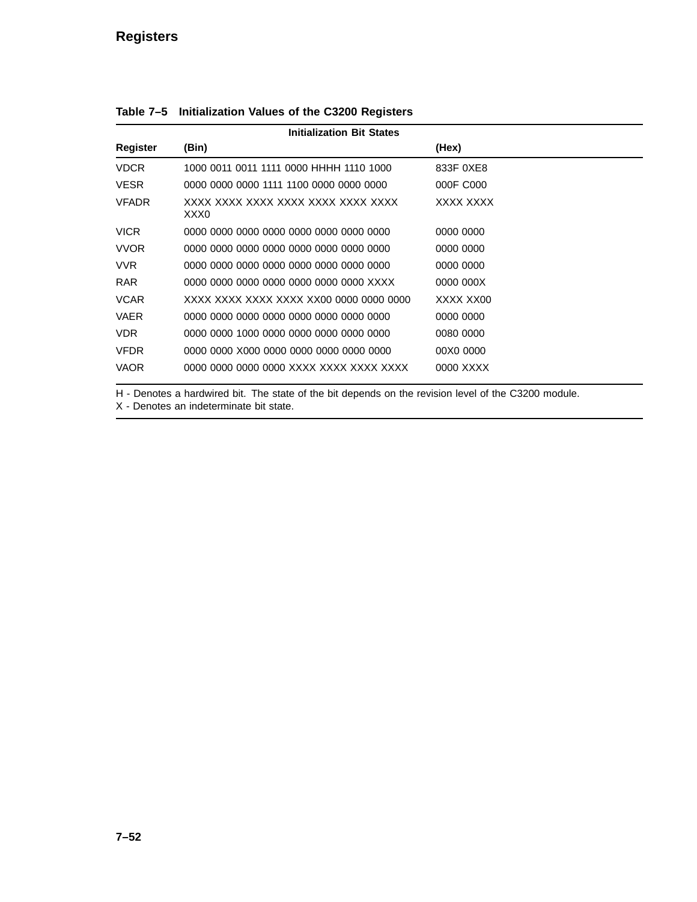**Table 7–5 Initialization Values of the C3200 Registers**

| Register | Initialization Bit States (Bin) | (Hex) |
|---|---|---|
| VDCR | 1000 0011 0011 1111 0000 HHHH 1110 1000 | 833F 0XE8 |
| VESR | 0000 0000 0000 1111 1100 0000 0000 0000 | 000F C000 |
| VFADR | XXXX XXXX XXXX XXXX XXXX XXXX XXXX XXX0 | XXXX XXXX |
| VICR | 0000 0000 0000 0000 0000 0000 0000 0000 | 0000 0000 |
| VVOR | 0000 0000 0000 0000 0000 0000 0000 0000 | 0000 0000 |
| VVR | 0000 0000 0000 0000 0000 0000 0000 0000 | 0000 0000 |
| RAR | 0000 0000 0000 0000 0000 0000 0000 XXXX | 0000 000X |
| VCAR | XXXX XXXX XXXX XXXX XX00 0000 0000 0000 | XXXX XX00 |
| VAER | 0000 0000 0000 0000 0000 0000 0000 0000 | 0000 0000 |
| VDR | 0000 0000 1000 0000 0000 0000 0000 0000 | 0080 0000 |
| VFDR | 0000 0000 X000 0000 0000 0000 0000 0000 | 00X0 0000 |
| VAOR | 0000 0000 0000 0000 XXXX XXXX XXXX XXXX | 0000 XXXX |

H - Denotes a hardwired bit. The state of the bit depends on the revision level of the C3200 module.
X - Denotes an indeterminate bit state.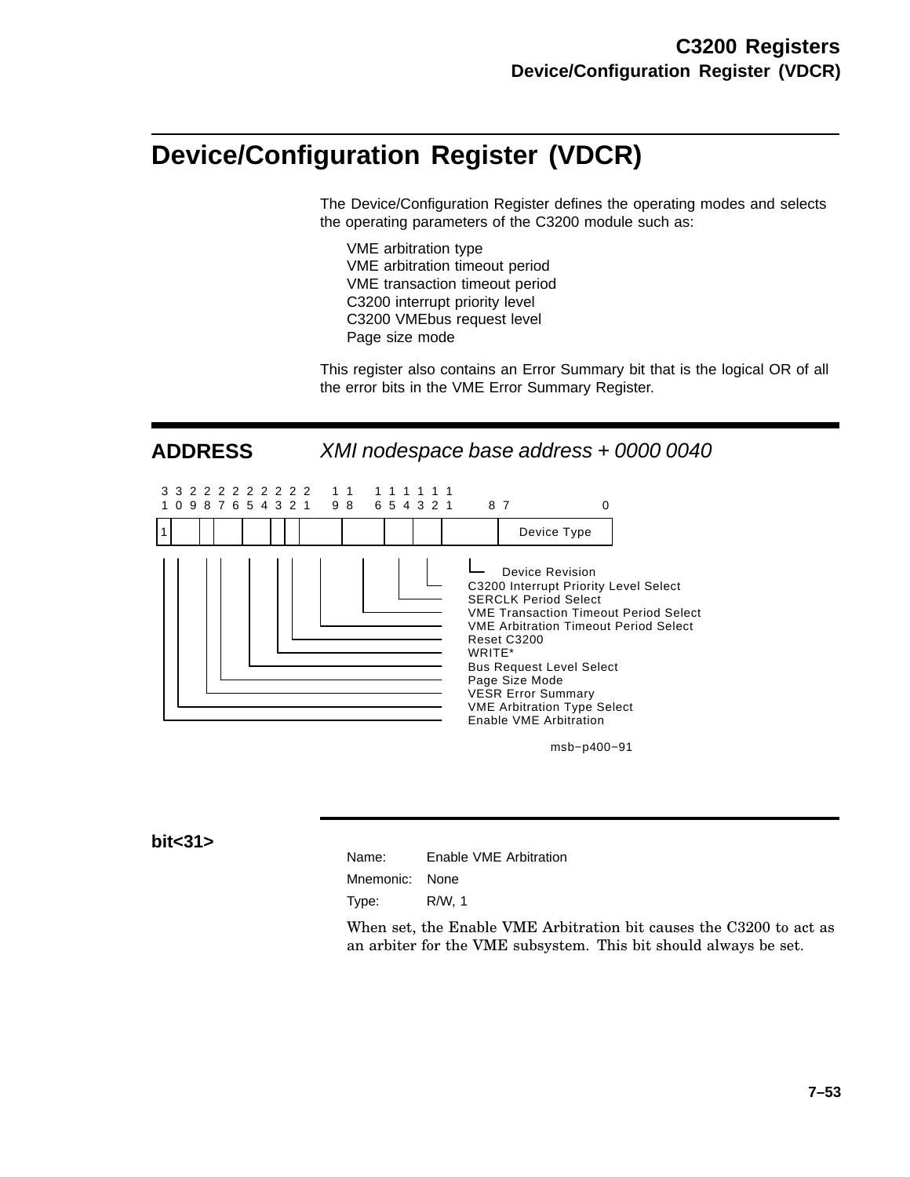# Device/Configuration Register (VDCR)

The Device/Configuration Register defines the operating modes and selects the operating parameters of the C3200 module such as:

- VME arbitration type
- VME arbitration timeout period
- VME transaction timeout period
- C3200 interrupt priority level
- C3200 VMEbus request level
- Page size mode

This register also contains an Error Summary bit that is the logical OR of all the error bits in the VME Error Summary Register.

## ADDRESS *XMI nodespace base address + 0000 0040*

```
3 3 2 2 2 2 2 2 2 2 2 2   1 1   1 1 1 1 1 1
1 0 9 8 7 6 5 4 3 2 2 1   9 8   6 5 4 3 2 1     8 7            0
+-+--+--+---+---+--+--+----+----+---+---+------+---------------+
|1|  |  |   |   |  |  |    |    |   |   |      |  Device Type  |
+-+--+--+---+---+--+--+----+----+---+---+------+---------------+
```

- Device Revision
- C3200 Interrupt Priority Level Select
- SERCLK Period Select
- VME Transaction Timeout Period Select
- VME Arbitration Timeout Period Select
- Reset C3200
- WRITE*
- Bus Request Level Select
- Page Size Mode
- VESR Error Summary
- VME Arbitration Type Select
- Enable VME Arbitration

msb−p400−91

### bit<31>

Name: Enable VME Arbitration

Mnemonic: None

Type: R/W, 1

When set, the Enable VME Arbitration bit causes the C3200 to act as an arbiter for the VME subsystem. This bit should always be set.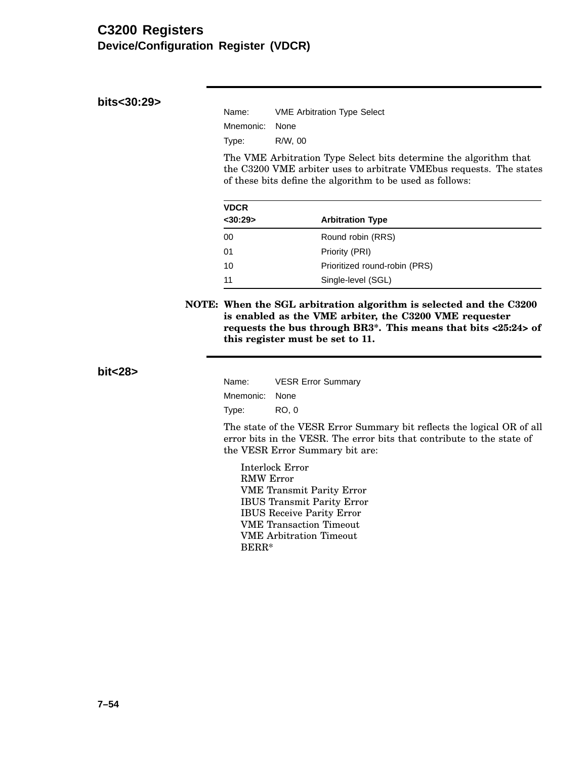### bits<30:29>

Name: VME Arbitration Type Select
Mnemonic: None
Type: R/W, 00

The VME Arbitration Type Select bits determine the algorithm that the C3200 VME arbiter uses to arbitrate VMEbus requests. The states of these bits define the algorithm to be used as follows:

| VDCR <30:29> | Arbitration Type |
|---|---|
| 00 | Round robin (RRS) |
| 01 | Priority (PRI) |
| 10 | Prioritized round-robin (PRS) |
| 11 | Single-level (SGL) |

**NOTE: When the SGL arbitration algorithm is selected and the C3200 is enabled as the VME arbiter, the C3200 VME requester requests the bus through BR3*. This means that bits <25:24> of this register must be set to 11.**

### bit<28>

Name: VESR Error Summary
Mnemonic: None
Type: RO, 0

The state of the VESR Error Summary bit reflects the logical OR of all error bits in the VESR. The error bits that contribute to the state of the VESR Error Summary bit are:

- Interlock Error
- RMW Error
- VME Transmit Parity Error
- IBUS Transmit Parity Error
- IBUS Receive Parity Error
- VME Transaction Timeout
- VME Arbitration Timeout
- BERR*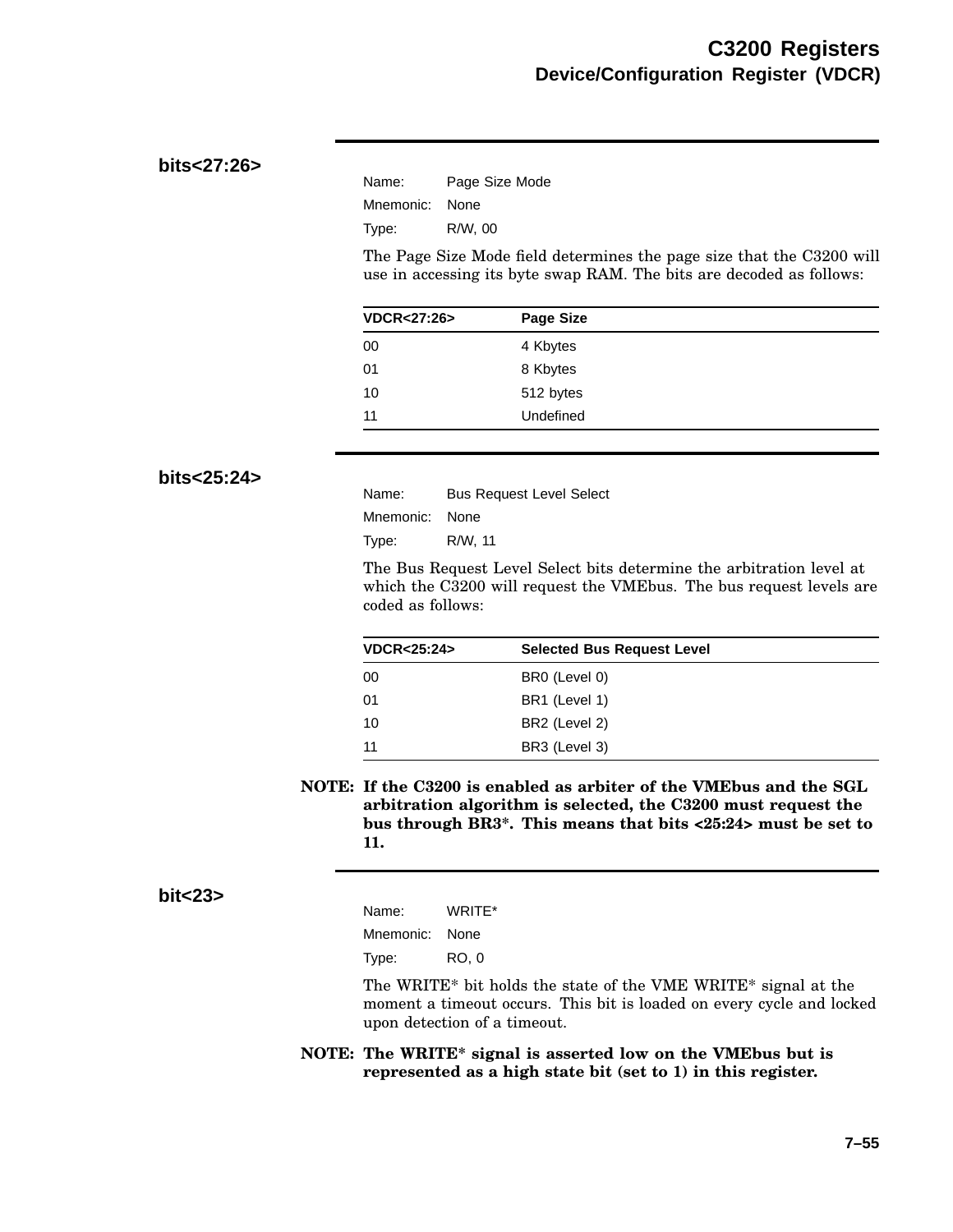### bits<27:26>

Name: Page Size Mode

Mnemonic: None

Type: R/W, 00

The Page Size Mode field determines the page size that the C3200 will use in accessing its byte swap RAM. The bits are decoded as follows:

| VDCR<27:26> | Page Size |
|---|---|
| 00 | 4 Kbytes |
| 01 | 8 Kbytes |
| 10 | 512 bytes |
| 11 | Undefined |

### bits<25:24>

Name: Bus Request Level Select

Mnemonic: None

Type: R/W, 11

The Bus Request Level Select bits determine the arbitration level at which the C3200 will request the VMEbus. The bus request levels are coded as follows:

| VDCR<25:24> | Selected Bus Request Level |
|---|---|
| 00 | BR0 (Level 0) |
| 01 | BR1 (Level 1) |
| 10 | BR2 (Level 2) |
| 11 | BR3 (Level 3) |

**NOTE: If the C3200 is enabled as arbiter of the VMEbus and the SGL arbitration algorithm is selected, the C3200 must request the bus through BR3*. This means that bits <25:24> must be set to 11.**

### bit<23>

Name: WRITE*

Mnemonic: None

Type: RO, 0

The WRITE* bit holds the state of the VME WRITE* signal at the moment a timeout occurs. This bit is loaded on every cycle and locked upon detection of a timeout.

**NOTE: The WRITE* signal is asserted low on the VMEbus but is represented as a high state bit (set to 1) in this register.**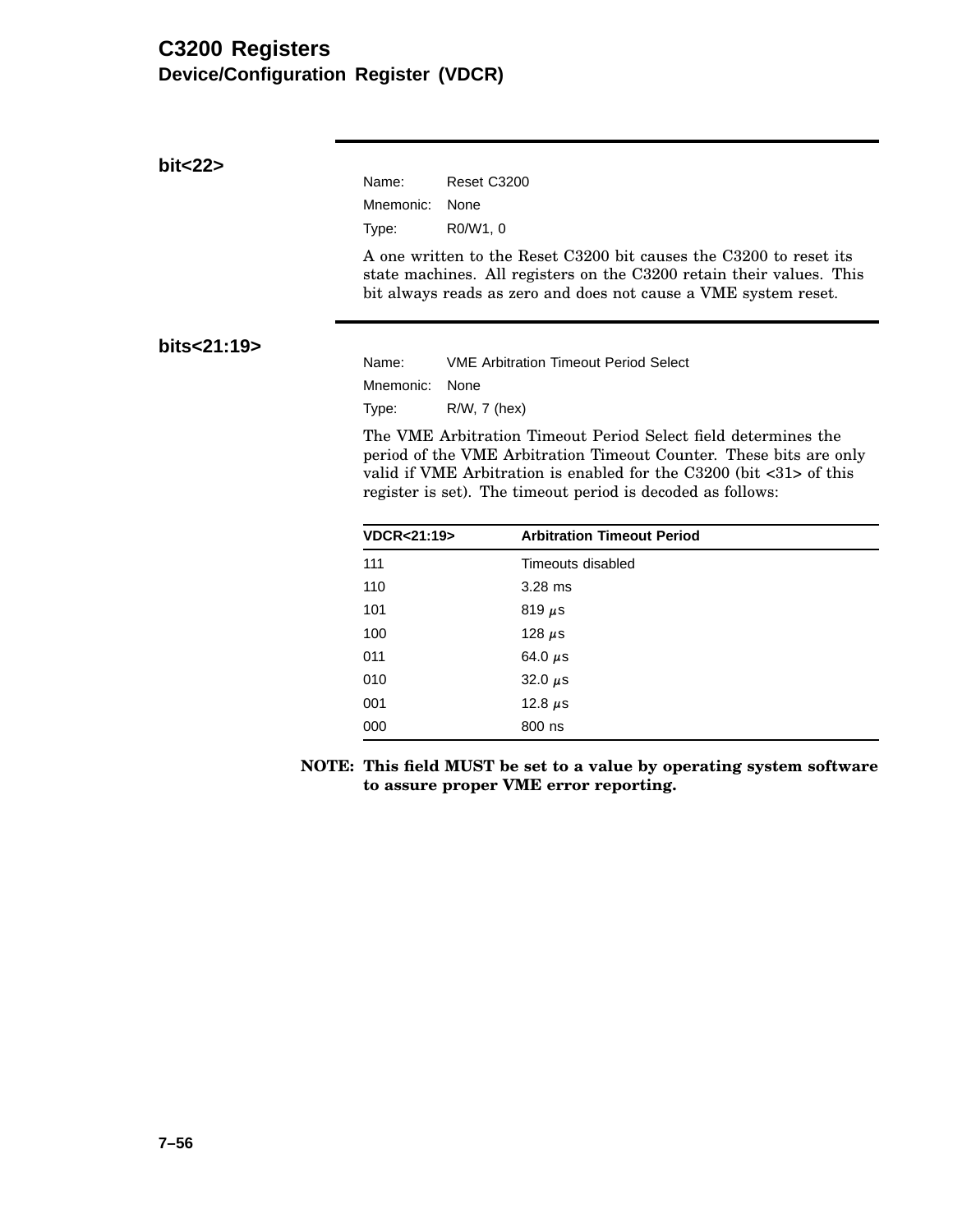## bit<22>

Name: Reset C3200
Mnemonic: None
Type: R0/W1, 0

A one written to the Reset C3200 bit causes the C3200 to reset its state machines. All registers on the C3200 retain their values. This bit always reads as zero and does not cause a VME system reset.

## bits<21:19>

Name: VME Arbitration Timeout Period Select
Mnemonic: None
Type: R/W, 7 (hex)

The VME Arbitration Timeout Period Select field determines the period of the VME Arbitration Timeout Counter. These bits are only valid if VME Arbitration is enabled for the C3200 (bit <31> of this register is set). The timeout period is decoded as follows:

| VDCR<21:19> | Arbitration Timeout Period |
|---|---|
| 111 | Timeouts disabled |
| 110 | 3.28 ms |
| 101 | 819 μs |
| 100 | 128 μs |
| 011 | 64.0 μs |
| 010 | 32.0 μs |
| 001 | 12.8 μs |
| 000 | 800 ns |

**NOTE: This field MUST be set to a value by operating system software to assure proper VME error reporting.**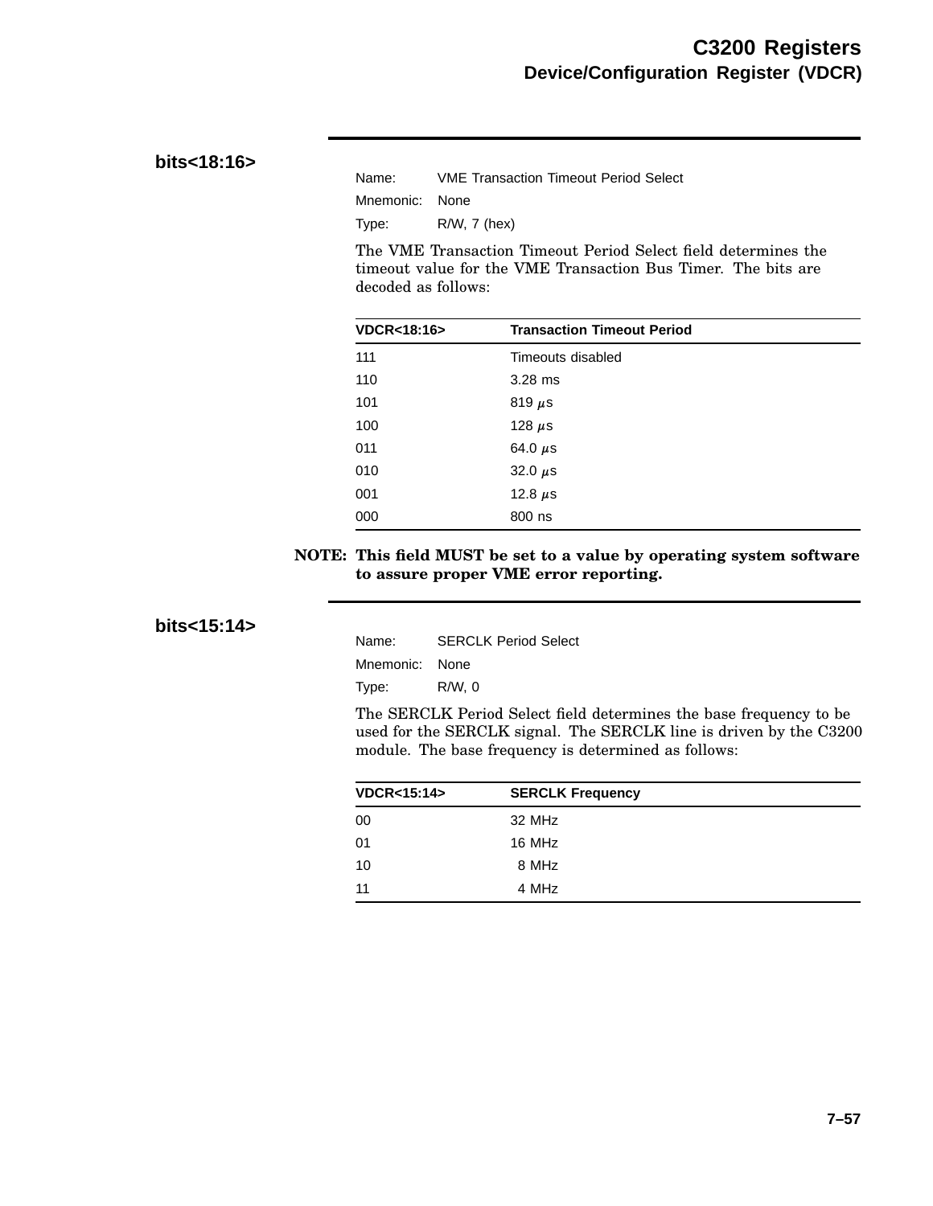## bits<18:16>

Name: VME Transaction Timeout Period Select

Mnemonic: None

Type: R/W, 7 (hex)

The VME Transaction Timeout Period Select field determines the timeout value for the VME Transaction Bus Timer. The bits are decoded as follows:

| VDCR<18:16> | Transaction Timeout Period |
|---|---|
| 111 | Timeouts disabled |
| 110 | 3.28 ms |
| 101 | 819 μs |
| 100 | 128 μs |
| 011 | 64.0 μs |
| 010 | 32.0 μs |
| 001 | 12.8 μs |
| 000 | 800 ns |

**NOTE: This field MUST be set to a value by operating system software to assure proper VME error reporting.**

## bits<15:14>

Name: SERCLK Period Select

Mnemonic: None

Type: R/W, 0

The SERCLK Period Select field determines the base frequency to be used for the SERCLK signal. The SERCLK line is driven by the C3200 module. The base frequency is determined as follows:

| VDCR<15:14> | SERCLK Frequency |
|---|---|
| 00 | 32 MHz |
| 01 | 16 MHz |
| 10 | 8 MHz |
| 11 | 4 MHz |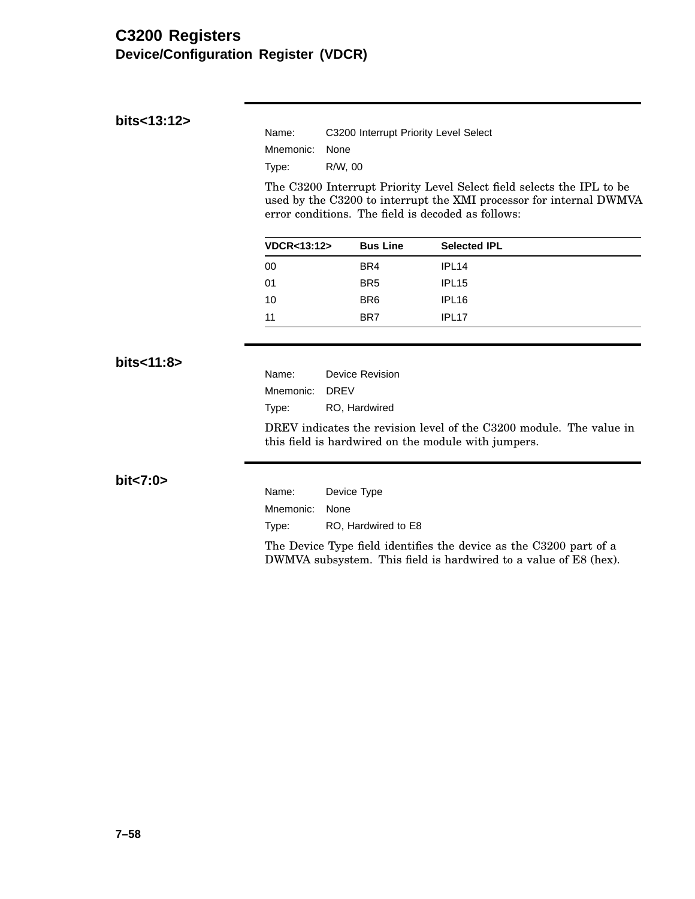## bits<13:12>

Name: C3200 Interrupt Priority Level Select

Mnemonic: None

Type: R/W, 00

The C3200 Interrupt Priority Level Select field selects the IPL to be used by the C3200 to interrupt the XMI processor for internal DWMVA error conditions. The field is decoded as follows:

| VDCR<13:12> | Bus Line | Selected IPL |
|---|---|---|
| 00 | BR4 | IPL14 |
| 01 | BR5 | IPL15 |
| 10 | BR6 | IPL16 |
| 11 | BR7 | IPL17 |

## bits<11:8>

Name: Device Revision

Mnemonic: DREV

Type: RO, Hardwired

DREV indicates the revision level of the C3200 module. The value in this field is hardwired on the module with jumpers.

## bit<7:0>

Name: Device Type

Mnemonic: None

Type: RO, Hardwired to E8

The Device Type field identifies the device as the C3200 part of a DWMVA subsystem. This field is hardwired to a value of E8 (hex).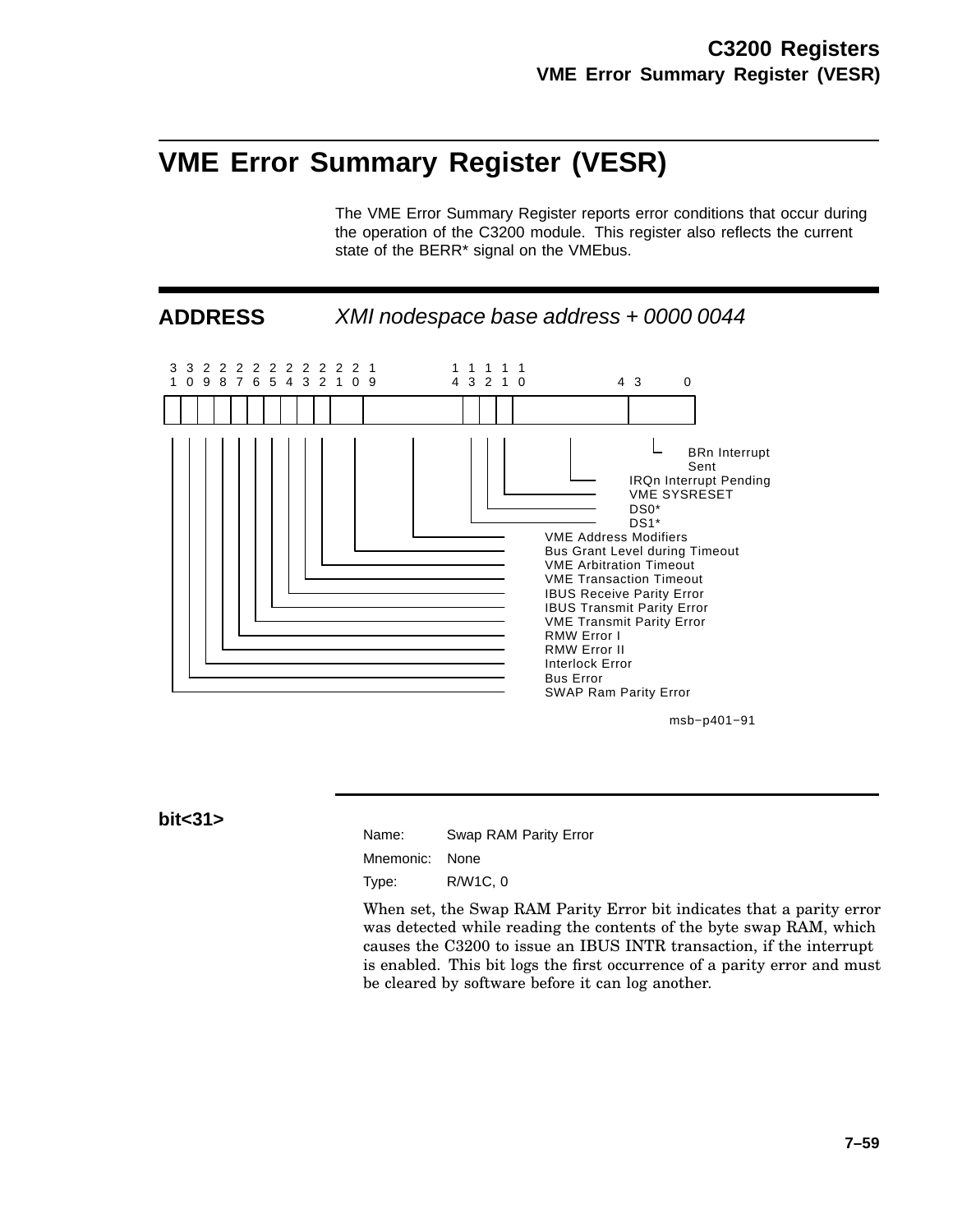# VME Error Summary Register (VESR)

The VME Error Summary Register reports error conditions that occur during the operation of the C3200 module. This register also reflects the current state of the BERR* signal on the VMEbus.

## ADDRESS *XMI nodespace base address + 0000 0044*

| Bits | Field |
|---|---|
| 31 | SWAP Ram Parity Error |
| 30 | Bus Error |
| 29 | Interlock Error |
| 28 | RMW Error II |
| 27 | RMW Error I |
| 26 | VME Transmit Parity Error |
| 25 | IBUS Transmit Parity Error |
| 24 | IBUS Receive Parity Error |
| 23 | VME Transaction Timeout |
| 22 | VME Arbitration Timeout |
| 21:20 | Bus Grant Level during Timeout |
| 19:14 | VME Address Modifiers |
| 13 | DS1* |
| 12 | DS0* |
| 11 | VME SYSRESET |
| 10:4 | IRQn Interrupt Pending |
| 3:0 | BRn Interrupt Sent |

msb−p401−91

### bit<31>

Name: Swap RAM Parity Error

Mnemonic: None

Type: R/W1C, 0

When set, the Swap RAM Parity Error bit indicates that a parity error was detected while reading the contents of the byte swap RAM, which causes the C3200 to issue an IBUS INTR transaction, if the interrupt is enabled. This bit logs the first occurrence of a parity error and must be cleared by software before it can log another.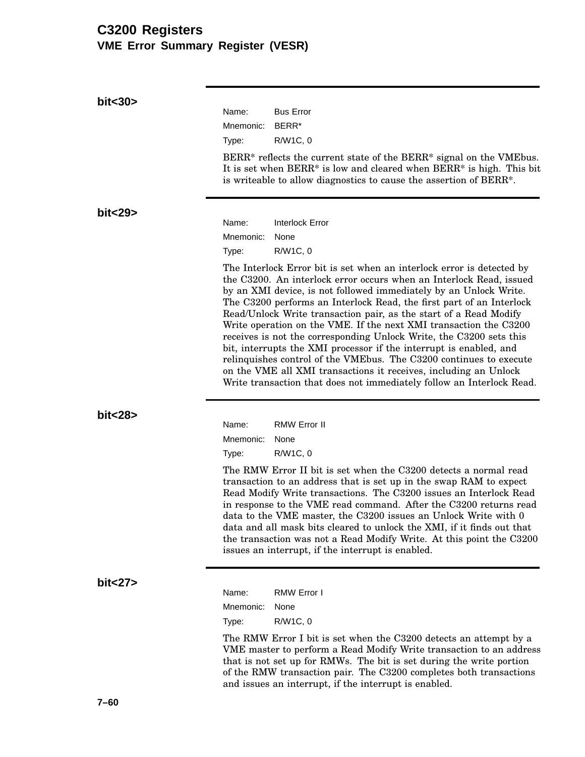## bit<30>

Name: Bus Error
Mnemonic: BERR*
Type: R/W1C, 0

BERR* reflects the current state of the BERR* signal on the VMEbus. It is set when BERR* is low and cleared when BERR* is high. This bit is writeable to allow diagnostics to cause the assertion of BERR*.

## bit<29>

Name: Interlock Error
Mnemonic: None
Type: R/W1C, 0

The Interlock Error bit is set when an interlock error is detected by the C3200. An interlock error occurs when an Interlock Read, issued by an XMI device, is not followed immediately by an Unlock Write. The C3200 performs an Interlock Read, the first part of an Interlock Read/Unlock Write transaction pair, as the start of a Read Modify Write operation on the VME. If the next XMI transaction the C3200 receives is not the corresponding Unlock Write, the C3200 sets this bit, interrupts the XMI processor if the interrupt is enabled, and relinquishes control of the VMEbus. The C3200 continues to execute on the VME all XMI transactions it receives, including an Unlock Write transaction that does not immediately follow an Interlock Read.

## bit<28>

Name: RMW Error II
Mnemonic: None
Type: R/W1C, 0

The RMW Error II bit is set when the C3200 detects a normal read transaction to an address that is set up in the swap RAM to expect Read Modify Write transactions. The C3200 issues an Interlock Read in response to the VME read command. After the C3200 returns read data to the VME master, the C3200 issues an Unlock Write with 0 data and all mask bits cleared to unlock the XMI, if it finds out that the transaction was not a Read Modify Write. At this point the C3200 issues an interrupt, if the interrupt is enabled.

## bit<27>

Name: RMW Error I
Mnemonic: None
Type: R/W1C, 0

The RMW Error I bit is set when the C3200 detects an attempt by a VME master to perform a Read Modify Write transaction to an address that is not set up for RMWs. The bit is set during the write portion of the RMW transaction pair. The C3200 completes both transactions and issues an interrupt, if the interrupt is enabled.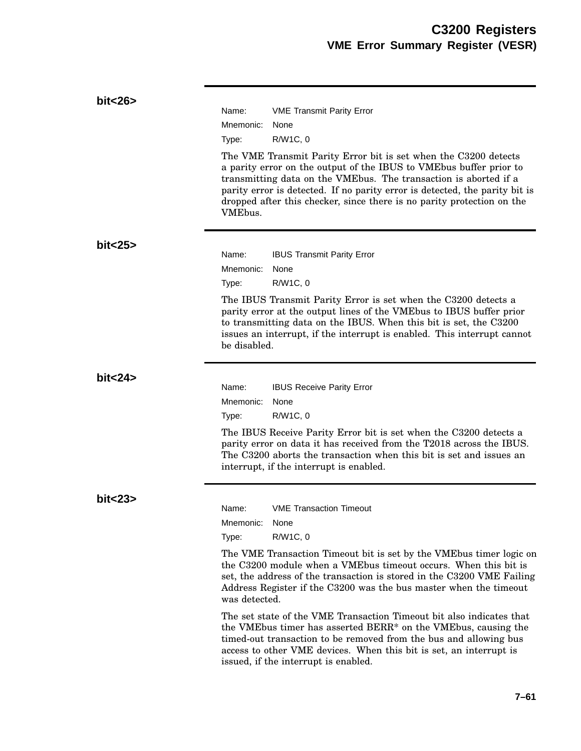## bit<26>

Name: VME Transmit Parity Error
Mnemonic: None
Type: R/W1C, 0

The VME Transmit Parity Error bit is set when the C3200 detects a parity error on the output of the IBUS to VMEbus buffer prior to transmitting data on the VMEbus. The transaction is aborted if a parity error is detected. If no parity error is detected, the parity bit is dropped after this checker, since there is no parity protection on the VMEbus.

## bit<25>

Name: IBUS Transmit Parity Error
Mnemonic: None
Type: R/W1C, 0

The IBUS Transmit Parity Error is set when the C3200 detects a parity error at the output lines of the VMEbus to IBUS buffer prior to transmitting data on the IBUS. When this bit is set, the C3200 issues an interrupt, if the interrupt is enabled. This interrupt cannot be disabled.

## bit<24>

Name: IBUS Receive Parity Error
Mnemonic: None
Type: R/W1C, 0

The IBUS Receive Parity Error bit is set when the C3200 detects a parity error on data it has received from the T2018 across the IBUS. The C3200 aborts the transaction when this bit is set and issues an interrupt, if the interrupt is enabled.

## bit<23>

Name: VME Transaction Timeout
Mnemonic: None
Type: R/W1C, 0

The VME Transaction Timeout bit is set by the VMEbus timer logic on the C3200 module when a VMEbus timeout occurs. When this bit is set, the address of the transaction is stored in the C3200 VME Failing Address Register if the C3200 was the bus master when the timeout was detected.

The set state of the VME Transaction Timeout bit also indicates that the VMEbus timer has asserted BERR* on the VMEbus, causing the timed-out transaction to be removed from the bus and allowing bus access to other VME devices. When this bit is set, an interrupt is issued, if the interrupt is enabled.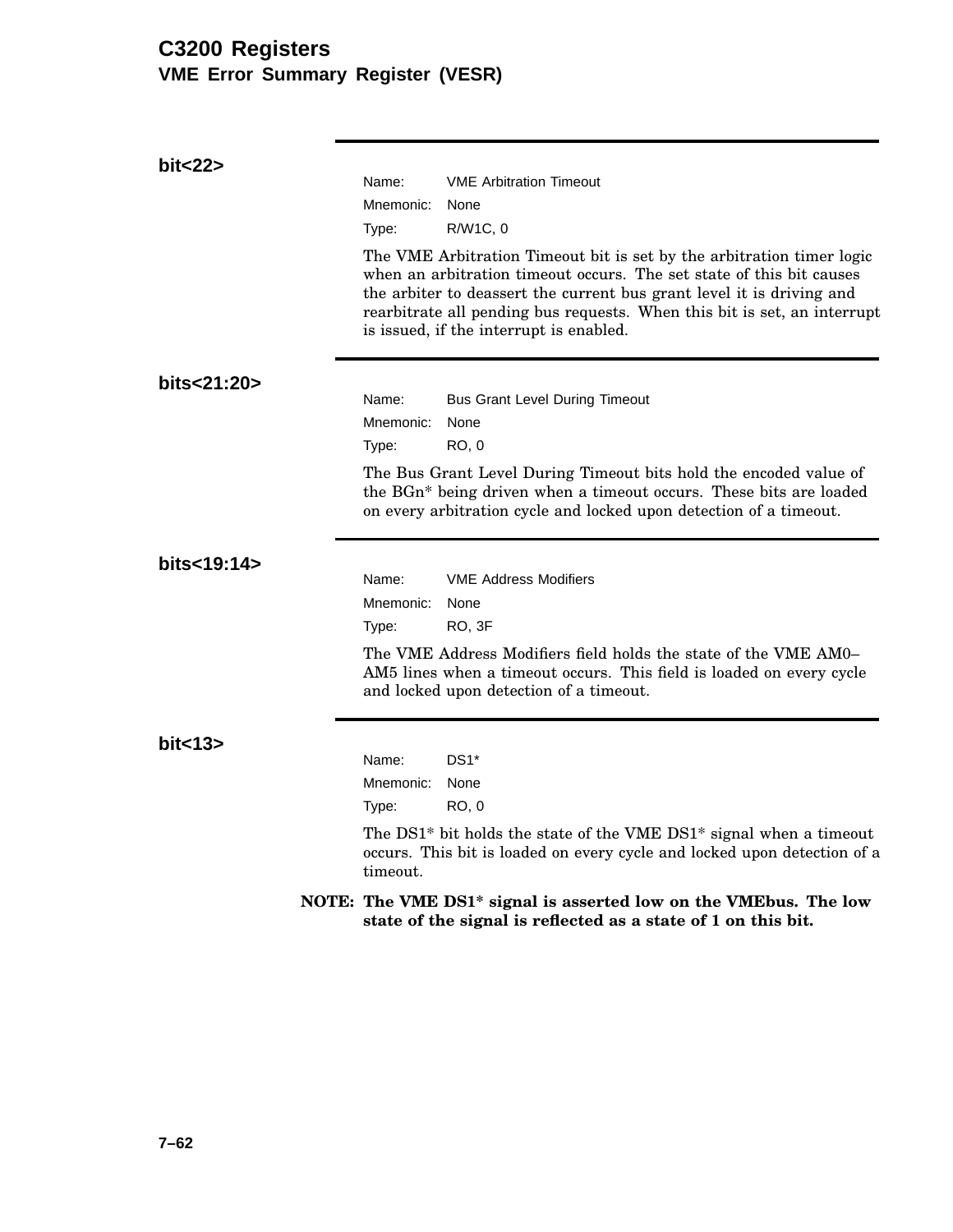# C3200 Registers
## VME Error Summary Register (VESR)

### bit<22>

Name: VME Arbitration Timeout
Mnemonic: None
Type: R/W1C, 0

The VME Arbitration Timeout bit is set by the arbitration timer logic when an arbitration timeout occurs. The set state of this bit causes the arbiter to deassert the current bus grant level it is driving and rearbitrate all pending bus requests. When this bit is set, an interrupt is issued, if the interrupt is enabled.

### bits<21:20>

Name: Bus Grant Level During Timeout
Mnemonic: None
Type: RO, 0

The Bus Grant Level During Timeout bits hold the encoded value of the BGn* being driven when a timeout occurs. These bits are loaded on every arbitration cycle and locked upon detection of a timeout.

### bits<19:14>

Name: VME Address Modifiers
Mnemonic: None
Type: RO, 3F

The VME Address Modifiers field holds the state of the VME AM0–AM5 lines when a timeout occurs. This field is loaded on every cycle and locked upon detection of a timeout.

### bit<13>

Name: DS1*
Mnemonic: None
Type: RO, 0

The DS1* bit holds the state of the VME DS1* signal when a timeout occurs. This bit is loaded on every cycle and locked upon detection of a timeout.

**NOTE: The VME DS1* signal is asserted low on the VMEbus. The low state of the signal is reflected as a state of 1 on this bit.**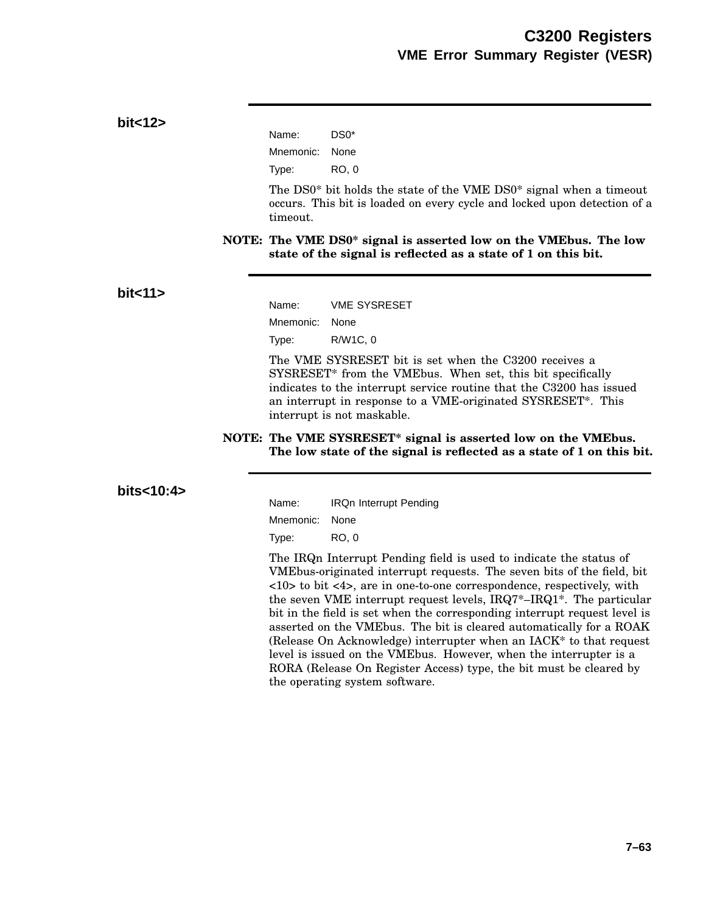## bit<12>

Name: DS0*

Mnemonic: None

Type: RO, 0

The DS0* bit holds the state of the VME DS0* signal when a timeout occurs. This bit is loaded on every cycle and locked upon detection of a timeout.

**NOTE: The VME DS0* signal is asserted low on the VMEbus. The low state of the signal is reflected as a state of 1 on this bit.**

## bit<11>

Name: VME SYSRESET

Mnemonic: None

Type: R/W1C, 0

The VME SYSRESET bit is set when the C3200 receives a SYSRESET* from the VMEbus. When set, this bit specifically indicates to the interrupt service routine that the C3200 has issued an interrupt in response to a VME-originated SYSRESET*. This interrupt is not maskable.

**NOTE: The VME SYSRESET* signal is asserted low on the VMEbus. The low state of the signal is reflected as a state of 1 on this bit.**

## bits<10:4>

Name: IRQn Interrupt Pending

Mnemonic: None

Type: RO, 0

The IRQn Interrupt Pending field is used to indicate the status of VMEbus-originated interrupt requests. The seven bits of the field, bit <10> to bit <4>, are in one-to-one correspondence, respectively, with the seven VME interrupt request levels, IRQ7*–IRQ1*. The particular bit in the field is set when the corresponding interrupt request level is asserted on the VMEbus. The bit is cleared automatically for a ROAK (Release On Acknowledge) interrupter when an IACK* to that request level is issued on the VMEbus. However, when the interrupter is a RORA (Release On Register Access) type, the bit must be cleared by the operating system software.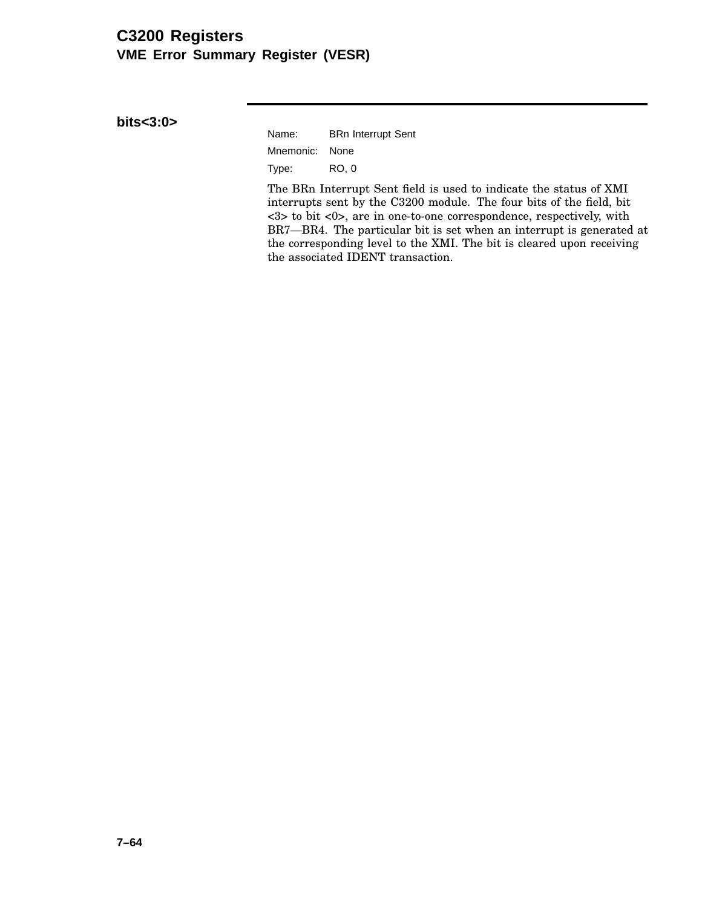## bits<3:0>

Name: BRn Interrupt Sent

Mnemonic: None

Type: RO, 0

The BRn Interrupt Sent field is used to indicate the status of XMI interrupts sent by the C3200 module. The four bits of the field, bit <3> to bit <0>, are in one-to-one correspondence, respectively, with BR7—BR4. The particular bit is set when an interrupt is generated at the corresponding level to the XMI. The bit is cleared upon receiving the associated IDENT transaction.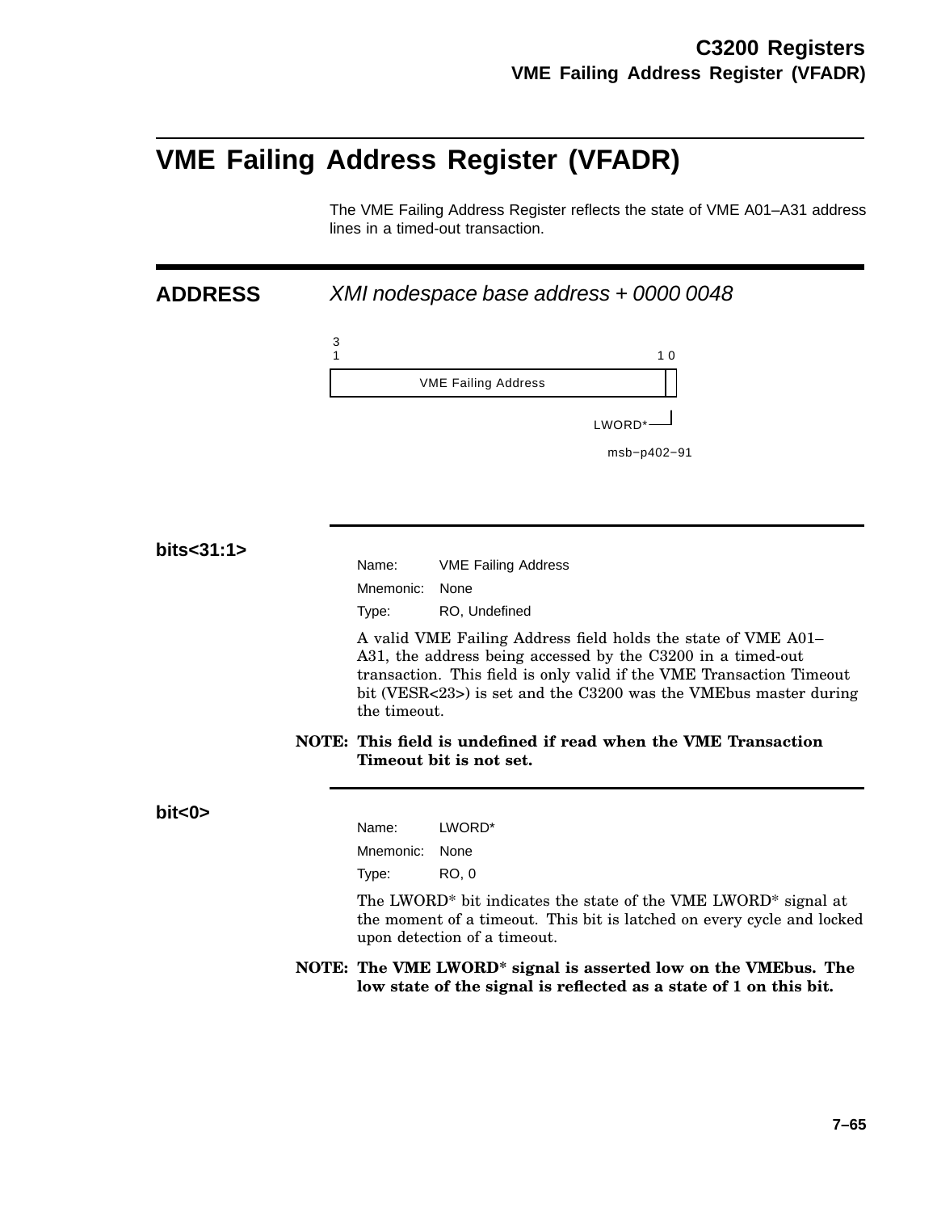# VME Failing Address Register (VFADR)

The VME Failing Address Register reflects the state of VME A01–A31 address lines in a timed-out transaction.

## ADDRESS

*XMI nodespace base address + 0000 0048*

```
3
1                                          1 0
+-----------------------------------------+-+
|          VME Failing Address            | |
+-----------------------------------------+-+
                                 LWORD* ---+
                                   msb-p402-91
```

### bits<31:1>

Name: VME Failing Address

Mnemonic: None

Type: RO, Undefined

A valid VME Failing Address field holds the state of VME A01–A31, the address being accessed by the C3200 in a timed-out transaction. This field is only valid if the VME Transaction Timeout bit (VESR<23>) is set and the C3200 was the VMEbus master during the timeout.

**NOTE: This field is undefined if read when the VME Transaction Timeout bit is not set.**

### bit<0>

Name: LWORD*

Mnemonic: None

Type: RO, 0

The LWORD* bit indicates the state of the VME LWORD* signal at the moment of a timeout. This bit is latched on every cycle and locked upon detection of a timeout.

**NOTE: The VME LWORD* signal is asserted low on the VMEbus. The low state of the signal is reflected as a state of 1 on this bit.**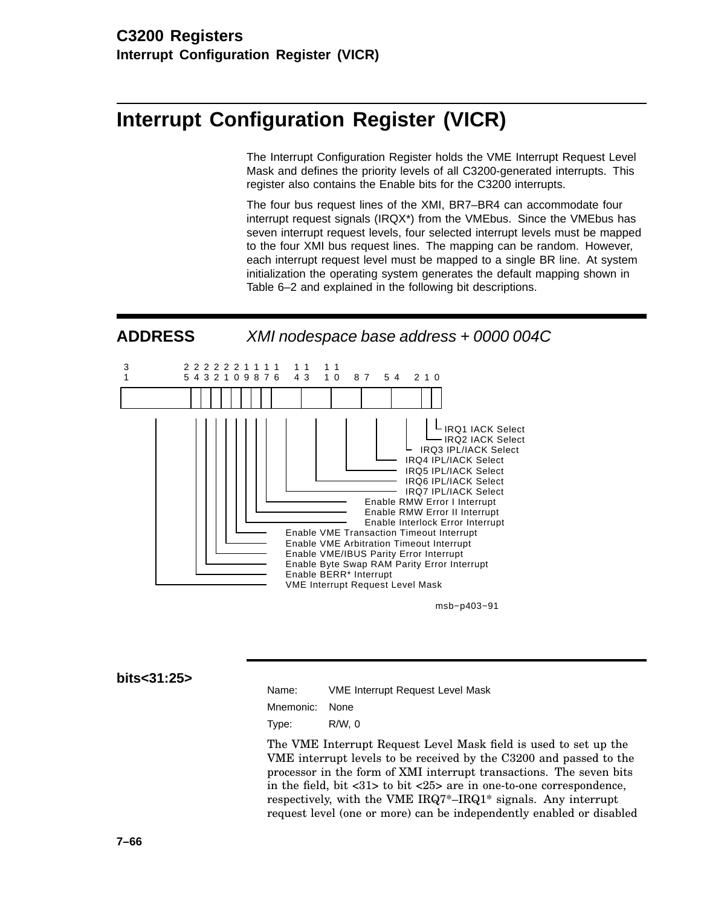# Interrupt Configuration Register (VICR)

The Interrupt Configuration Register holds the VME Interrupt Request Level Mask and defines the priority levels of all C3200-generated interrupts. This register also contains the Enable bits for the C3200 interrupts.

The four bus request lines of the XMI, BR7–BR4 can accommodate four interrupt request signals (IRQX*) from the VMEbus. Since the VMEbus has seven interrupt request levels, four selected interrupt levels must be mapped to the four XMI bus request lines. The mapping can be random. However, each interrupt request level must be mapped to a single BR line. At system initialization the operating system generates the default mapping shown in Table 6–2 and explained in the following bit descriptions.

## ADDRESS *XMI nodespace base address + 0000 004C*

| Bits | Field |
|---|---|
| 31:25 | VME Interrupt Request Level Mask |
| 24 | Enable BERR* Interrupt |
| 23 | Enable Byte Swap RAM Parity Error Interrupt |
| 22 | Enable VME/IBUS Parity Error Interrupt |
| 21 | Enable VME Arbitration Timeout Interrupt |
| 20 | Enable VME Transaction Timeout Interrupt |
| 19 | Enable Interlock Error Interrupt |
| 18 | Enable RMW Error II Interrupt |
| 17 | Enable RMW Error I Interrupt |
| 16:14 | IRQ7 IPL/IACK Select |
| 13:11 | IRQ6 IPL/IACK Select |
| 10:8 | IRQ5 IPL/IACK Select |
| 7:5 | IRQ4 IPL/IACK Select |
| 4:2 | IRQ3 IPL/IACK Select |
| 1 | IRQ2 IACK Select |
| 0 | IRQ1 IACK Select |

msb−p403−91

## bits<31:25>

Name: VME Interrupt Request Level Mask

Mnemonic: None

Type: R/W, 0

The VME Interrupt Request Level Mask field is used to set up the VME interrupt levels to be received by the C3200 and passed to the processor in the form of XMI interrupt transactions. The seven bits in the field, bit <31> to bit <25> are in one-to-one correspondence, respectively, with the VME IRQ7*–IRQ1* signals. Any interrupt request level (one or more) can be independently enabled or disabled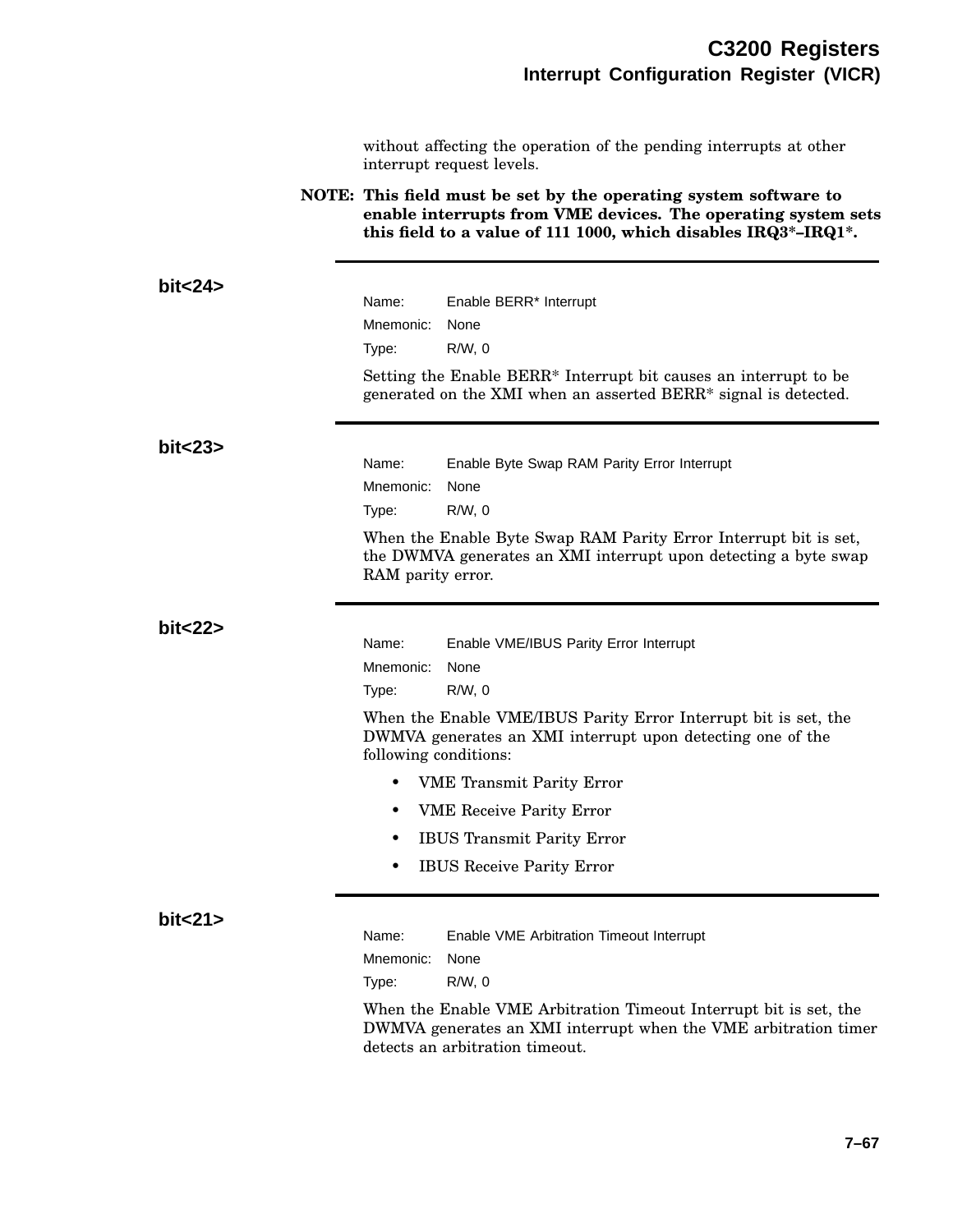without affecting the operation of the pending interrupts at other interrupt request levels.

**NOTE: This field must be set by the operating system software to enable interrupts from VME devices. The operating system sets this field to a value of 111 1000, which disables IRQ3*–IRQ1*.**

---

### bit<24>

Name: Enable BERR* Interrupt
Mnemonic: None
Type: R/W, 0

Setting the Enable BERR* Interrupt bit causes an interrupt to be generated on the XMI when an asserted BERR* signal is detected.

---

### bit<23>

Name: Enable Byte Swap RAM Parity Error Interrupt
Mnemonic: None
Type: R/W, 0

When the Enable Byte Swap RAM Parity Error Interrupt bit is set, the DWMVA generates an XMI interrupt upon detecting a byte swap RAM parity error.

---

### bit<22>

Name: Enable VME/IBUS Parity Error Interrupt
Mnemonic: None
Type: R/W, 0

When the Enable VME/IBUS Parity Error Interrupt bit is set, the DWMVA generates an XMI interrupt upon detecting one of the following conditions:

- VME Transmit Parity Error
- VME Receive Parity Error
- IBUS Transmit Parity Error
- IBUS Receive Parity Error

---

### bit<21>

Name: Enable VME Arbitration Timeout Interrupt
Mnemonic: None
Type: R/W, 0

When the Enable VME Arbitration Timeout Interrupt bit is set, the DWMVA generates an XMI interrupt when the VME arbitration timer detects an arbitration timeout.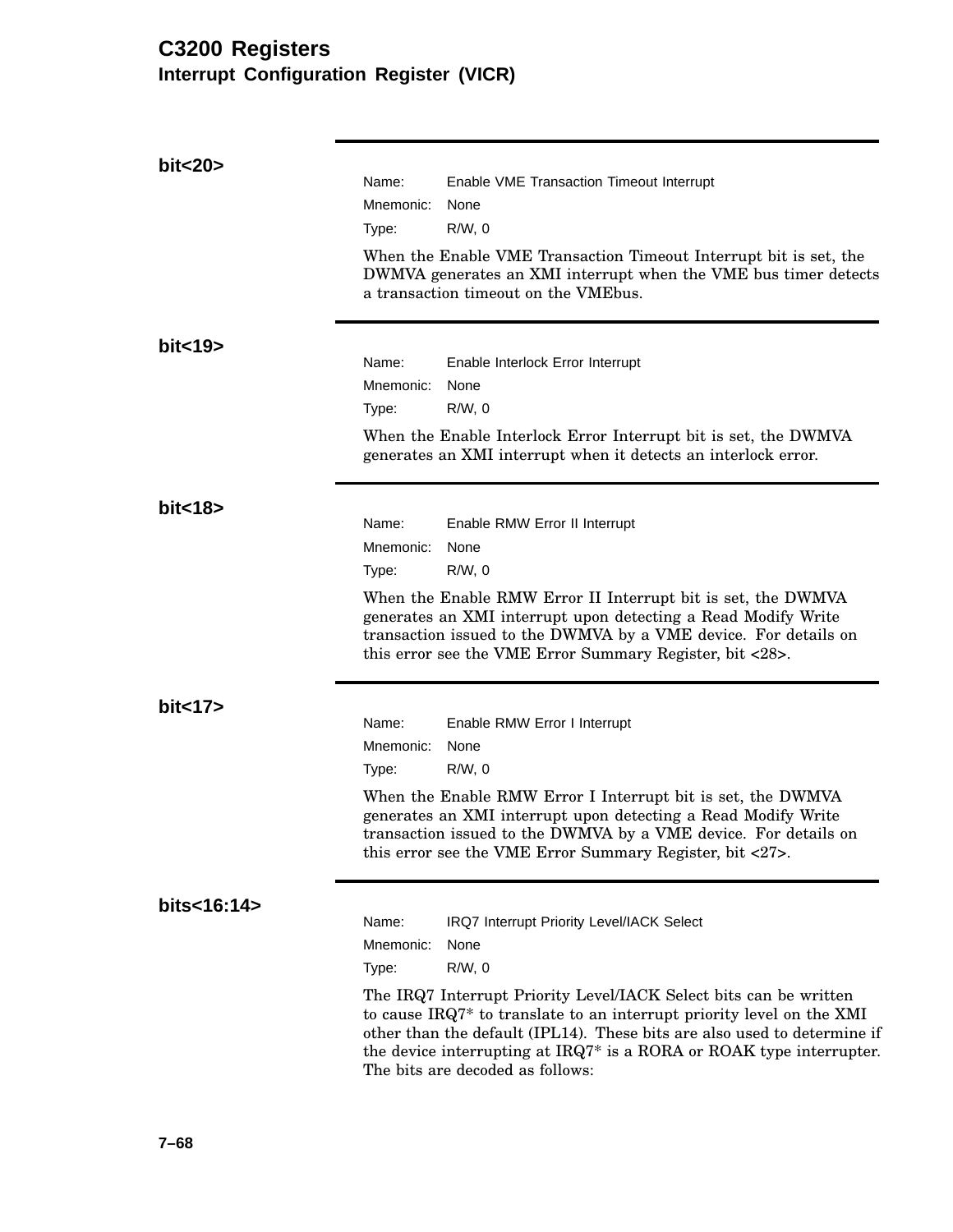# C3200 Registers

## Interrupt Configuration Register (VICR)

### bit<20>

Name: Enable VME Transaction Timeout Interrupt
Mnemonic: None
Type: R/W, 0

When the Enable VME Transaction Timeout Interrupt bit is set, the DWMVA generates an XMI interrupt when the VME bus timer detects a transaction timeout on the VMEbus.

### bit<19>

Name: Enable Interlock Error Interrupt
Mnemonic: None
Type: R/W, 0

When the Enable Interlock Error Interrupt bit is set, the DWMVA generates an XMI interrupt when it detects an interlock error.

### bit<18>

Name: Enable RMW Error II Interrupt
Mnemonic: None
Type: R/W, 0

When the Enable RMW Error II Interrupt bit is set, the DWMVA generates an XMI interrupt upon detecting a Read Modify Write transaction issued to the DWMVA by a VME device. For details on this error see the VME Error Summary Register, bit <28>.

### bit<17>

Name: Enable RMW Error I Interrupt
Mnemonic: None
Type: R/W, 0

When the Enable RMW Error I Interrupt bit is set, the DWMVA generates an XMI interrupt upon detecting a Read Modify Write transaction issued to the DWMVA by a VME device. For details on this error see the VME Error Summary Register, bit <27>.

### bits<16:14>

Name: IRQ7 Interrupt Priority Level/IACK Select
Mnemonic: None
Type: R/W, 0

The IRQ7 Interrupt Priority Level/IACK Select bits can be written to cause IRQ7* to translate to an interrupt priority level on the XMI other than the default (IPL14). These bits are also used to determine if the device interrupting at IRQ7* is a RORA or ROAK type interrupter. The bits are decoded as follows: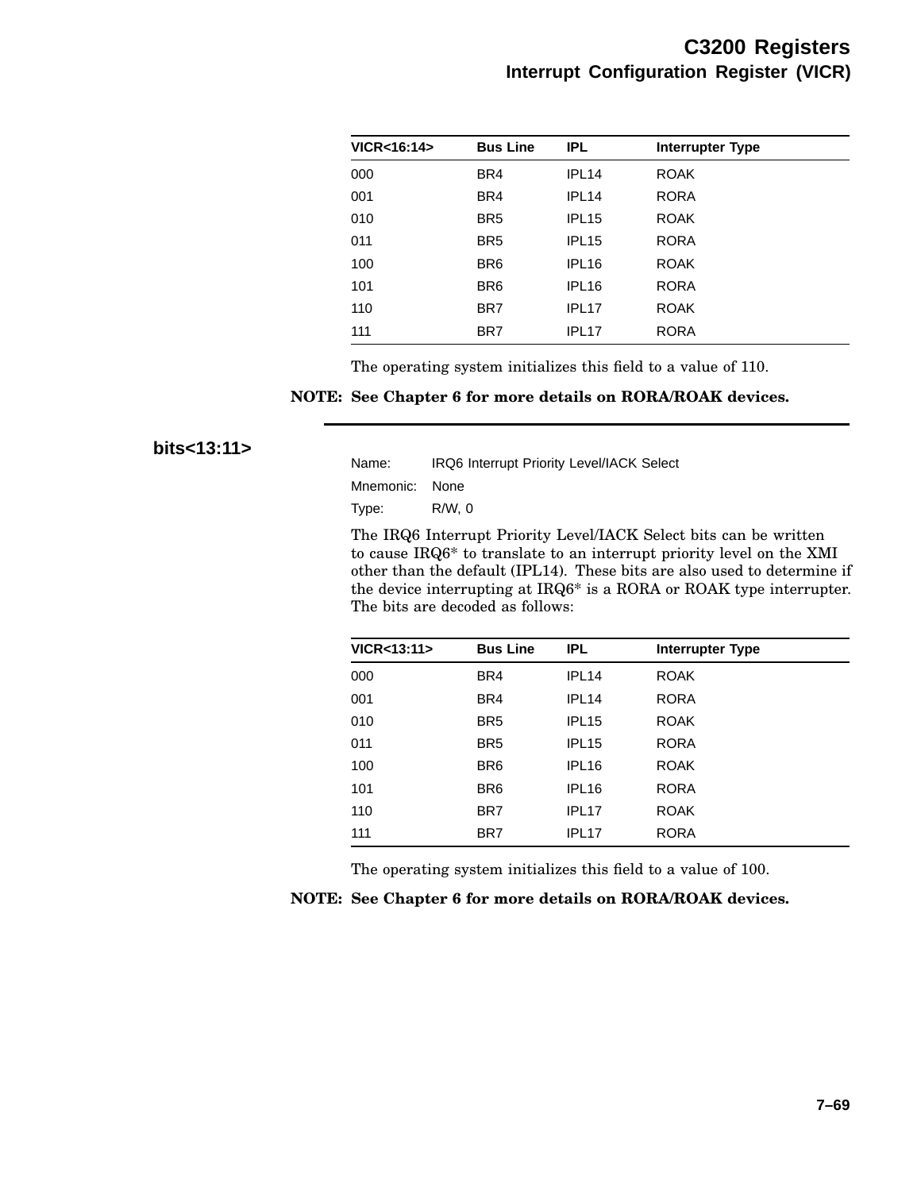| VICR<16:14> | Bus Line | IPL | Interrupter Type |
|---|---|---|---|
| 000 | BR4 | IPL14 | ROAK |
| 001 | BR4 | IPL14 | RORA |
| 010 | BR5 | IPL15 | ROAK |
| 011 | BR5 | IPL15 | RORA |
| 100 | BR6 | IPL16 | ROAK |
| 101 | BR6 | IPL16 | RORA |
| 110 | BR7 | IPL17 | ROAK |
| 111 | BR7 | IPL17 | RORA |

The operating system initializes this field to a value of 110.

**NOTE: See Chapter 6 for more details on RORA/ROAK devices.**

### bits<13:11>

Name: IRQ6 Interrupt Priority Level/IACK Select

Mnemonic: None

Type: R/W, 0

The IRQ6 Interrupt Priority Level/IACK Select bits can be written to cause IRQ6* to translate to an interrupt priority level on the XMI other than the default (IPL14). These bits are also used to determine if the device interrupting at IRQ6* is a RORA or ROAK type interrupter. The bits are decoded as follows:

| VICR<13:11> | Bus Line | IPL | Interrupter Type |
|---|---|---|---|
| 000 | BR4 | IPL14 | ROAK |
| 001 | BR4 | IPL14 | RORA |
| 010 | BR5 | IPL15 | ROAK |
| 011 | BR5 | IPL15 | RORA |
| 100 | BR6 | IPL16 | ROAK |
| 101 | BR6 | IPL16 | RORA |
| 110 | BR7 | IPL17 | ROAK |
| 111 | BR7 | IPL17 | RORA |

The operating system initializes this field to a value of 100.

**NOTE: See Chapter 6 for more details on RORA/ROAK devices.**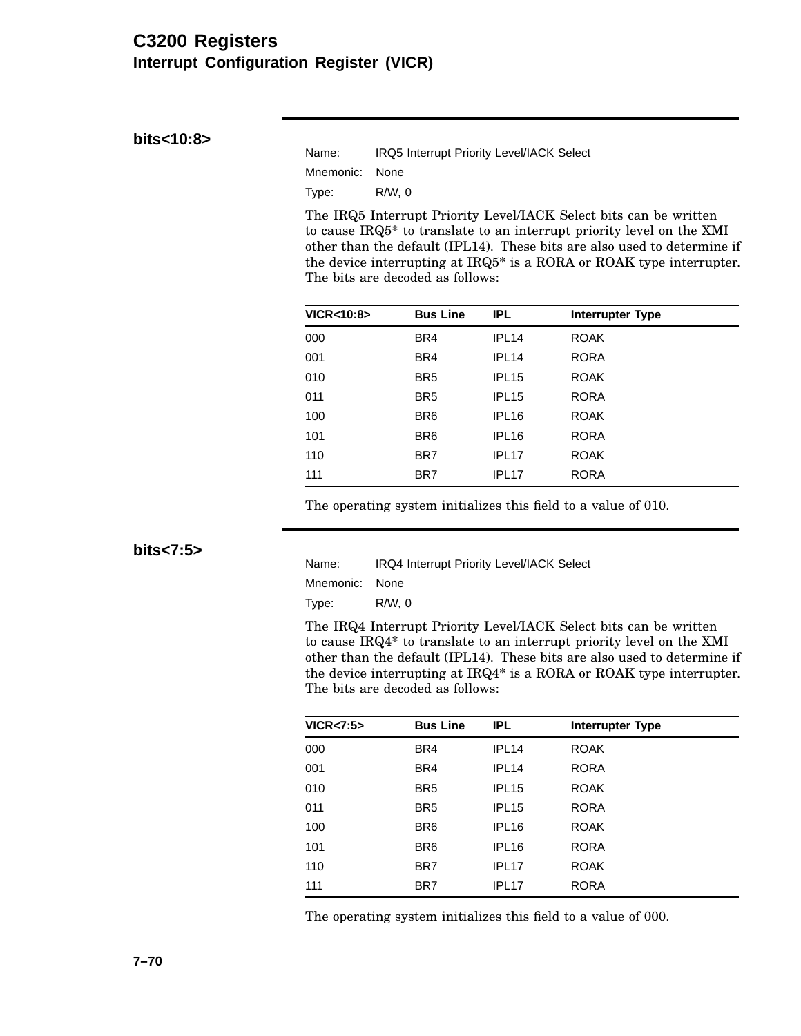# C3200 Registers
## Interrupt Configuration Register (VICR)

### bits<10:8>

Name: IRQ5 Interrupt Priority Level/IACK Select
Mnemonic: None
Type: R/W, 0

The IRQ5 Interrupt Priority Level/IACK Select bits can be written to cause IRQ5* to translate to an interrupt priority level on the XMI other than the default (IPL14). These bits are also used to determine if the device interrupting at IRQ5* is a RORA or ROAK type interrupter. The bits are decoded as follows:

| VICR<10:8> | Bus Line | IPL | Interrupter Type |
|---|---|---|---|
| 000 | BR4 | IPL14 | ROAK |
| 001 | BR4 | IPL14 | RORA |
| 010 | BR5 | IPL15 | ROAK |
| 011 | BR5 | IPL15 | RORA |
| 100 | BR6 | IPL16 | ROAK |
| 101 | BR6 | IPL16 | RORA |
| 110 | BR7 | IPL17 | ROAK |
| 111 | BR7 | IPL17 | RORA |

The operating system initializes this field to a value of 010.

### bits<7:5>

Name: IRQ4 Interrupt Priority Level/IACK Select
Mnemonic: None
Type: R/W, 0

The IRQ4 Interrupt Priority Level/IACK Select bits can be written to cause IRQ4* to translate to an interrupt priority level on the XMI other than the default (IPL14). These bits are also used to determine if the device interrupting at IRQ4* is a RORA or ROAK type interrupter. The bits are decoded as follows:

| VICR<7:5> | Bus Line | IPL | Interrupter Type |
|---|---|---|---|
| 000 | BR4 | IPL14 | ROAK |
| 001 | BR4 | IPL14 | RORA |
| 010 | BR5 | IPL15 | ROAK |
| 011 | BR5 | IPL15 | RORA |
| 100 | BR6 | IPL16 | ROAK |
| 101 | BR6 | IPL16 | RORA |
| 110 | BR7 | IPL17 | ROAK |
| 111 | BR7 | IPL17 | RORA |

The operating system initializes this field to a value of 000.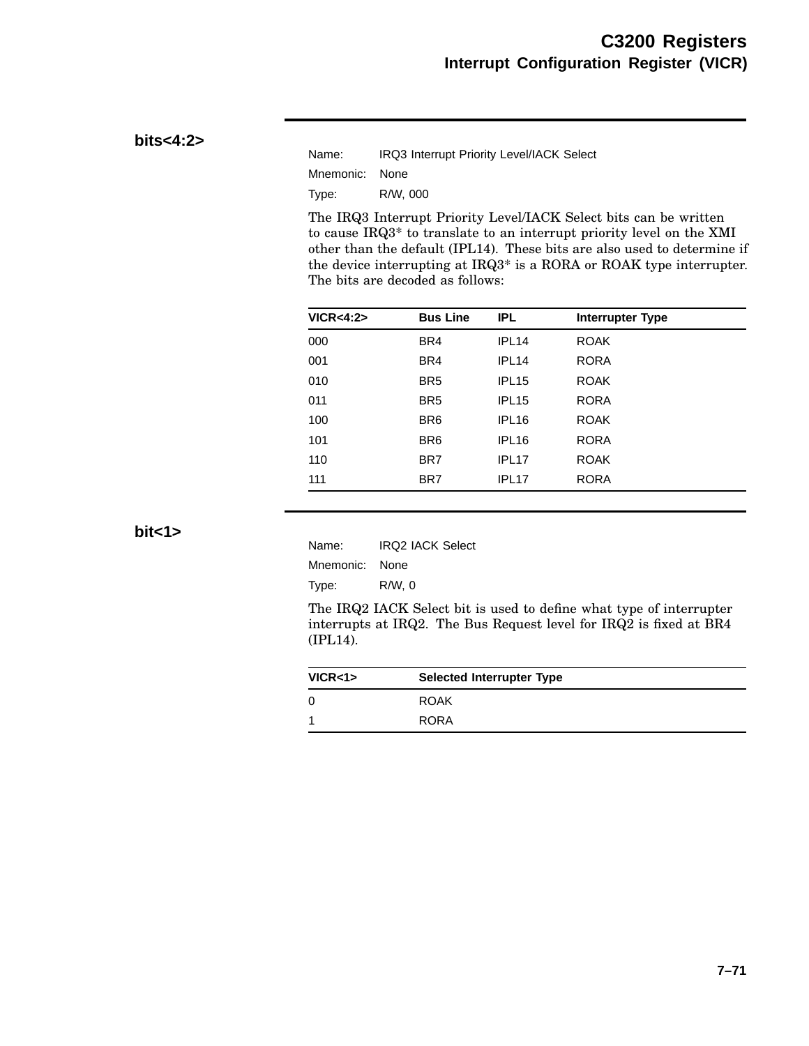## bits<4:2>

Name: IRQ3 Interrupt Priority Level/IACK Select

Mnemonic: None

Type: R/W, 000

The IRQ3 Interrupt Priority Level/IACK Select bits can be written to cause IRQ3* to translate to an interrupt priority level on the XMI other than the default (IPL14). These bits are also used to determine if the device interrupting at IRQ3* is a RORA or ROAK type interrupter. The bits are decoded as follows:

| VICR<4:2> | Bus Line | IPL | Interrupter Type |
|---|---|---|---|
| 000 | BR4 | IPL14 | ROAK |
| 001 | BR4 | IPL14 | RORA |
| 010 | BR5 | IPL15 | ROAK |
| 011 | BR5 | IPL15 | RORA |
| 100 | BR6 | IPL16 | ROAK |
| 101 | BR6 | IPL16 | RORA |
| 110 | BR7 | IPL17 | ROAK |
| 111 | BR7 | IPL17 | RORA |

## bit<1>

Name: IRQ2 IACK Select

Mnemonic: None

Type: R/W, 0

The IRQ2 IACK Select bit is used to define what type of interrupter interrupts at IRQ2. The Bus Request level for IRQ2 is fixed at BR4 (IPL14).

| VICR<1> | Selected Interrupter Type |
|---|---|
| 0 | ROAK |
| 1 | RORA |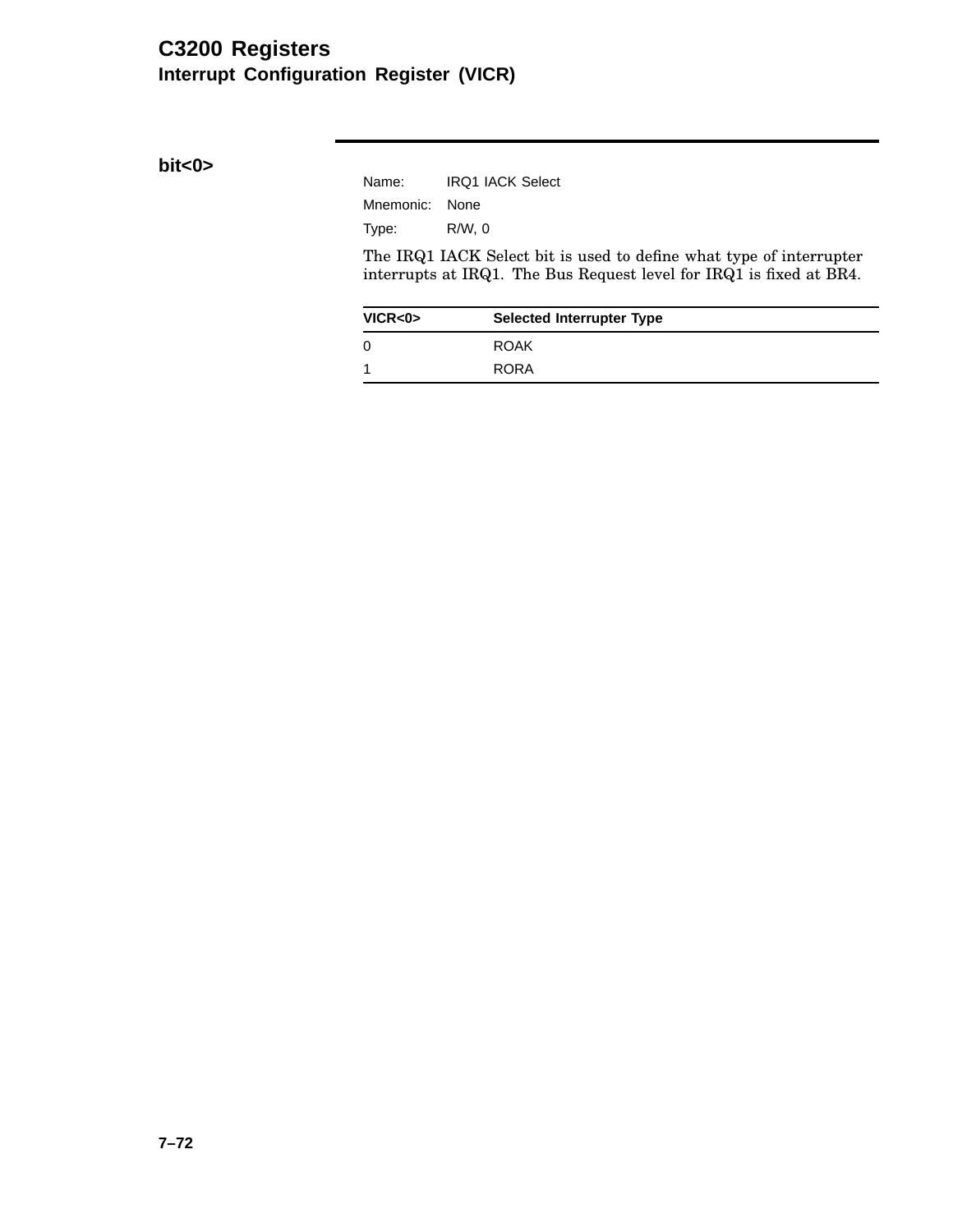### bit<0>

Name: IRQ1 IACK Select

Mnemonic: None

Type: R/W, 0

The IRQ1 IACK Select bit is used to define what type of interrupter interrupts at IRQ1. The Bus Request level for IRQ1 is fixed at BR4.

| VICR<0> | Selected Interrupter Type |
|---|---|
| 0 | ROAK |
| 1 | RORA |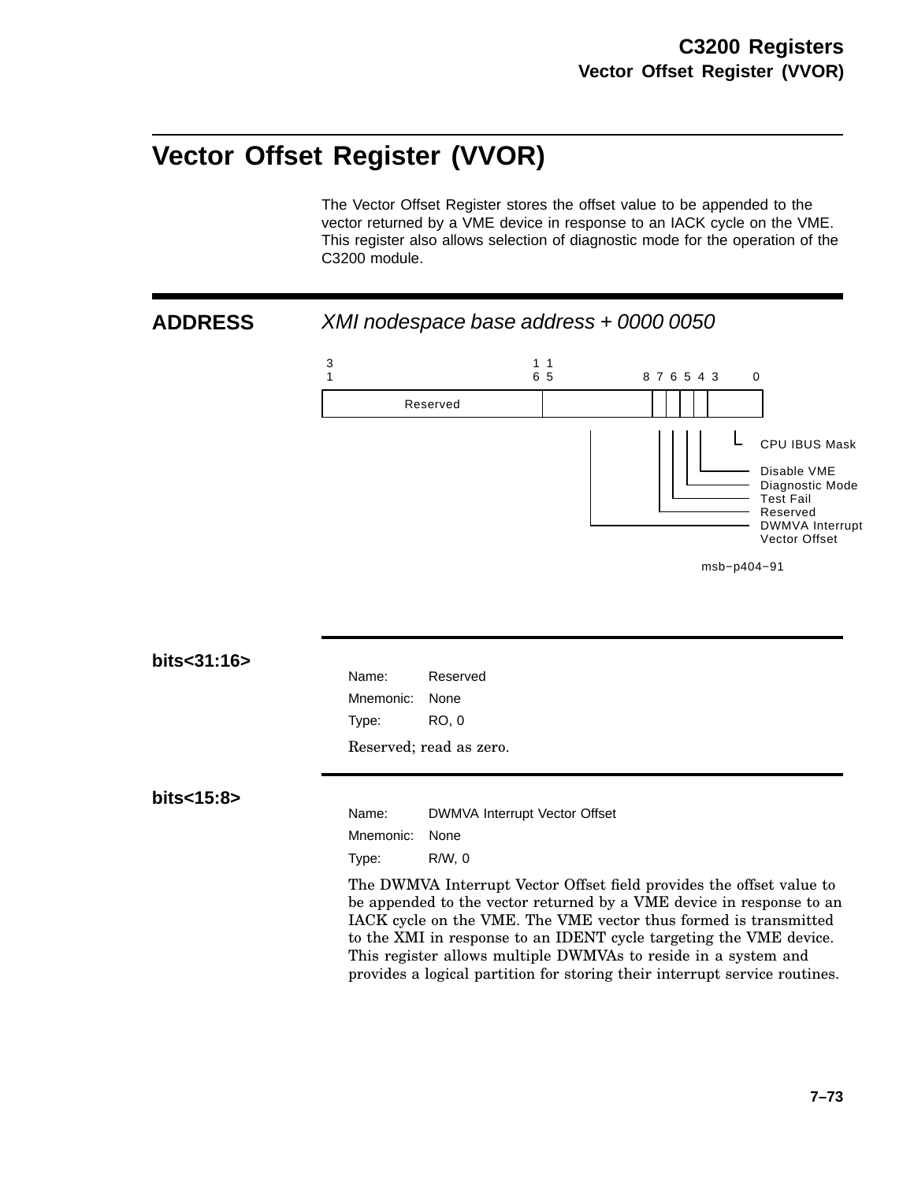# Vector Offset Register (VVOR)

The Vector Offset Register stores the offset value to be appended to the vector returned by a VME device in response to an IACK cycle on the VME. This register also allows selection of diagnostic mode for the operation of the C3200 module.

## ADDRESS

*XMI nodespace base address + 0000 0050*

| Bits | Field |
|---|---|
| 31:16 | Reserved |
| 15:8 | DWMVA Interrupt Vector Offset |
| 7 | Reserved |
| 6 | Test Fail |
| 5 | Diagnostic Mode |
| 4 | Disable VME |
| 3:0 | CPU IBUS Mask |

msb−p404−91

### bits<31:16>

Name: Reserved

Mnemonic: None

Type: RO, 0

Reserved; read as zero.

### bits<15:8>

Name: DWMVA Interrupt Vector Offset

Mnemonic: None

Type: R/W, 0

The DWMVA Interrupt Vector Offset field provides the offset value to be appended to the vector returned by a VME device in response to an IACK cycle on the VME. The VME vector thus formed is transmitted to the XMI in response to an IDENT cycle targeting the VME device. This register allows multiple DWMVAs to reside in a system and provides a logical partition for storing their interrupt service routines.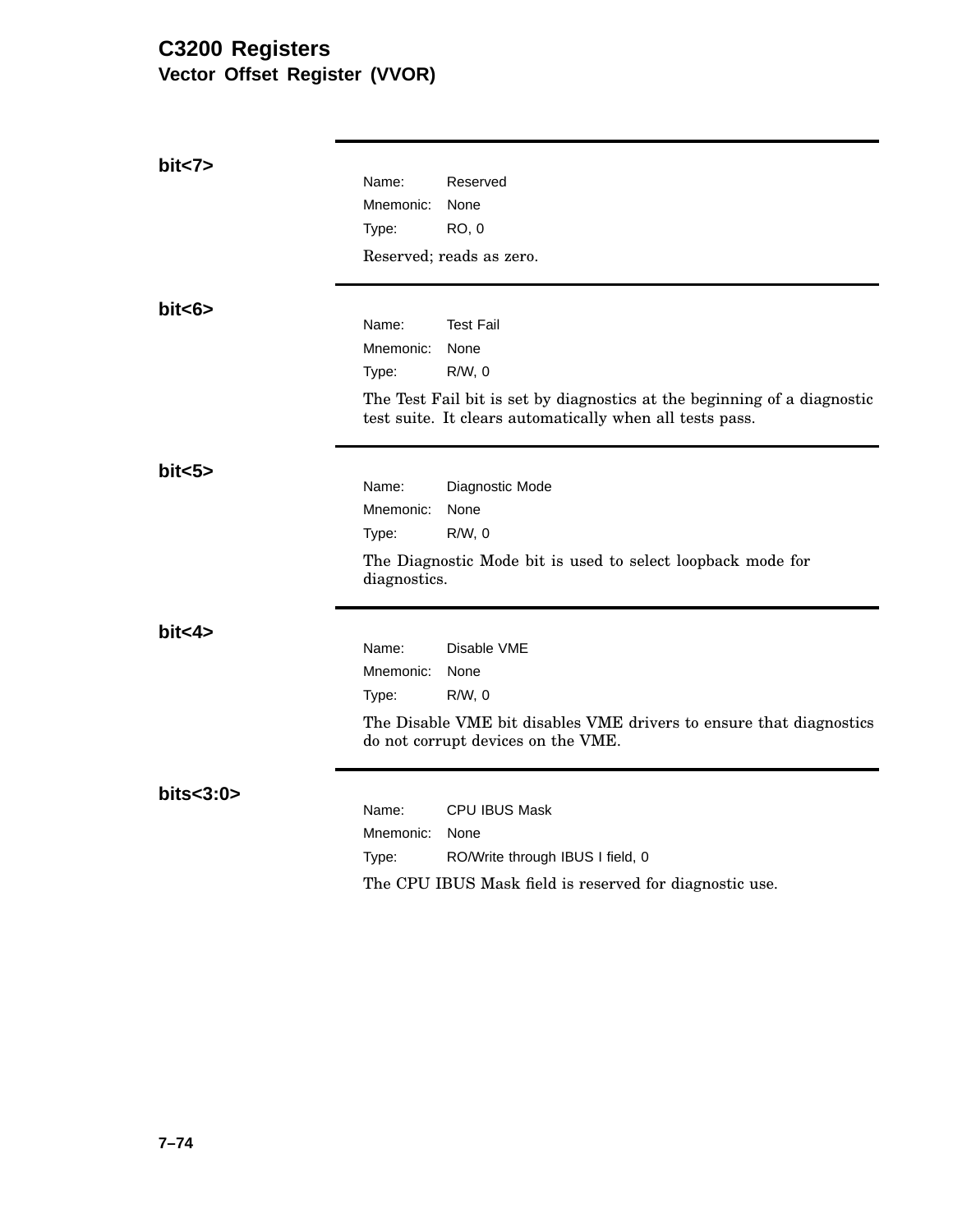# C3200 Registers

## Vector Offset Register (VVOR)

### bit<7>

Name: Reserved
Mnemonic: None
Type: RO, 0

Reserved; reads as zero.

### bit<6>

Name: Test Fail
Mnemonic: None
Type: R/W, 0

The Test Fail bit is set by diagnostics at the beginning of a diagnostic test suite. It clears automatically when all tests pass.

### bit<5>

Name: Diagnostic Mode
Mnemonic: None
Type: R/W, 0

The Diagnostic Mode bit is used to select loopback mode for diagnostics.

### bit<4>

Name: Disable VME
Mnemonic: None
Type: R/W, 0

The Disable VME bit disables VME drivers to ensure that diagnostics do not corrupt devices on the VME.

### bits<3:0>

Name: CPU IBUS Mask
Mnemonic: None
Type: RO/Write through IBUS I field, 0

The CPU IBUS Mask field is reserved for diagnostic use.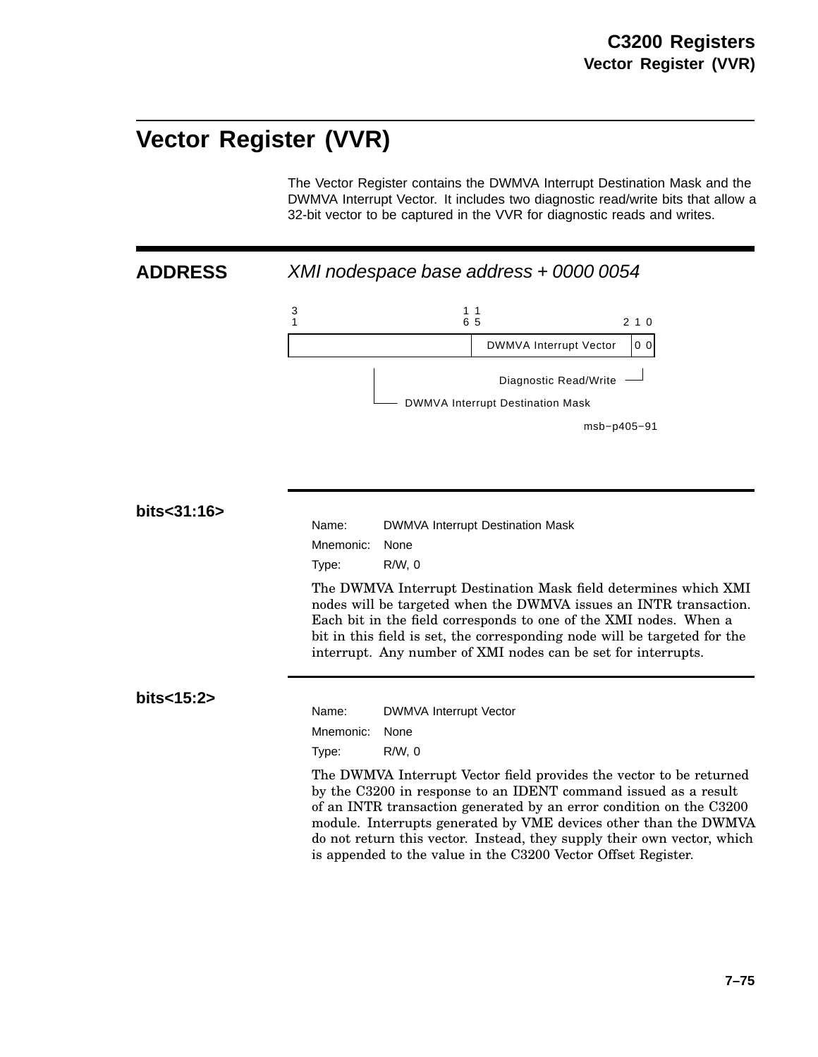## Vector Register (VVR)

The Vector Register contains the DWMVA Interrupt Destination Mask and the DWMVA Interrupt Vector. It includes two diagnostic read/write bits that allow a 32-bit vector to be captured in the VVR for diagnostic reads and writes.

**ADDRESS** *XMI nodespace base address + 0000 0054*

```
3                        1 1
1                        6 5                    2 1 0
+------------------------+----------------------+---+
|                        | DWMVA Interrupt Vector|0 0|
+------------------------+----------------------+---+
           |                      Diagnostic Read/Write
           +-- DWMVA Interrupt Destination Mask
```

msb−p405−91

**bits<31:16>**

Name: DWMVA Interrupt Destination Mask

Mnemonic: None

Type: R/W, 0

The DWMVA Interrupt Destination Mask field determines which XMI nodes will be targeted when the DWMVA issues an INTR transaction. Each bit in the field corresponds to one of the XMI nodes. When a bit in this field is set, the corresponding node will be targeted for the interrupt. Any number of XMI nodes can be set for interrupts.

**bits<15:2>**

Name: DWMVA Interrupt Vector

Mnemonic: None

Type: R/W, 0

The DWMVA Interrupt Vector field provides the vector to be returned by the C3200 in response to an IDENT command issued as a result of an INTR transaction generated by an error condition on the C3200 module. Interrupts generated by VME devices other than the DWMVA do not return this vector. Instead, they supply their own vector, which is appended to the value in the C3200 Vector Offset Register.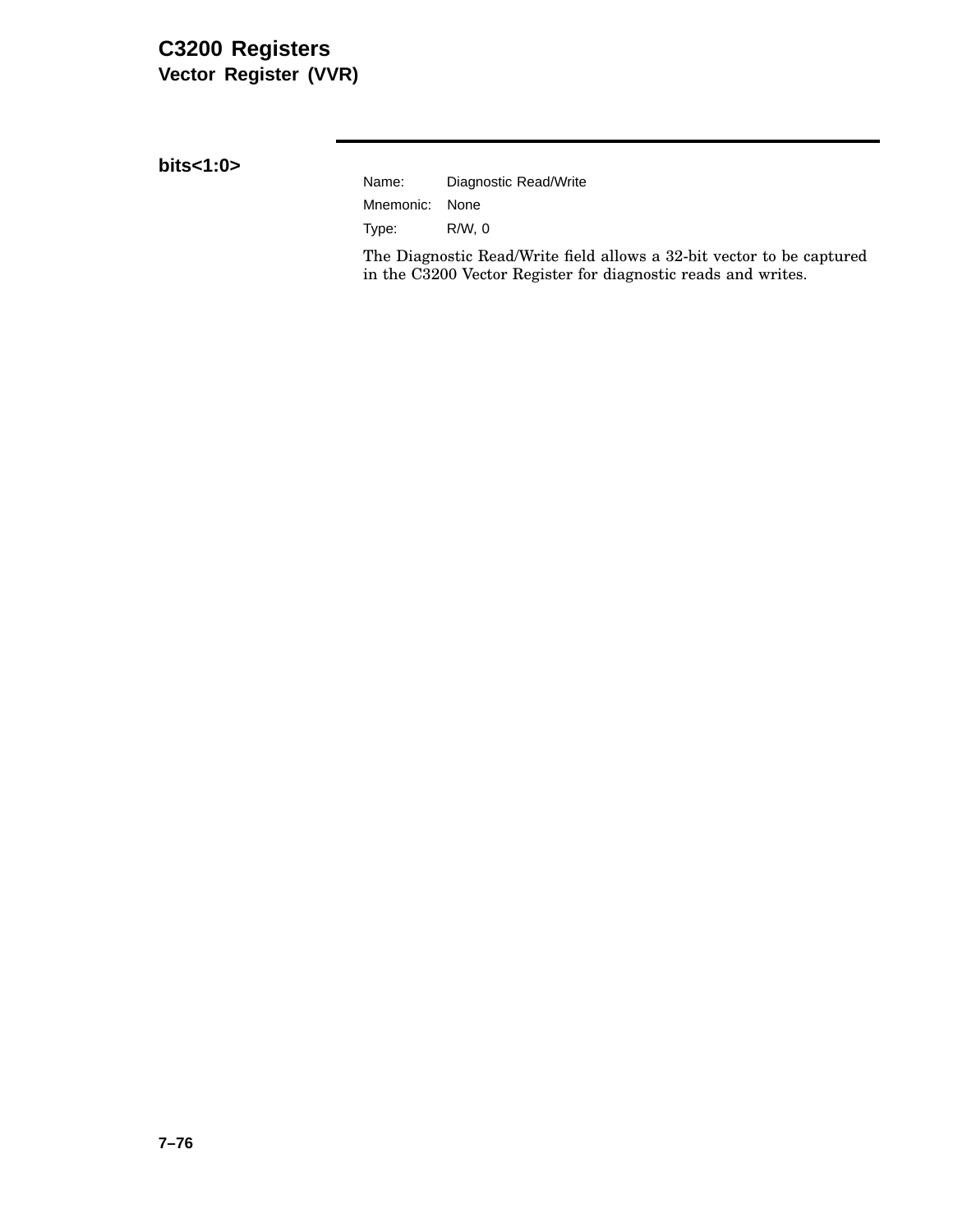## bits<1:0>

Name: Diagnostic Read/Write

Mnemonic: None

Type: R/W, 0

The Diagnostic Read/Write field allows a 32-bit vector to be captured in the C3200 Vector Register for diagnostic reads and writes.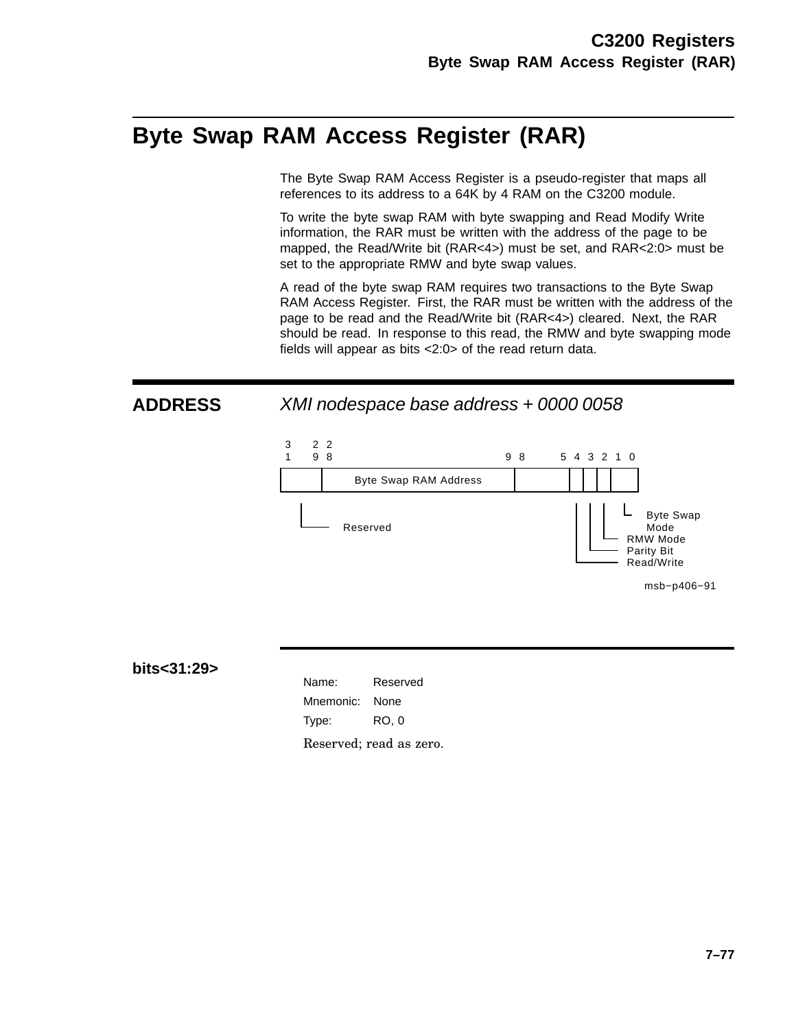# Byte Swap RAM Access Register (RAR)

The Byte Swap RAM Access Register is a pseudo-register that maps all references to its address to a 64K by 4 RAM on the C3200 module.

To write the byte swap RAM with byte swapping and Read Modify Write information, the RAR must be written with the address of the page to be mapped, the Read/Write bit (RAR<4>) must be set, and RAR<2:0> must be set to the appropriate RMW and byte swap values.

A read of the byte swap RAM requires two transactions to the Byte Swap RAM Access Register. First, the RAR must be written with the address of the page to be read and the Read/Write bit (RAR<4>) cleared. Next, the RAR should be read. In response to this read, the RMW and byte swapping mode fields will appear as bits <2:0> of the read return data.

## ADDRESS

*XMI nodespace base address + 0000 0058*

| Bits | 31:29 | 28:9 | 8:5 | 4 | 3 | 2 | 1:0 |
|---|---|---|---|---|---|---|---|
| Field | Reserved | Byte Swap RAM Address | | Read/Write | Parity Bit | RMW Mode | Byte Swap Mode |

msb−p406−91

### bits<31:29>

Name: Reserved
Mnemonic: None
Type: RO, 0

Reserved; read as zero.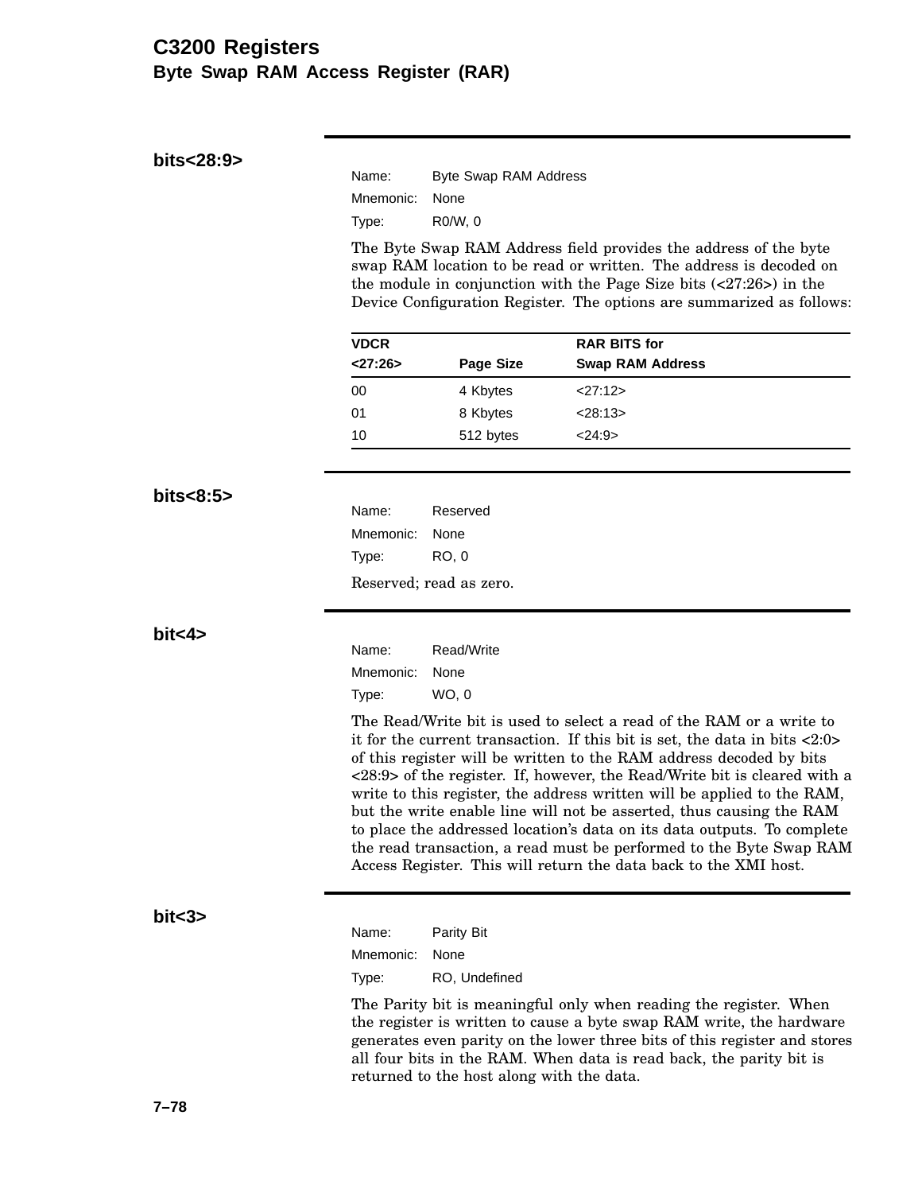## bits<28:9>

Name: Byte Swap RAM Address
Mnemonic: None
Type: R0/W, 0

The Byte Swap RAM Address field provides the address of the byte swap RAM location to be read or written. The address is decoded on the module in conjunction with the Page Size bits (<27:26>) in the Device Configuration Register. The options are summarized as follows:

| VDCR <27:26> | Page Size | RAR BITS for Swap RAM Address |
|---|---|---|
| 00 | 4 Kbytes | <27:12> |
| 01 | 8 Kbytes | <28:13> |
| 10 | 512 bytes | <24:9> |

## bits<8:5>

Name: Reserved
Mnemonic: None
Type: RO, 0

Reserved; read as zero.

## bit<4>

Name: Read/Write
Mnemonic: None
Type: WO, 0

The Read/Write bit is used to select a read of the RAM or a write to it for the current transaction. If this bit is set, the data in bits <2:0> of this register will be written to the RAM address decoded by bits <28:9> of the register. If, however, the Read/Write bit is cleared with a write to this register, the address written will be applied to the RAM, but the write enable line will not be asserted, thus causing the RAM to place the addressed location's data on its data outputs. To complete the read transaction, a read must be performed to the Byte Swap RAM Access Register. This will return the data back to the XMI host.

## bit<3>

Name: Parity Bit
Mnemonic: None
Type: RO, Undefined

The Parity bit is meaningful only when reading the register. When the register is written to cause a byte swap RAM write, the hardware generates even parity on the lower three bits of this register and stores all four bits in the RAM. When data is read back, the parity bit is returned to the host along with the data.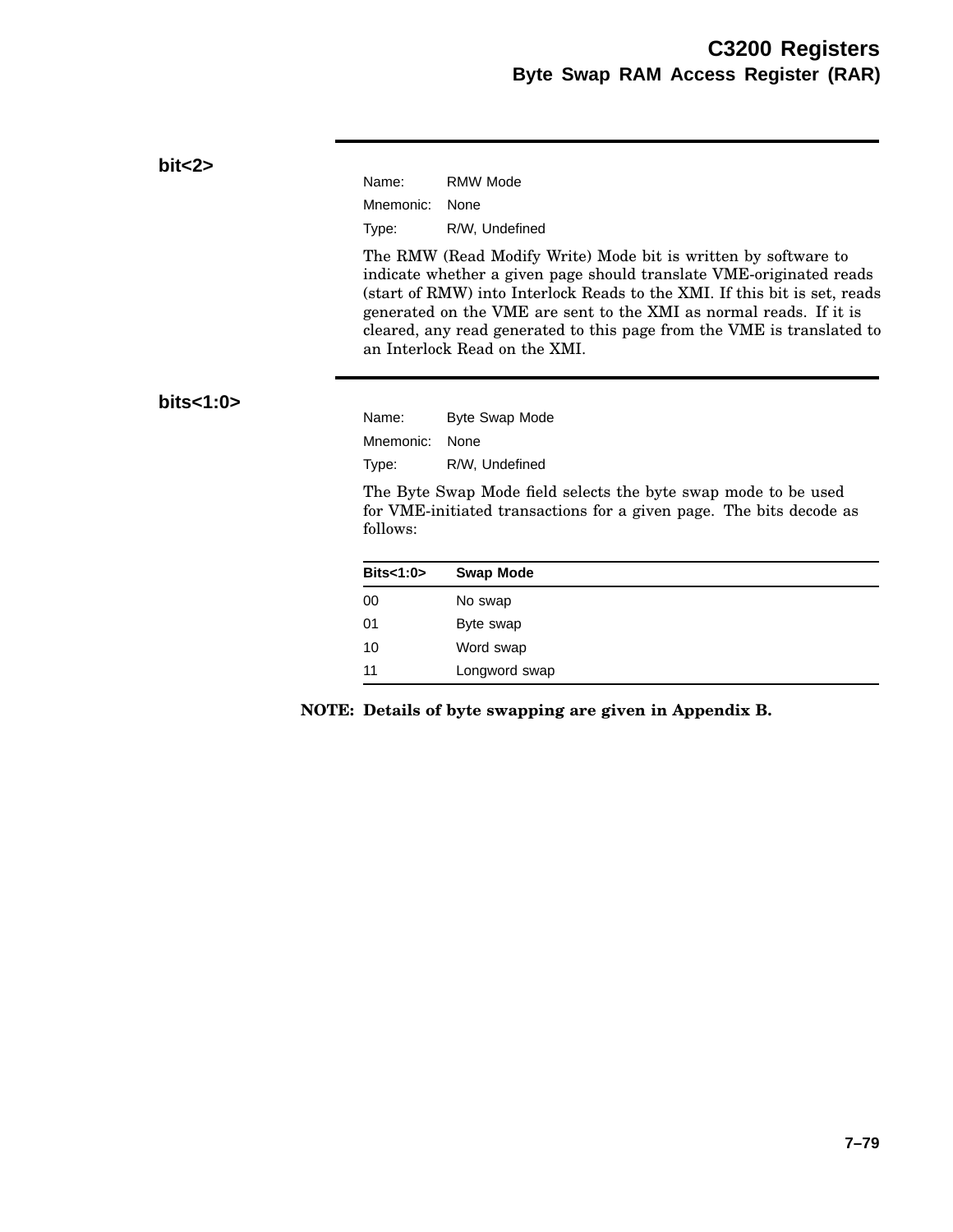## bit<2>

Name: RMW Mode

Mnemonic: None

Type: R/W, Undefined

The RMW (Read Modify Write) Mode bit is written by software to indicate whether a given page should translate VME-originated reads (start of RMW) into Interlock Reads to the XMI. If this bit is set, reads generated on the VME are sent to the XMI as normal reads. If it is cleared, any read generated to this page from the VME is translated to an Interlock Read on the XMI.

## bits<1:0>

Name: Byte Swap Mode

Mnemonic: None

Type: R/W, Undefined

The Byte Swap Mode field selects the byte swap mode to be used for VME-initiated transactions for a given page. The bits decode as follows:

| Bits<1:0> | Swap Mode |
|---|---|
| 00 | No swap |
| 01 | Byte swap |
| 10 | Word swap |
| 11 | Longword swap |

**NOTE: Details of byte swapping are given in Appendix B.**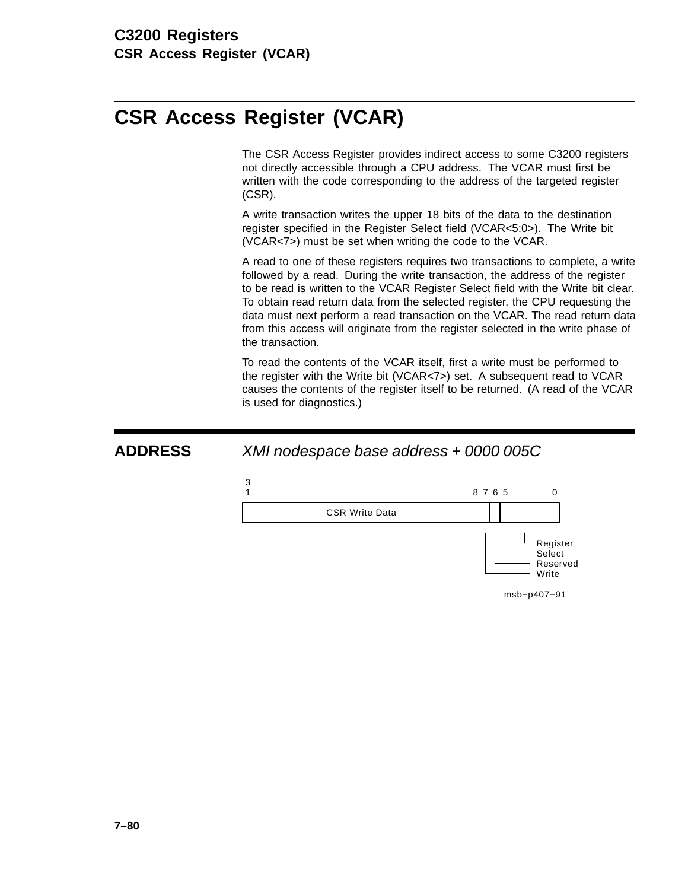# CSR Access Register (VCAR)

The CSR Access Register provides indirect access to some C3200 registers not directly accessible through a CPU address. The VCAR must first be written with the code corresponding to the address of the targeted register (CSR).

A write transaction writes the upper 18 bits of the data to the destination register specified in the Register Select field (VCAR<5:0>). The Write bit (VCAR<7>) must be set when writing the code to the VCAR.

A read to one of these registers requires two transactions to complete, a write followed by a read. During the write transaction, the address of the register to be read is written to the VCAR Register Select field with the Write bit clear. To obtain read return data from the selected register, the CPU requesting the data must next perform a read transaction on the VCAR. The read return data from this access will originate from the register selected in the write phase of the transaction.

To read the contents of the VCAR itself, first a write must be performed to the register with the Write bit (VCAR<7>) set. A subsequent read to VCAR causes the contents of the register itself to be returned. (A read of the VCAR is used for diagnostics.)

**ADDRESS** *XMI nodespace base address + 0000 005C*

| Bits | Field |
|---|---|
| 31:8 | CSR Write Data |
| 7 | Write |
| 6 | Reserved |
| 5:0 | Register Select |

msb−p407−91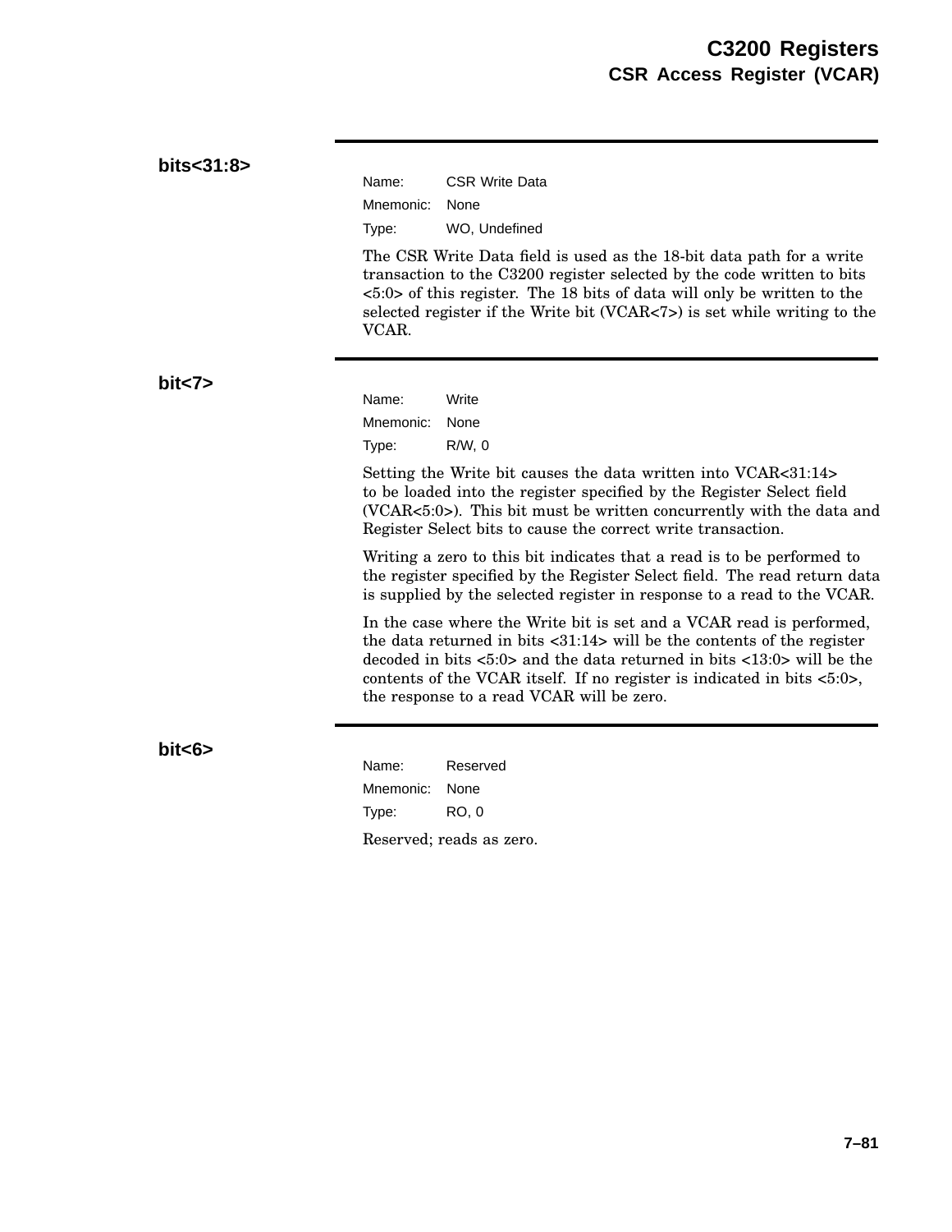### bits<31:8>

Name: CSR Write Data

Mnemonic: None

Type: WO, Undefined

The CSR Write Data field is used as the 18-bit data path for a write transaction to the C3200 register selected by the code written to bits <5:0> of this register. The 18 bits of data will only be written to the selected register if the Write bit (VCAR<7>) is set while writing to the VCAR.

### bit<7>

Name: Write

Mnemonic: None

Type: R/W, 0

Setting the Write bit causes the data written into VCAR<31:14> to be loaded into the register specified by the Register Select field (VCAR<5:0>). This bit must be written concurrently with the data and Register Select bits to cause the correct write transaction.

Writing a zero to this bit indicates that a read is to be performed to the register specified by the Register Select field. The read return data is supplied by the selected register in response to a read to the VCAR.

In the case where the Write bit is set and a VCAR read is performed, the data returned in bits <31:14> will be the contents of the register decoded in bits <5:0> and the data returned in bits <13:0> will be the contents of the VCAR itself. If no register is indicated in bits <5:0>, the response to a read VCAR will be zero.

### bit<6>

Name: Reserved

Mnemonic: None

Type: RO, 0

Reserved; reads as zero.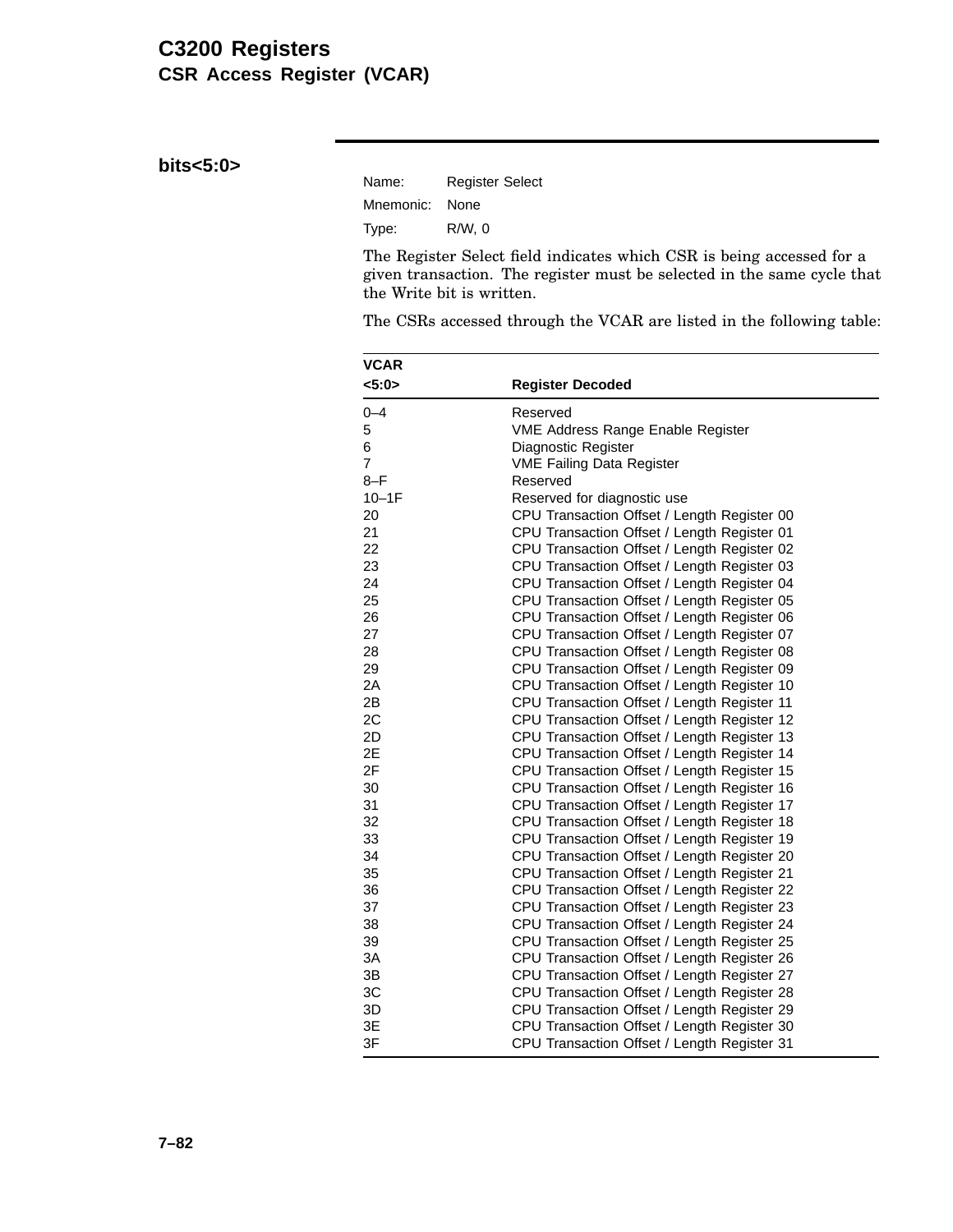# C3200 Registers

## CSR Access Register (VCAR)

### bits<5:0>

Name: Register Select

Mnemonic: None

Type: R/W, 0

The Register Select field indicates which CSR is being accessed for a given transaction. The register must be selected in the same cycle that the Write bit is written.

The CSRs accessed through the VCAR are listed in the following table:

| VCAR <5:0> | Register Decoded |
|---|---|
| 0–4 | Reserved |
| 5 | VME Address Range Enable Register |
| 6 | Diagnostic Register |
| 7 | VME Failing Data Register |
| 8–F | Reserved |
| 10–1F | Reserved for diagnostic use |
| 20 | CPU Transaction Offset / Length Register 00 |
| 21 | CPU Transaction Offset / Length Register 01 |
| 22 | CPU Transaction Offset / Length Register 02 |
| 23 | CPU Transaction Offset / Length Register 03 |
| 24 | CPU Transaction Offset / Length Register 04 |
| 25 | CPU Transaction Offset / Length Register 05 |
| 26 | CPU Transaction Offset / Length Register 06 |
| 27 | CPU Transaction Offset / Length Register 07 |
| 28 | CPU Transaction Offset / Length Register 08 |
| 29 | CPU Transaction Offset / Length Register 09 |
| 2A | CPU Transaction Offset / Length Register 10 |
| 2B | CPU Transaction Offset / Length Register 11 |
| 2C | CPU Transaction Offset / Length Register 12 |
| 2D | CPU Transaction Offset / Length Register 13 |
| 2E | CPU Transaction Offset / Length Register 14 |
| 2F | CPU Transaction Offset / Length Register 15 |
| 30 | CPU Transaction Offset / Length Register 16 |
| 31 | CPU Transaction Offset / Length Register 17 |
| 32 | CPU Transaction Offset / Length Register 18 |
| 33 | CPU Transaction Offset / Length Register 19 |
| 34 | CPU Transaction Offset / Length Register 20 |
| 35 | CPU Transaction Offset / Length Register 21 |
| 36 | CPU Transaction Offset / Length Register 22 |
| 37 | CPU Transaction Offset / Length Register 23 |
| 38 | CPU Transaction Offset / Length Register 24 |
| 39 | CPU Transaction Offset / Length Register 25 |
| 3A | CPU Transaction Offset / Length Register 26 |
| 3B | CPU Transaction Offset / Length Register 27 |
| 3C | CPU Transaction Offset / Length Register 28 |
| 3D | CPU Transaction Offset / Length Register 29 |
| 3E | CPU Transaction Offset / Length Register 30 |
| 3F | CPU Transaction Offset / Length Register 31 |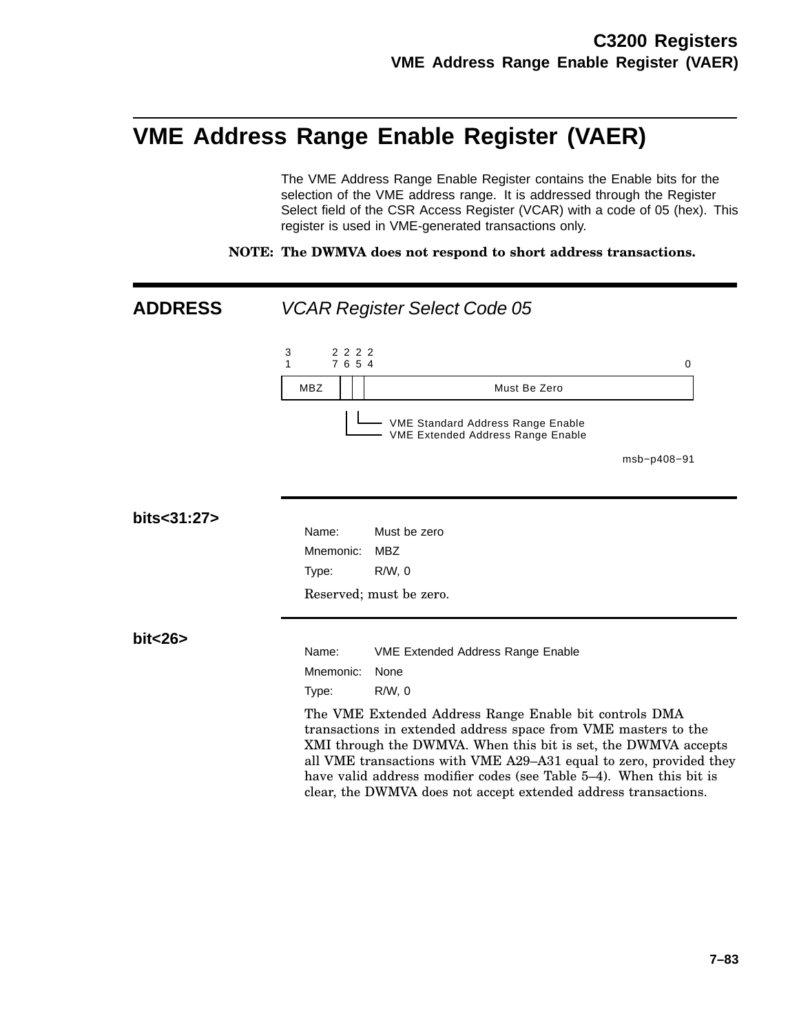# VME Address Range Enable Register (VAER)

The VME Address Range Enable Register contains the Enable bits for the selection of the VME address range. It is addressed through the Register Select field of the CSR Access Register (VCAR) with a code of 05 (hex). This register is used in VME-generated transactions only.

**NOTE: The DWMVA does not respond to short address transactions.**

## ADDRESS

*VCAR Register Select Code 05*

```
3         2 2 2 2
1         7 6 5 4                                        0
+---------+-+-+-+----------------------------------------+
|   MBZ   | | | |              Must Be Zero              |
+---------+-+-+-+----------------------------------------+
           | |
           | +---- VME Standard Address Range Enable
           +------ VME Extended Address Range Enable
```

msb−p408−91

### bits<31:27>

Name: Must be zero
Mnemonic: MBZ
Type: R/W, 0

Reserved; must be zero.

### bit<26>

Name: VME Extended Address Range Enable
Mnemonic: None
Type: R/W, 0

The VME Extended Address Range Enable bit controls DMA transactions in extended address space from VME masters to the XMI through the DWMVA. When this bit is set, the DWMVA accepts all VME transactions with VME A29–A31 equal to zero, provided they have valid address modifier codes (see Table 5–4). When this bit is clear, the DWMVA does not accept extended address transactions.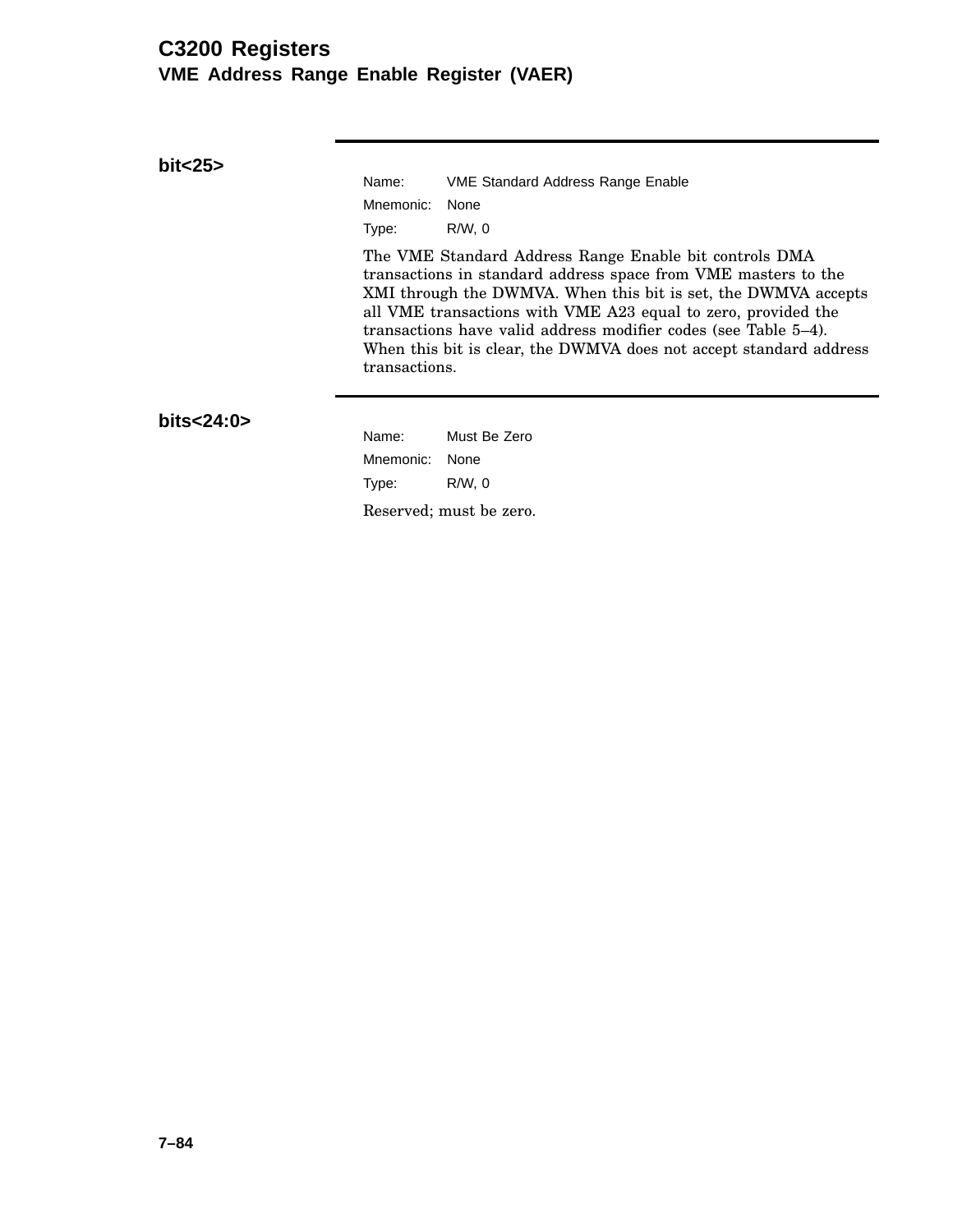### bit<25>

Name: VME Standard Address Range Enable
Mnemonic: None
Type: R/W, 0

The VME Standard Address Range Enable bit controls DMA transactions in standard address space from VME masters to the XMI through the DWMVA. When this bit is set, the DWMVA accepts all VME transactions with VME A23 equal to zero, provided the transactions have valid address modifier codes (see Table 5–4). When this bit is clear, the DWMVA does not accept standard address transactions.

### bits<24:0>

Name: Must Be Zero
Mnemonic: None
Type: R/W, 0

Reserved; must be zero.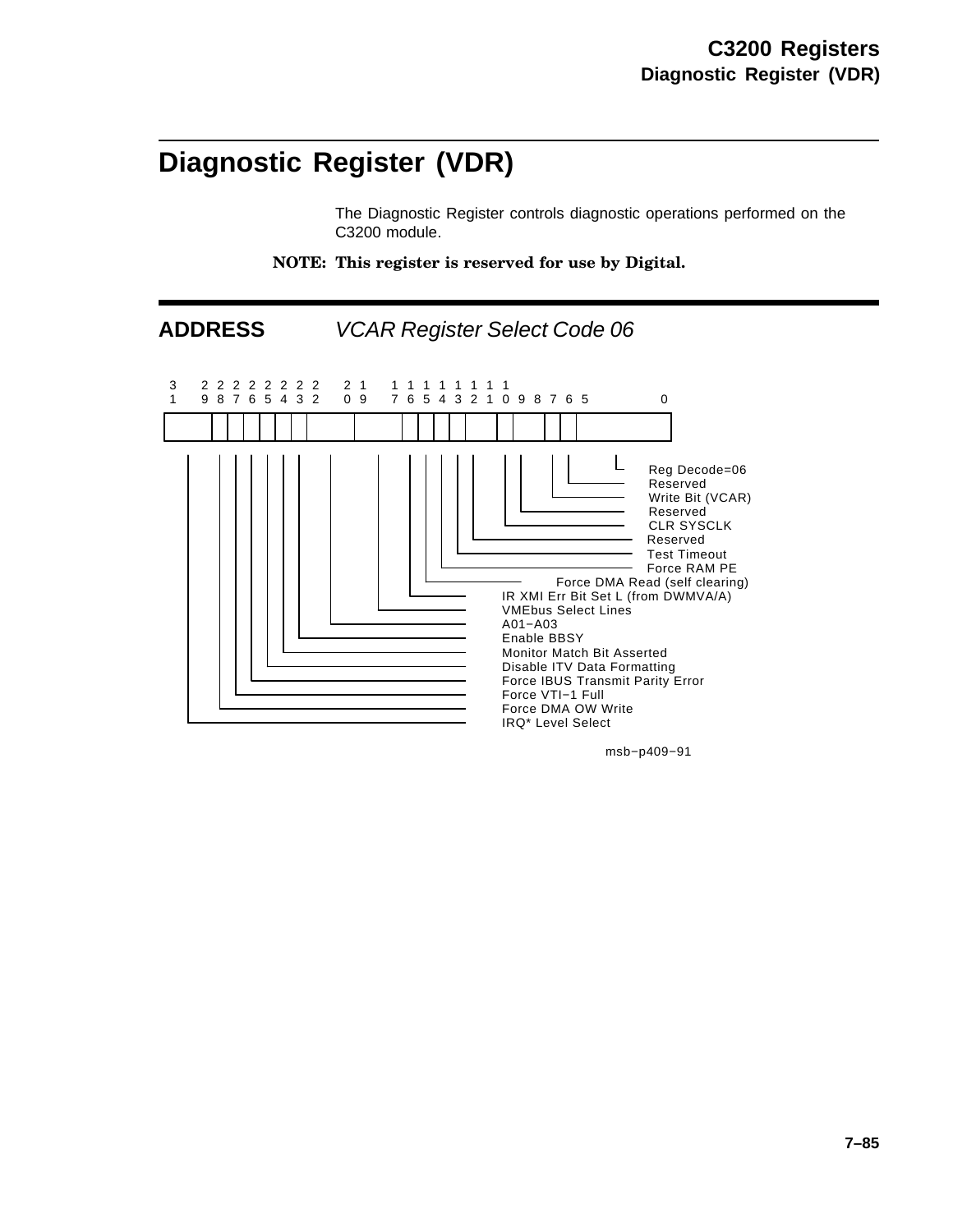# Diagnostic Register (VDR)

The Diagnostic Register controls diagnostic operations performed on the C3200 module.

**NOTE: This register is reserved for use by Digital.**

## ADDRESS *VCAR Register Select Code 06*

| Bit(s) | Field |
|---|---|
| 31:30 | IRQ* Level Select |
| 29 | Force DMA OW Write |
| 28 | Force VTI−1 Full |
| 27 | Force IBUS Transmit Parity Error |
| 26 | Disable ITV Data Formatting |
| 25 | Monitor Match Bit Asserted |
| 24 | Enable BBSY |
| 23 | Reserved |
| 22:20 | A01−A03 |
| 19:18 | VMEbus Select Lines |
| 17 | IR XMI Err Bit Set L (from DWMVA/A) |
| 16 | Force DMA Read (self clearing) |
| 15 | Force RAM PE |
| 14 | Test Timeout |
| 13:12 | Reserved |
| 11 | CLR SYSCLK |
| 10:9 | Reserved |
| 8 | Write Bit (VCAR) |
| 7:6 | Reserved |
| 5:0 | Reg Decode=06 |

msb−p409−91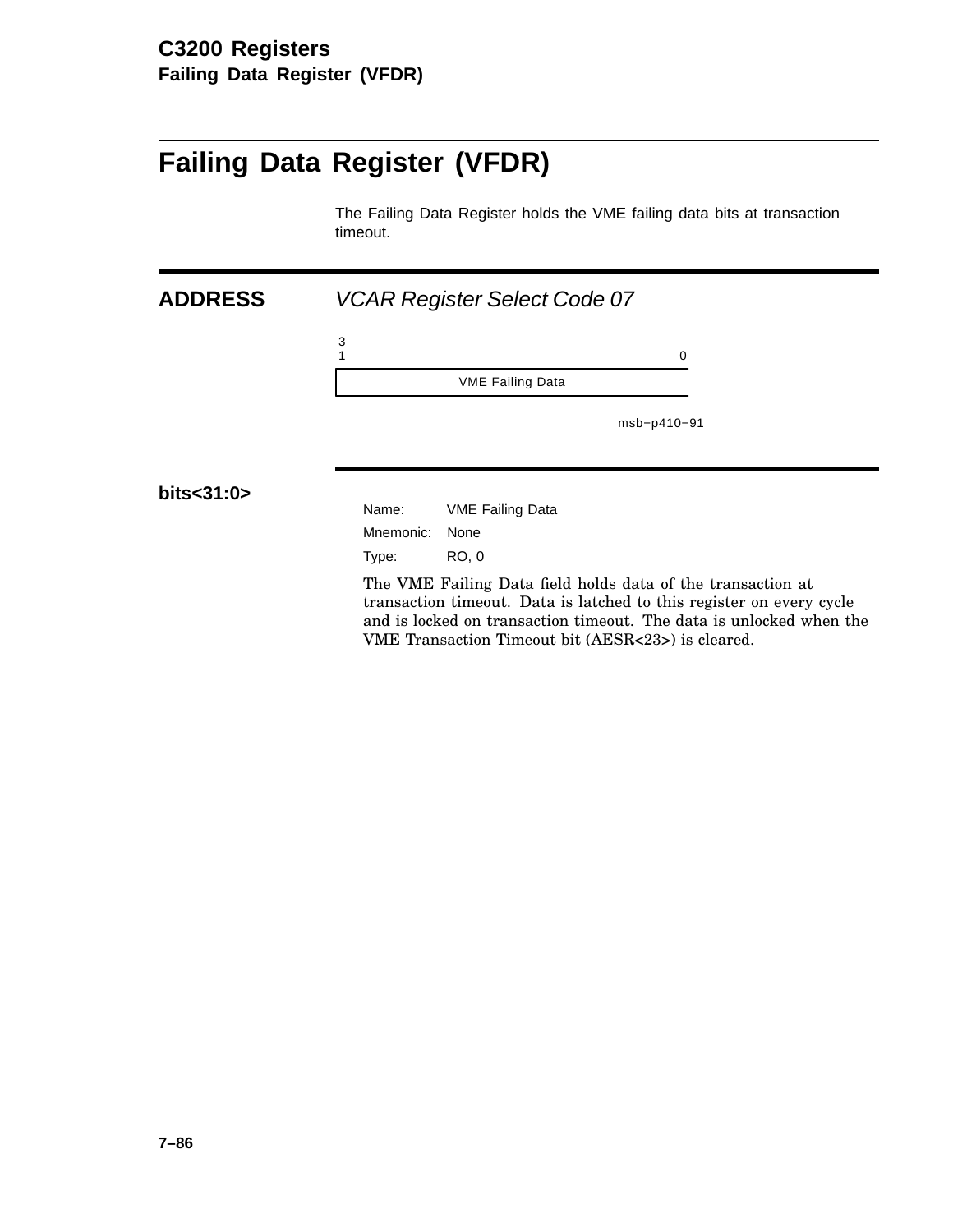# Failing Data Register (VFDR)

The Failing Data Register holds the VME failing data bits at transaction timeout.

## ADDRESS

*VCAR Register Select Code 07*

| 31 — 0 |
|---|
| VME Failing Data |

msb−p410−91

### bits<31:0>

Name: VME Failing Data

Mnemonic: None

Type: RO, 0

The VME Failing Data field holds data of the transaction at transaction timeout. Data is latched to this register on every cycle and is locked on transaction timeout. The data is unlocked when the VME Transaction Timeout bit (AESR<23>) is cleared.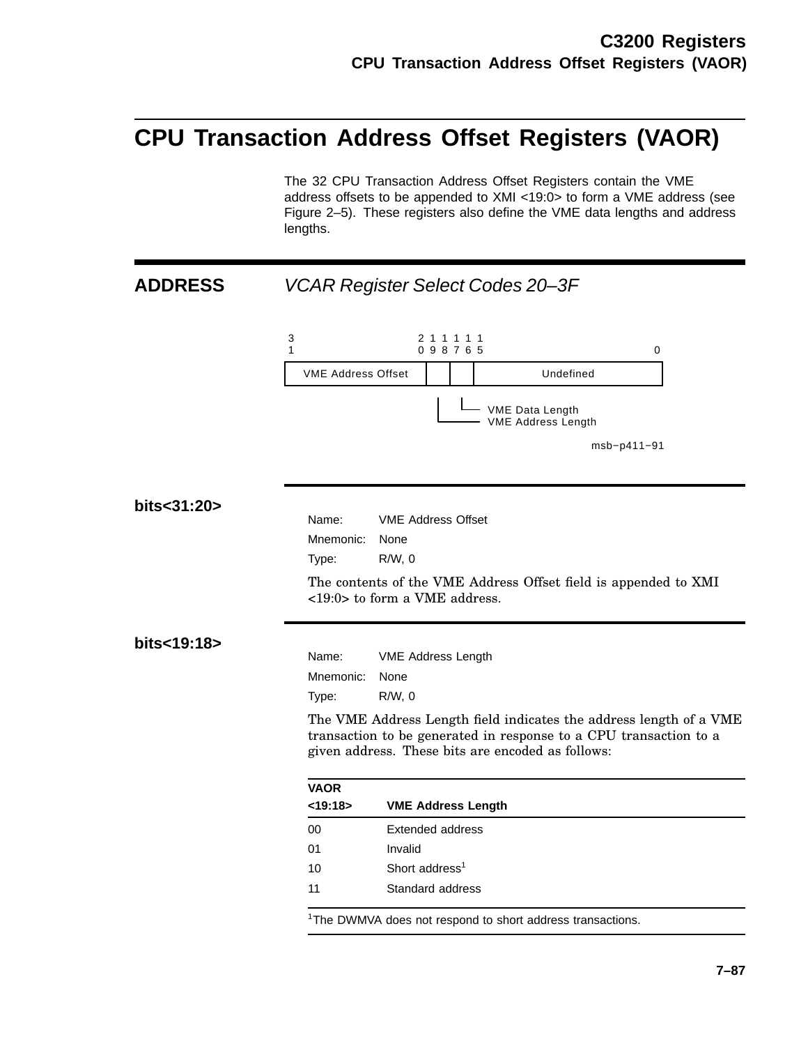# CPU Transaction Address Offset Registers (VAOR)

The 32 CPU Transaction Address Offset Registers contain the VME address offsets to be appended to XMI <19:0> to form a VME address (see Figure 2–5). These registers also define the VME data lengths and address lengths.

## ADDRESS

*VCAR Register Select Codes 20–3F*

| 31 – 20 | 19 – 18 | 17 – 16 | 15 – 0 |
|---|---|---|---|
| VME Address Offset | VME Address Length | VME Data Length | Undefined |

msb−p411−91

### bits<31:20>

Name: VME Address Offset
Mnemonic: None
Type: R/W, 0

The contents of the VME Address Offset field is appended to XMI <19:0> to form a VME address.

### bits<19:18>

Name: VME Address Length
Mnemonic: None
Type: R/W, 0

The VME Address Length field indicates the address length of a VME transaction to be generated in response to a CPU transaction to a given address. These bits are encoded as follows:

| VAOR <19:18> | VME Address Length |
|---|---|
| 00 | Extended address |
| 01 | Invalid |
| 10 | Short address[1] |
| 11 | Standard address |

[1]The DWMVA does not respond to short address transactions.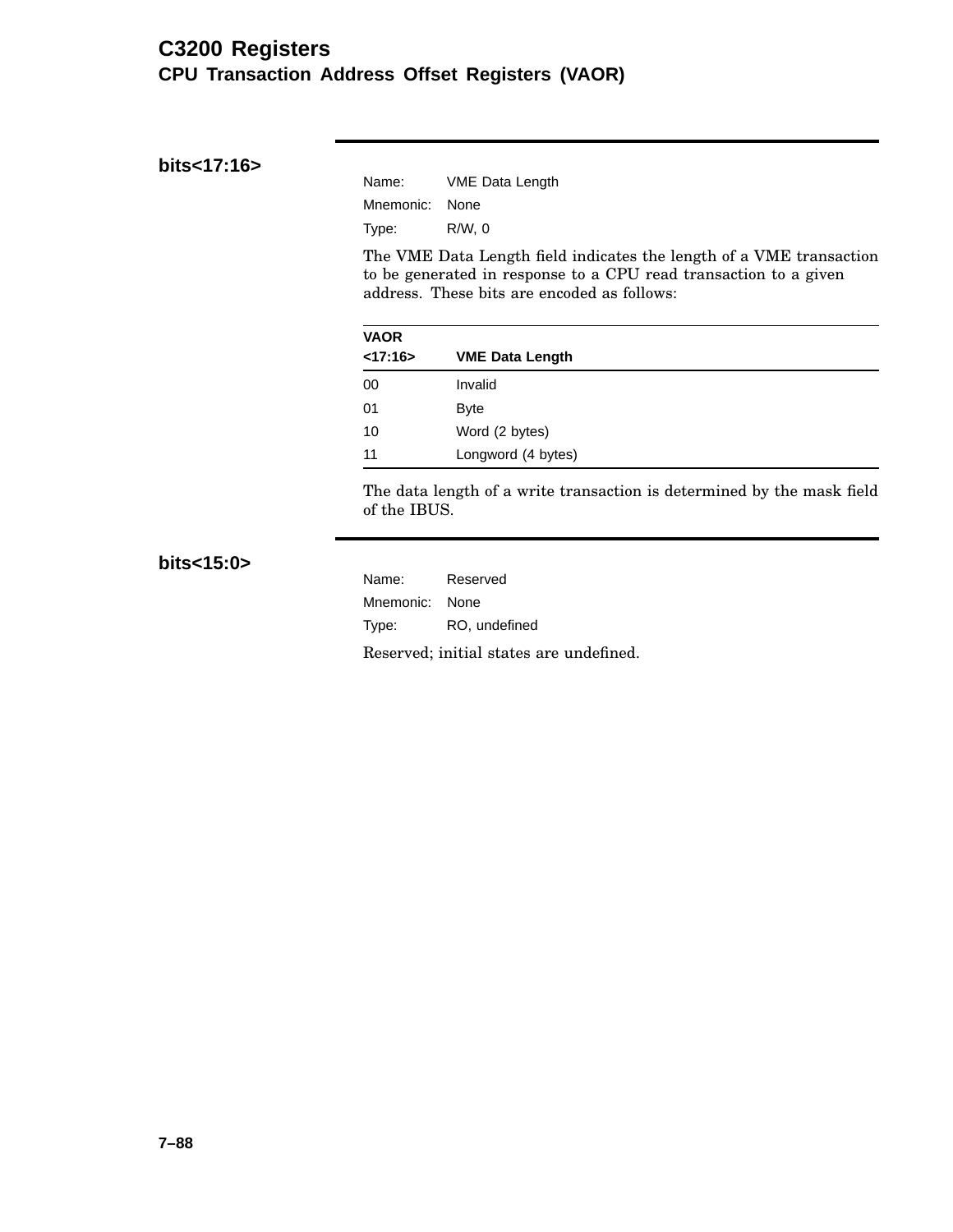### bits<17:16>

Name: VME Data Length

Mnemonic: None

Type: R/W, 0

The VME Data Length field indicates the length of a VME transaction to be generated in response to a CPU read transaction to a given address. These bits are encoded as follows:

| VAOR <17:16> | VME Data Length |
|---|---|
| 00 | Invalid |
| 01 | Byte |
| 10 | Word (2 bytes) |
| 11 | Longword (4 bytes) |

The data length of a write transaction is determined by the mask field of the IBUS.

### bits<15:0>

Name: Reserved

Mnemonic: None

Type: RO, undefined

Reserved; initial states are undefined.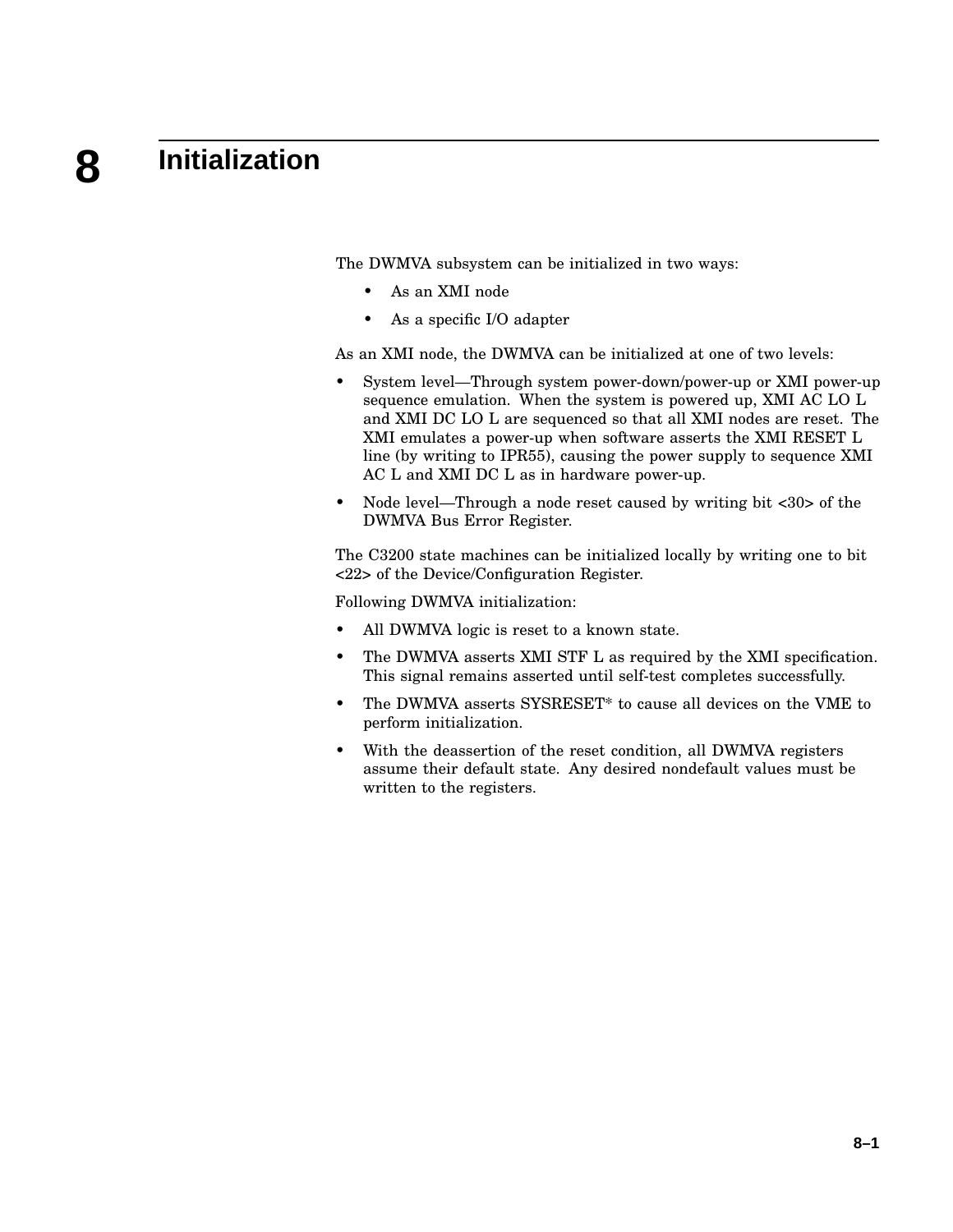# 8 Initialization

The DWMVA subsystem can be initialized in two ways:

- As an XMI node
- As a specific I/O adapter

As an XMI node, the DWMVA can be initialized at one of two levels:

- System level—Through system power-down/power-up or XMI power-up sequence emulation. When the system is powered up, XMI AC LO L and XMI DC LO L are sequenced so that all XMI nodes are reset. The XMI emulates a power-up when software asserts the XMI RESET L line (by writing to IPR55), causing the power supply to sequence XMI AC L and XMI DC L as in hardware power-up.
- Node level—Through a node reset caused by writing bit <30> of the DWMVA Bus Error Register.

The C3200 state machines can be initialized locally by writing one to bit <22> of the Device/Configuration Register.

Following DWMVA initialization:

- All DWMVA logic is reset to a known state.
- The DWMVA asserts XMI STF L as required by the XMI specification. This signal remains asserted until self-test completes successfully.
- The DWMVA asserts SYSRESET* to cause all devices on the VME to perform initialization.
- With the deassertion of the reset condition, all DWMVA registers assume their default state. Any desired nondefault values must be written to the registers.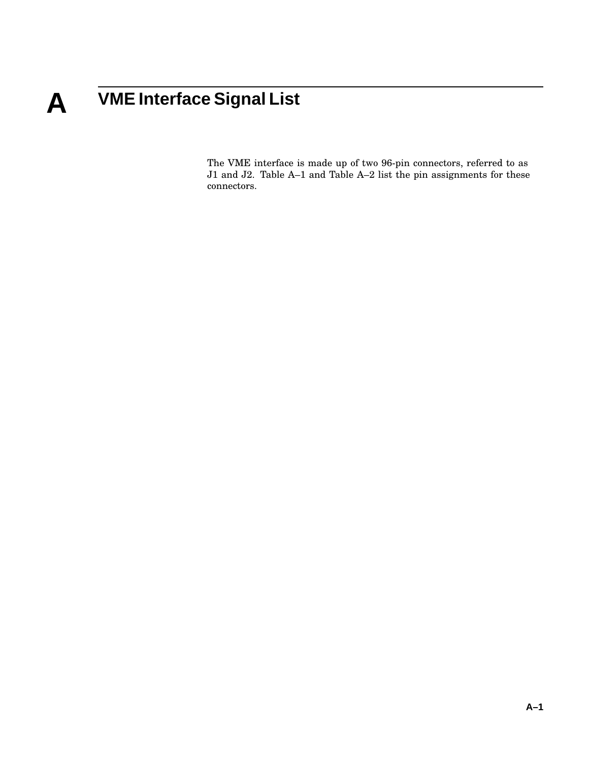# A VME Interface Signal List

The VME interface is made up of two 96-pin connectors, referred to as J1 and J2. Table A–1 and Table A–2 list the pin assignments for these connectors.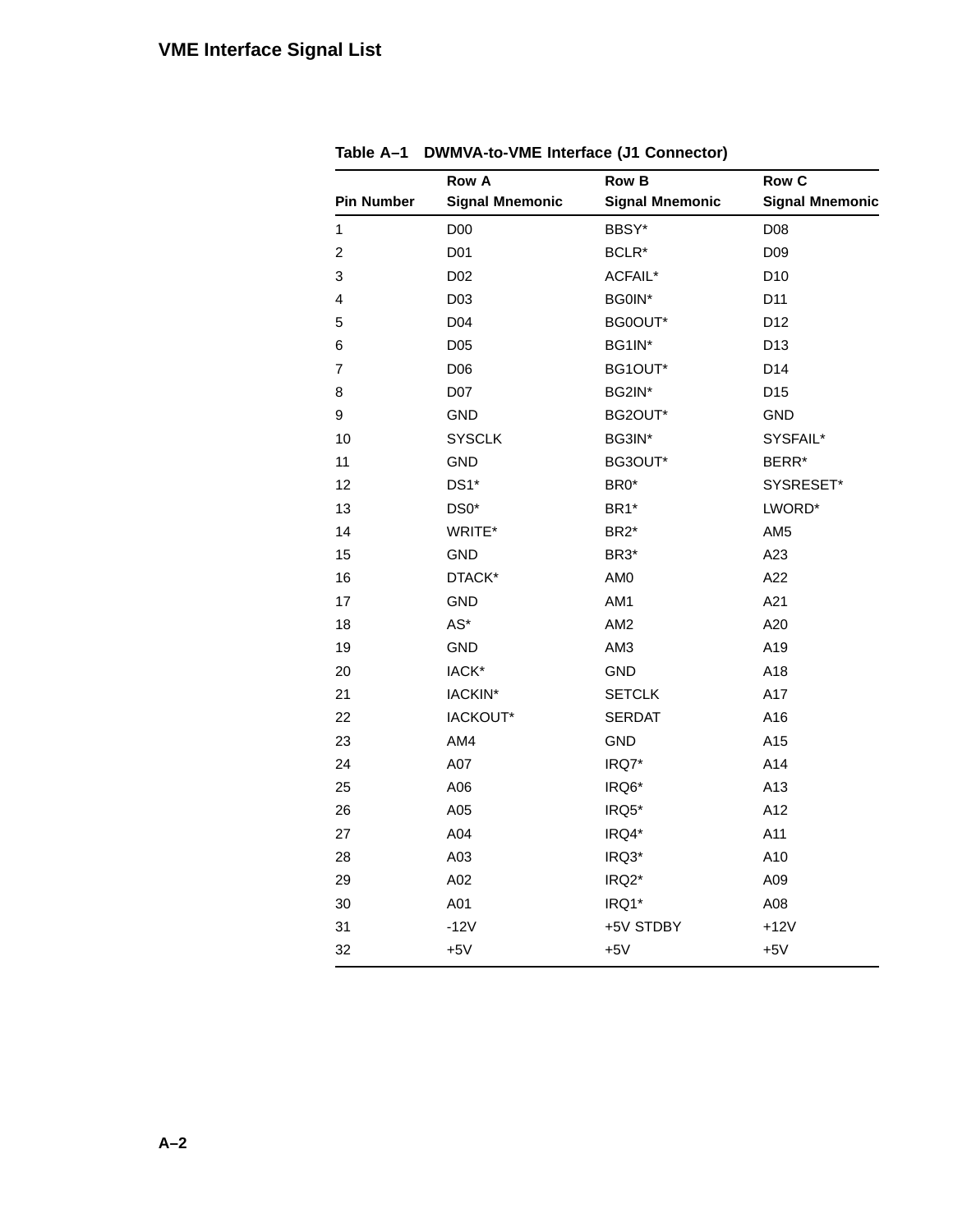## VME Interface Signal List

**Table A–1 DWMVA-to-VME Interface (J1 Connector)**

| Pin Number | Row A Signal Mnemonic | Row B Signal Mnemonic | Row C Signal Mnemonic |
|---|---|---|---|
| 1 | D00 | BBSY* | D08 |
| 2 | D01 | BCLR* | D09 |
| 3 | D02 | ACFAIL* | D10 |
| 4 | D03 | BG0IN* | D11 |
| 5 | D04 | BG0OUT* | D12 |
| 6 | D05 | BG1IN* | D13 |
| 7 | D06 | BG1OUT* | D14 |
| 8 | D07 | BG2IN* | D15 |
| 9 | GND | BG2OUT* | GND |
| 10 | SYSCLK | BG3IN* | SYSFAIL* |
| 11 | GND | BG3OUT* | BERR* |
| 12 | DS1* | BR0* | SYSRESET* |
| 13 | DS0* | BR1* | LWORD* |
| 14 | WRITE* | BR2* | AM5 |
| 15 | GND | BR3* | A23 |
| 16 | DTACK* | AM0 | A22 |
| 17 | GND | AM1 | A21 |
| 18 | AS* | AM2 | A20 |
| 19 | GND | AM3 | A19 |
| 20 | IACK* | GND | A18 |
| 21 | IACKIN* | SETCLK | A17 |
| 22 | IACKOUT* | SERDAT | A16 |
| 23 | AM4 | GND | A15 |
| 24 | A07 | IRQ7* | A14 |
| 25 | A06 | IRQ6* | A13 |
| 26 | A05 | IRQ5* | A12 |
| 27 | A04 | IRQ4* | A11 |
| 28 | A03 | IRQ3* | A10 |
| 29 | A02 | IRQ2* | A09 |
| 30 | A01 | IRQ1* | A08 |
| 31 | -12V | +5V STDBY | +12V |
| 32 | +5V | +5V | +5V |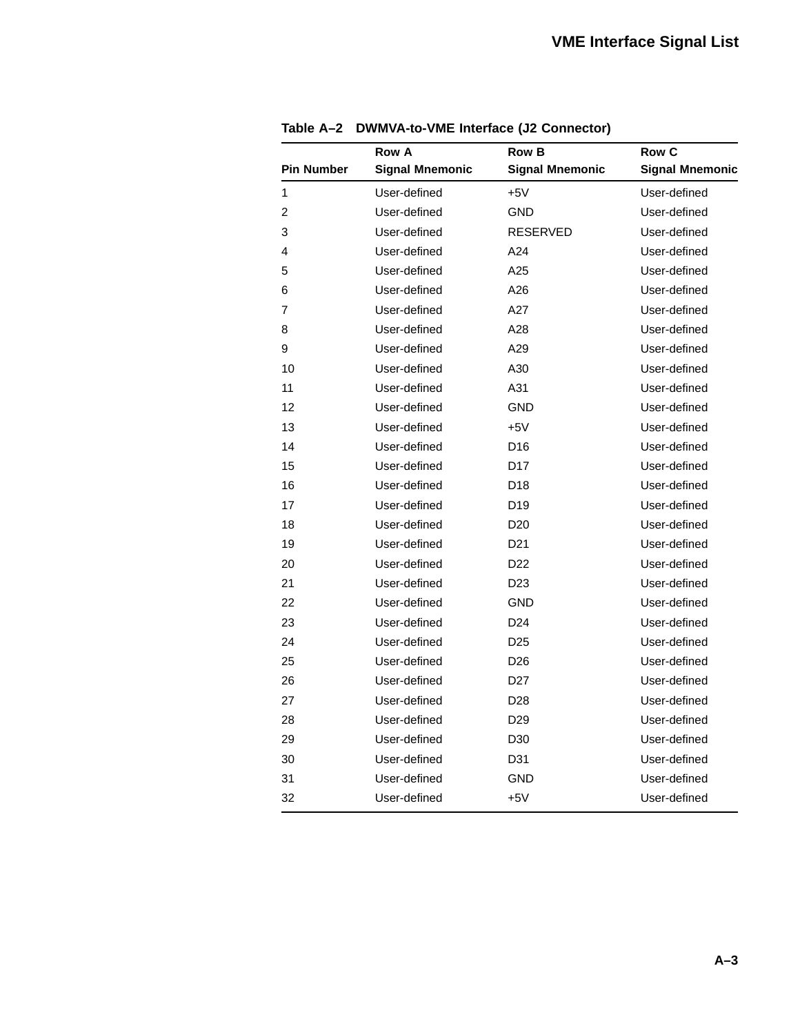Table A–2 DWMVA-to-VME Interface (J2 Connector)

| Pin Number | Row A Signal Mnemonic | Row B Signal Mnemonic | Row C Signal Mnemonic |
|---|---|---|---|
| 1 | User-defined | +5V | User-defined |
| 2 | User-defined | GND | User-defined |
| 3 | User-defined | RESERVED | User-defined |
| 4 | User-defined | A24 | User-defined |
| 5 | User-defined | A25 | User-defined |
| 6 | User-defined | A26 | User-defined |
| 7 | User-defined | A27 | User-defined |
| 8 | User-defined | A28 | User-defined |
| 9 | User-defined | A29 | User-defined |
| 10 | User-defined | A30 | User-defined |
| 11 | User-defined | A31 | User-defined |
| 12 | User-defined | GND | User-defined |
| 13 | User-defined | +5V | User-defined |
| 14 | User-defined | D16 | User-defined |
| 15 | User-defined | D17 | User-defined |
| 16 | User-defined | D18 | User-defined |
| 17 | User-defined | D19 | User-defined |
| 18 | User-defined | D20 | User-defined |
| 19 | User-defined | D21 | User-defined |
| 20 | User-defined | D22 | User-defined |
| 21 | User-defined | D23 | User-defined |
| 22 | User-defined | GND | User-defined |
| 23 | User-defined | D24 | User-defined |
| 24 | User-defined | D25 | User-defined |
| 25 | User-defined | D26 | User-defined |
| 26 | User-defined | D27 | User-defined |
| 27 | User-defined | D28 | User-defined |
| 28 | User-defined | D29 | User-defined |
| 29 | User-defined | D30 | User-defined |
| 30 | User-defined | D31 | User-defined |
| 31 | User-defined | GND | User-defined |
| 32 | User-defined | +5V | User-defined |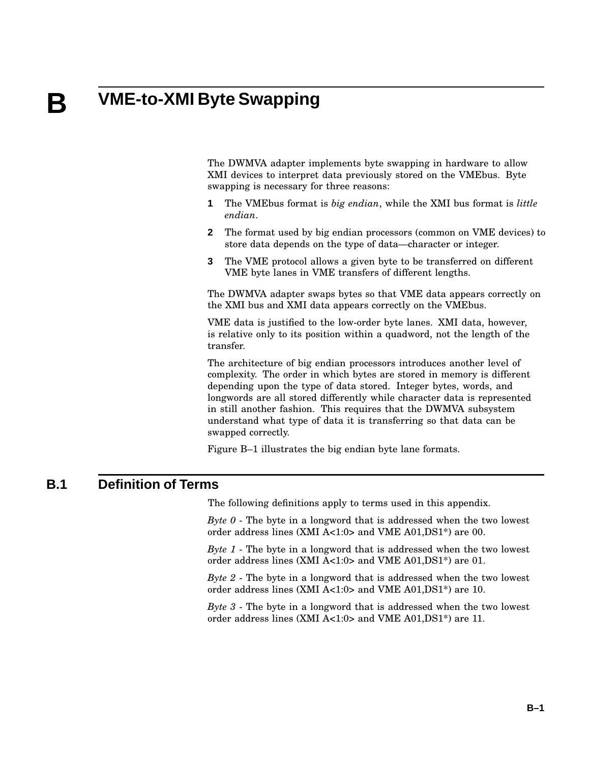# B VME-to-XMI Byte Swapping

The DWMVA adapter implements byte swapping in hardware to allow XMI devices to interpret data previously stored on the VMEbus. Byte swapping is necessary for three reasons:

1. The VMEbus format is *big endian*, while the XMI bus format is *little endian*.
2. The format used by big endian processors (common on VME devices) to store data depends on the type of data—character or integer.
3. The VME protocol allows a given byte to be transferred on different VME byte lanes in VME transfers of different lengths.

The DWMVA adapter swaps bytes so that VME data appears correctly on the XMI bus and XMI data appears correctly on the VMEbus.

VME data is justified to the low-order byte lanes. XMI data, however, is relative only to its position within a quadword, not the length of the transfer.

The architecture of big endian processors introduces another level of complexity. The order in which bytes are stored in memory is different depending upon the type of data stored. Integer bytes, words, and longwords are all stored differently while character data is represented in still another fashion. This requires that the DWMVA subsystem understand what type of data it is transferring so that data can be swapped correctly.

Figure B–1 illustrates the big endian byte lane formats.

## B.1 Definition of Terms

The following definitions apply to terms used in this appendix.

*Byte 0* - The byte in a longword that is addressed when the two lowest order address lines (XMI A<1:0> and VME A01,DS1*) are 00.

*Byte 1* - The byte in a longword that is addressed when the two lowest order address lines (XMI A<1:0> and VME A01,DS1*) are 01.

*Byte 2* - The byte in a longword that is addressed when the two lowest order address lines (XMI A<1:0> and VME A01,DS1*) are 10.

*Byte 3* - The byte in a longword that is addressed when the two lowest order address lines (XMI A<1:0> and VME A01,DS1*) are 11.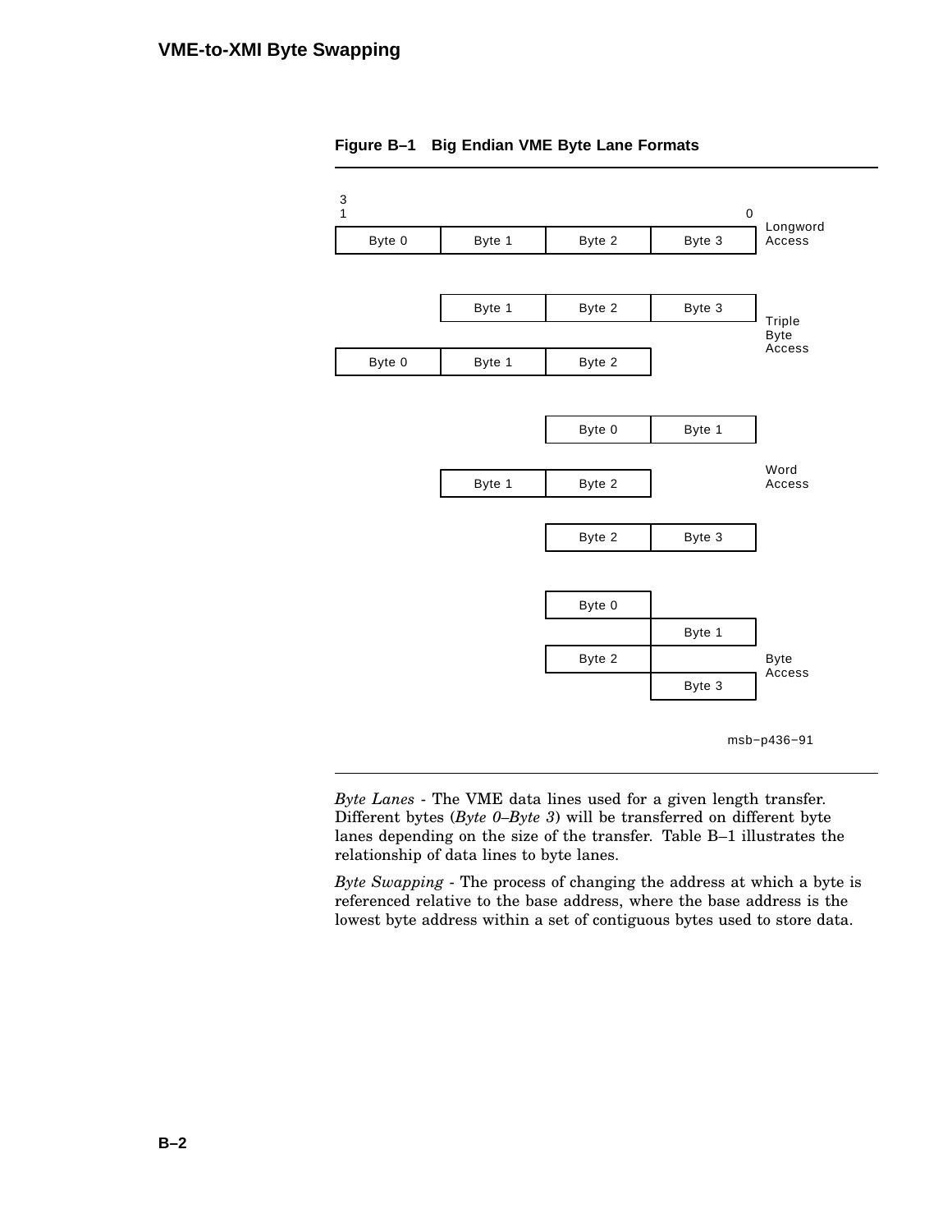**Figure B–1 Big Endian VME Byte Lane Formats**

| 31 | | | 0 | |
|---|---|---|---|---|
| Byte 0 | Byte 1 | Byte 2 | Byte 3 | Longword Access |
| | Byte 1 | Byte 2 | Byte 3 | Triple Byte Access |
| Byte 0 | Byte 1 | Byte 2 | | |
| | | Byte 0 | Byte 1 | Word Access |
| | Byte 1 | Byte 2 | | |
| | | Byte 2 | Byte 3 | |
| | | Byte 0 | | Byte Access |
| | | | Byte 1 | |
| | | Byte 2 | | |
| | | | Byte 3 | |

msb−p436−91

*Byte Lanes* - The VME data lines used for a given length transfer. Different bytes (*Byte 0–Byte 3*) will be transferred on different byte lanes depending on the size of the transfer. Table B–1 illustrates the relationship of data lines to byte lanes.

*Byte Swapping* - The process of changing the address at which a byte is referenced relative to the base address, where the base address is the lowest byte address within a set of contiguous bytes used to store data.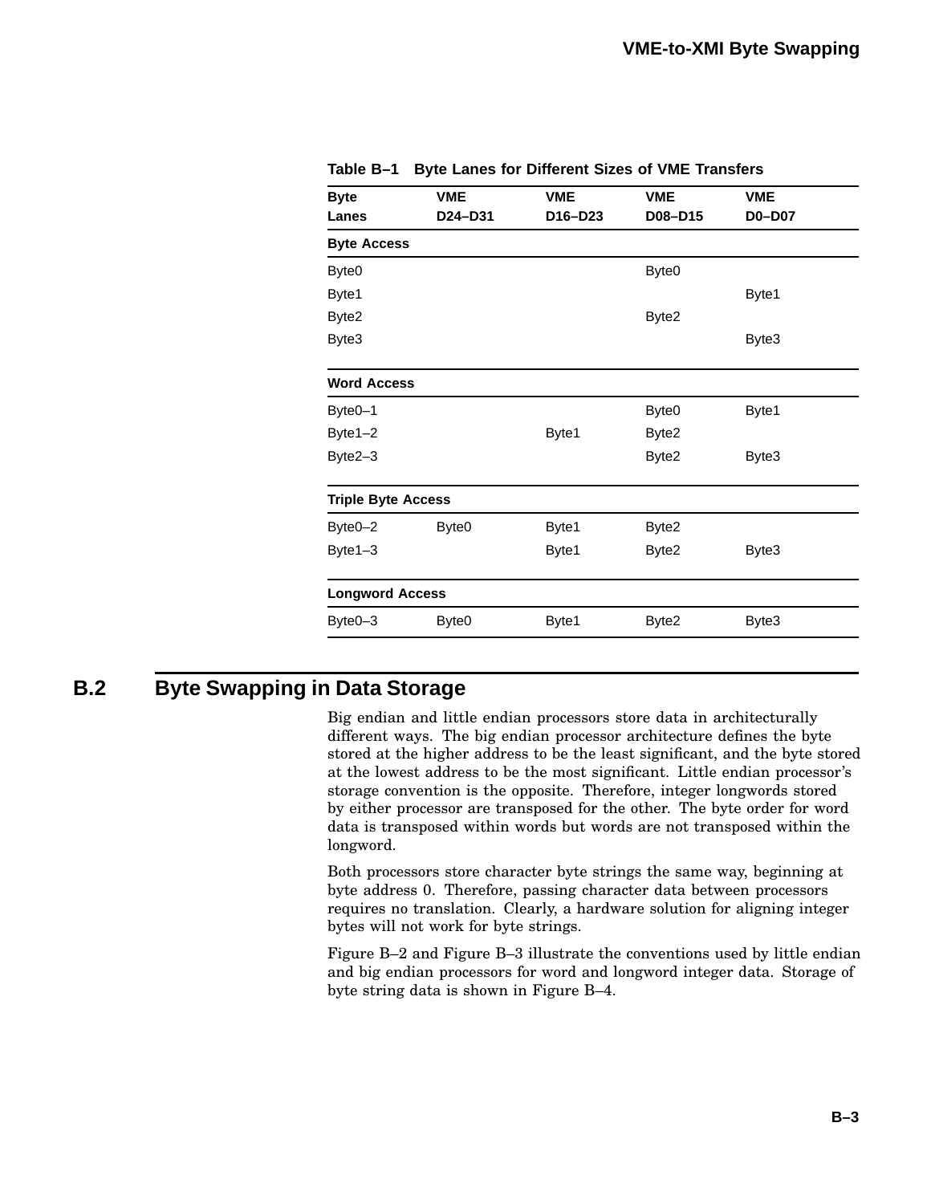**Table B–1 Byte Lanes for Different Sizes of VME Transfers**

| Byte Lanes | VME D24–D31 | VME D16–D23 | VME D08–D15 | VME D0–D07 |
|---|---|---|---|---|
| **Byte Access** | | | | |
| Byte0 | | | Byte0 | |
| Byte1 | | | | Byte1 |
| Byte2 | | | Byte2 | |
| Byte3 | | | | Byte3 |
| **Word Access** | | | | |
| Byte0–1 | | | Byte0 | Byte1 |
| Byte1–2 | | Byte1 | Byte2 | |
| Byte2–3 | | | Byte2 | Byte3 |
| **Triple Byte Access** | | | | |
| Byte0–2 | Byte0 | Byte1 | Byte2 | |
| Byte1–3 | | Byte1 | Byte2 | Byte3 |
| **Longword Access** | | | | |
| Byte0–3 | Byte0 | Byte1 | Byte2 | Byte3 |

## B.2 Byte Swapping in Data Storage

Big endian and little endian processors store data in architecturally different ways. The big endian processor architecture defines the byte stored at the higher address to be the least significant, and the byte stored at the lowest address to be the most significant. Little endian processor's storage convention is the opposite. Therefore, integer longwords stored by either processor are transposed for the other. The byte order for word data is transposed within words but words are not transposed within the longword.

Both processors store character byte strings the same way, beginning at byte address 0. Therefore, passing character data between processors requires no translation. Clearly, a hardware solution for aligning integer bytes will not work for byte strings.

Figure B–2 and Figure B–3 illustrate the conventions used by little endian and big endian processors for word and longword integer data. Storage of byte string data is shown in Figure B–4.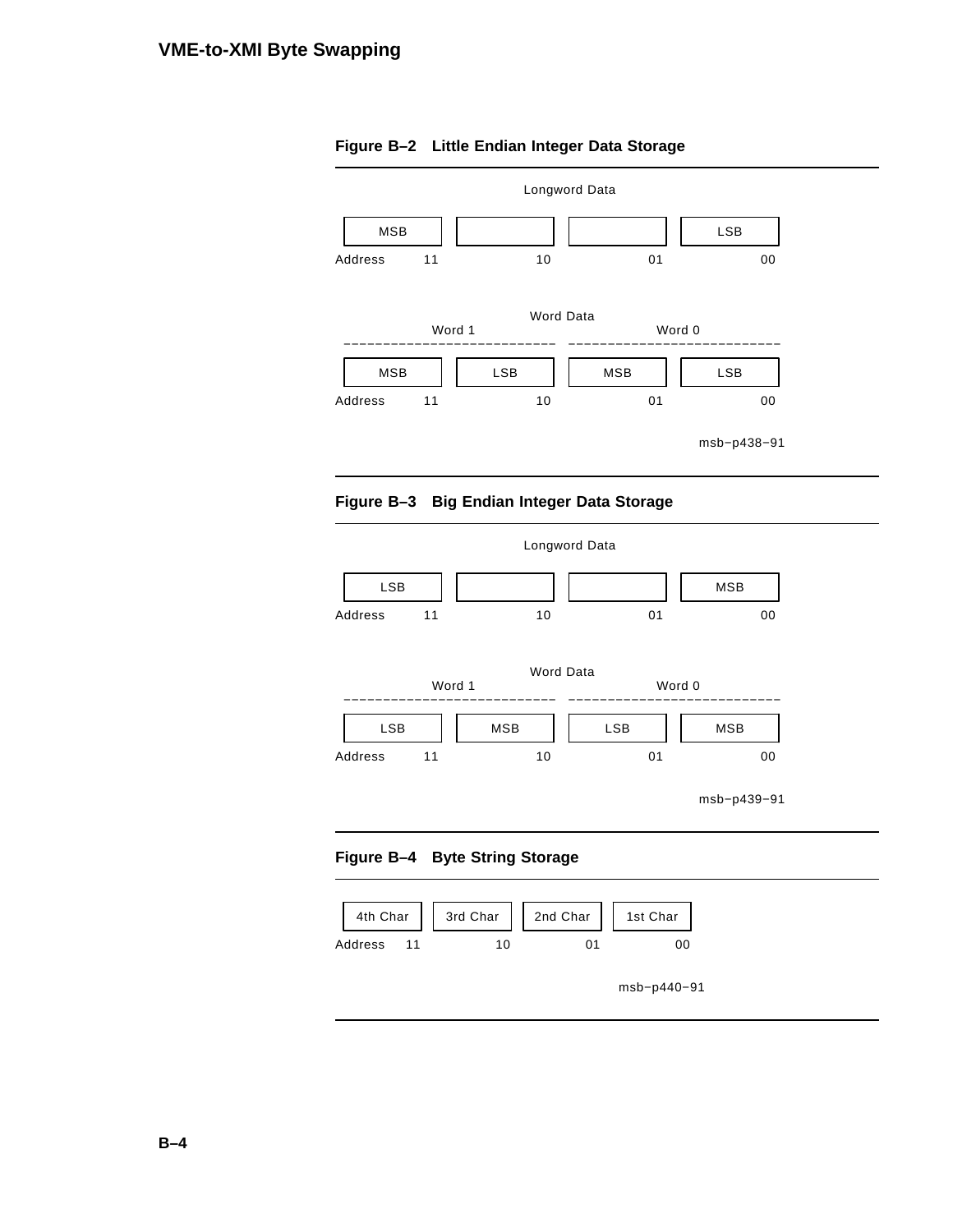**Figure B–2 Little Endian Integer Data Storage**

Longword Data

| | MSB | | | LSB |
|---|---|---|---|---|
| Address | 11 | 10 | 01 | 00 |

Word Data

| | Word 1 | | Word 0 | |
|---|---|---|---|---|
| | MSB | LSB | MSB | LSB |
| Address | 11 | 10 | 01 | 00 |

msb−p438−91

**Figure B–3 Big Endian Integer Data Storage**

Longword Data

| | LSB | | | MSB |
|---|---|---|---|---|
| Address | 11 | 10 | 01 | 00 |

Word Data

| | Word 1 | | Word 0 | |
|---|---|---|---|---|
| | LSB | MSB | LSB | MSB |
| Address | 11 | 10 | 01 | 00 |

msb−p439−91

**Figure B–4 Byte String Storage**

| | 4th Char | 3rd Char | 2nd Char | 1st Char |
|---|---|---|---|---|
| Address | 11 | 10 | 01 | 00 |

msb−p440−91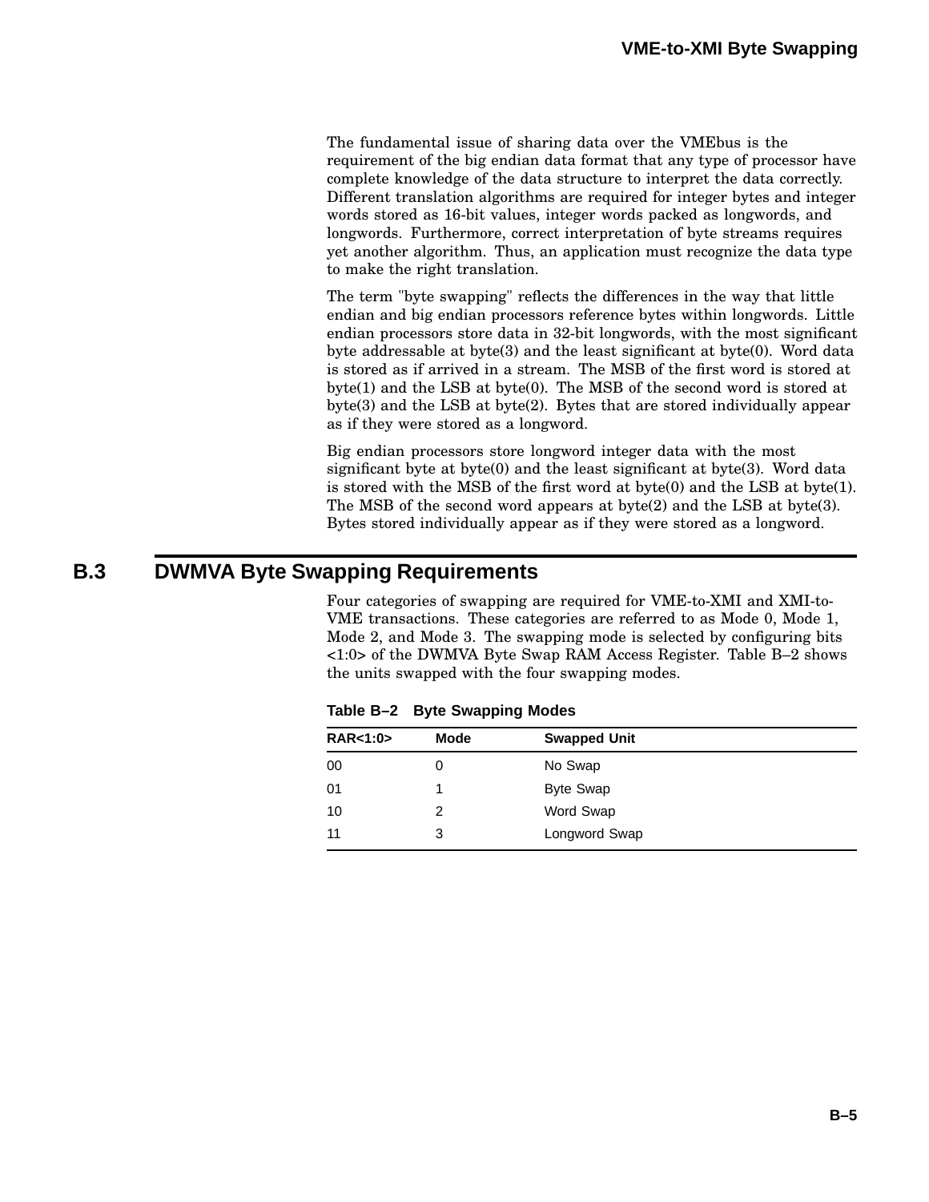The fundamental issue of sharing data over the VMEbus is the requirement of the big endian data format that any type of processor have complete knowledge of the data structure to interpret the data correctly. Different translation algorithms are required for integer bytes and integer words stored as 16-bit values, integer words packed as longwords, and longwords. Furthermore, correct interpretation of byte streams requires yet another algorithm. Thus, an application must recognize the data type to make the right translation.

The term "byte swapping" reflects the differences in the way that little endian and big endian processors reference bytes within longwords. Little endian processors store data in 32-bit longwords, with the most significant byte addressable at byte(3) and the least significant at byte(0). Word data is stored as if arrived in a stream. The MSB of the first word is stored at byte(1) and the LSB at byte(0). The MSB of the second word is stored at byte(3) and the LSB at byte(2). Bytes that are stored individually appear as if they were stored as a longword.

Big endian processors store longword integer data with the most significant byte at byte(0) and the least significant at byte(3). Word data is stored with the MSB of the first word at byte(0) and the LSB at byte(1). The MSB of the second word appears at byte(2) and the LSB at byte(3). Bytes stored individually appear as if they were stored as a longword.

## B.3 DWMVA Byte Swapping Requirements

Four categories of swapping are required for VME-to-XMI and XMI-to-VME transactions. These categories are referred to as Mode 0, Mode 1, Mode 2, and Mode 3. The swapping mode is selected by configuring bits <1:0> of the DWMVA Byte Swap RAM Access Register. Table B–2 shows the units swapped with the four swapping modes.

**Table B–2 Byte Swapping Modes**

| RAR<1:0> | Mode | Swapped Unit |
|---|---|---|
| 00 | 0 | No Swap |
| 01 | 1 | Byte Swap |
| 10 | 2 | Word Swap |
| 11 | 3 | Longword Swap |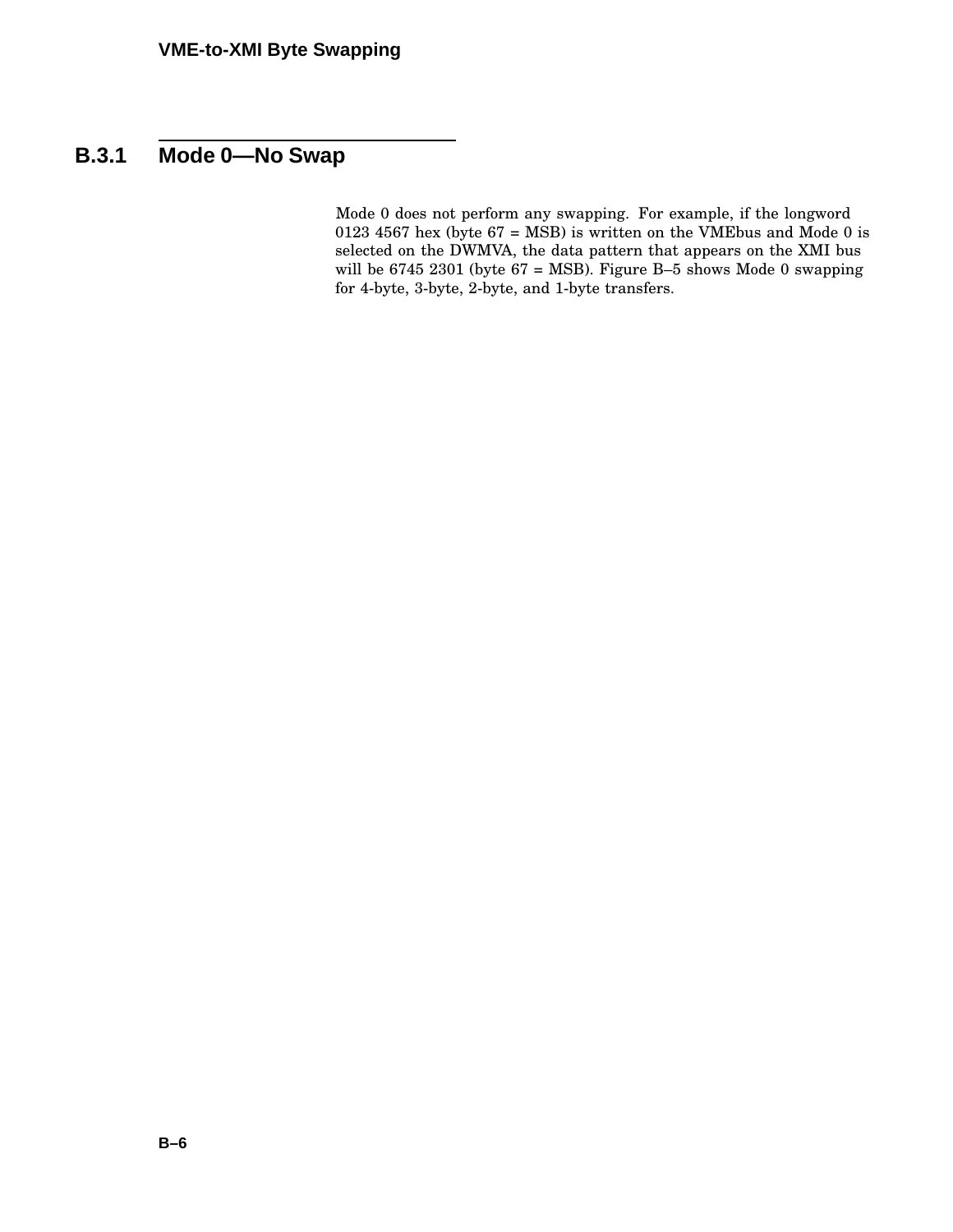## B.3.1 Mode 0—No Swap

Mode 0 does not perform any swapping. For example, if the longword 0123 4567 hex (byte 67 = MSB) is written on the VMEbus and Mode 0 is selected on the DWMVA, the data pattern that appears on the XMI bus will be 6745 2301 (byte 67 = MSB). Figure B–5 shows Mode 0 swapping for 4-byte, 3-byte, 2-byte, and 1-byte transfers.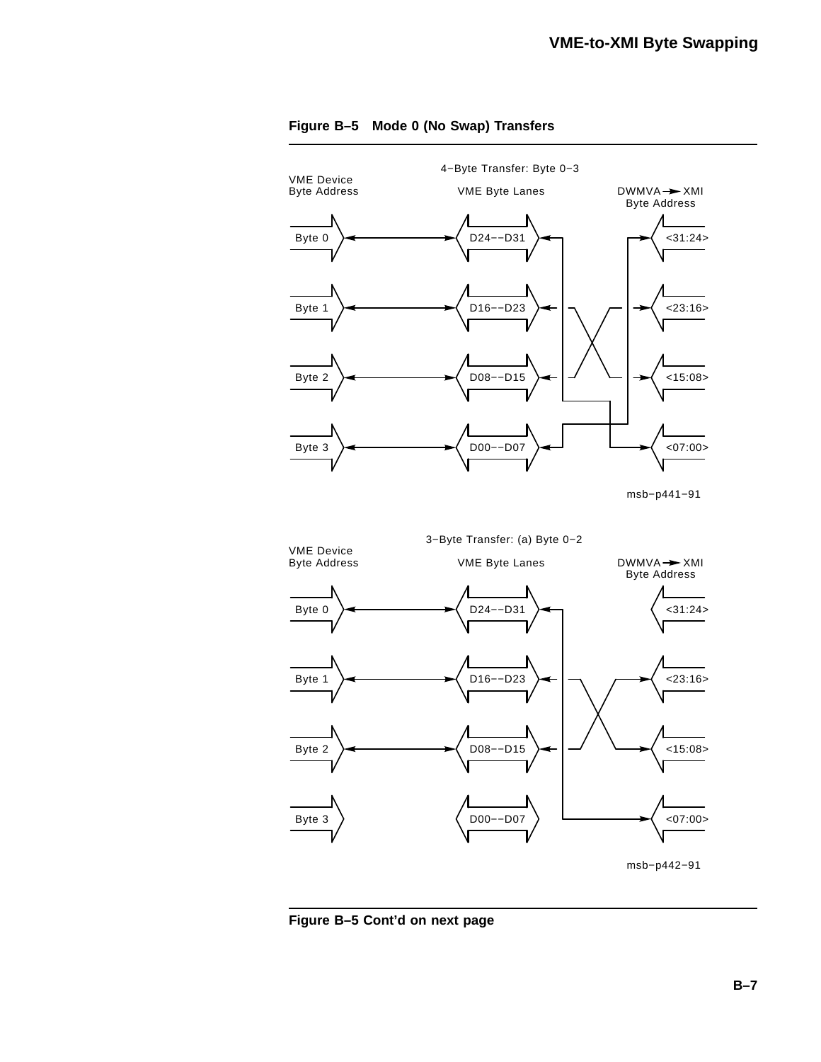**Figure B–5 Mode 0 (No Swap) Transfers**

4−Byte Transfer: Byte 0−3

| VME Device Byte Address | VME Byte Lanes | DWMVA → XMI Byte Address |
|---|---|---|
| Byte 0 | D24−−D31 | <31:24> |
| Byte 1 | D16−−D23 | <23:16> |
| Byte 2 | D08−−D15 | <15:08> |
| Byte 3 | D00−−D07 | <07:00> |

msb−p441−91

3−Byte Transfer: (a) Byte 0−2

| VME Device Byte Address | VME Byte Lanes | DWMVA → XMI Byte Address |
|---|---|---|
| Byte 0 | D24−−D31 | <31:24> |
| Byte 1 | D16−−D23 | <23:16> |
| Byte 2 | D08−−D15 | <15:08> |
| Byte 3 | D00−−D07 | <07:00> |

msb−p442−91

**Figure B–5 Cont'd on next page**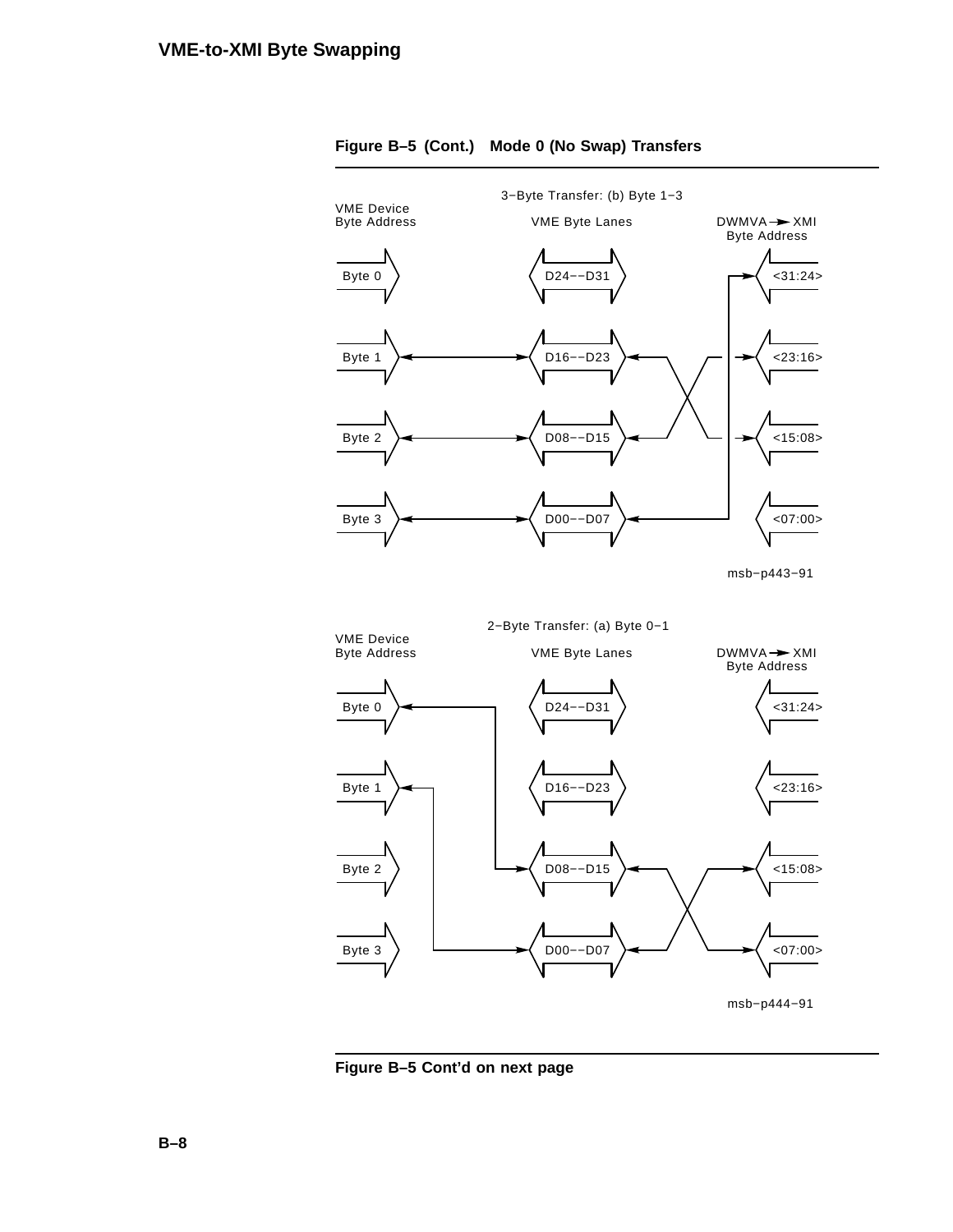**Figure B–5 (Cont.) Mode 0 (No Swap) Transfers**

3−Byte Transfer: (b) Byte 1−3

| VME Device Byte Address | VME Byte Lanes | DWMVA → XMI Byte Address |
|---|---|---|
| Byte 0 | D24−−D31 | <31:24> |
| Byte 1 | D16−−D23 | <23:16> |
| Byte 2 | D08−−D15 | <15:08> |
| Byte 3 | D00−−D07 | <07:00> |

msb−p443−91

2−Byte Transfer: (a) Byte 0−1

| VME Device Byte Address | VME Byte Lanes | DWMVA → XMI Byte Address |
|---|---|---|
| Byte 0 | D24−−D31 | <31:24> |
| Byte 1 | D16−−D23 | <23:16> |
| Byte 2 | D08−−D15 | <15:08> |
| Byte 3 | D00−−D07 | <07:00> |

msb−p444−91

**Figure B–5 Cont'd on next page**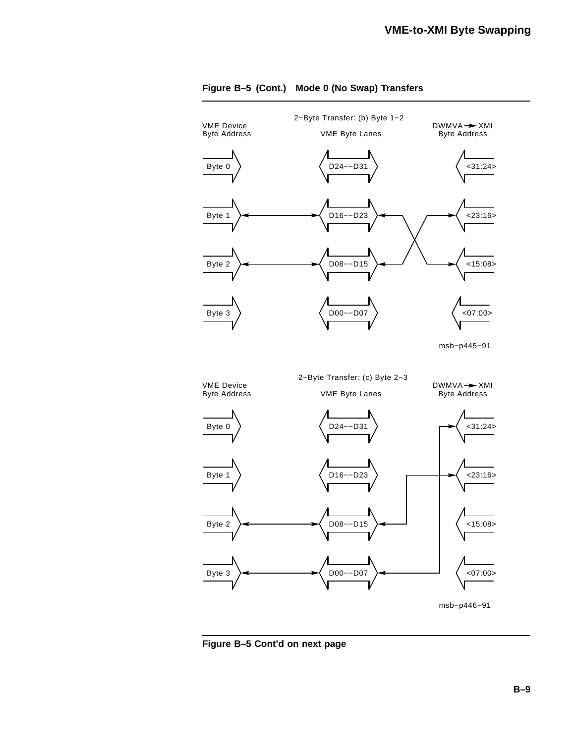**Figure B–5 (Cont.) Mode 0 (No Swap) Transfers**

2−Byte Transfer: (b) Byte 1−2

| VME Device Byte Address | VME Byte Lanes | DWMVA → XMI Byte Address |
|---|---|---|
| Byte 0 | D24−−D31 | <31:24> |
| Byte 1 | D16−−D23 | <23:16> |
| Byte 2 | D08−−D15 | <15:08> |
| Byte 3 | D00−−D07 | <07:00> |

msb−p445−91

2−Byte Transfer: (c) Byte 2−3

| VME Device Byte Address | VME Byte Lanes | DWMVA → XMI Byte Address |
|---|---|---|
| Byte 0 | D24−−D31 | <31:24> |
| Byte 1 | D16−−D23 | <23:16> |
| Byte 2 | D08−−D15 | <15:08> |
| Byte 3 | D00−−D07 | <07:00> |

msb−p446−91

**Figure B–5 Cont'd on next page**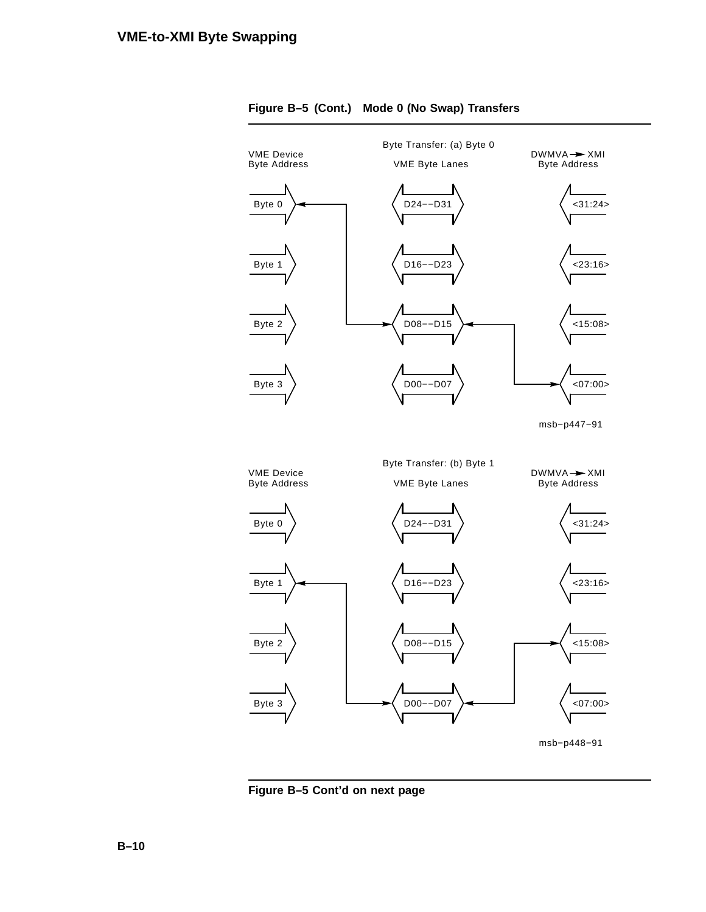## VME-to-XMI Byte Swapping

**Figure B–5 (Cont.) Mode 0 (No Swap) Transfers**

Byte Transfer: (a) Byte 0

| VME Device Byte Address | VME Byte Lanes | DWMVA → XMI Byte Address |
|---|---|---|
| Byte 0 | D24––D31 | <31:24> |
| Byte 1 | D16––D23 | <23:16> |
| Byte 2 | D08––D15 | <15:08> |
| Byte 3 | D00––D07 | <07:00> |

msb−p447−91

Byte Transfer: (b) Byte 1

| VME Device Byte Address | VME Byte Lanes | DWMVA → XMI Byte Address |
|---|---|---|
| Byte 0 | D24––D31 | <31:24> |
| Byte 1 | D16––D23 | <23:16> |
| Byte 2 | D08––D15 | <15:08> |
| Byte 3 | D00––D07 | <07:00> |

msb−p448−91

**Figure B–5 Cont'd on next page**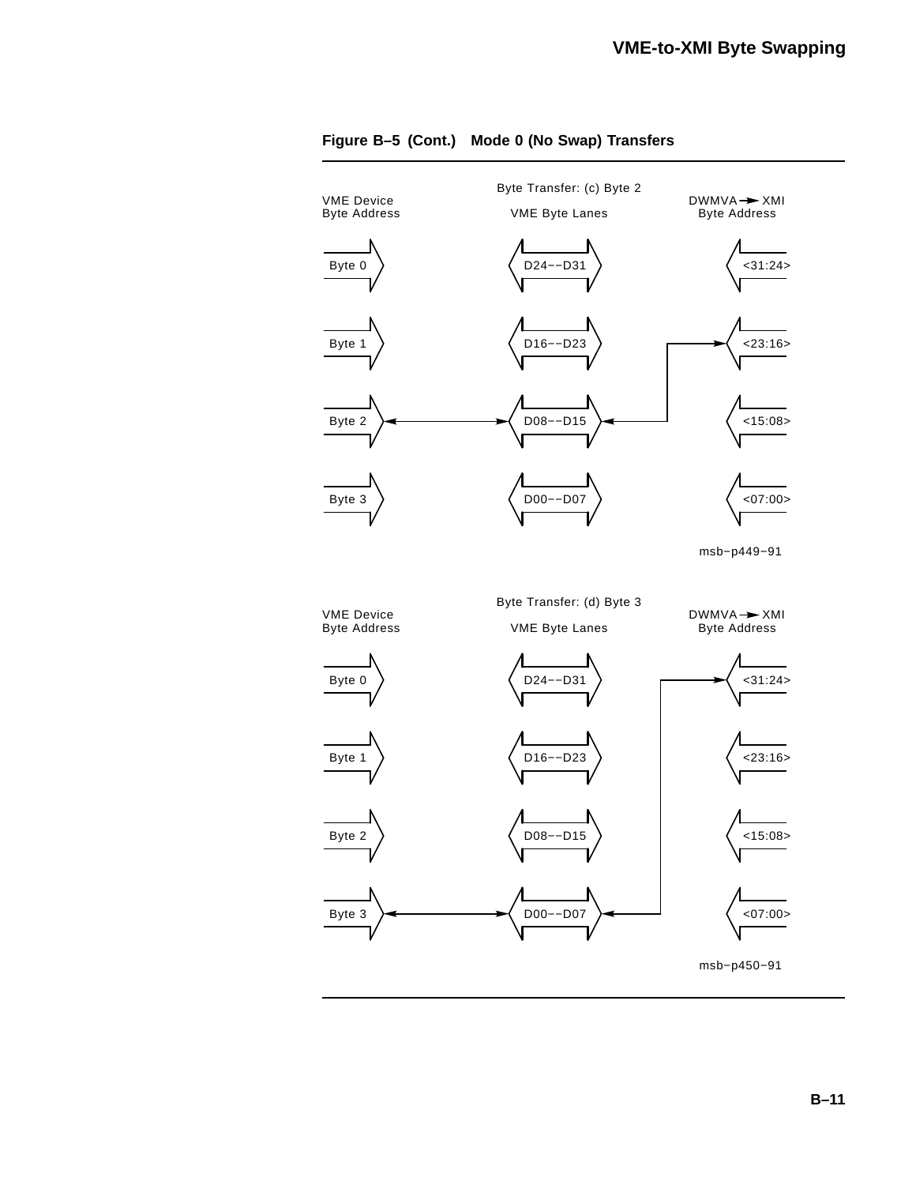**Figure B–5 (Cont.) Mode 0 (No Swap) Transfers**

Byte Transfer: (c) Byte 2

| VME Device Byte Address | VME Byte Lanes | DWMVA → XMI Byte Address |
|---|---|---|
| Byte 0 | D24−−D31 | <31:24> |
| Byte 1 | D16−−D23 | <23:16> |
| Byte 2 | D08−−D15 | <15:08> |
| Byte 3 | D00−−D07 | <07:00> |

msb−p449−91

Byte Transfer: (d) Byte 3

| VME Device Byte Address | VME Byte Lanes | DWMVA → XMI Byte Address |
|---|---|---|
| Byte 0 | D24−−D31 | <31:24> |
| Byte 1 | D16−−D23 | <23:16> |
| Byte 2 | D08−−D15 | <15:08> |
| Byte 3 | D00−−D07 | <07:00> |

msb−p450−91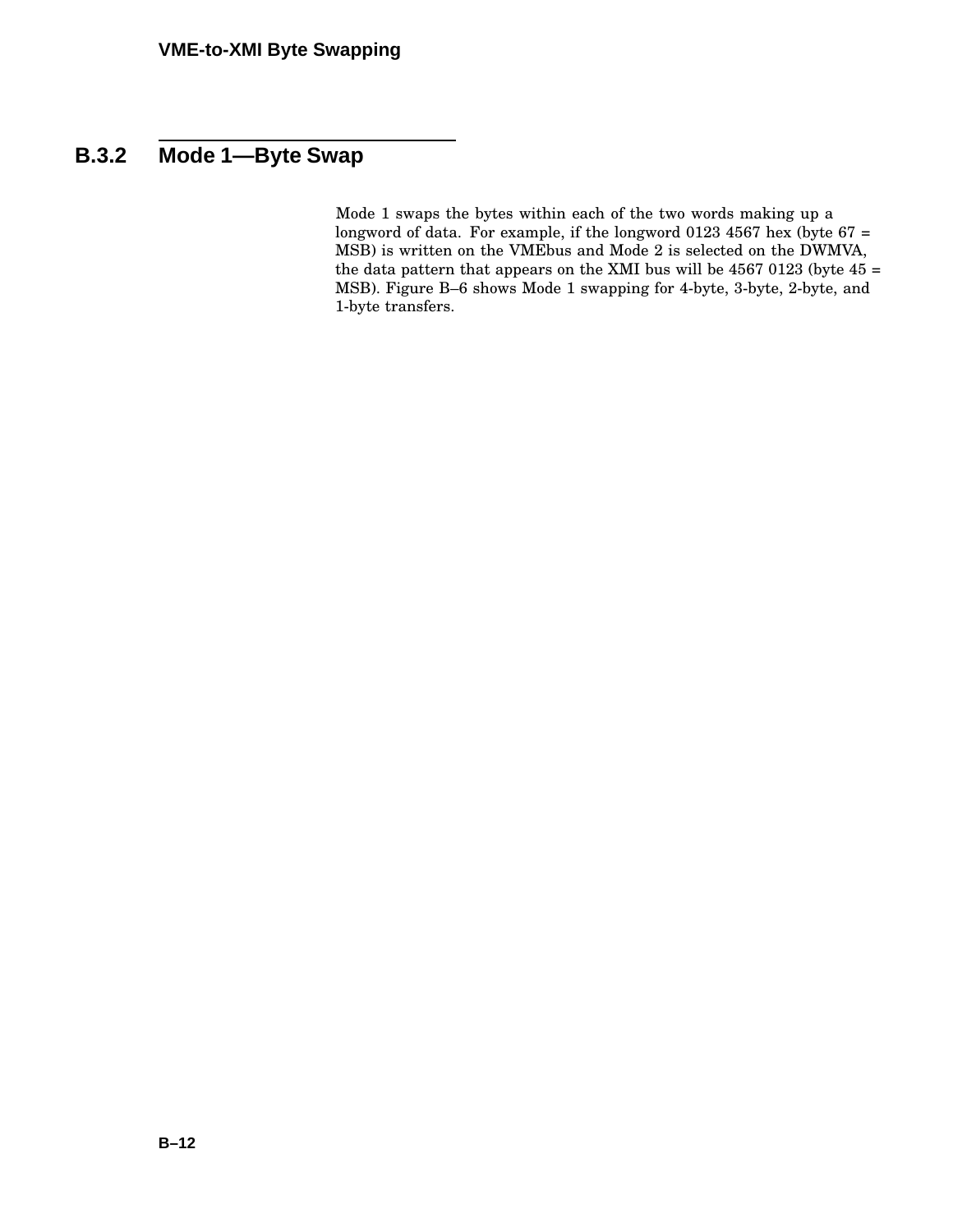## B.3.2 Mode 1—Byte Swap

Mode 1 swaps the bytes within each of the two words making up a longword of data. For example, if the longword 0123 4567 hex (byte 67 = MSB) is written on the VMEbus and Mode 2 is selected on the DWMVA, the data pattern that appears on the XMI bus will be 4567 0123 (byte 45 = MSB). Figure B–6 shows Mode 1 swapping for 4-byte, 3-byte, 2-byte, and 1-byte transfers.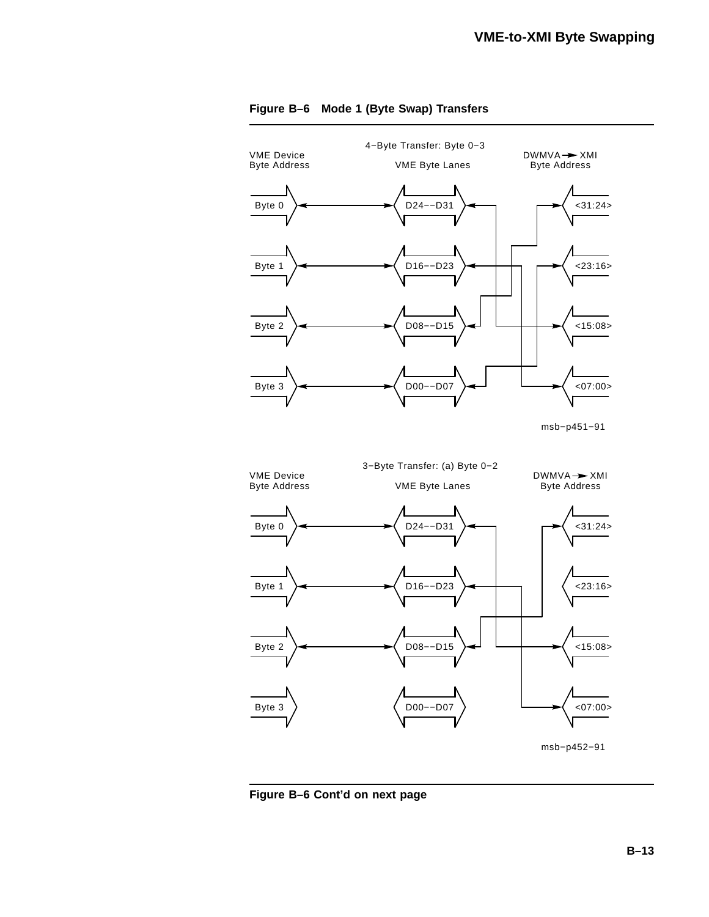**Figure B–6 Mode 1 (Byte Swap) Transfers**

4−Byte Transfer: Byte 0−3

| VME Device Byte Address | VME Byte Lanes | DWMVA → XMI Byte Address |
|---|---|---|
| Byte 0 | D24−−D31 | <31:24> |
| Byte 1 | D16−−D23 | <23:16> |
| Byte 2 | D08−−D15 | <15:08> |
| Byte 3 | D00−−D07 | <07:00> |

msb−p451−91

3−Byte Transfer: (a) Byte 0−2

| VME Device Byte Address | VME Byte Lanes | DWMVA → XMI Byte Address |
|---|---|---|
| Byte 0 | D24−−D31 | <31:24> |
| Byte 1 | D16−−D23 | <23:16> |
| Byte 2 | D08−−D15 | <15:08> |
| Byte 3 | D00−−D07 | <07:00> |

msb−p452−91

**Figure B–6 Cont'd on next page**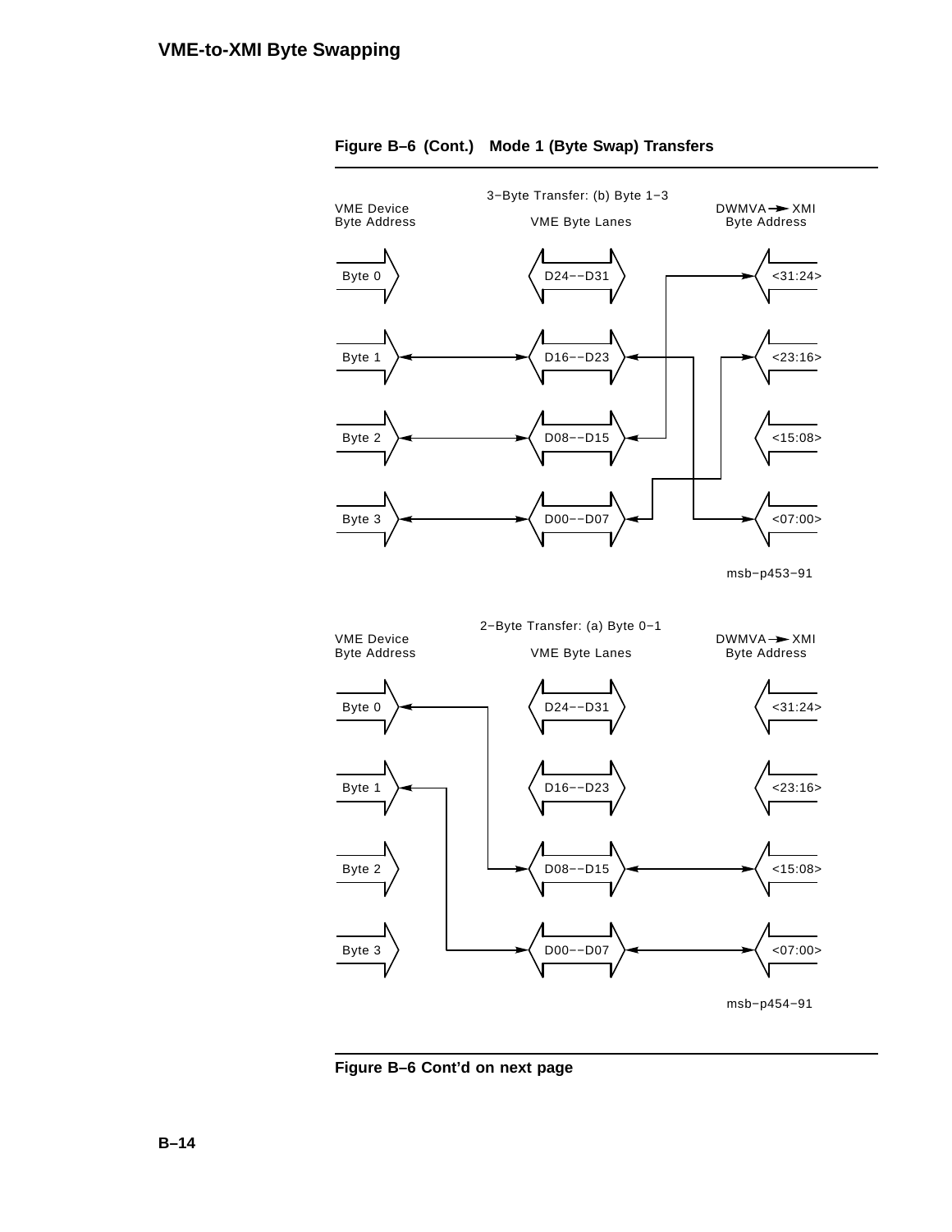**Figure B–6 (Cont.) Mode 1 (Byte Swap) Transfers**

3−Byte Transfer: (b) Byte 1−3

| VME Device Byte Address | VME Byte Lanes | DWMVA → XMI Byte Address |
|---|---|---|
| Byte 0 | D24−−D31 | <31:24> |
| Byte 1 | D16−−D23 | <23:16> |
| Byte 2 | D08−−D15 | <15:08> |
| Byte 3 | D00−−D07 | <07:00> |

msb−p453−91

2−Byte Transfer: (a) Byte 0−1

| VME Device Byte Address | VME Byte Lanes | DWMVA → XMI Byte Address |
|---|---|---|
| Byte 0 | D24−−D31 | <31:24> |
| Byte 1 | D16−−D23 | <23:16> |
| Byte 2 | D08−−D15 | <15:08> |
| Byte 3 | D00−−D07 | <07:00> |

msb−p454−91

**Figure B–6 Cont'd on next page**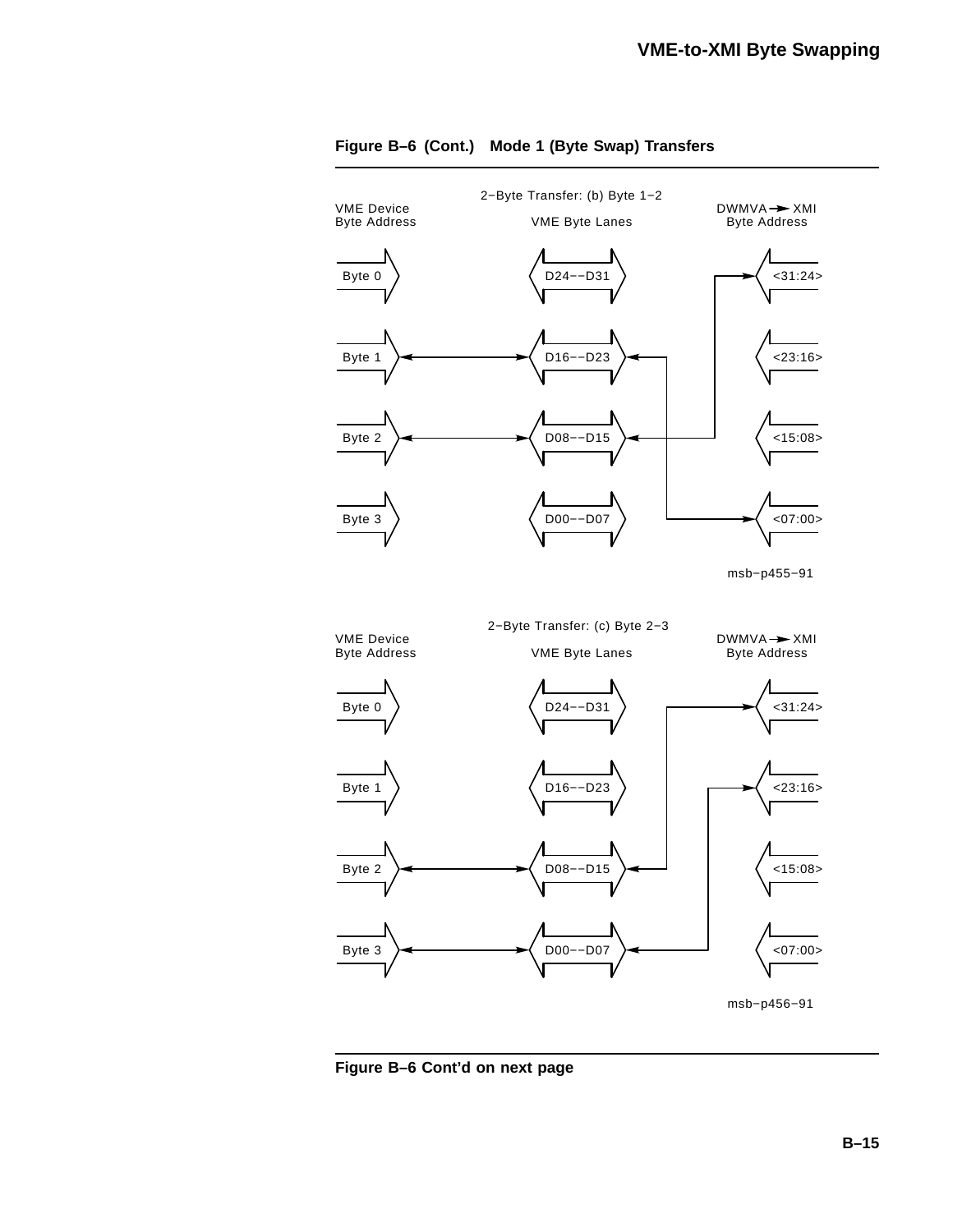**Figure B–6 (Cont.) Mode 1 (Byte Swap) Transfers**

2−Byte Transfer: (b) Byte 1−2

| VME Device Byte Address | VME Byte Lanes | DWMVA → XMI Byte Address |
|---|---|---|
| Byte 0 | D24−−D31 | <31:24> |
| Byte 1 | D16−−D23 | <23:16> |
| Byte 2 | D08−−D15 | <15:08> |
| Byte 3 | D00−−D07 | <07:00> |

msb−p455−91

2−Byte Transfer: (c) Byte 2−3

| VME Device Byte Address | VME Byte Lanes | DWMVA → XMI Byte Address |
|---|---|---|
| Byte 0 | D24−−D31 | <31:24> |
| Byte 1 | D16−−D23 | <23:16> |
| Byte 2 | D08−−D15 | <15:08> |
| Byte 3 | D00−−D07 | <07:00> |

msb−p456−91

**Figure B–6 Cont'd on next page**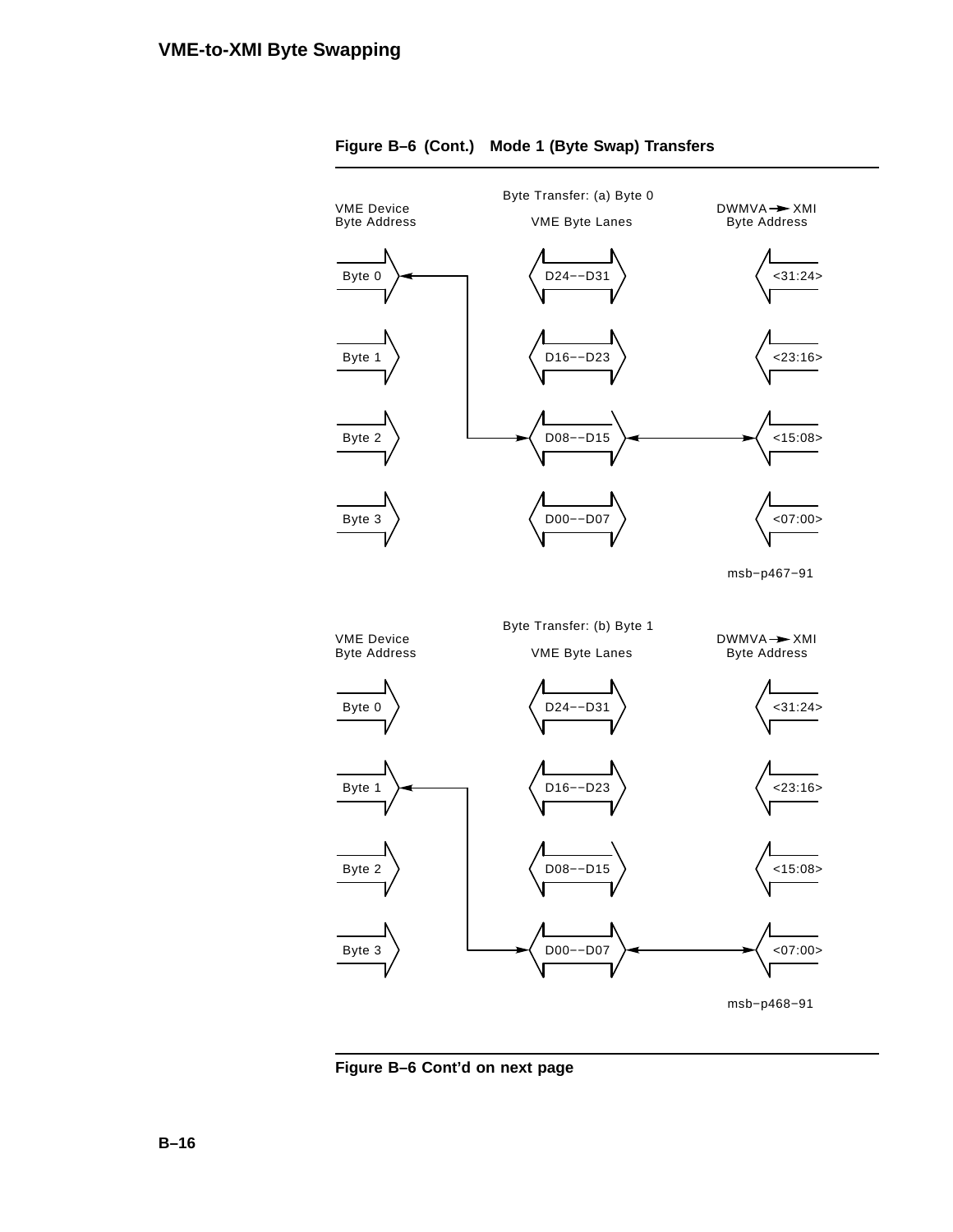**Figure B–6 (Cont.) Mode 1 (Byte Swap) Transfers**

Byte Transfer: (a) Byte 0

| VME Device Byte Address | VME Byte Lanes | DWMVA → XMI Byte Address |
|---|---|---|
| Byte 0 | D24--D31 | <31:24> |
| Byte 1 | D16--D23 | <23:16> |
| Byte 2 | D08--D15 | <15:08> |
| Byte 3 | D00--D07 | <07:00> |

msb−p467−91

Byte Transfer: (b) Byte 1

| VME Device Byte Address | VME Byte Lanes | DWMVA → XMI Byte Address |
|---|---|---|
| Byte 0 | D24--D31 | <31:24> |
| Byte 1 | D16--D23 | <23:16> |
| Byte 2 | D08--D15 | <15:08> |
| Byte 3 | D00--D07 | <07:00> |

msb−p468−91

**Figure B–6 Cont'd on next page**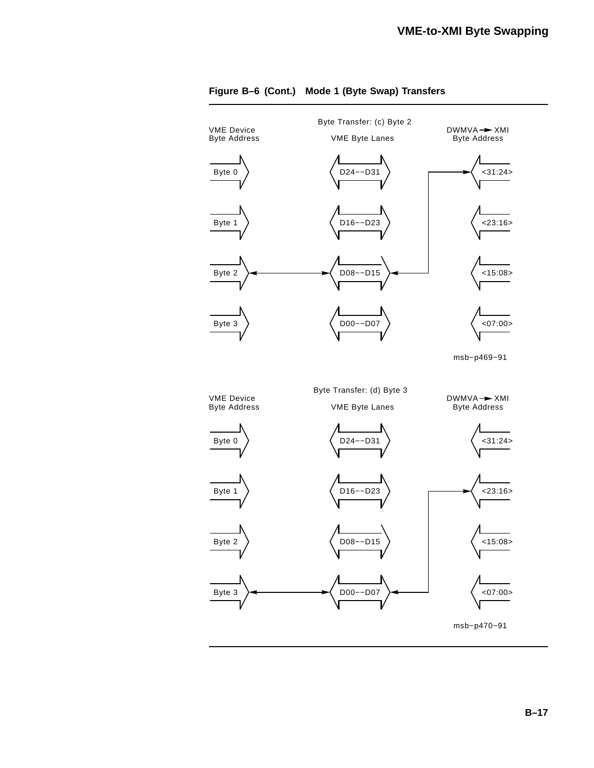**Figure B–6 (Cont.) Mode 1 (Byte Swap) Transfers**

Byte Transfer: (c) Byte 2

| VME Device Byte Address | VME Byte Lanes | DWMVA → XMI Byte Address |
|---|---|---|
| Byte 0 | D24--D31 | <31:24> |
| Byte 1 | D16--D23 | <23:16> |
| Byte 2 | D08--D15 | <15:08> |
| Byte 3 | D00--D07 | <07:00> |

msb−p469−91

Byte Transfer: (d) Byte 3

| VME Device Byte Address | VME Byte Lanes | DWMVA → XMI Byte Address |
|---|---|---|
| Byte 0 | D24--D31 | <31:24> |
| Byte 1 | D16--D23 | <23:16> |
| Byte 2 | D08--D15 | <15:08> |
| Byte 3 | D00--D07 | <07:00> |

msb−p470−91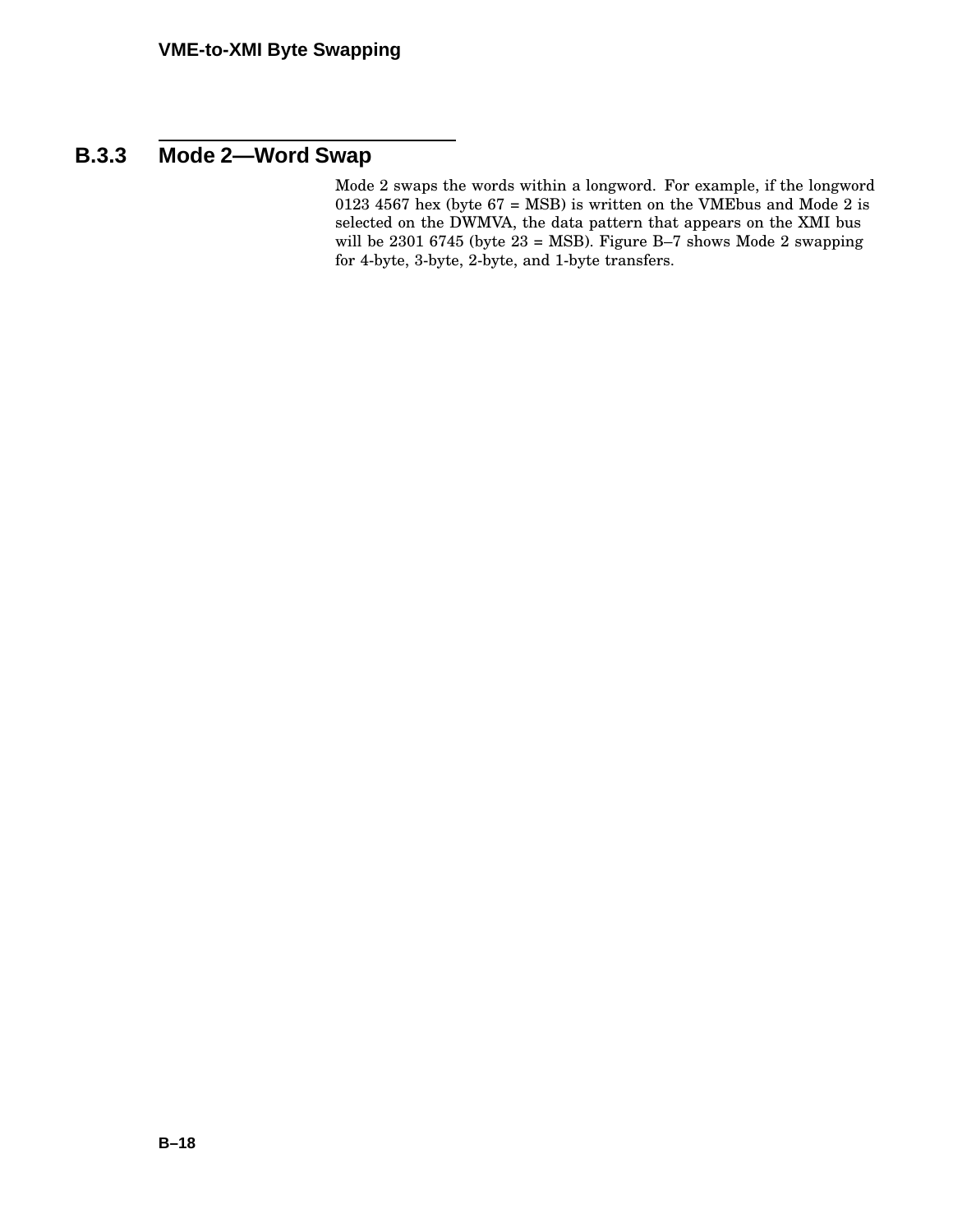### B.3.3 Mode 2—Word Swap

Mode 2 swaps the words within a longword. For example, if the longword 0123 4567 hex (byte 67 = MSB) is written on the VMEbus and Mode 2 is selected on the DWMVA, the data pattern that appears on the XMI bus will be 2301 6745 (byte 23 = MSB). Figure B–7 shows Mode 2 swapping for 4-byte, 3-byte, 2-byte, and 1-byte transfers.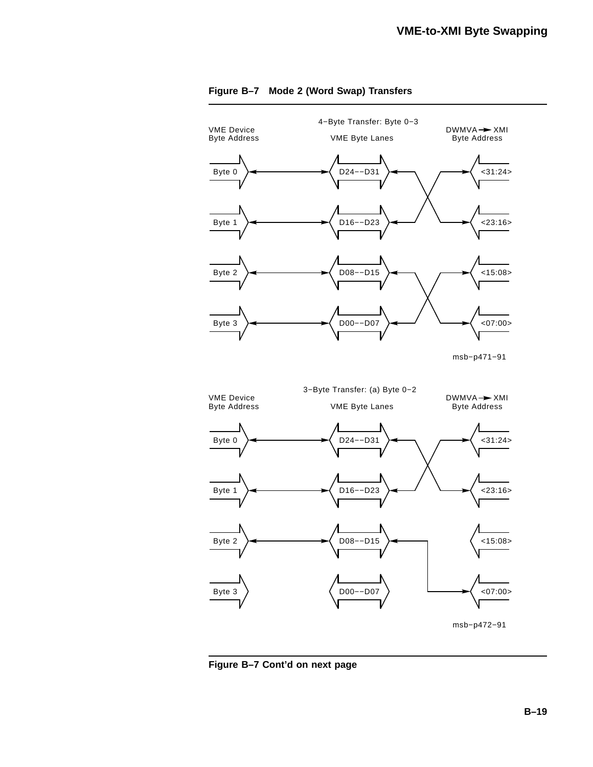**Figure B–7 Mode 2 (Word Swap) Transfers**

4–Byte Transfer: Byte 0–3

| VME Device Byte Address | VME Byte Lanes | DWMVA → XMI Byte Address |
|---|---|---|
| Byte 0 | D24--D31 | <31:24> |
| Byte 1 | D16--D23 | <23:16> |
| Byte 2 | D08--D15 | <15:08> |
| Byte 3 | D00--D07 | <07:00> |

msb–p471–91

3–Byte Transfer: (a) Byte 0–2

| VME Device Byte Address | VME Byte Lanes | DWMVA → XMI Byte Address |
|---|---|---|
| Byte 0 | D24--D31 | <31:24> |
| Byte 1 | D16--D23 | <23:16> |
| Byte 2 | D08--D15 | <15:08> |
| Byte 3 | D00--D07 | <07:00> |

msb–p472–91

**Figure B–7 Cont'd on next page**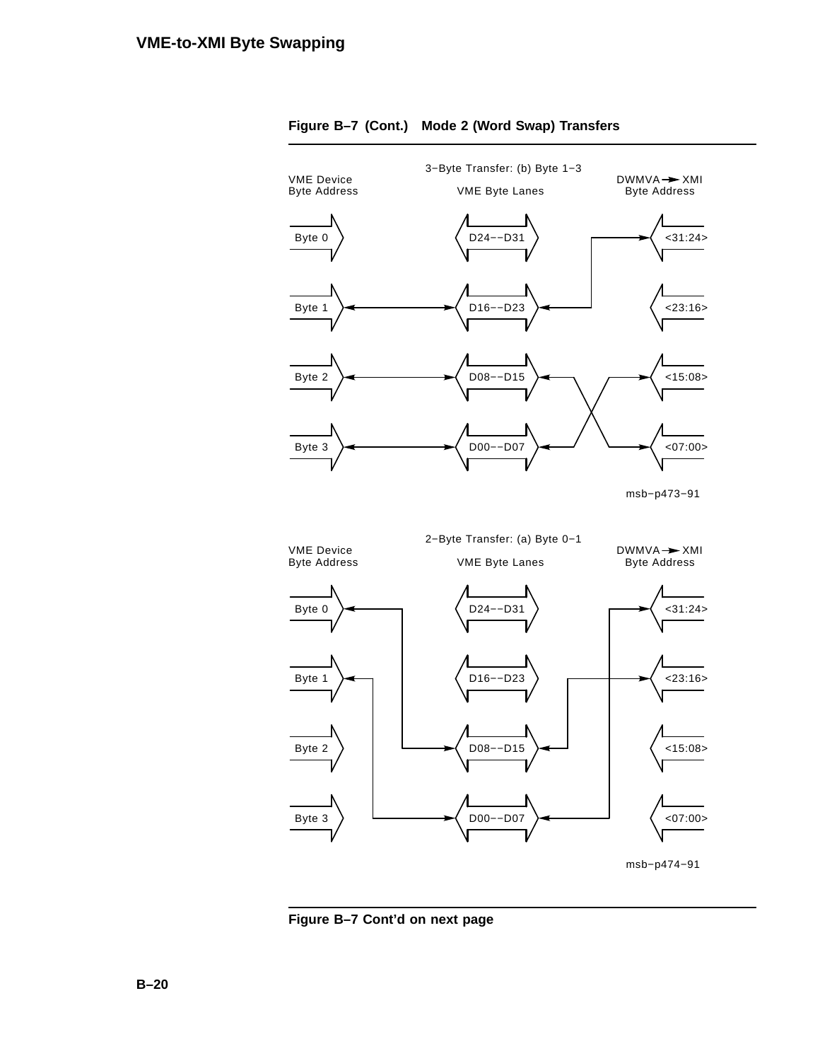**Figure B–7 (Cont.) Mode 2 (Word Swap) Transfers**

3−Byte Transfer: (b) Byte 1−3

| VME Device Byte Address | VME Byte Lanes | DWMVA → XMI Byte Address |
| --- | --- | --- |
| Byte 0 | D24−−D31 | <31:24> |
| Byte 1 | D16−−D23 | <23:16> |
| Byte 2 | D08−−D15 | <15:08> |
| Byte 3 | D00−−D07 | <07:00> |

msb−p473−91

2−Byte Transfer: (a) Byte 0−1

| VME Device Byte Address | VME Byte Lanes | DWMVA → XMI Byte Address |
| --- | --- | --- |
| Byte 0 | D24−−D31 | <31:24> |
| Byte 1 | D16−−D23 | <23:16> |
| Byte 2 | D08−−D15 | <15:08> |
| Byte 3 | D00−−D07 | <07:00> |

msb−p474−91

**Figure B–7 Cont'd on next page**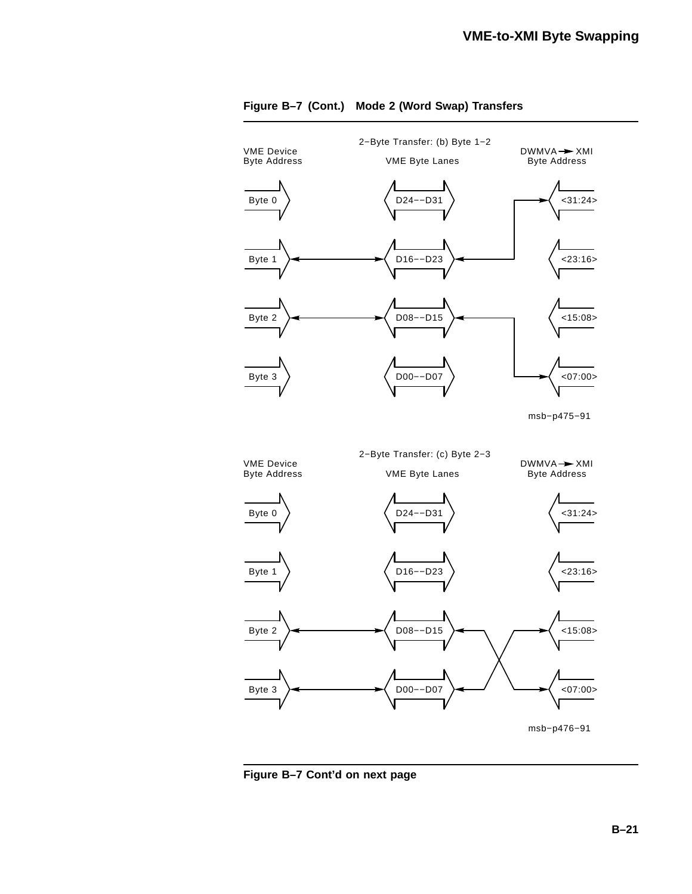**Figure B–7 (Cont.) Mode 2 (Word Swap) Transfers**

2−Byte Transfer: (b) Byte 1−2

| VME Device Byte Address | VME Byte Lanes | DWMVA → XMI Byte Address |
|---|---|---|
| Byte 0 | D24−−D31 | <31:24> |
| Byte 1 | D16−−D23 | <23:16> |
| Byte 2 | D08−−D15 | <15:08> |
| Byte 3 | D00−−D07 | <07:00> |

msb−p475−91

2−Byte Transfer: (c) Byte 2−3

| VME Device Byte Address | VME Byte Lanes | DWMVA → XMI Byte Address |
|---|---|---|
| Byte 0 | D24−−D31 | <31:24> |
| Byte 1 | D16−−D23 | <23:16> |
| Byte 2 | D08−−D15 | <15:08> |
| Byte 3 | D00−−D07 | <07:00> |

msb−p476−91

**Figure B–7 Cont'd on next page**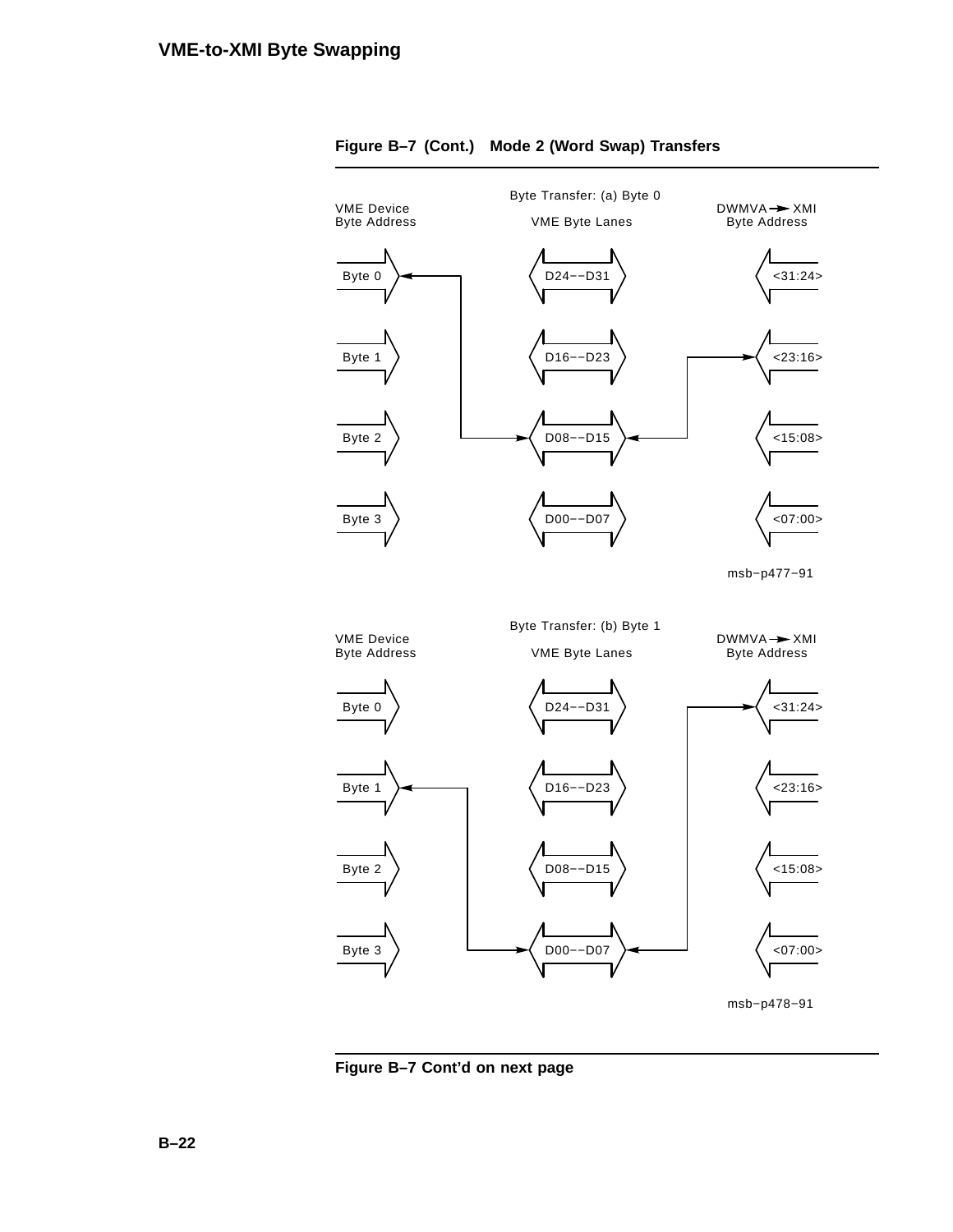## Figure B–7 (Cont.) Mode 2 (Word Swap) Transfers

Byte Transfer: (a) Byte 0

| VME Device Byte Address | VME Byte Lanes | DWMVA → XMI Byte Address |
|---|---|---|
| Byte 0 | D24−−D31 | <31:24> |
| Byte 1 | D16−−D23 | <23:16> |
| Byte 2 | D08−−D15 | <15:08> |
| Byte 3 | D00−−D07 | <07:00> |

msb−p477−91

Byte Transfer: (b) Byte 1

| VME Device Byte Address | VME Byte Lanes | DWMVA → XMI Byte Address |
|---|---|---|
| Byte 0 | D24−−D31 | <31:24> |
| Byte 1 | D16−−D23 | <23:16> |
| Byte 2 | D08−−D15 | <15:08> |
| Byte 3 | D00−−D07 | <07:00> |

msb−p478−91

**Figure B–7 Cont'd on next page**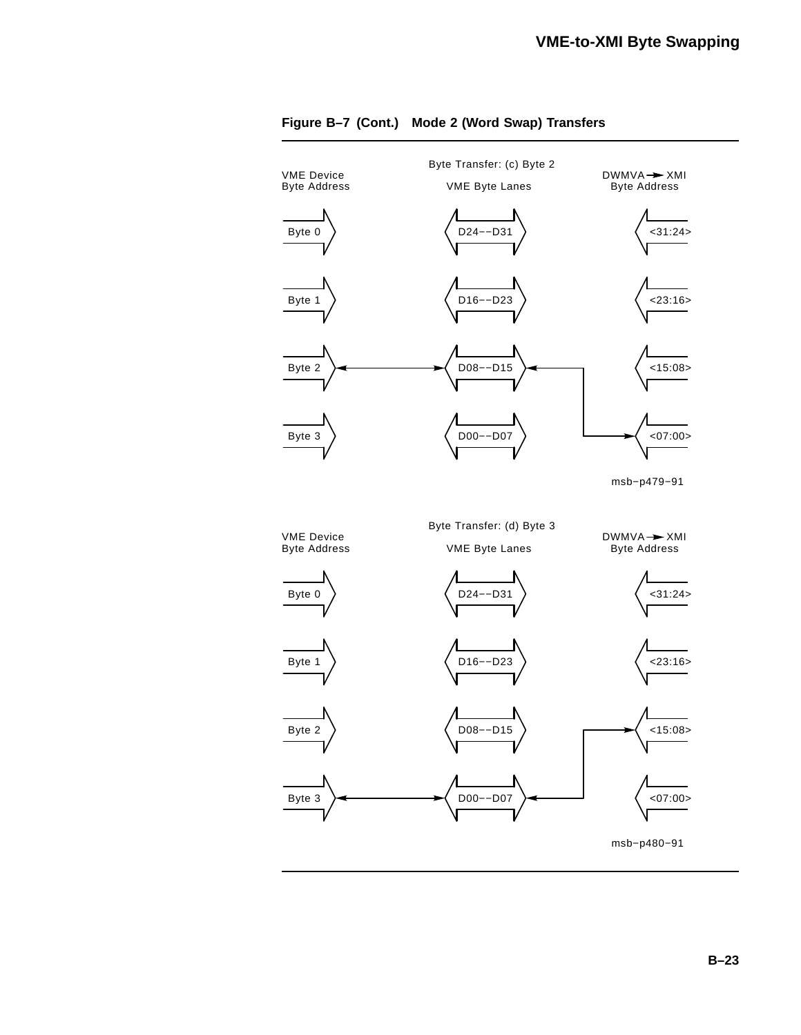**Figure B–7 (Cont.) Mode 2 (Word Swap) Transfers**

Byte Transfer: (c) Byte 2

VME Device Byte Address | VME Byte Lanes | DWMVA → XMI Byte Address

Byte 0 | D24−−D31 | <31:24>

Byte 1 | D16−−D23 | <23:16>

Byte 2 | D08−−D15 | <15:08>

Byte 3 | D00−−D07 | <07:00>

msb−p479−91

Byte Transfer: (d) Byte 3

VME Device Byte Address | VME Byte Lanes | DWMVA → XMI Byte Address

Byte 0 | D24−−D31 | <31:24>

Byte 1 | D16−−D23 | <23:16>

Byte 2 | D08−−D15 | <15:08>

Byte 3 | D00−−D07 | <07:00>

msb−p480−91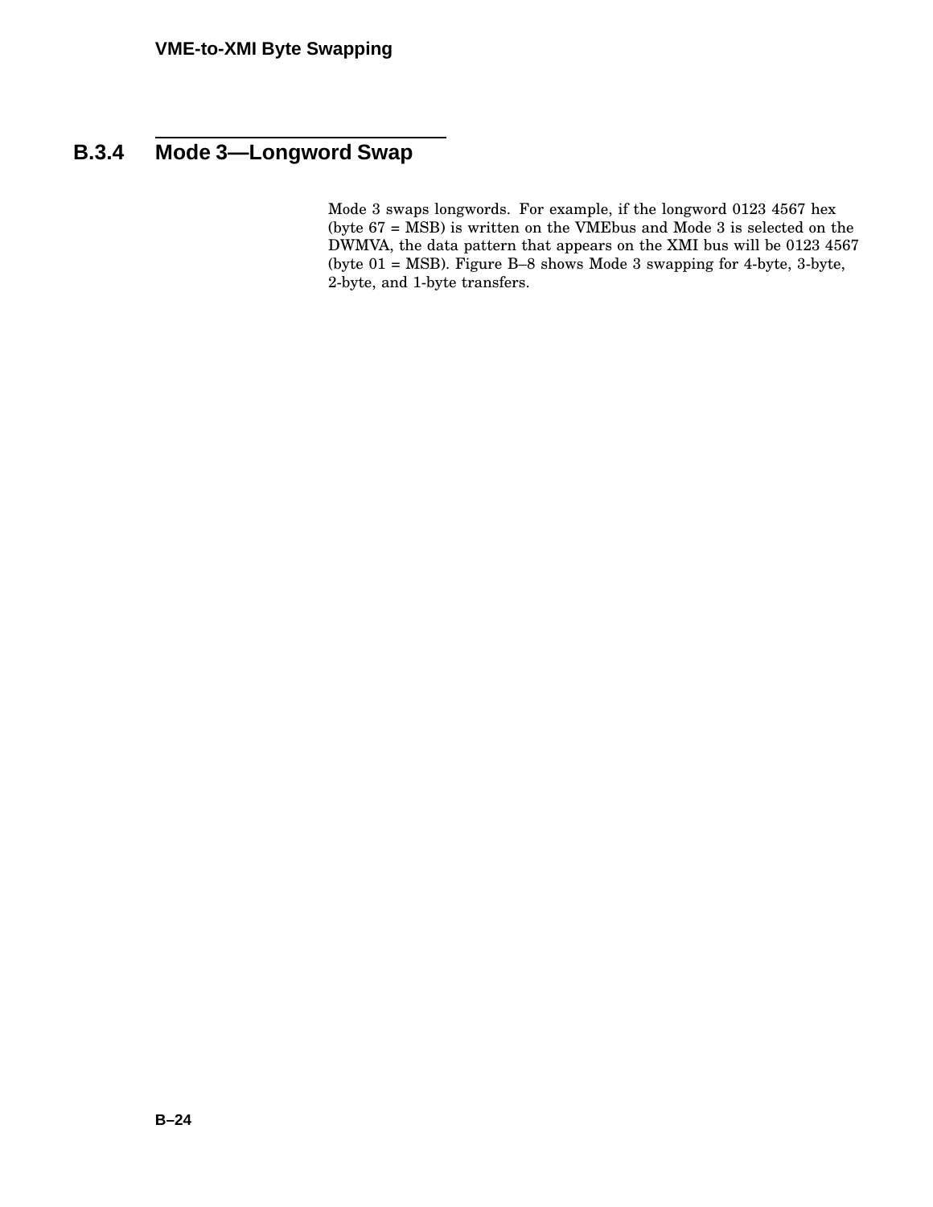## B.3.4 Mode 3—Longword Swap

Mode 3 swaps longwords. For example, if the longword 0123 4567 hex (byte 67 = MSB) is written on the VMEbus and Mode 3 is selected on the DWMVA, the data pattern that appears on the XMI bus will be 0123 4567 (byte 01 = MSB). Figure B–8 shows Mode 3 swapping for 4-byte, 3-byte, 2-byte, and 1-byte transfers.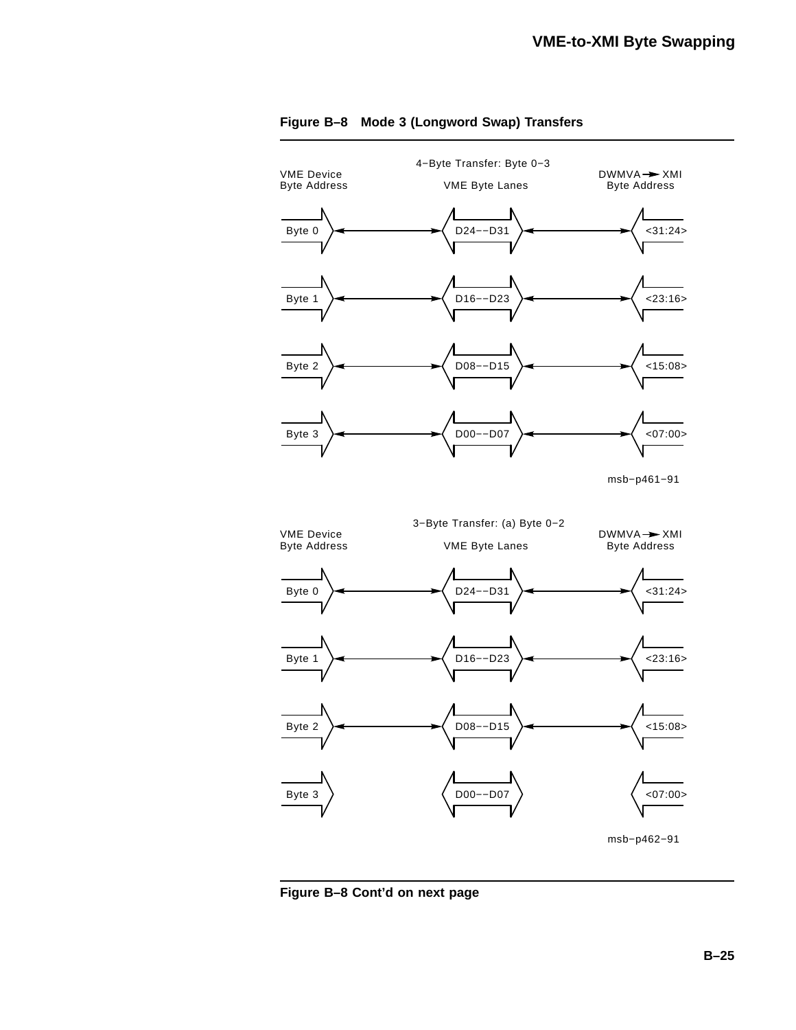**Figure B–8 Mode 3 (Longword Swap) Transfers**

4−Byte Transfer: Byte 0−3

| VME Device Byte Address | VME Byte Lanes | DWMVA → XMI Byte Address |
|---|---|---|
| Byte 0 | D24−−D31 | <31:24> |
| Byte 1 | D16−−D23 | <23:16> |
| Byte 2 | D08−−D15 | <15:08> |
| Byte 3 | D00−−D07 | <07:00> |

msb−p461−91

3−Byte Transfer: (a) Byte 0−2

| VME Device Byte Address | VME Byte Lanes | DWMVA → XMI Byte Address |
|---|---|---|
| Byte 0 | D24−−D31 | <31:24> |
| Byte 1 | D16−−D23 | <23:16> |
| Byte 2 | D08−−D15 | <15:08> |
| Byte 3 (no transfer) | D00−−D07 | <07:00> |

msb−p462−91

**Figure B–8 Cont'd on next page**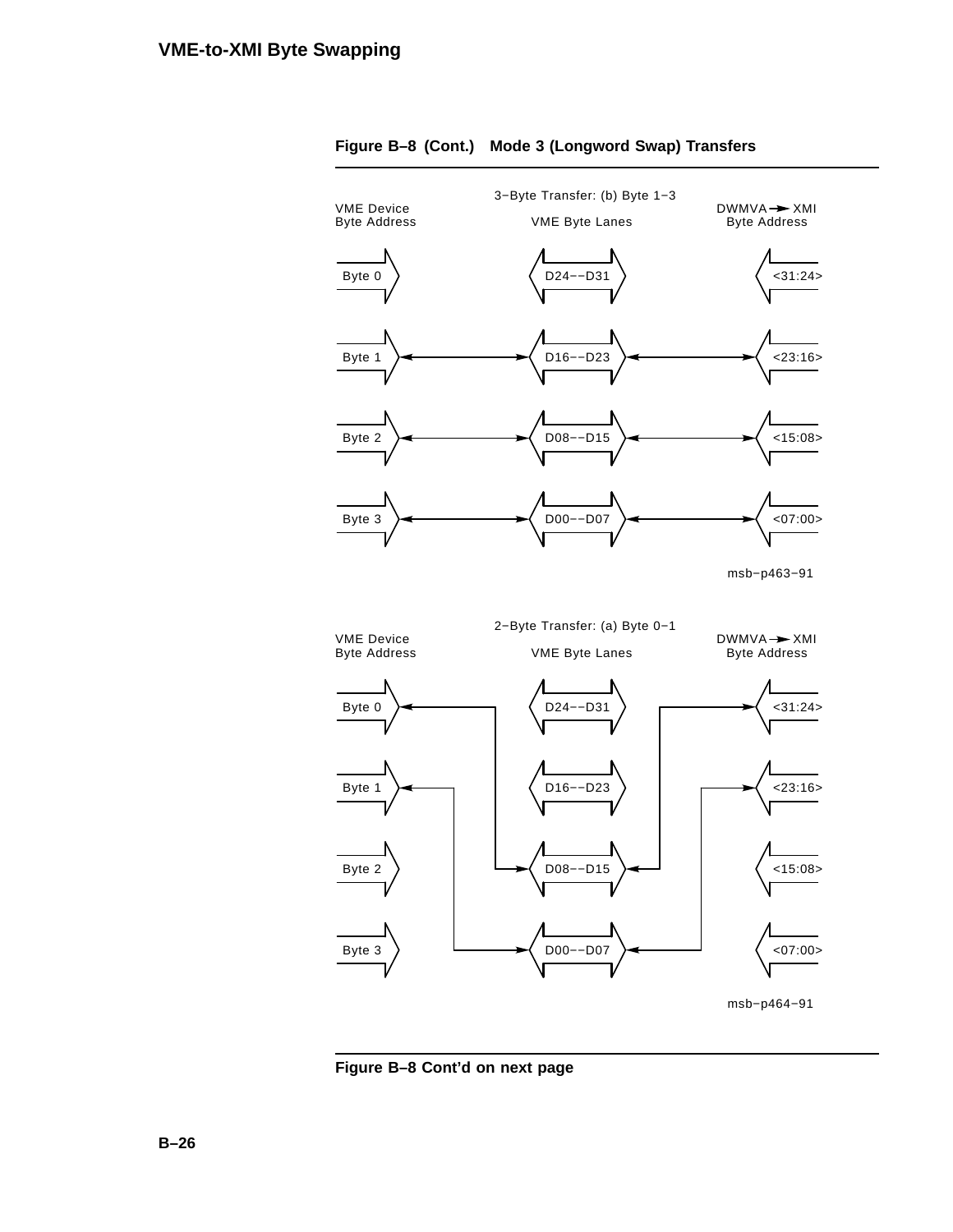**Figure B–8 (Cont.) Mode 3 (Longword Swap) Transfers**

3–Byte Transfer: (b) Byte 1–3

| VME Device Byte Address | VME Byte Lanes | DWMVA → XMI Byte Address |
|---|---|---|
| Byte 0 | D24––D31 | <31:24> |
| Byte 1 | D16––D23 | <23:16> |
| Byte 2 | D08––D15 | <15:08> |
| Byte 3 | D00––D07 | <07:00> |

msb–p463–91

2–Byte Transfer: (a) Byte 0–1

| VME Device Byte Address | VME Byte Lanes | DWMVA → XMI Byte Address |
|---|---|---|
| Byte 0 | D24––D31 | <31:24> |
| Byte 1 | D16––D23 | <23:16> |
| Byte 2 | D08––D15 | <15:08> |
| Byte 3 | D00––D07 | <07:00> |

msb–p464–91

**Figure B–8 Cont'd on next page**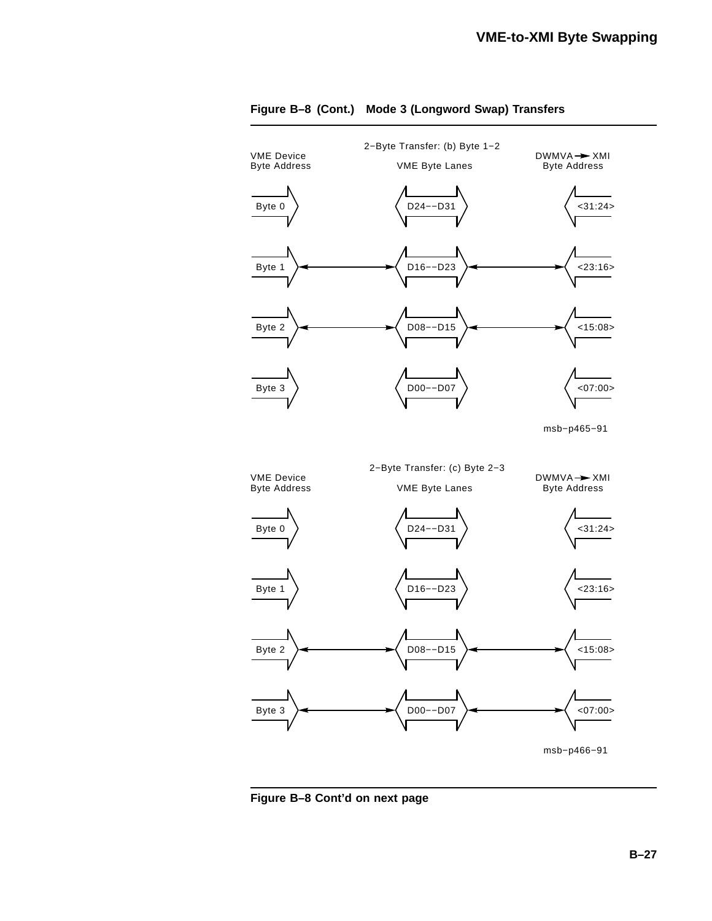**Figure B–8 (Cont.) Mode 3 (Longword Swap) Transfers**

2−Byte Transfer: (b) Byte 1−2

| VME Device Byte Address | VME Byte Lanes | DWMVA → XMI Byte Address |
|---|---|---|
| Byte 0 | D24−−D31 | <31:24> |
| Byte 1 ↔ | D16−−D23 ↔ | <23:16> |
| Byte 2 ↔ | D08−−D15 ↔ | <15:08> |
| Byte 3 | D00−−D07 | <07:00> |

msb−p465−91

2−Byte Transfer: (c) Byte 2−3

| VME Device Byte Address | VME Byte Lanes | DWMVA → XMI Byte Address |
|---|---|---|
| Byte 0 | D24−−D31 | <31:24> |
| Byte 1 | D16−−D23 | <23:16> |
| Byte 2 ↔ | D08−−D15 ↔ | <15:08> |
| Byte 3 ↔ | D00−−D07 ↔ | <07:00> |

msb−p466−91

**Figure B–8 Cont'd on next page**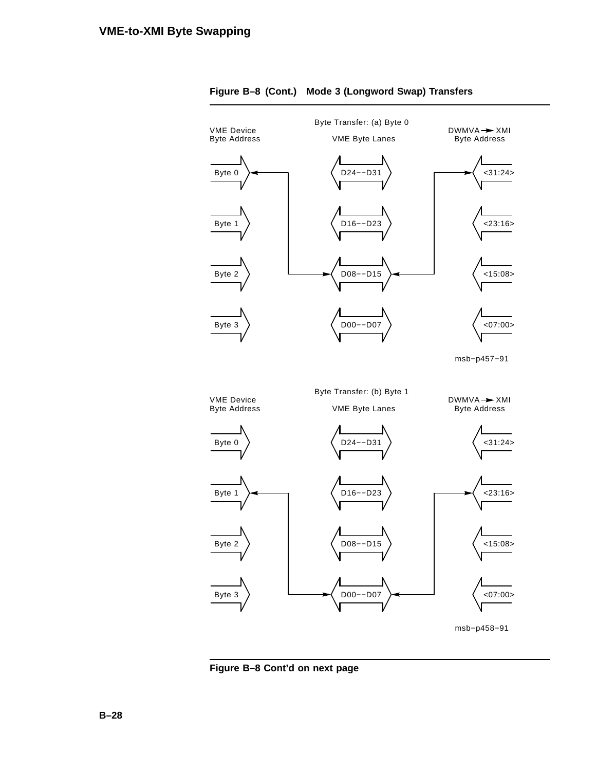**Figure B–8 (Cont.) Mode 3 (Longword Swap) Transfers**

Byte Transfer: (a) Byte 0

| VME Device Byte Address | VME Byte Lanes | DWMVA → XMI Byte Address |
| --- | --- | --- |
| Byte 0 | D24--D31 | <31:24> |
| Byte 1 | D16--D23 | <23:16> |
| Byte 2 | D08--D15 | <15:08> |
| Byte 3 | D00--D07 | <07:00> |

msb−p457−91

Byte Transfer: (b) Byte 1

| VME Device Byte Address | VME Byte Lanes | DWMVA → XMI Byte Address |
| --- | --- | --- |
| Byte 0 | D24--D31 | <31:24> |
| Byte 1 | D16--D23 | <23:16> |
| Byte 2 | D08--D15 | <15:08> |
| Byte 3 | D00--D07 | <07:00> |

msb−p458−91

**Figure B–8 Cont'd on next page**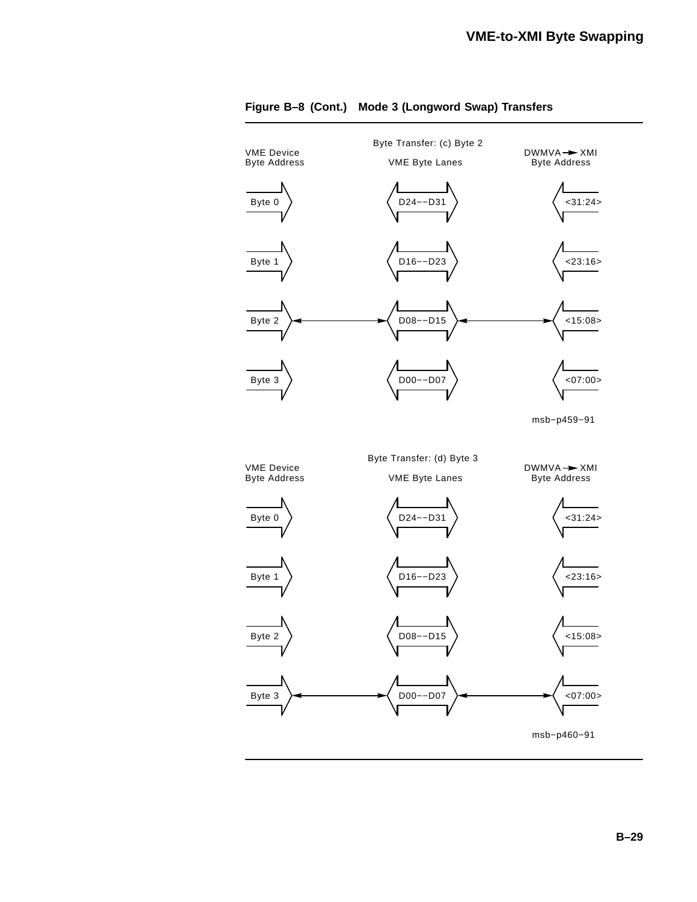**Figure B–8 (Cont.) Mode 3 (Longword Swap) Transfers**

Byte Transfer: (c) Byte 2

| VME Device Byte Address | VME Byte Lanes | DWMVA → XMI Byte Address |
| --- | --- | --- |
| Byte 0 | D24--D31 | <31:24> |
| Byte 1 | D16--D23 | <23:16> |
| Byte 2 ↔ | D08--D15 ↔ | <15:08> |
| Byte 3 | D00--D07 | <07:00> |

msb−p459−91

Byte Transfer: (d) Byte 3

| VME Device Byte Address | VME Byte Lanes | DWMVA → XMI Byte Address |
| --- | --- | --- |
| Byte 0 | D24--D31 | <31:24> |
| Byte 1 | D16--D23 | <23:16> |
| Byte 2 | D08--D15 | <15:08> |
| Byte 3 ↔ | D00--D07 ↔ | <07:00> |

msb−p460−91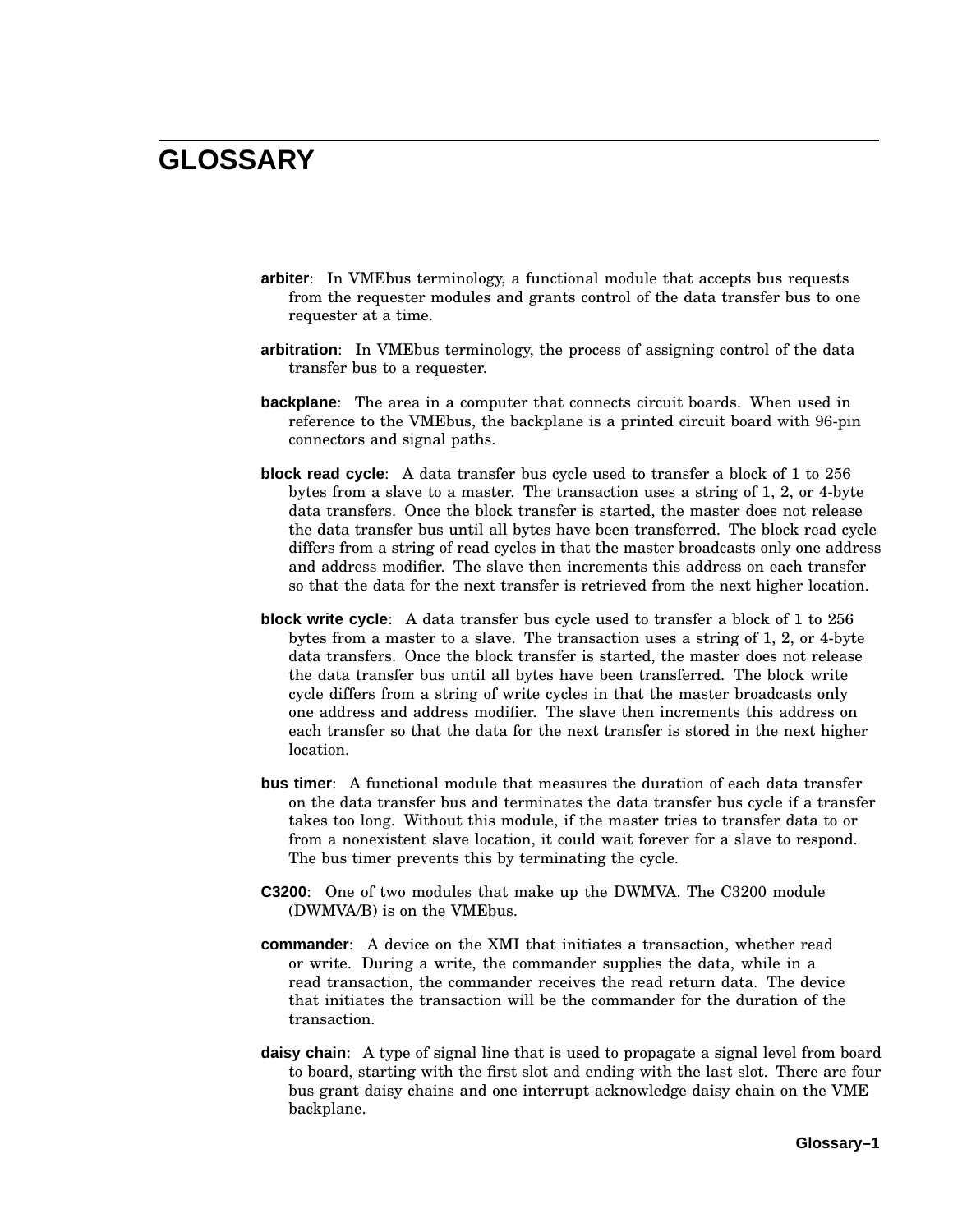# GLOSSARY

**arbiter**: In VMEbus terminology, a functional module that accepts bus requests from the requester modules and grants control of the data transfer bus to one requester at a time.

**arbitration**: In VMEbus terminology, the process of assigning control of the data transfer bus to a requester.

**backplane**: The area in a computer that connects circuit boards. When used in reference to the VMEbus, the backplane is a printed circuit board with 96-pin connectors and signal paths.

**block read cycle**: A data transfer bus cycle used to transfer a block of 1 to 256 bytes from a slave to a master. The transaction uses a string of 1, 2, or 4-byte data transfers. Once the block transfer is started, the master does not release the data transfer bus until all bytes have been transferred. The block read cycle differs from a string of read cycles in that the master broadcasts only one address and address modifier. The slave then increments this address on each transfer so that the data for the next transfer is retrieved from the next higher location.

**block write cycle**: A data transfer bus cycle used to transfer a block of 1 to 256 bytes from a master to a slave. The transaction uses a string of 1, 2, or 4-byte data transfers. Once the block transfer is started, the master does not release the data transfer bus until all bytes have been transferred. The block write cycle differs from a string of write cycles in that the master broadcasts only one address and address modifier. The slave then increments this address on each transfer so that the data for the next transfer is stored in the next higher location.

**bus timer**: A functional module that measures the duration of each data transfer on the data transfer bus and terminates the data transfer bus cycle if a transfer takes too long. Without this module, if the master tries to transfer data to or from a nonexistent slave location, it could wait forever for a slave to respond. The bus timer prevents this by terminating the cycle.

**C3200**: One of two modules that make up the DWMVA. The C3200 module (DWMVA/B) is on the VMEbus.

**commander**: A device on the XMI that initiates a transaction, whether read or write. During a write, the commander supplies the data, while in a read transaction, the commander receives the read return data. The device that initiates the transaction will be the commander for the duration of the transaction.

**daisy chain**: A type of signal line that is used to propagate a signal level from board to board, starting with the first slot and ending with the last slot. There are four bus grant daisy chains and one interrupt acknowledge daisy chain on the VME backplane.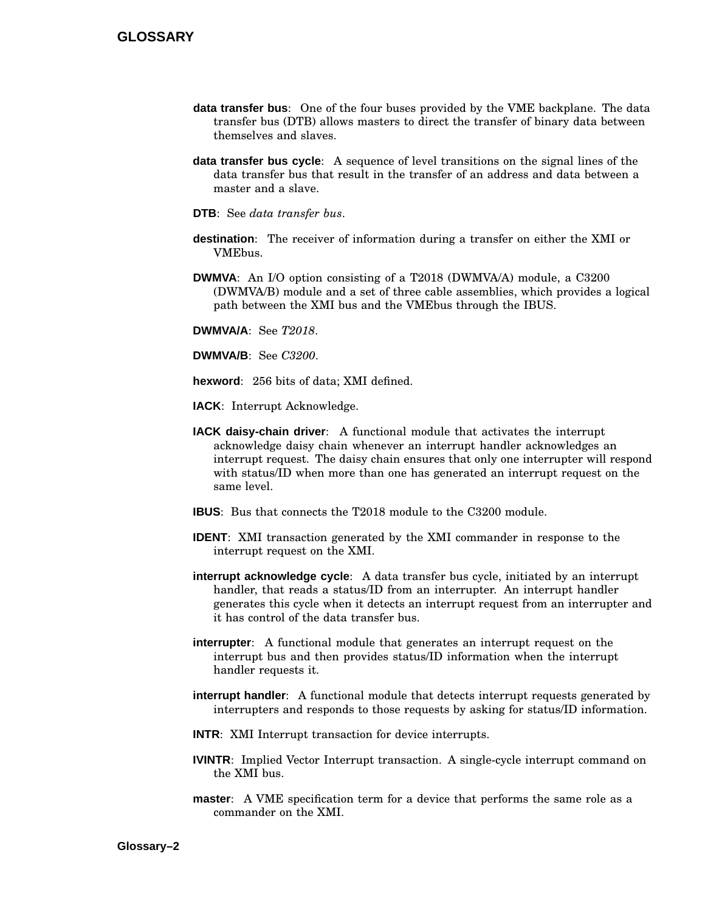**data transfer bus**: One of the four buses provided by the VME backplane. The data transfer bus (DTB) allows masters to direct the transfer of binary data between themselves and slaves.

**data transfer bus cycle**: A sequence of level transitions on the signal lines of the data transfer bus that result in the transfer of an address and data between a master and a slave.

**DTB**: See *data transfer bus*.

**destination**: The receiver of information during a transfer on either the XMI or VMEbus.

**DWMVA**: An I/O option consisting of a T2018 (DWMVA/A) module, a C3200 (DWMVA/B) module and a set of three cable assemblies, which provides a logical path between the XMI bus and the VMEbus through the IBUS.

**DWMVA/A**: See *T2018*.

**DWMVA/B**: See *C3200*.

**hexword**: 256 bits of data; XMI defined.

**IACK**: Interrupt Acknowledge.

**IACK daisy-chain driver**: A functional module that activates the interrupt acknowledge daisy chain whenever an interrupt handler acknowledges an interrupt request. The daisy chain ensures that only one interrupter will respond with status/ID when more than one has generated an interrupt request on the same level.

**IBUS**: Bus that connects the T2018 module to the C3200 module.

**IDENT**: XMI transaction generated by the XMI commander in response to the interrupt request on the XMI.

**interrupt acknowledge cycle**: A data transfer bus cycle, initiated by an interrupt handler, that reads a status/ID from an interrupter. An interrupt handler generates this cycle when it detects an interrupt request from an interrupter and it has control of the data transfer bus.

**interrupter**: A functional module that generates an interrupt request on the interrupt bus and then provides status/ID information when the interrupt handler requests it.

**interrupt handler**: A functional module that detects interrupt requests generated by interrupters and responds to those requests by asking for status/ID information.

**INTR**: XMI Interrupt transaction for device interrupts.

**IVINTR**: Implied Vector Interrupt transaction. A single-cycle interrupt command on the XMI bus.

**master**: A VME specification term for a device that performs the same role as a commander on the XMI.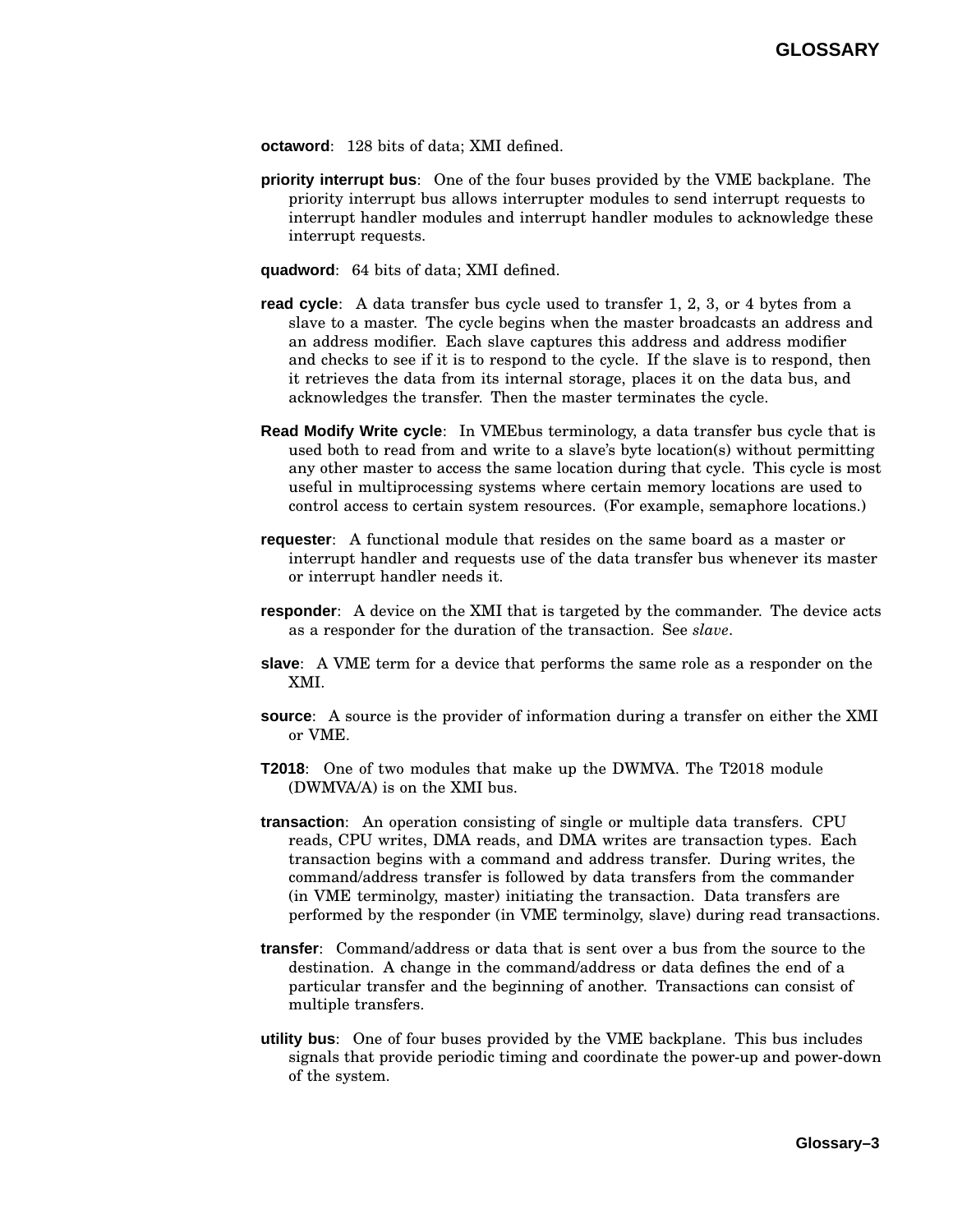**octaword**: 128 bits of data; XMI defined.

**priority interrupt bus**: One of the four buses provided by the VME backplane. The priority interrupt bus allows interrupter modules to send interrupt requests to interrupt handler modules and interrupt handler modules to acknowledge these interrupt requests.

**quadword**: 64 bits of data; XMI defined.

**read cycle**: A data transfer bus cycle used to transfer 1, 2, 3, or 4 bytes from a slave to a master. The cycle begins when the master broadcasts an address and an address modifier. Each slave captures this address and address modifier and checks to see if it is to respond to the cycle. If the slave is to respond, then it retrieves the data from its internal storage, places it on the data bus, and acknowledges the transfer. Then the master terminates the cycle.

**Read Modify Write cycle**: In VMEbus terminology, a data transfer bus cycle that is used both to read from and write to a slave's byte location(s) without permitting any other master to access the same location during that cycle. This cycle is most useful in multiprocessing systems where certain memory locations are used to control access to certain system resources. (For example, semaphore locations.)

**requester**: A functional module that resides on the same board as a master or interrupt handler and requests use of the data transfer bus whenever its master or interrupt handler needs it.

**responder**: A device on the XMI that is targeted by the commander. The device acts as a responder for the duration of the transaction. See *slave*.

**slave**: A VME term for a device that performs the same role as a responder on the XMI.

**source**: A source is the provider of information during a transfer on either the XMI or VME.

**T2018**: One of two modules that make up the DWMVA. The T2018 module (DWMVA/A) is on the XMI bus.

**transaction**: An operation consisting of single or multiple data transfers. CPU reads, CPU writes, DMA reads, and DMA writes are transaction types. Each transaction begins with a command and address transfer. During writes, the command/address transfer is followed by data transfers from the commander (in VME terminolgy, master) initiating the transaction. Data transfers are performed by the responder (in VME terminolgy, slave) during read transactions.

**transfer**: Command/address or data that is sent over a bus from the source to the destination. A change in the command/address or data defines the end of a particular transfer and the beginning of another. Transactions can consist of multiple transfers.

**utility bus**: One of four buses provided by the VME backplane. This bus includes signals that provide periodic timing and coordinate the power-up and power-down of the system.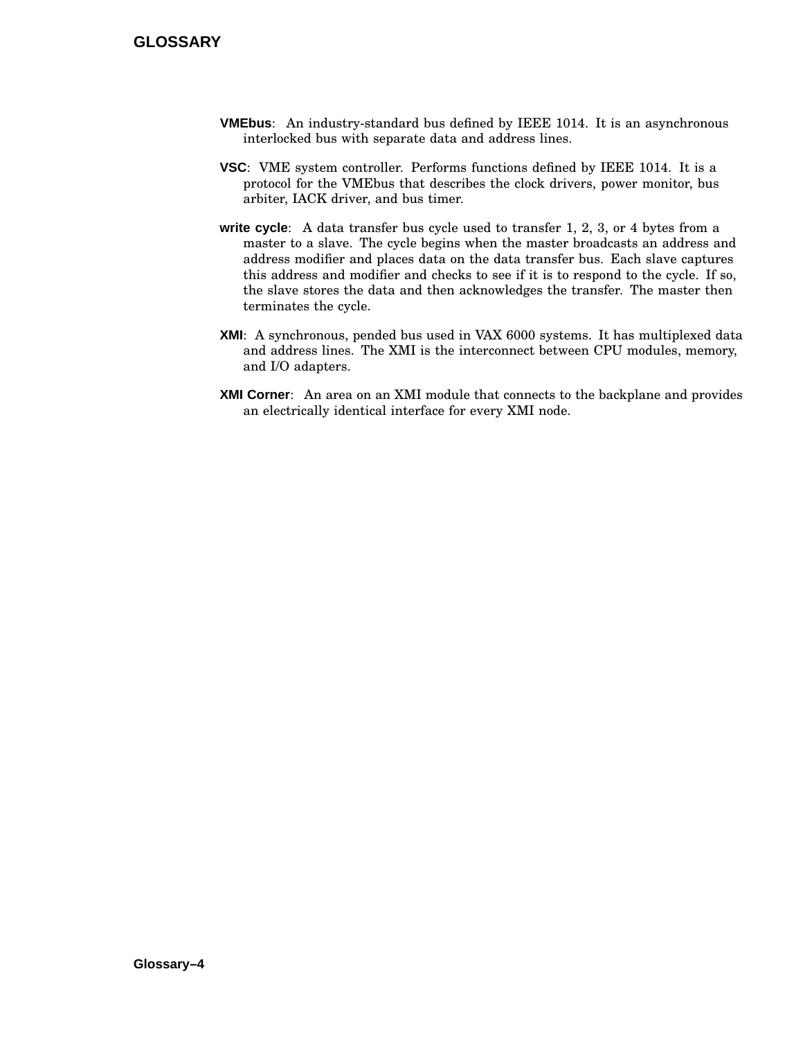**VMEbus**: An industry-standard bus defined by IEEE 1014. It is an asynchronous interlocked bus with separate data and address lines.

**VSC**: VME system controller. Performs functions defined by IEEE 1014. It is a protocol for the VMEbus that describes the clock drivers, power monitor, bus arbiter, IACK driver, and bus timer.

**write cycle**: A data transfer bus cycle used to transfer 1, 2, 3, or 4 bytes from a master to a slave. The cycle begins when the master broadcasts an address and address modifier and places data on the data transfer bus. Each slave captures this address and modifier and checks to see if it is to respond to the cycle. If so, the slave stores the data and then acknowledges the transfer. The master then terminates the cycle.

**XMI**: A synchronous, pended bus used in VAX 6000 systems. It has multiplexed data and address lines. The XMI is the interconnect between CPU modules, memory, and I/O adapters.

**XMI Corner**: An area on an XMI module that connects to the backplane and provides an electrically identical interface for every XMI node.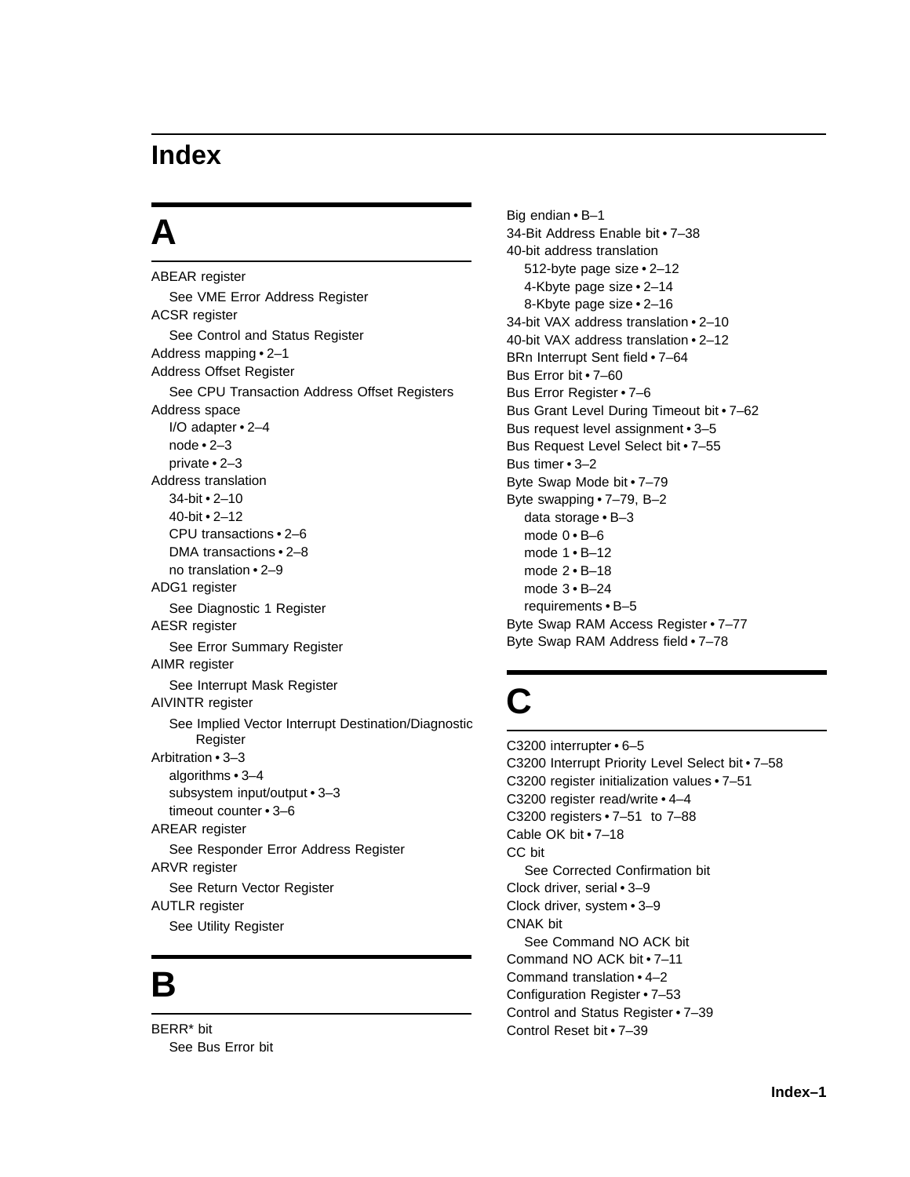# Index

## A

ABEAR register
  See VME Error Address Register
ACSR register
  See Control and Status Register
Address mapping • 2–1
Address Offset Register
  See CPU Transaction Address Offset Registers
Address space
  I/O adapter • 2–4
  node • 2–3
  private • 2–3
Address translation
  34-bit • 2–10
  40-bit • 2–12
  CPU transactions • 2–6
  DMA transactions • 2–8
  no translation • 2–9
ADG1 register
  See Diagnostic 1 Register
AESR register
  See Error Summary Register
AIMR register
  See Interrupt Mask Register
AIVINTR register
  See Implied Vector Interrupt Destination/Diagnostic Register
Arbitration • 3–3
  algorithms • 3–4
  subsystem input/output • 3–3
  timeout counter • 3–6
AREAR register
  See Responder Error Address Register
ARVR register
  See Return Vector Register
AUTLR register
  See Utility Register

## B

BERR* bit
  See Bus Error bit
Big endian • B–1
34-Bit Address Enable bit • 7–38
40-bit address translation
  512-byte page size • 2–12
  4-Kbyte page size • 2–14
  8-Kbyte page size • 2–16
34-bit VAX address translation • 2–10
40-bit VAX address translation • 2–12
BRn Interrupt Sent field • 7–64
Bus Error bit • 7–60
Bus Error Register • 7–6
Bus Grant Level During Timeout bit • 7–62
Bus request level assignment • 3–5
Bus Request Level Select bit • 7–55
Bus timer • 3–2
Byte Swap Mode bit • 7–79
Byte swapping • 7–79, B–2
  data storage • B–3
  mode 0 • B–6
  mode 1 • B–12
  mode 2 • B–18
  mode 3 • B–24
  requirements • B–5
Byte Swap RAM Access Register • 7–77
Byte Swap RAM Address field • 7–78

## C

C3200 interrupter • 6–5
C3200 Interrupt Priority Level Select bit • 7–58
C3200 register initialization values • 7–51
C3200 register read/write • 4–4
C3200 registers • 7–51 to 7–88
Cable OK bit • 7–18
CC bit
  See Corrected Confirmation bit
Clock driver, serial • 3–9
Clock driver, system • 3–9
CNAK bit
  See Command NO ACK bit
Command NO ACK bit • 7–11
Command translation • 4–2
Configuration Register • 7–53
Control and Status Register • 7–39
Control Reset bit • 7–39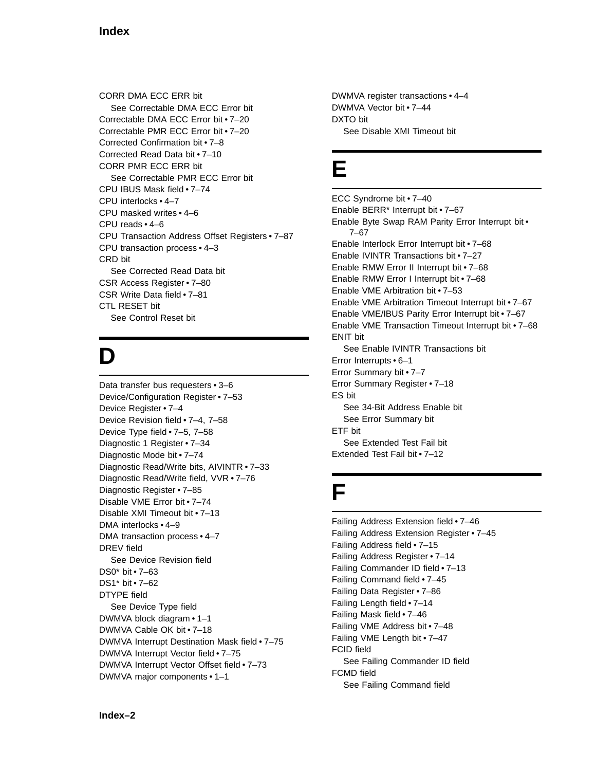CORR DMA ECC ERR bit
  See Correctable DMA ECC Error bit
Correctable DMA ECC Error bit • 7–20
Correctable PMR ECC Error bit • 7–20
Corrected Confirmation bit • 7–8
Corrected Read Data bit • 7–10
CORR PMR ECC ERR bit
  See Correctable PMR ECC Error bit
CPU IBUS Mask field • 7–74
CPU interlocks • 4–7
CPU masked writes • 4–6
CPU reads • 4–6
CPU Transaction Address Offset Registers • 7–87
CPU transaction process • 4–3
CRD bit
  See Corrected Read Data bit
CSR Access Register • 7–80
CSR Write Data field • 7–81
CTL RESET bit
  See Control Reset bit

# D

Data transfer bus requesters • 3–6
Device/Configuration Register • 7–53
Device Register • 7–4
Device Revision field • 7–4, 7–58
Device Type field • 7–5, 7–58
Diagnostic 1 Register • 7–34
Diagnostic Mode bit • 7–74
Diagnostic Read/Write bits, AIVINTR • 7–33
Diagnostic Read/Write field, VVR • 7–76
Diagnostic Register • 7–85
Disable VME Error bit • 7–74
Disable XMI Timeout bit • 7–13
DMA interlocks • 4–9
DMA transaction process • 4–7
DREV field
  See Device Revision field
DS0* bit • 7–63
DS1* bit • 7–62
DTYPE field
  See Device Type field
DWMVA block diagram • 1–1
DWMVA Cable OK bit • 7–18
DWMVA Interrupt Destination Mask field • 7–75
DWMVA Interrupt Vector field • 7–75
DWMVA Interrupt Vector Offset field • 7–73
DWMVA major components • 1–1
DWMVA register transactions • 4–4
DWMVA Vector bit • 7–44
DXTO bit
  See Disable XMI Timeout bit

# E

ECC Syndrome bit • 7–40
Enable BERR* Interrupt bit • 7–67
Enable Byte Swap RAM Parity Error Interrupt bit • 7–67
Enable Interlock Error Interrupt bit • 7–68
Enable IVINTR Transactions bit • 7–27
Enable RMW Error II Interrupt bit • 7–68
Enable RMW Error I Interrupt bit • 7–68
Enable VME Arbitration bit • 7–53
Enable VME Arbitration Timeout Interrupt bit • 7–67
Enable VME/IBUS Parity Error Interrupt bit • 7–67
Enable VME Transaction Timeout Interrupt bit • 7–68
ENIT bit
  See Enable IVINTR Transactions bit
Error Interrupts • 6–1
Error Summary bit • 7–7
Error Summary Register • 7–18
ES bit
  See 34-Bit Address Enable bit
  See Error Summary bit
ETF bit
  See Extended Test Fail bit
Extended Test Fail bit • 7–12

# F

Failing Address Extension field • 7–46
Failing Address Extension Register • 7–45
Failing Address field • 7–15
Failing Address Register • 7–14
Failing Commander ID field • 7–13
Failing Command field • 7–45
Failing Data Register • 7–86
Failing Length field • 7–14
Failing Mask field • 7–46
Failing VME Address bit • 7–48
Failing VME Length bit • 7–47
FCID field
  See Failing Commander ID field
FCMD field
  See Failing Command field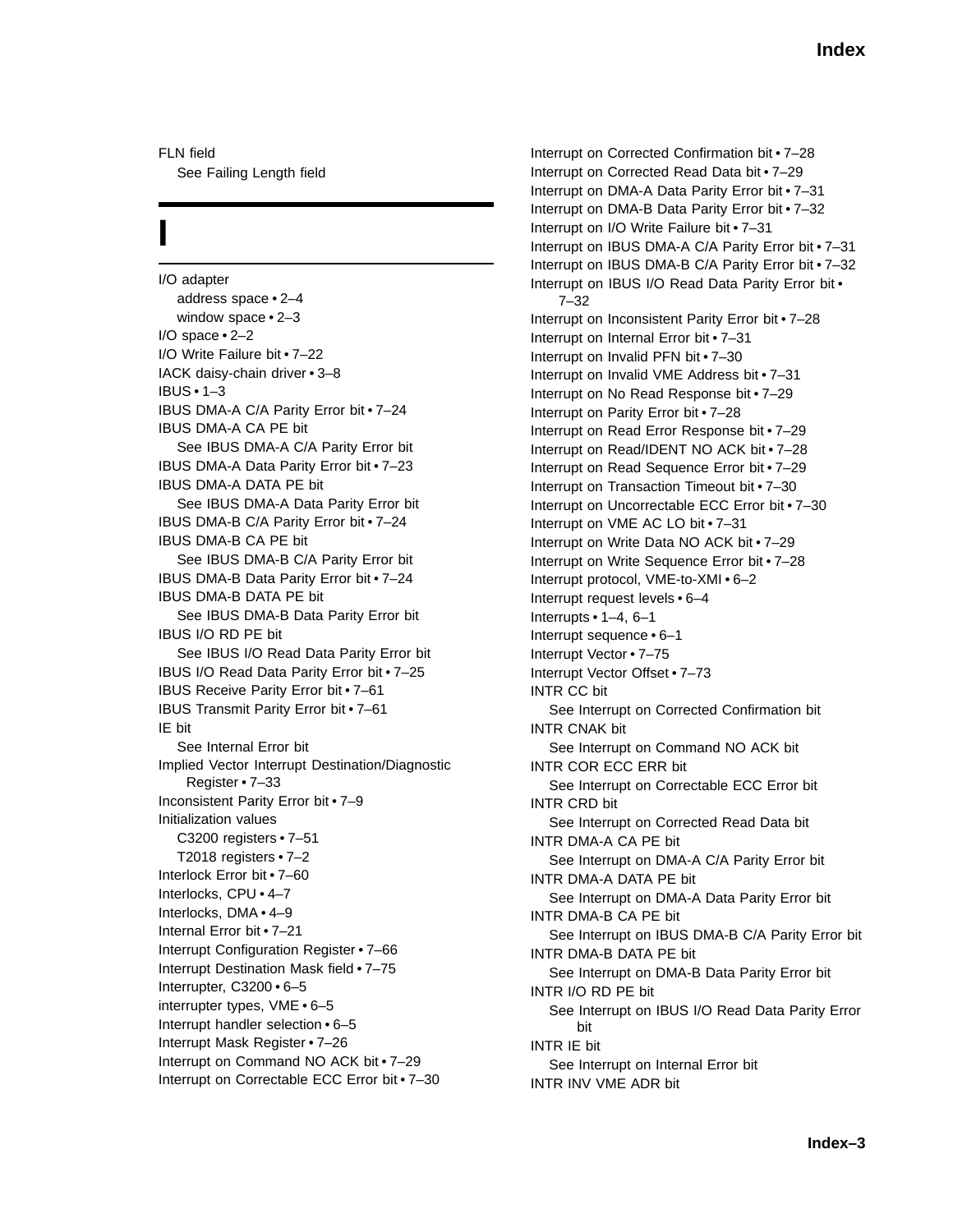FLN field
  See Failing Length field

# I

I/O adapter
  address space • 2–4
  window space • 2–3
I/O space • 2–2
I/O Write Failure bit • 7–22
IACK daisy-chain driver • 3–8
IBUS • 1–3
IBUS DMA-A C/A Parity Error bit • 7–24
IBUS DMA-A CA PE bit
  See IBUS DMA-A C/A Parity Error bit
IBUS DMA-A Data Parity Error bit • 7–23
IBUS DMA-A DATA PE bit
  See IBUS DMA-A Data Parity Error bit
IBUS DMA-B C/A Parity Error bit • 7–24
IBUS DMA-B CA PE bit
  See IBUS DMA-B C/A Parity Error bit
IBUS DMA-B Data Parity Error bit • 7–24
IBUS DMA-B DATA PE bit
  See IBUS DMA-B Data Parity Error bit
IBUS I/O RD PE bit
  See IBUS I/O Read Data Parity Error bit
IBUS I/O Read Data Parity Error bit • 7–25
IBUS Receive Parity Error bit • 7–61
IBUS Transmit Parity Error bit • 7–61
IE bit
  See Internal Error bit
Implied Vector Interrupt Destination/Diagnostic Register • 7–33
Inconsistent Parity Error bit • 7–9
Initialization values
  C3200 registers • 7–51
  T2018 registers • 7–2
Interlock Error bit • 7–60
Interlocks, CPU • 4–7
Interlocks, DMA • 4–9
Internal Error bit • 7–21
Interrupt Configuration Register • 7–66
Interrupt Destination Mask field • 7–75
Interrupter, C3200 • 6–5
interrupter types, VME • 6–5
Interrupt handler selection • 6–5
Interrupt Mask Register • 7–26
Interrupt on Command NO ACK bit • 7–29
Interrupt on Correctable ECC Error bit • 7–30
Interrupt on Corrected Confirmation bit • 7–28
Interrupt on Corrected Read Data bit • 7–29
Interrupt on DMA-A Data Parity Error bit • 7–31
Interrupt on DMA-B Data Parity Error bit • 7–32
Interrupt on I/O Write Failure bit • 7–31
Interrupt on IBUS DMA-A C/A Parity Error bit • 7–31
Interrupt on IBUS DMA-B C/A Parity Error bit • 7–32
Interrupt on IBUS I/O Read Data Parity Error bit • 7–32
Interrupt on Inconsistent Parity Error bit • 7–28
Interrupt on Internal Error bit • 7–31
Interrupt on Invalid PFN bit • 7–30
Interrupt on Invalid VME Address bit • 7–31
Interrupt on No Read Response bit • 7–29
Interrupt on Parity Error bit • 7–28
Interrupt on Read Error Response bit • 7–29
Interrupt on Read/IDENT NO ACK bit • 7–28
Interrupt on Read Sequence Error bit • 7–29
Interrupt on Transaction Timeout bit • 7–30
Interrupt on Uncorrectable ECC Error bit • 7–30
Interrupt on VME AC LO bit • 7–31
Interrupt on Write Data NO ACK bit • 7–29
Interrupt on Write Sequence Error bit • 7–28
Interrupt protocol, VME-to-XMI • 6–2
Interrupt request levels • 6–4
Interrupts • 1–4, 6–1
Interrupt sequence • 6–1
Interrupt Vector • 7–75
Interrupt Vector Offset • 7–73
INTR CC bit
  See Interrupt on Corrected Confirmation bit
INTR CNAK bit
  See Interrupt on Command NO ACK bit
INTR COR ECC ERR bit
  See Interrupt on Correctable ECC Error bit
INTR CRD bit
  See Interrupt on Corrected Read Data bit
INTR DMA-A CA PE bit
  See Interrupt on DMA-A C/A Parity Error bit
INTR DMA-A DATA PE bit
  See Interrupt on DMA-A Data Parity Error bit
INTR DMA-B CA PE bit
  See Interrupt on IBUS DMA-B C/A Parity Error bit
INTR DMA-B DATA PE bit
  See Interrupt on DMA-B Data Parity Error bit
INTR I/O RD PE bit
  See Interrupt on IBUS I/O Read Data Parity Error bit
INTR IE bit
  See Interrupt on Internal Error bit
INTR INV VME ADR bit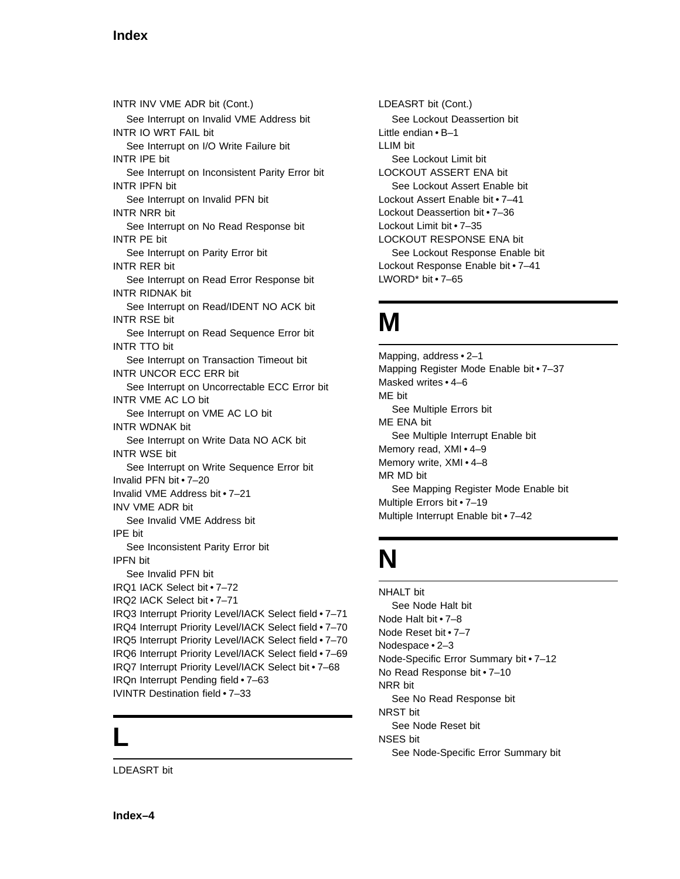INTR INV VME ADR bit (Cont.)
  See Interrupt on Invalid VME Address bit
INTR IO WRT FAIL bit
  See Interrupt on I/O Write Failure bit
INTR IPE bit
  See Interrupt on Inconsistent Parity Error bit
INTR IPFN bit
  See Interrupt on Invalid PFN bit
INTR NRR bit
  See Interrupt on No Read Response bit
INTR PE bit
  See Interrupt on Parity Error bit
INTR RER bit
  See Interrupt on Read Error Response bit
INTR RIDNAK bit
  See Interrupt on Read/IDENT NO ACK bit
INTR RSE bit
  See Interrupt on Read Sequence Error bit
INTR TTO bit
  See Interrupt on Transaction Timeout bit
INTR UNCOR ECC ERR bit
  See Interrupt on Uncorrectable ECC Error bit
INTR VME AC LO bit
  See Interrupt on VME AC LO bit
INTR WDNAK bit
  See Interrupt on Write Data NO ACK bit
INTR WSE bit
  See Interrupt on Write Sequence Error bit
Invalid PFN bit • 7–20
Invalid VME Address bit • 7–21
INV VME ADR bit
  See Invalid VME Address bit
IPE bit
  See Inconsistent Parity Error bit
IPFN bit
  See Invalid PFN bit
IRQ1 IACK Select bit • 7–72
IRQ2 IACK Select bit • 7–71
IRQ3 Interrupt Priority Level/IACK Select field • 7–71
IRQ4 Interrupt Priority Level/IACK Select field • 7–70
IRQ5 Interrupt Priority Level/IACK Select field • 7–70
IRQ6 Interrupt Priority Level/IACK Select field • 7–69
IRQ7 Interrupt Priority Level/IACK Select bit • 7–68
IRQn Interrupt Pending field • 7–63
IVINTR Destination field • 7–33

# L

LDEASRT bit
  See Lockout Deassertion bit
Little endian • B–1
LLIM bit
  See Lockout Limit bit
LOCKOUT ASSERT ENA bit
  See Lockout Assert Enable bit
Lockout Assert Enable bit • 7–41
Lockout Deassertion bit • 7–36
Lockout Limit bit • 7–35
LOCKOUT RESPONSE ENA bit
  See Lockout Response Enable bit
Lockout Response Enable bit • 7–41
LWORD* bit • 7–65

# M

Mapping, address • 2–1
Mapping Register Mode Enable bit • 7–37
Masked writes • 4–6
ME bit
  See Multiple Errors bit
ME ENA bit
  See Multiple Interrupt Enable bit
Memory read, XMI • 4–9
Memory write, XMI • 4–8
MR MD bit
  See Mapping Register Mode Enable bit
Multiple Errors bit • 7–19
Multiple Interrupt Enable bit • 7–42

# N

NHALT bit
  See Node Halt bit
Node Halt bit • 7–8
Node Reset bit • 7–7
Nodespace • 2–3
Node-Specific Error Summary bit • 7–12
No Read Response bit • 7–10
NRR bit
  See No Read Response bit
NRST bit
  See Node Reset bit
NSES bit
  See Node-Specific Error Summary bit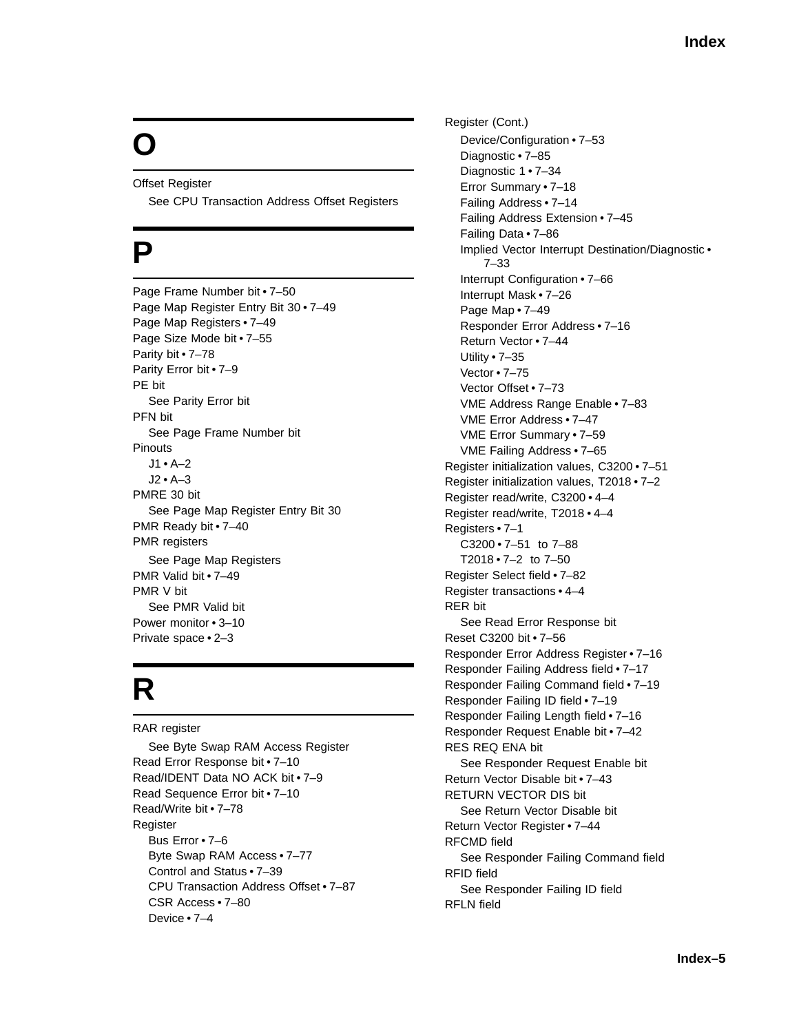# O

Offset Register
  See CPU Transaction Address Offset Registers

# P

Page Frame Number bit • 7–50
Page Map Register Entry Bit 30 • 7–49
Page Map Registers • 7–49
Page Size Mode bit • 7–55
Parity bit • 7–78
Parity Error bit • 7–9
PE bit
  See Parity Error bit
PFN bit
  See Page Frame Number bit
Pinouts
  J1 • A–2
  J2 • A–3
PMRE 30 bit
  See Page Map Register Entry Bit 30
PMR Ready bit • 7–40
PMR registers
  See Page Map Registers
PMR Valid bit • 7–49
PMR V bit
  See PMR Valid bit
Power monitor • 3–10
Private space • 2–3

# R

RAR register
  See Byte Swap RAM Access Register
Read Error Response bit • 7–10
Read/IDENT Data NO ACK bit • 7–9
Read Sequence Error bit • 7–10
Read/Write bit • 7–78
Register
  Bus Error • 7–6
  Byte Swap RAM Access • 7–77
  Control and Status • 7–39
  CPU Transaction Address Offset • 7–87
  CSR Access • 7–80
  Device • 7–4

Register (Cont.)
  Device/Configuration • 7–53
  Diagnostic • 7–85
  Diagnostic 1 • 7–34
  Error Summary • 7–18
  Failing Address • 7–14
  Failing Address Extension • 7–45
  Failing Data • 7–86
  Implied Vector Interrupt Destination/Diagnostic • 7–33
  Interrupt Configuration • 7–66
  Interrupt Mask • 7–26
  Page Map • 7–49
  Responder Error Address • 7–16
  Return Vector • 7–44
  Utility • 7–35
  Vector • 7–75
  Vector Offset • 7–73
  VME Address Range Enable • 7–83
  VME Error Address • 7–47
  VME Error Summary • 7–59
  VME Failing Address • 7–65
Register initialization values, C3200 • 7–51
Register initialization values, T2018 • 7–2
Register read/write, C3200 • 4–4
Register read/write, T2018 • 4–4
Registers • 7–1
  C3200 • 7–51 to 7–88
  T2018 • 7–2 to 7–50
Register Select field • 7–82
Register transactions • 4–4
RER bit
  See Read Error Response bit
Reset C3200 bit • 7–56
Responder Error Address Register • 7–16
Responder Failing Address field • 7–17
Responder Failing Command field • 7–19
Responder Failing ID field • 7–19
Responder Failing Length field • 7–16
Responder Request Enable bit • 7–42
RES REQ ENA bit
  See Responder Request Enable bit
Return Vector Disable bit • 7–43
RETURN VECTOR DIS bit
  See Return Vector Disable bit
Return Vector Register • 7–44
RFCMD field
  See Responder Failing Command field
RFID field
  See Responder Failing ID field
RFLN field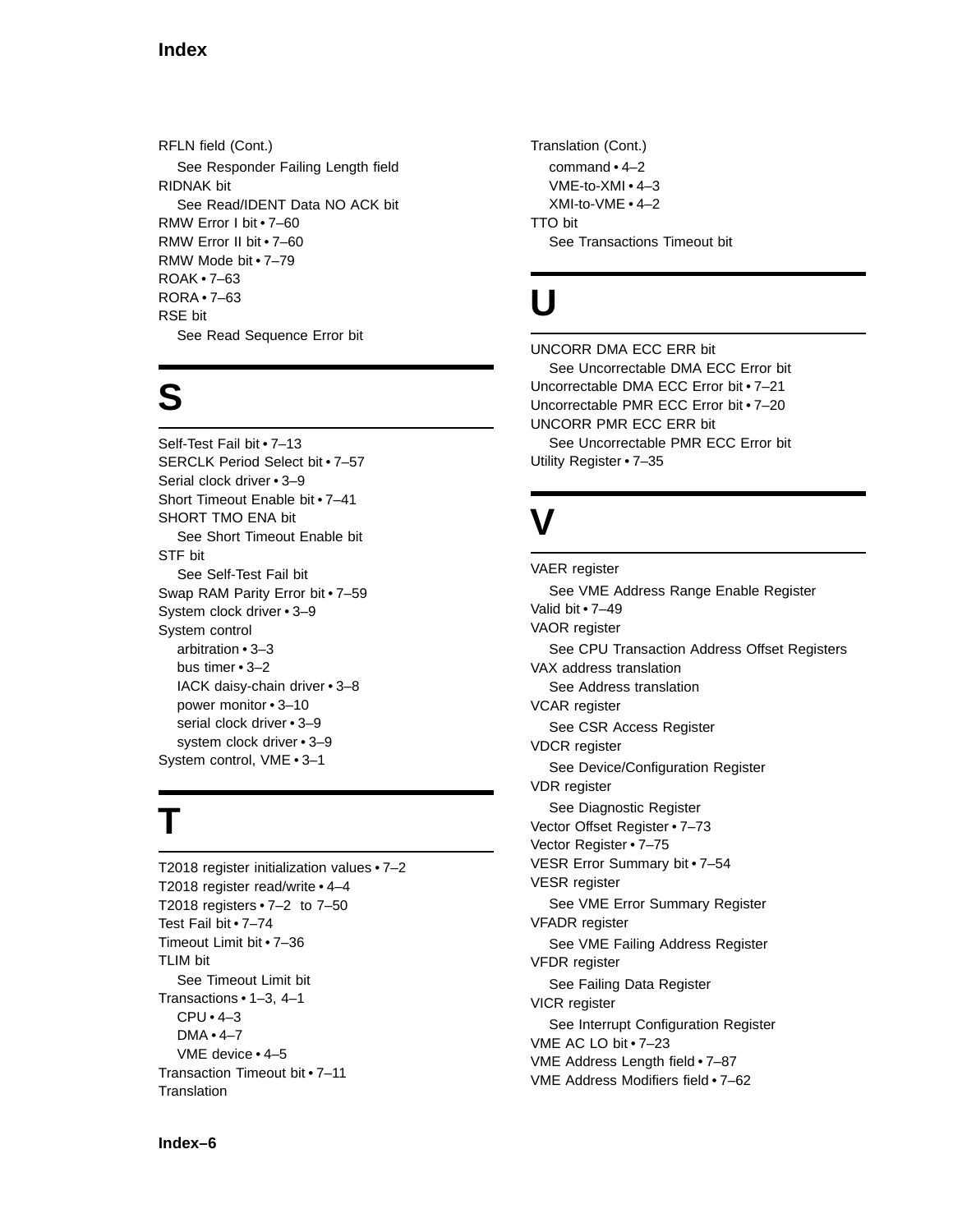RFLN field (Cont.)
  See Responder Failing Length field
RIDNAK bit
  See Read/IDENT Data NO ACK bit
RMW Error I bit • 7–60
RMW Error II bit • 7–60
RMW Mode bit • 7–79
ROAK • 7–63
RORA • 7–63
RSE bit
  See Read Sequence Error bit

## S

Self-Test Fail bit • 7–13
SERCLK Period Select bit • 7–57
Serial clock driver • 3–9
Short Timeout Enable bit • 7–41
SHORT TMO ENA bit
  See Short Timeout Enable bit
STF bit
  See Self-Test Fail bit
Swap RAM Parity Error bit • 7–59
System clock driver • 3–9
System control
  arbitration • 3–3
  bus timer • 3–2
  IACK daisy-chain driver • 3–8
  power monitor • 3–10
  serial clock driver • 3–9
  system clock driver • 3–9
System control, VME • 3–1

## T

T2018 register initialization values • 7–2
T2018 register read/write • 4–4
T2018 registers • 7–2 to 7–50
Test Fail bit • 7–74
Timeout Limit bit • 7–36
TLIM bit
  See Timeout Limit bit
Transactions • 1–3, 4–1
  CPU • 4–3
  DMA • 4–7
  VME device • 4–5
Transaction Timeout bit • 7–11
Translation

Translation (Cont.)
  command • 4–2
  VME-to-XMI • 4–3
  XMI-to-VME • 4–2
TTO bit
  See Transactions Timeout bit

## U

UNCORR DMA ECC ERR bit
  See Uncorrectable DMA ECC Error bit
Uncorrectable DMA ECC Error bit • 7–21
Uncorrectable PMR ECC Error bit • 7–20
UNCORR PMR ECC ERR bit
  See Uncorrectable PMR ECC Error bit
Utility Register • 7–35

## V

VAER register
  See VME Address Range Enable Register
Valid bit • 7–49
VAOR register
  See CPU Transaction Address Offset Registers
VAX address translation
  See Address translation
VCAR register
  See CSR Access Register
VDCR register
  See Device/Configuration Register
VDR register
  See Diagnostic Register
Vector Offset Register • 7–73
Vector Register • 7–75
VESR Error Summary bit • 7–54
VESR register
  See VME Error Summary Register
VFADR register
  See VME Failing Address Register
VFDR register
  See Failing Data Register
VICR register
  See Interrupt Configuration Register
VME AC LO bit • 7–23
VME Address Length field • 7–87
VME Address Modifiers field • 7–62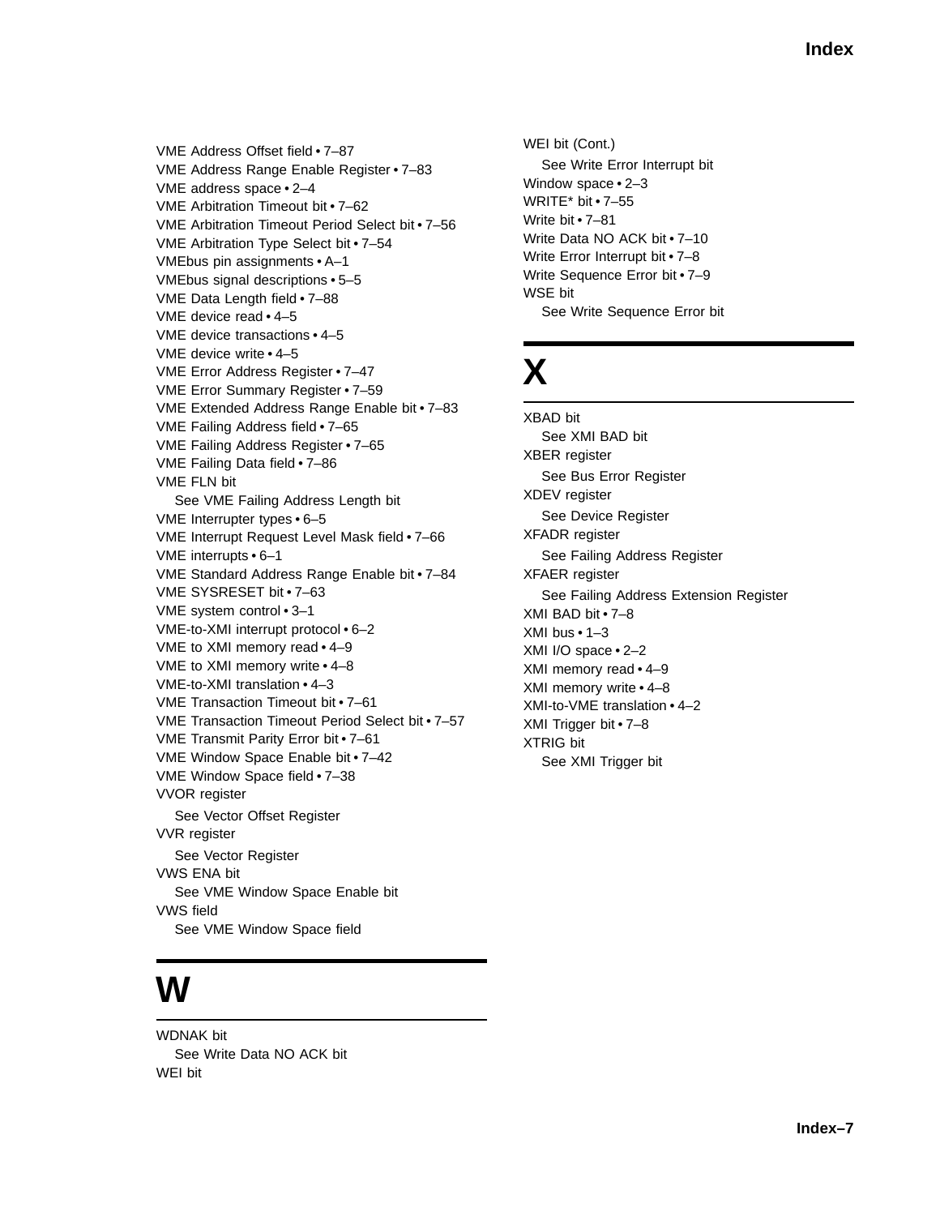VME Address Offset field • 7–87
VME Address Range Enable Register • 7–83
VME address space • 2–4
VME Arbitration Timeout bit • 7–62
VME Arbitration Timeout Period Select bit • 7–56
VME Arbitration Type Select bit • 7–54
VMEbus pin assignments • A–1
VMEbus signal descriptions • 5–5
VME Data Length field • 7–88
VME device read • 4–5
VME device transactions • 4–5
VME device write • 4–5
VME Error Address Register • 7–47
VME Error Summary Register • 7–59
VME Extended Address Range Enable bit • 7–83
VME Failing Address field • 7–65
VME Failing Address Register • 7–65
VME Failing Data field • 7–86
VME FLN bit
  See VME Failing Address Length bit
VME Interrupter types • 6–5
VME Interrupt Request Level Mask field • 7–66
VME interrupts • 6–1
VME Standard Address Range Enable bit • 7–84
VME SYSRESET bit • 7–63
VME system control • 3–1
VME-to-XMI interrupt protocol • 6–2
VME to XMI memory read • 4–9
VME to XMI memory write • 4–8
VME-to-XMI translation • 4–3
VME Transaction Timeout bit • 7–61
VME Transaction Timeout Period Select bit • 7–57
VME Transmit Parity Error bit • 7–61
VME Window Space Enable bit • 7–42
VME Window Space field • 7–38
VVOR register
  See Vector Offset Register
VVR register
  See Vector Register
VWS ENA bit
  See VME Window Space Enable bit
VWS field
  See VME Window Space field

# W

WDNAK bit
  See Write Data NO ACK bit
WEI bit
  See Write Error Interrupt bit
Window space • 2–3
WRITE* bit • 7–55
Write bit • 7–81
Write Data NO ACK bit • 7–10
Write Error Interrupt bit • 7–8
Write Sequence Error bit • 7–9
WSE bit
  See Write Sequence Error bit

# X

XBAD bit
  See XMI BAD bit
XBER register
  See Bus Error Register
XDEV register
  See Device Register
XFADR register
  See Failing Address Register
XFAER register
  See Failing Address Extension Register
XMI BAD bit • 7–8
XMI bus • 1–3
XMI I/O space • 2–2
XMI memory read • 4–9
XMI memory write • 4–8
XMI-to-VME translation • 4–2
XMI Trigger bit • 7–8
XTRIG bit
  See XMI Trigger bit